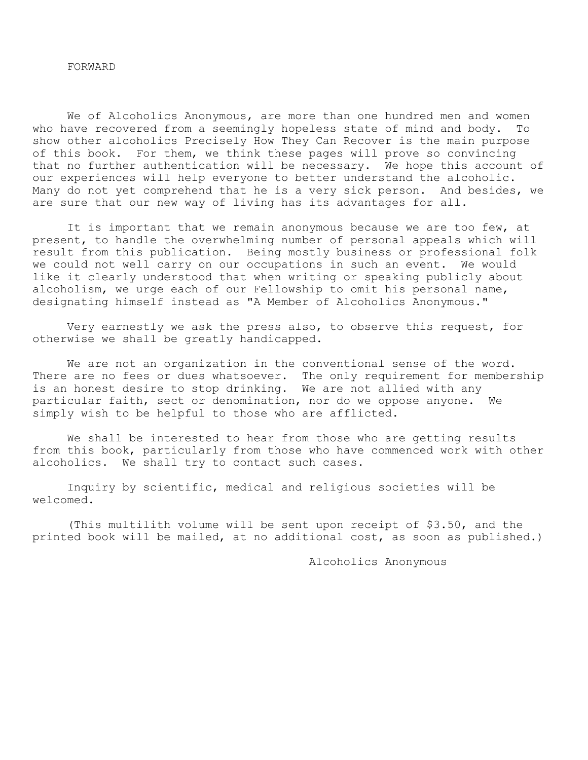# FORWARD

We of Alcoholics Anonymous, are more than one hundred men and women who have recovered from a seemingly hopeless state of mind and body. To show other alcoholics Precisely How They Can Recover is the main purpose of this book. For them, we think these pages will prove so convincing that no further authentication will be necessary. We hope this account of our experiences will help everyone to better understand the alcoholic. Many do not yet comprehend that he is a very sick person. And besides, we are sure that our new way of living has its advantages for all.

It is important that we remain anonymous because we are too few, at present, to handle the overwhelming number of personal appeals which will result from this publication. Being mostly business or professional folk we could not well carry on our occupations in such an event. We would like it clearly understood that when writing or speaking publicly about alcoholism, we urge each of our Fellowship to omit his personal name, designating himself instead as "A Member of Alcoholics Anonymous."

Very earnestly we ask the press also, to observe this request, for otherwise we shall be greatly handicapped.

We are not an organization in the conventional sense of the word. There are no fees or dues whatsoever. The only requirement for membership is an honest desire to stop drinking. We are not allied with any particular faith, sect or denomination, nor do we oppose anyone. We simply wish to be helpful to those who are afflicted.

We shall be interested to hear from those who are getting results from this book, particularly from those who have commenced work with other alcoholics. We shall try to contact such cases.

Inquiry by scientific, medical and religious societies will be welcomed.

(This multilith volume will be sent upon receipt of $3.50, and the printed book will be mailed, at no additional cost, as soon as published.)

Alcoholics Anonymous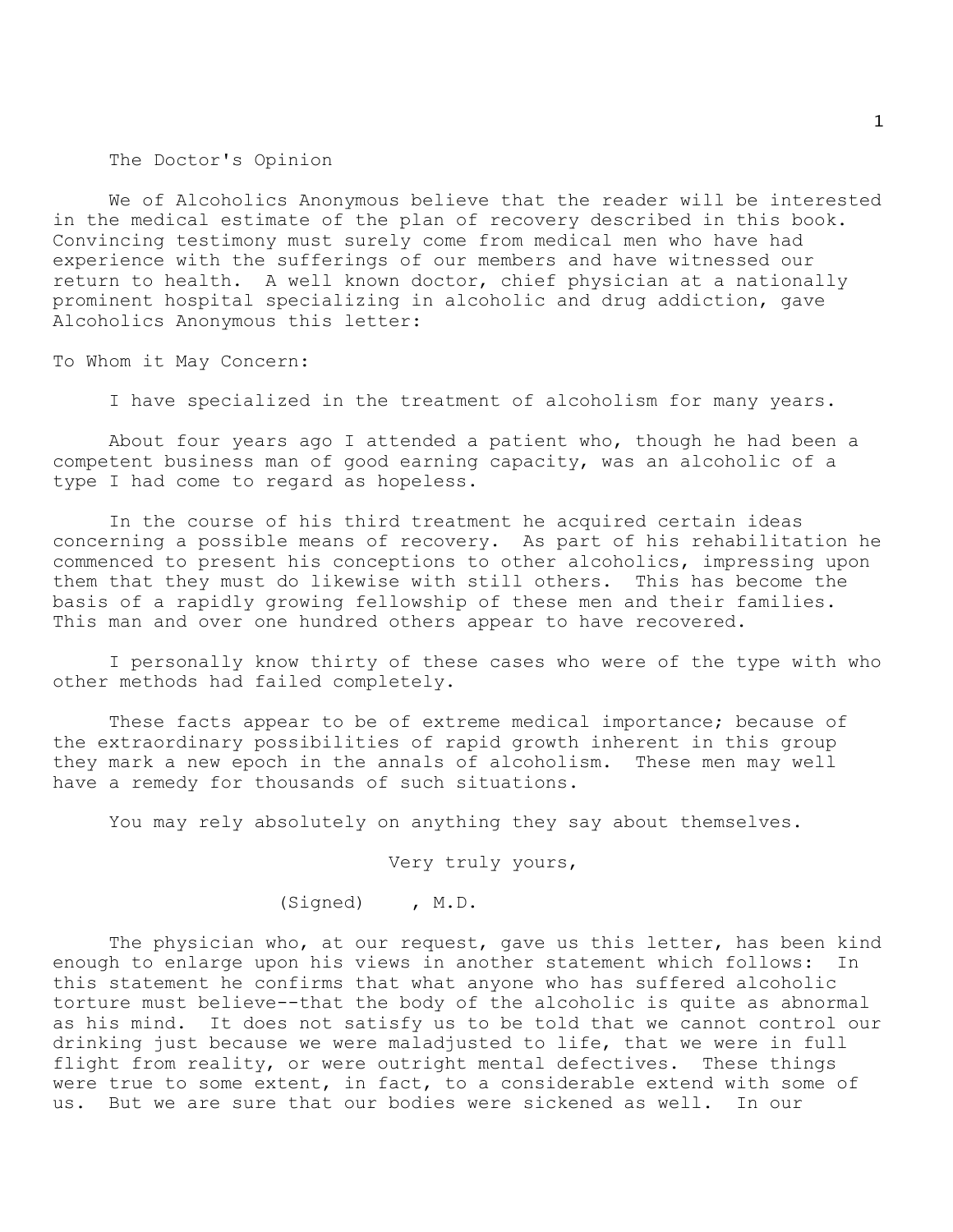## The Doctor's Opinion

We of Alcoholics Anonymous believe that the reader will be interested in the medical estimate of the plan of recovery described in this book. Convincing testimony must surely come from medical men who have had experience with the sufferings of our members and have witnessed our return to health. A well known doctor, chief physician at a nationally prominent hospital specializing in alcoholic and drug addiction, gave Alcoholics Anonymous this letter:

To Whom it May Concern:

I have specialized in the treatment of alcoholism for many years.

About four years ago I attended a patient who, though he had been a competent business man of good earning capacity, was an alcoholic of a type I had come to regard as hopeless.

In the course of his third treatment he acquired certain ideas concerning a possible means of recovery. As part of his rehabilitation he commenced to present his conceptions to other alcoholics, impressing upon them that they must do likewise with still others. This has become the basis of a rapidly growing fellowship of these men and their families. This man and over one hundred others appear to have recovered.

I personally know thirty of these cases who were of the type with who other methods had failed completely.

These facts appear to be of extreme medical importance; because of the extraordinary possibilities of rapid growth inherent in this group they mark a new epoch in the annals of alcoholism. These men may well have a remedy for thousands of such situations.

You may rely absolutely on anything they say about themselves.

Very truly yours,

(Signed) , M.D.

The physician who, at our request, gave us this letter, has been kind enough to enlarge upon his views in another statement which follows: In this statement he confirms that what anyone who has suffered alcoholic torture must believe--that the body of the alcoholic is quite as abnormal as his mind. It does not satisfy us to be told that we cannot control our drinking just because we were maladjusted to life, that we were in full flight from reality, or were outright mental defectives. These things were true to some extent, in fact, to a considerable extend with some of us. But we are sure that our bodies were sickened as well. In our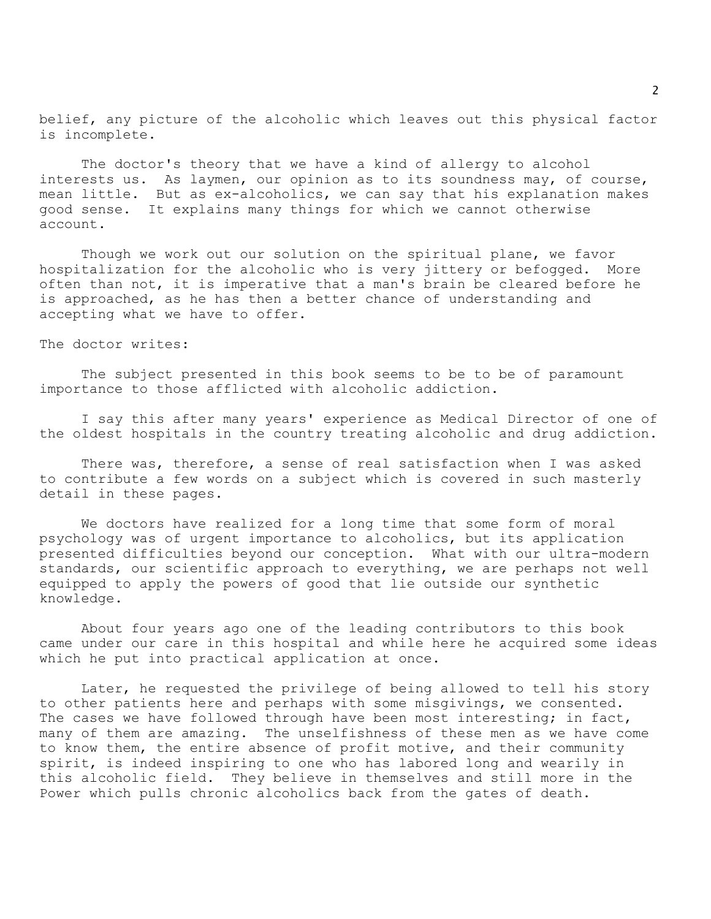belief, any picture of the alcoholic which leaves out this physical factor is incomplete.

The doctor's theory that we have a kind of allergy to alcohol interests us. As laymen, our opinion as to its soundness may, of course, mean little. But as ex-alcoholics, we can say that his explanation makes good sense. It explains many things for which we cannot otherwise account.

Though we work out our solution on the spiritual plane, we favor hospitalization for the alcoholic who is very jittery or befogged. More often than not, it is imperative that a man's brain be cleared before he is approached, as he has then a better chance of understanding and accepting what we have to offer.

The doctor writes:

The subject presented in this book seems to be to be of paramount importance to those afflicted with alcoholic addiction.

I say this after many years' experience as Medical Director of one of the oldest hospitals in the country treating alcoholic and drug addiction.

There was, therefore, a sense of real satisfaction when I was asked to contribute a few words on a subject which is covered in such masterly detail in these pages.

We doctors have realized for a long time that some form of moral psychology was of urgent importance to alcoholics, but its application presented difficulties beyond our conception. What with our ultra-modern standards, our scientific approach to everything, we are perhaps not well equipped to apply the powers of good that lie outside our synthetic knowledge.

About four years ago one of the leading contributors to this book came under our care in this hospital and while here he acquired some ideas which he put into practical application at once.

Later, he requested the privilege of being allowed to tell his story to other patients here and perhaps with some misgivings, we consented. The cases we have followed through have been most interesting; in fact, many of them are amazing. The unselfishness of these men as we have come to know them, the entire absence of profit motive, and their community spirit, is indeed inspiring to one who has labored long and wearily in this alcoholic field. They believe in themselves and still more in the Power which pulls chronic alcoholics back from the gates of death.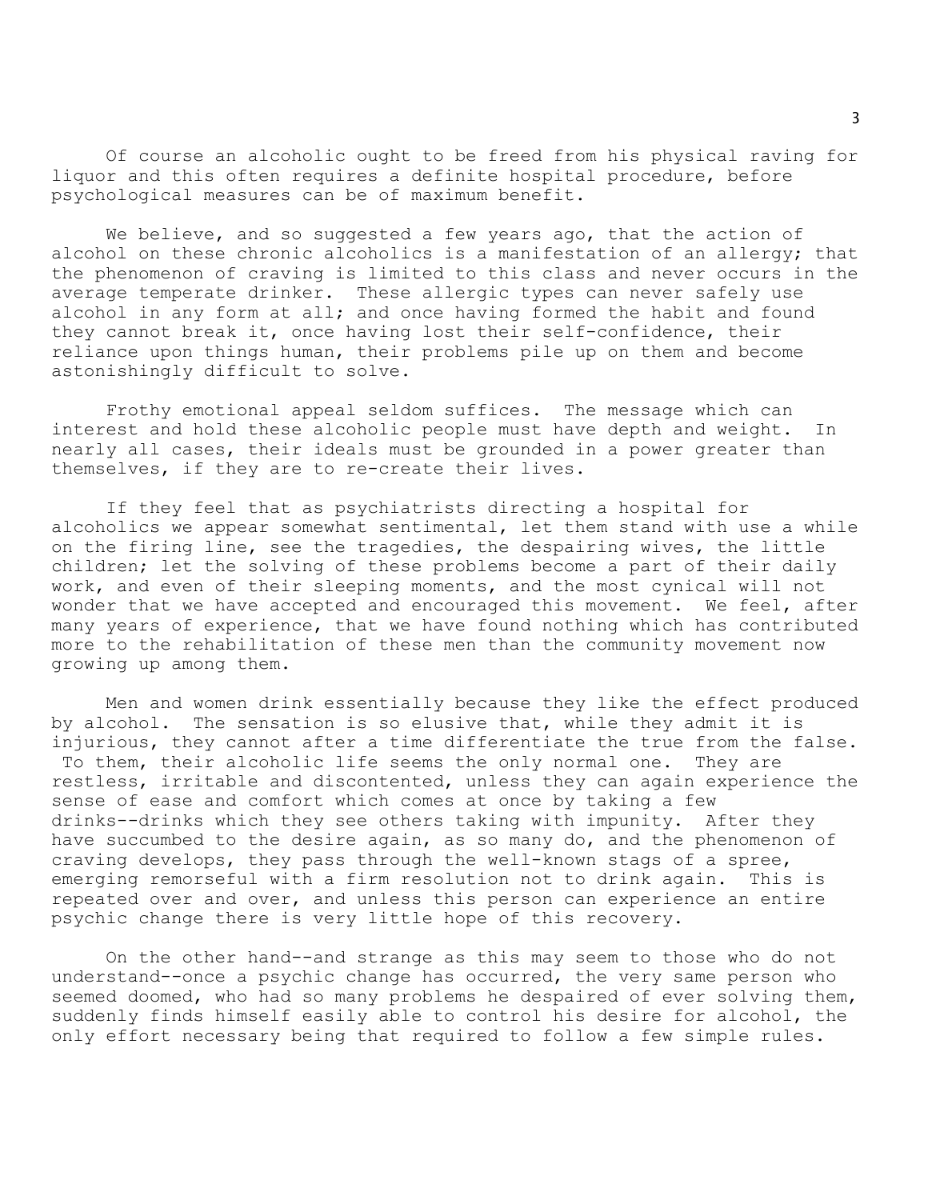Of course an alcoholic ought to be freed from his physical raving for liquor and this often requires a definite hospital procedure, before psychological measures can be of maximum benefit.

We believe, and so suggested a few years ago, that the action of alcohol on these chronic alcoholics is a manifestation of an allergy; that the phenomenon of craving is limited to this class and never occurs in the average temperate drinker. These allergic types can never safely use alcohol in any form at all; and once having formed the habit and found they cannot break it, once having lost their self-confidence, their reliance upon things human, their problems pile up on them and become astonishingly difficult to solve.

Frothy emotional appeal seldom suffices. The message which can interest and hold these alcoholic people must have depth and weight. In nearly all cases, their ideals must be grounded in a power greater than themselves, if they are to re-create their lives.

If they feel that as psychiatrists directing a hospital for alcoholics we appear somewhat sentimental, let them stand with use a while on the firing line, see the tragedies, the despairing wives, the little children; let the solving of these problems become a part of their daily work, and even of their sleeping moments, and the most cynical will not wonder that we have accepted and encouraged this movement. We feel, after many years of experience, that we have found nothing which has contributed more to the rehabilitation of these men than the community movement now growing up among them.

Men and women drink essentially because they like the effect produced by alcohol. The sensation is so elusive that, while they admit it is injurious, they cannot after a time differentiate the true from the false. To them, their alcoholic life seems the only normal one. They are restless, irritable and discontented, unless they can again experience the sense of ease and comfort which comes at once by taking a few drinks--drinks which they see others taking with impunity. After they have succumbed to the desire again, as so many do, and the phenomenon of craving develops, they pass through the well-known stags of a spree, emerging remorseful with a firm resolution not to drink again. This is repeated over and over, and unless this person can experience an entire psychic change there is very little hope of this recovery.

On the other hand--and strange as this may seem to those who do not understand--once a psychic change has occurred, the very same person who seemed doomed, who had so many problems he despaired of ever solving them, suddenly finds himself easily able to control his desire for alcohol, the only effort necessary being that required to follow a few simple rules.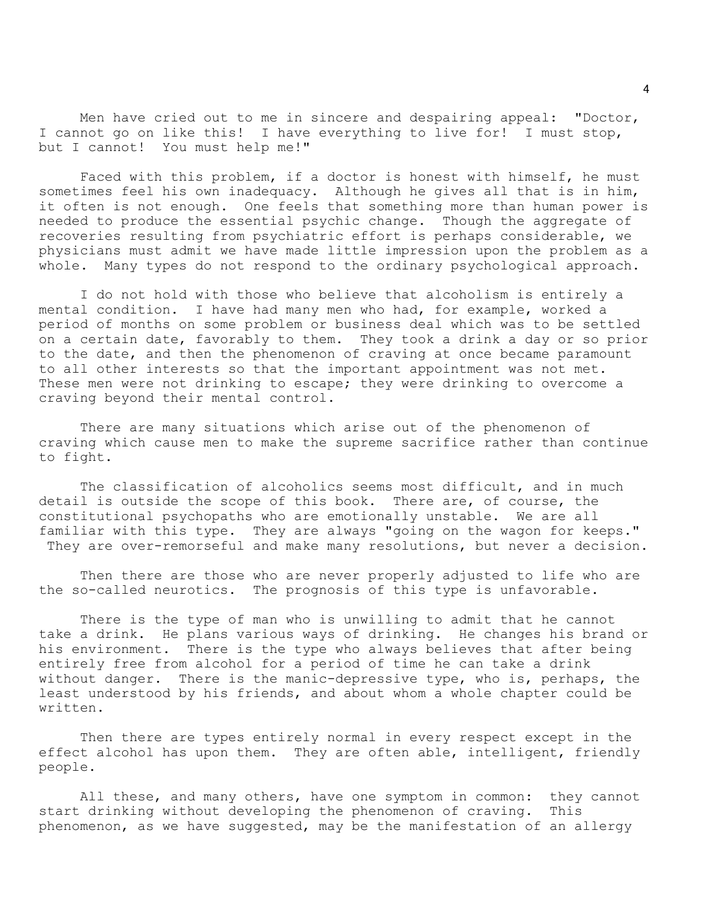Men have cried out to me in sincere and despairing appeal: "Doctor, I cannot go on like this! I have everything to live for! I must stop, but I cannot! You must help me!"

Faced with this problem, if a doctor is honest with himself, he must sometimes feel his own inadequacy. Although he gives all that is in him, it often is not enough. One feels that something more than human power is needed to produce the essential psychic change. Though the aggregate of recoveries resulting from psychiatric effort is perhaps considerable, we physicians must admit we have made little impression upon the problem as a whole. Many types do not respond to the ordinary psychological approach.

I do not hold with those who believe that alcoholism is entirely a mental condition. I have had many men who had, for example, worked a period of months on some problem or business deal which was to be settled on a certain date, favorably to them. They took a drink a day or so prior to the date, and then the phenomenon of craving at once became paramount to all other interests so that the important appointment was not met. These men were not drinking to escape; they were drinking to overcome a craving beyond their mental control.

There are many situations which arise out of the phenomenon of craving which cause men to make the supreme sacrifice rather than continue to fight.

The classification of alcoholics seems most difficult, and in much detail is outside the scope of this book. There are, of course, the constitutional psychopaths who are emotionally unstable. We are all familiar with this type. They are always "going on the wagon for keeps." They are over-remorseful and make many resolutions, but never a decision.

Then there are those who are never properly adjusted to life who are the so-called neurotics. The prognosis of this type is unfavorable.

There is the type of man who is unwilling to admit that he cannot take a drink. He plans various ways of drinking. He changes his brand or his environment. There is the type who always believes that after being entirely free from alcohol for a period of time he can take a drink without danger. There is the manic-depressive type, who is, perhaps, the least understood by his friends, and about whom a whole chapter could be written.

Then there are types entirely normal in every respect except in the effect alcohol has upon them. They are often able, intelligent, friendly people.

All these, and many others, have one symptom in common: they cannot start drinking without developing the phenomenon of craving. This phenomenon, as we have suggested, may be the manifestation of an allergy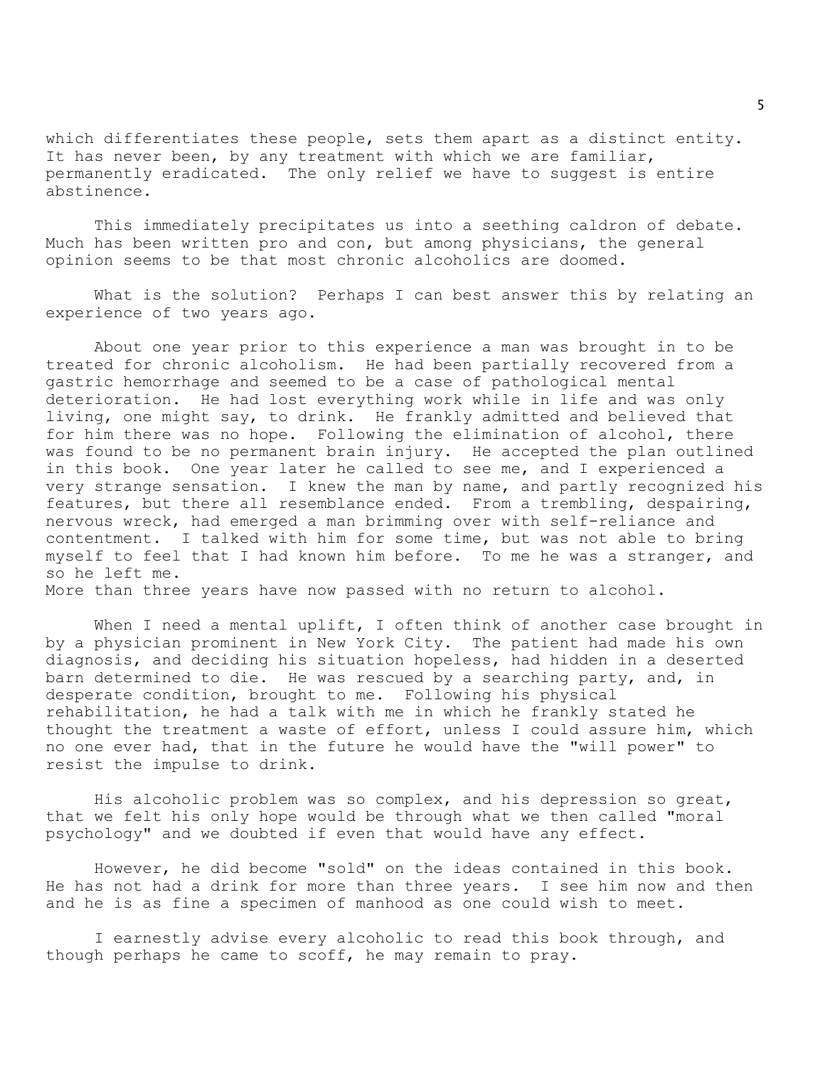which differentiates these people, sets them apart as a distinct entity. It has never been, by any treatment with which we are familiar, permanently eradicated. The only relief we have to suggest is entire abstinence.

This immediately precipitates us into a seething caldron of debate. Much has been written pro and con, but among physicians, the general opinion seems to be that most chronic alcoholics are doomed.

What is the solution? Perhaps I can best answer this by relating an experience of two years ago.

About one year prior to this experience a man was brought in to be treated for chronic alcoholism. He had been partially recovered from a gastric hemorrhage and seemed to be a case of pathological mental deterioration. He had lost everything work while in life and was only living, one might say, to drink. He frankly admitted and believed that for him there was no hope. Following the elimination of alcohol, there was found to be no permanent brain injury. He accepted the plan outlined in this book. One year later he called to see me, and I experienced a very strange sensation. I knew the man by name, and partly recognized his features, but there all resemblance ended. From a trembling, despairing, nervous wreck, had emerged a man brimming over with self-reliance and contentment. I talked with him for some time, but was not able to bring myself to feel that I had known him before. To me he was a stranger, and so he left me.
More than three years have now passed with no return to alcohol.

When I need a mental uplift, I often think of another case brought in by a physician prominent in New York City. The patient had made his own diagnosis, and deciding his situation hopeless, had hidden in a deserted barn determined to die. He was rescued by a searching party, and, in desperate condition, brought to me. Following his physical rehabilitation, he had a talk with me in which he frankly stated he thought the treatment a waste of effort, unless I could assure him, which no one ever had, that in the future he would have the "will power" to resist the impulse to drink.

His alcoholic problem was so complex, and his depression so great, that we felt his only hope would be through what we then called "moral psychology" and we doubted if even that would have any effect.

However, he did become "sold" on the ideas contained in this book. He has not had a drink for more than three years. I see him now and then and he is as fine a specimen of manhood as one could wish to meet.

I earnestly advise every alcoholic to read this book through, and though perhaps he came to scoff, he may remain to pray.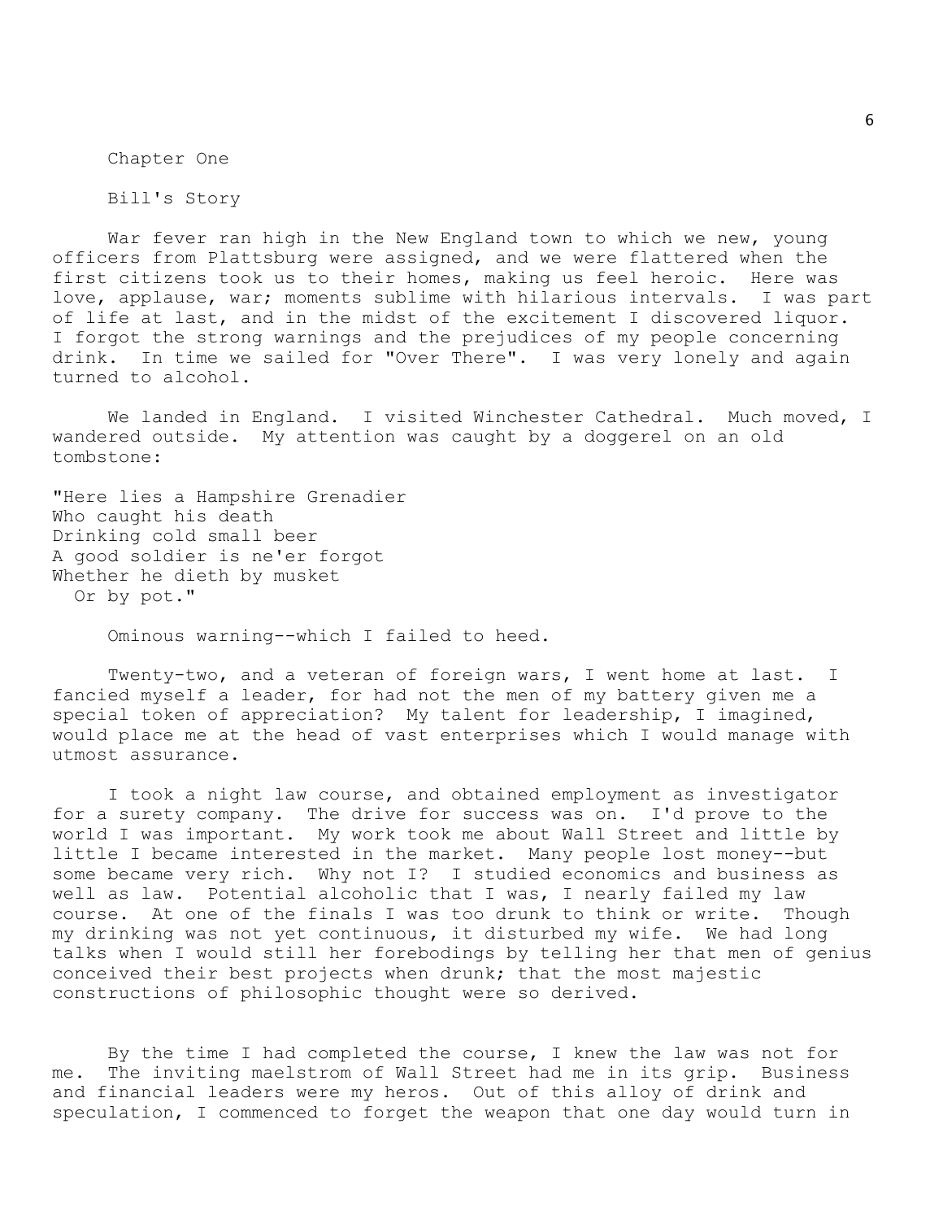# Chapter One

## Bill's Story

War fever ran high in the New England town to which we new, young officers from Plattsburg were assigned, and we were flattered when the first citizens took us to their homes, making us feel heroic. Here was love, applause, war; moments sublime with hilarious intervals. I was part of life at last, and in the midst of the excitement I discovered liquor. I forgot the strong warnings and the prejudices of my people concerning drink. In time we sailed for "Over There". I was very lonely and again turned to alcohol.

We landed in England. I visited Winchester Cathedral. Much moved, I wandered outside. My attention was caught by a doggerel on an old tombstone:

"Here lies a Hampshire Grenadier  
Who caught his death  
Drinking cold small beer  
A good soldier is ne'er forgot  
Whether he dieth by musket  
Or by pot."

Ominous warning--which I failed to heed.

Twenty-two, and a veteran of foreign wars, I went home at last. I fancied myself a leader, for had not the men of my battery given me a special token of appreciation? My talent for leadership, I imagined, would place me at the head of vast enterprises which I would manage with utmost assurance.

I took a night law course, and obtained employment as investigator for a surety company. The drive for success was on. I'd prove to the world I was important. My work took me about Wall Street and little by little I became interested in the market. Many people lost money--but some became very rich. Why not I? I studied economics and business as well as law. Potential alcoholic that I was, I nearly failed my law course. At one of the finals I was too drunk to think or write. Though my drinking was not yet continuous, it disturbed my wife. We had long talks when I would still her forebodings by telling her that men of genius conceived their best projects when drunk; that the most majestic constructions of philosophic thought were so derived.

By the time I had completed the course, I knew the law was not for me. The inviting maelstrom of Wall Street had me in its grip. Business and financial leaders were my heros. Out of this alloy of drink and speculation, I commenced to forget the weapon that one day would turn in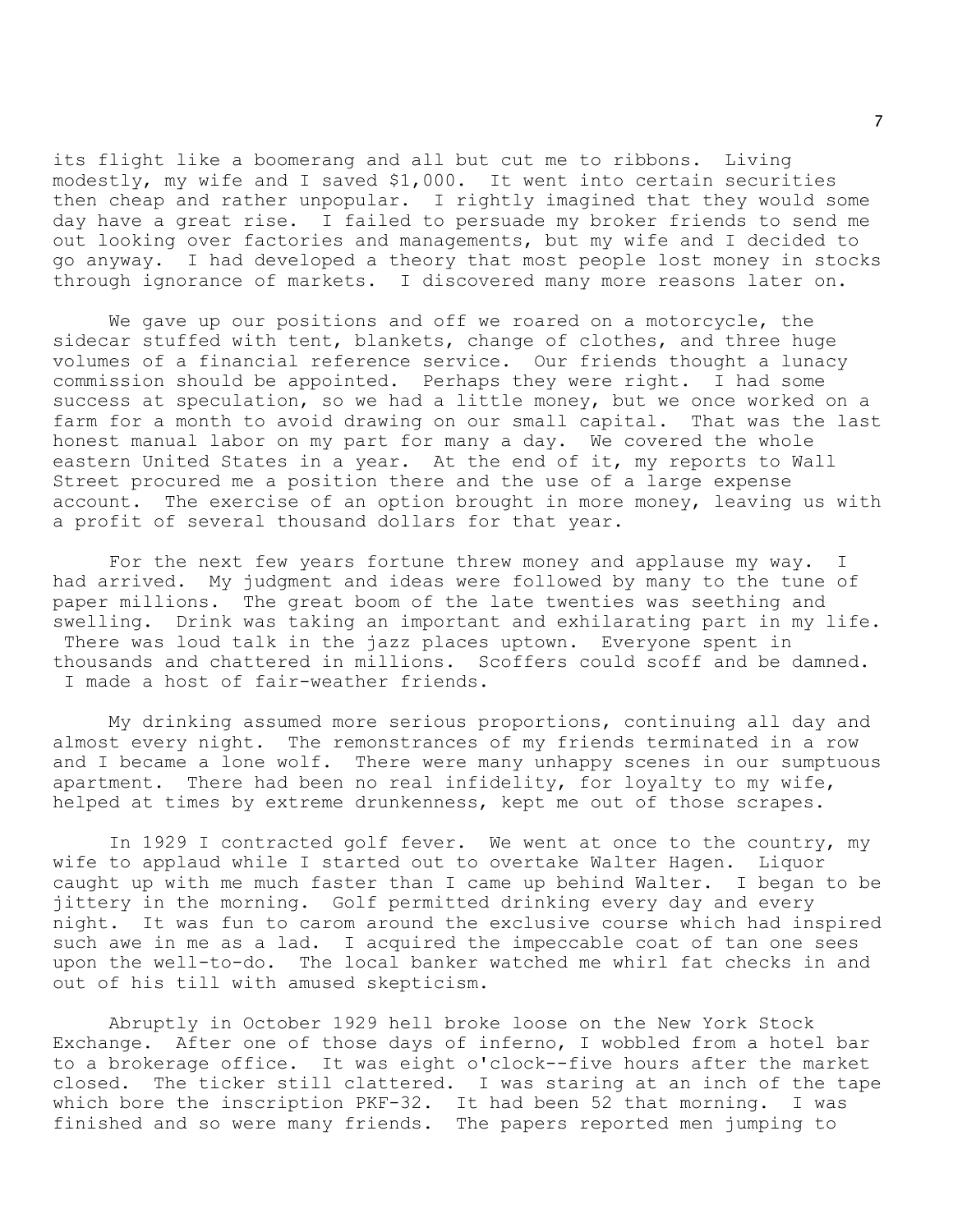its flight like a boomerang and all but cut me to ribbons. Living modestly, my wife and I saved $1,000. It went into certain securities then cheap and rather unpopular. I rightly imagined that they would some day have a great rise. I failed to persuade my broker friends to send me out looking over factories and managements, but my wife and I decided to go anyway. I had developed a theory that most people lost money in stocks through ignorance of markets. I discovered many more reasons later on.

We gave up our positions and off we roared on a motorcycle, the sidecar stuffed with tent, blankets, change of clothes, and three huge volumes of a financial reference service. Our friends thought a lunacy commission should be appointed. Perhaps they were right. I had some success at speculation, so we had a little money, but we once worked on a farm for a month to avoid drawing on our small capital. That was the last honest manual labor on my part for many a day. We covered the whole eastern United States in a year. At the end of it, my reports to Wall Street procured me a position there and the use of a large expense account. The exercise of an option brought in more money, leaving us with a profit of several thousand dollars for that year.

For the next few years fortune threw money and applause my way. I had arrived. My judgment and ideas were followed by many to the tune of paper millions. The great boom of the late twenties was seething and swelling. Drink was taking an important and exhilarating part in my life. There was loud talk in the jazz places uptown. Everyone spent in thousands and chattered in millions. Scoffers could scoff and be damned. I made a host of fair-weather friends.

My drinking assumed more serious proportions, continuing all day and almost every night. The remonstrances of my friends terminated in a row and I became a lone wolf. There were many unhappy scenes in our sumptuous apartment. There had been no real infidelity, for loyalty to my wife, helped at times by extreme drunkenness, kept me out of those scrapes.

In 1929 I contracted golf fever. We went at once to the country, my wife to applaud while I started out to overtake Walter Hagen. Liquor caught up with me much faster than I came up behind Walter. I began to be jittery in the morning. Golf permitted drinking every day and every night. It was fun to carom around the exclusive course which had inspired such awe in me as a lad. I acquired the impeccable coat of tan one sees upon the well-to-do. The local banker watched me whirl fat checks in and out of his till with amused skepticism.

Abruptly in October 1929 hell broke loose on the New York Stock Exchange. After one of those days of inferno, I wobbled from a hotel bar to a brokerage office. It was eight o'clock--five hours after the market closed. The ticker still clattered. I was staring at an inch of the tape which bore the inscription PKF-32. It had been 52 that morning. I was finished and so were many friends. The papers reported men jumping to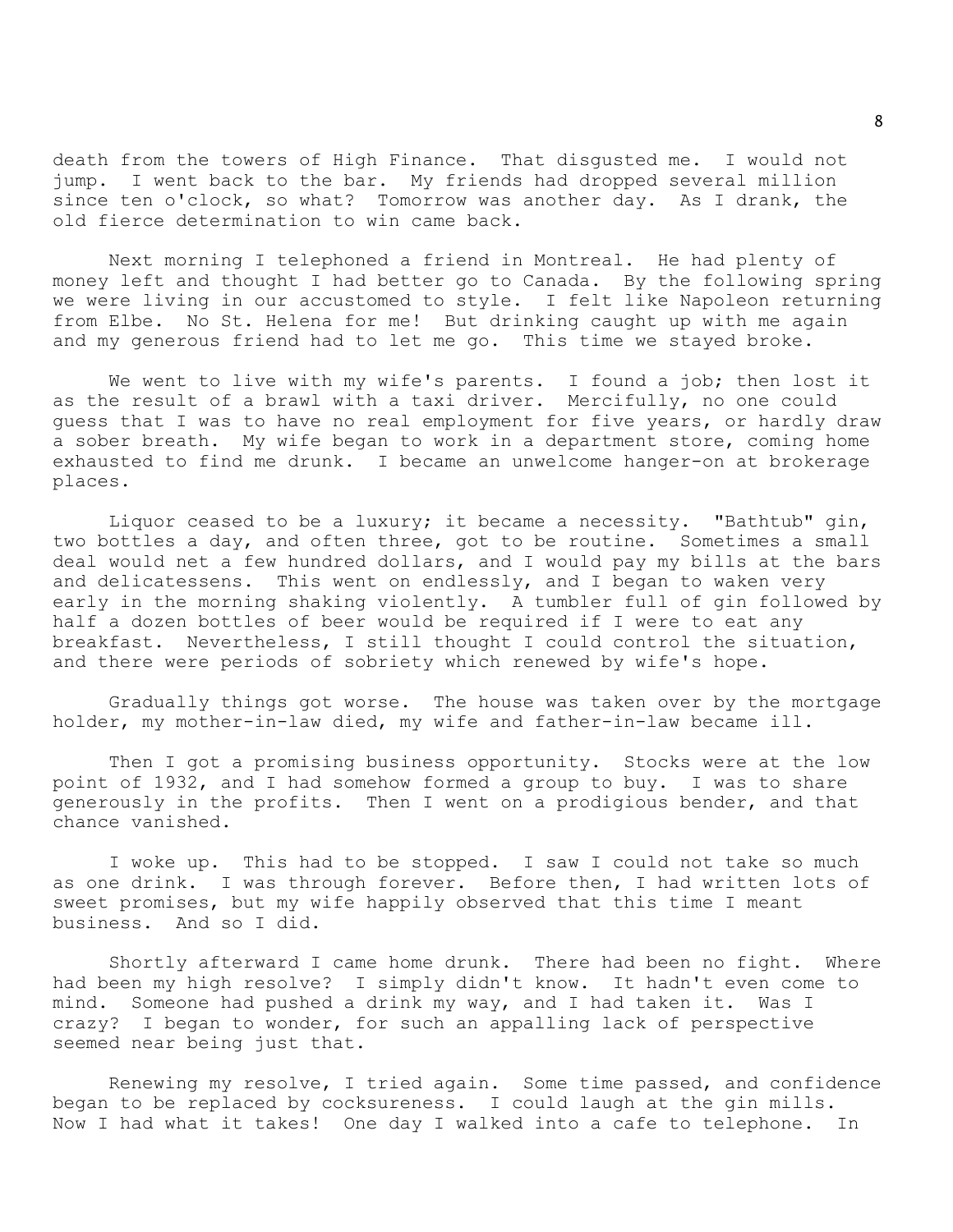death from the towers of High Finance. That disgusted me. I would not jump. I went back to the bar. My friends had dropped several million since ten o'clock, so what? Tomorrow was another day. As I drank, the old fierce determination to win came back.

Next morning I telephoned a friend in Montreal. He had plenty of money left and thought I had better go to Canada. By the following spring we were living in our accustomed to style. I felt like Napoleon returning from Elbe. No St. Helena for me! But drinking caught up with me again and my generous friend had to let me go. This time we stayed broke.

We went to live with my wife's parents. I found a job; then lost it as the result of a brawl with a taxi driver. Mercifully, no one could guess that I was to have no real employment for five years, or hardly draw a sober breath. My wife began to work in a department store, coming home exhausted to find me drunk. I became an unwelcome hanger-on at brokerage places.

Liquor ceased to be a luxury; it became a necessity. "Bathtub" gin, two bottles a day, and often three, got to be routine. Sometimes a small deal would net a few hundred dollars, and I would pay my bills at the bars and delicatessens. This went on endlessly, and I began to waken very early in the morning shaking violently. A tumbler full of gin followed by half a dozen bottles of beer would be required if I were to eat any breakfast. Nevertheless, I still thought I could control the situation, and there were periods of sobriety which renewed by wife's hope.

Gradually things got worse. The house was taken over by the mortgage holder, my mother-in-law died, my wife and father-in-law became ill.

Then I got a promising business opportunity. Stocks were at the low point of 1932, and I had somehow formed a group to buy. I was to share generously in the profits. Then I went on a prodigious bender, and that chance vanished.

I woke up. This had to be stopped. I saw I could not take so much as one drink. I was through forever. Before then, I had written lots of sweet promises, but my wife happily observed that this time I meant business. And so I did.

Shortly afterward I came home drunk. There had been no fight. Where had been my high resolve? I simply didn't know. It hadn't even come to mind. Someone had pushed a drink my way, and I had taken it. Was I crazy? I began to wonder, for such an appalling lack of perspective seemed near being just that.

Renewing my resolve, I tried again. Some time passed, and confidence began to be replaced by cocksureness. I could laugh at the gin mills. Now I had what it takes! One day I walked into a cafe to telephone. In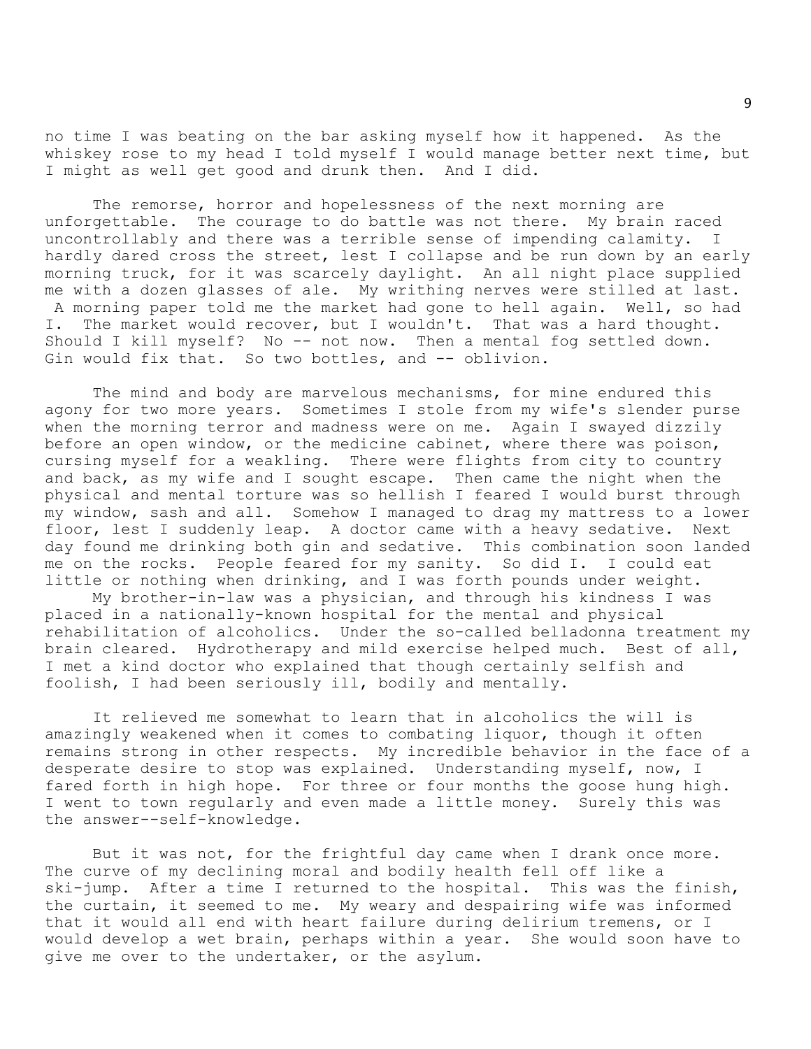no time I was beating on the bar asking myself how it happened. As the whiskey rose to my head I told myself I would manage better next time, but I might as well get good and drunk then. And I did.

The remorse, horror and hopelessness of the next morning are unforgettable. The courage to do battle was not there. My brain raced uncontrollably and there was a terrible sense of impending calamity. I hardly dared cross the street, lest I collapse and be run down by an early morning truck, for it was scarcely daylight. An all night place supplied me with a dozen glasses of ale. My writhing nerves were stilled at last. A morning paper told me the market had gone to hell again. Well, so had I. The market would recover, but I wouldn't. That was a hard thought. Should I kill myself? No -- not now. Then a mental fog settled down. Gin would fix that. So two bottles, and -- oblivion.

The mind and body are marvelous mechanisms, for mine endured this agony for two more years. Sometimes I stole from my wife's slender purse when the morning terror and madness were on me. Again I swayed dizzily before an open window, or the medicine cabinet, where there was poison, cursing myself for a weakling. There were flights from city to country and back, as my wife and I sought escape. Then came the night when the physical and mental torture was so hellish I feared I would burst through my window, sash and all. Somehow I managed to drag my mattress to a lower floor, lest I suddenly leap. A doctor came with a heavy sedative. Next day found me drinking both gin and sedative. This combination soon landed me on the rocks. People feared for my sanity. So did I. I could eat little or nothing when drinking, and I was forth pounds under weight.

My brother-in-law was a physician, and through his kindness I was placed in a nationally-known hospital for the mental and physical rehabilitation of alcoholics. Under the so-called belladonna treatment my brain cleared. Hydrotherapy and mild exercise helped much. Best of all, I met a kind doctor who explained that though certainly selfish and foolish, I had been seriously ill, bodily and mentally.

It relieved me somewhat to learn that in alcoholics the will is amazingly weakened when it comes to combating liquor, though it often remains strong in other respects. My incredible behavior in the face of a desperate desire to stop was explained. Understanding myself, now, I fared forth in high hope. For three or four months the goose hung high. I went to town regularly and even made a little money. Surely this was the answer--self-knowledge.

But it was not, for the frightful day came when I drank once more. The curve of my declining moral and bodily health fell off like a ski-jump. After a time I returned to the hospital. This was the finish, the curtain, it seemed to me. My weary and despairing wife was informed that it would all end with heart failure during delirium tremens, or I would develop a wet brain, perhaps within a year. She would soon have to give me over to the undertaker, or the asylum.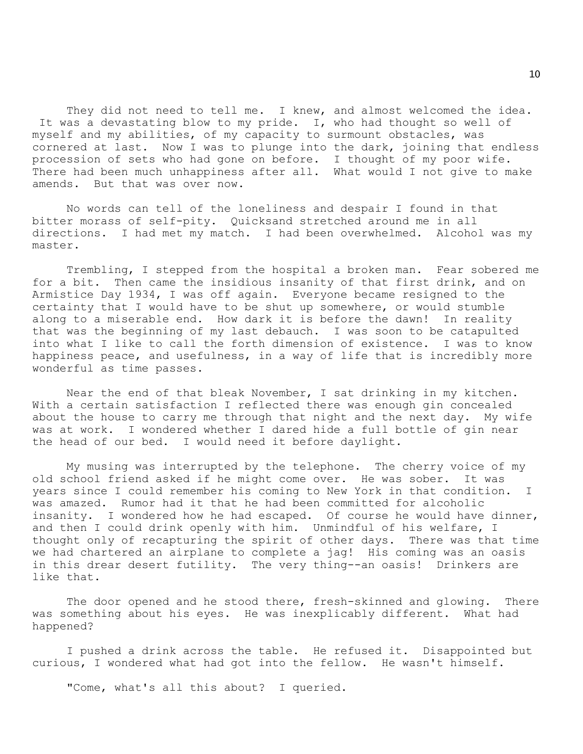They did not need to tell me. I knew, and almost welcomed the idea. It was a devastating blow to my pride. I, who had thought so well of myself and my abilities, of my capacity to surmount obstacles, was cornered at last. Now I was to plunge into the dark, joining that endless procession of sets who had gone on before. I thought of my poor wife. There had been much unhappiness after all. What would I not give to make amends. But that was over now.

No words can tell of the loneliness and despair I found in that bitter morass of self-pity. Quicksand stretched around me in all directions. I had met my match. I had been overwhelmed. Alcohol was my master.

Trembling, I stepped from the hospital a broken man. Fear sobered me for a bit. Then came the insidious insanity of that first drink, and on Armistice Day 1934, I was off again. Everyone became resigned to the certainty that I would have to be shut up somewhere, or would stumble along to a miserable end. How dark it is before the dawn! In reality that was the beginning of my last debauch. I was soon to be catapulted into what I like to call the forth dimension of existence. I was to know happiness peace, and usefulness, in a way of life that is incredibly more wonderful as time passes.

Near the end of that bleak November, I sat drinking in my kitchen. With a certain satisfaction I reflected there was enough gin concealed about the house to carry me through that night and the next day. My wife was at work. I wondered whether I dared hide a full bottle of gin near the head of our bed. I would need it before daylight.

My musing was interrupted by the telephone. The cherry voice of my old school friend asked if he might come over. He was sober. It was years since I could remember his coming to New York in that condition. I was amazed. Rumor had it that he had been committed for alcoholic insanity. I wondered how he had escaped. Of course he would have dinner, and then I could drink openly with him. Unmindful of his welfare, I thought only of recapturing the spirit of other days. There was that time we had chartered an airplane to complete a jag! His coming was an oasis in this drear desert futility. The very thing--an oasis! Drinkers are like that.

The door opened and he stood there, fresh-skinned and glowing. There was something about his eyes. He was inexplicably different. What had happened?

I pushed a drink across the table. He refused it. Disappointed but curious, I wondered what had got into the fellow. He wasn't himself.

"Come, what's all this about? I queried.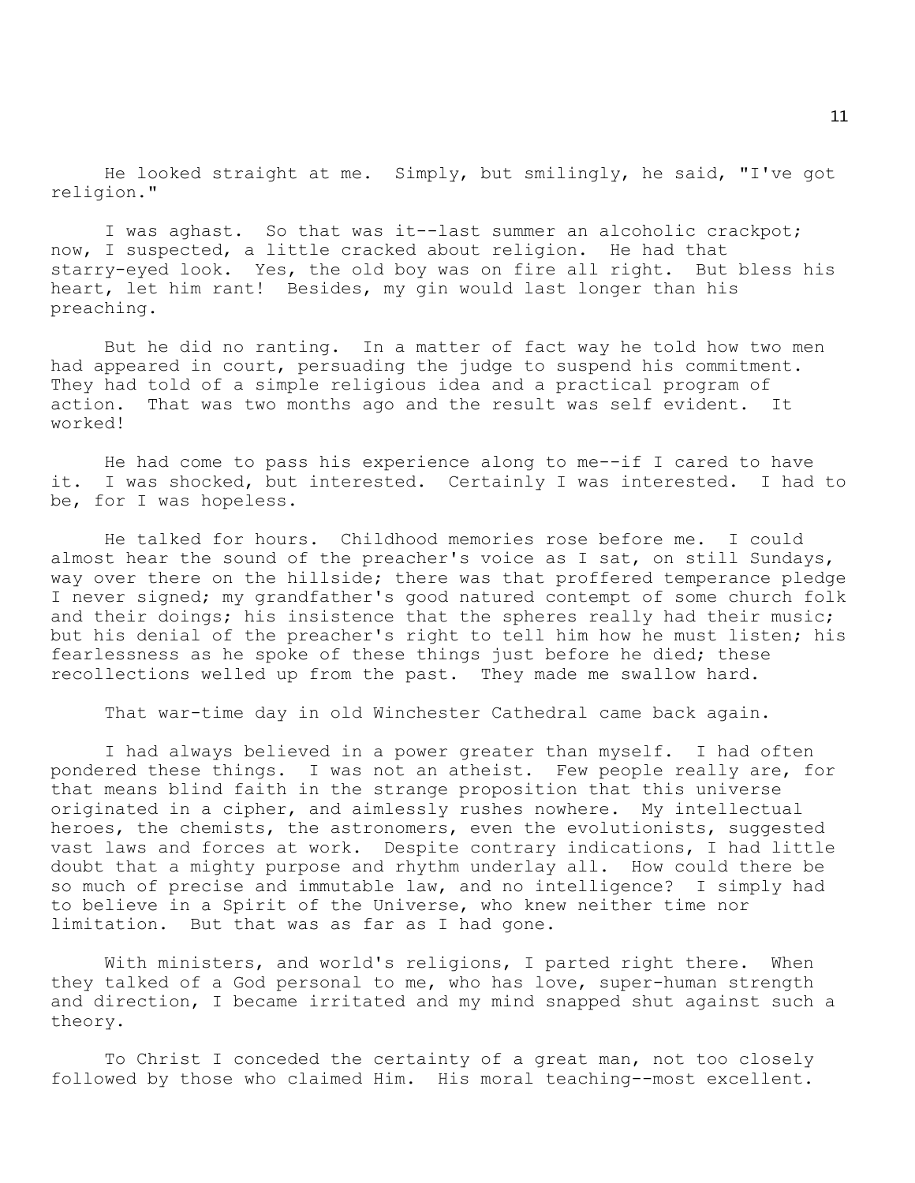He looked straight at me. Simply, but smilingly, he said, "I've got religion."

I was aghast. So that was it--last summer an alcoholic crackpot; now, I suspected, a little cracked about religion. He had that starry-eyed look. Yes, the old boy was on fire all right. But bless his heart, let him rant! Besides, my gin would last longer than his preaching.

But he did no ranting. In a matter of fact way he told how two men had appeared in court, persuading the judge to suspend his commitment. They had told of a simple religious idea and a practical program of action. That was two months ago and the result was self evident. It worked!

He had come to pass his experience along to me--if I cared to have it. I was shocked, but interested. Certainly I was interested. I had to be, for I was hopeless.

He talked for hours. Childhood memories rose before me. I could almost hear the sound of the preacher's voice as I sat, on still Sundays, way over there on the hillside; there was that proffered temperance pledge I never signed; my grandfather's good natured contempt of some church folk and their doings; his insistence that the spheres really had their music; but his denial of the preacher's right to tell him how he must listen; his fearlessness as he spoke of these things just before he died; these recollections welled up from the past. They made me swallow hard.

That war-time day in old Winchester Cathedral came back again.

I had always believed in a power greater than myself. I had often pondered these things. I was not an atheist. Few people really are, for that means blind faith in the strange proposition that this universe originated in a cipher, and aimlessly rushes nowhere. My intellectual heroes, the chemists, the astronomers, even the evolutionists, suggested vast laws and forces at work. Despite contrary indications, I had little doubt that a mighty purpose and rhythm underlay all. How could there be so much of precise and immutable law, and no intelligence? I simply had to believe in a Spirit of the Universe, who knew neither time nor limitation. But that was as far as I had gone.

With ministers, and world's religions, I parted right there. When they talked of a God personal to me, who has love, super-human strength and direction, I became irritated and my mind snapped shut against such a theory.

To Christ I conceded the certainty of a great man, not too closely followed by those who claimed Him. His moral teaching--most excellent.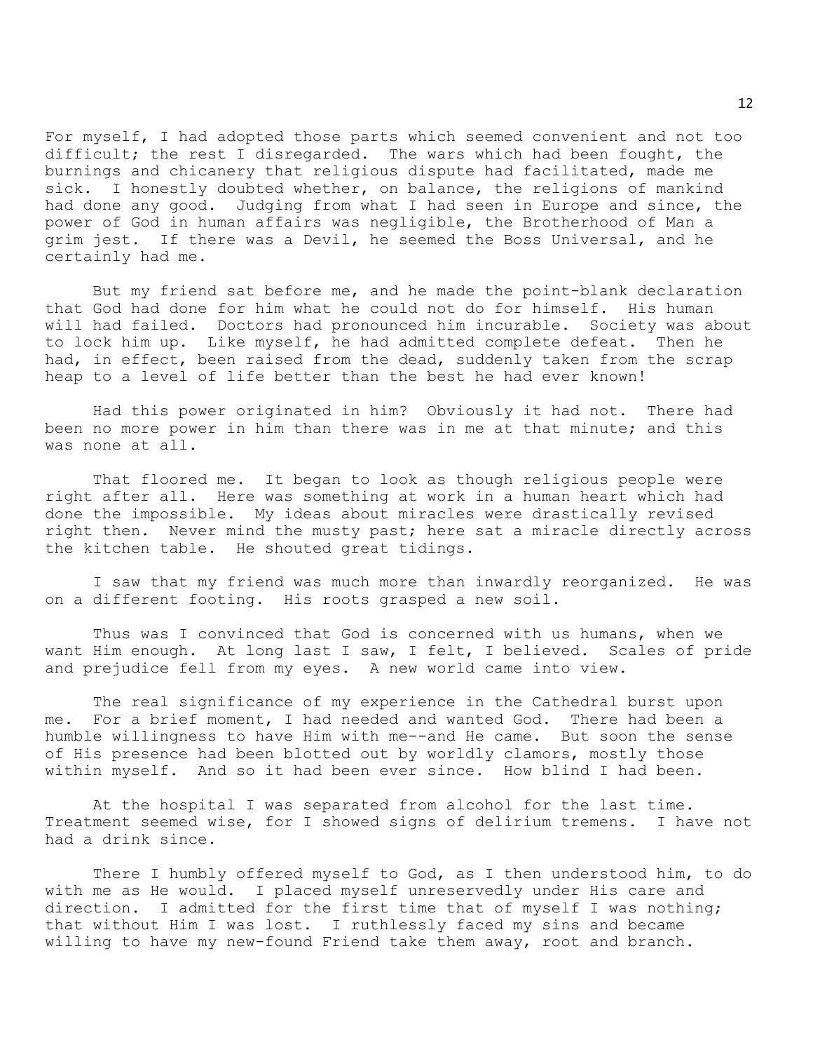For myself, I had adopted those parts which seemed convenient and not too difficult; the rest I disregarded. The wars which had been fought, the burnings and chicanery that religious dispute had facilitated, made me sick. I honestly doubted whether, on balance, the religions of mankind had done any good. Judging from what I had seen in Europe and since, the power of God in human affairs was negligible, the Brotherhood of Man a grim jest. If there was a Devil, he seemed the Boss Universal, and he certainly had me.

But my friend sat before me, and he made the point-blank declaration that God had done for him what he could not do for himself. His human will had failed. Doctors had pronounced him incurable. Society was about to lock him up. Like myself, he had admitted complete defeat. Then he had, in effect, been raised from the dead, suddenly taken from the scrap heap to a level of life better than the best he had ever known!

Had this power originated in him? Obviously it had not. There had been no more power in him than there was in me at that minute; and this was none at all.

That floored me. It began to look as though religious people were right after all. Here was something at work in a human heart which had done the impossible. My ideas about miracles were drastically revised right then. Never mind the musty past; here sat a miracle directly across the kitchen table. He shouted great tidings.

I saw that my friend was much more than inwardly reorganized. He was on a different footing. His roots grasped a new soil.

Thus was I convinced that God is concerned with us humans, when we want Him enough. At long last I saw, I felt, I believed. Scales of pride and prejudice fell from my eyes. A new world came into view.

The real significance of my experience in the Cathedral burst upon me. For a brief moment, I had needed and wanted God. There had been a humble willingness to have Him with me--and He came. But soon the sense of His presence had been blotted out by worldly clamors, mostly those within myself. And so it had been ever since. How blind I had been.

At the hospital I was separated from alcohol for the last time. Treatment seemed wise, for I showed signs of delirium tremens. I have not had a drink since.

There I humbly offered myself to God, as I then understood him, to do with me as He would. I placed myself unreservedly under His care and direction. I admitted for the first time that of myself I was nothing; that without Him I was lost. I ruthlessly faced my sins and became willing to have my new-found Friend take them away, root and branch.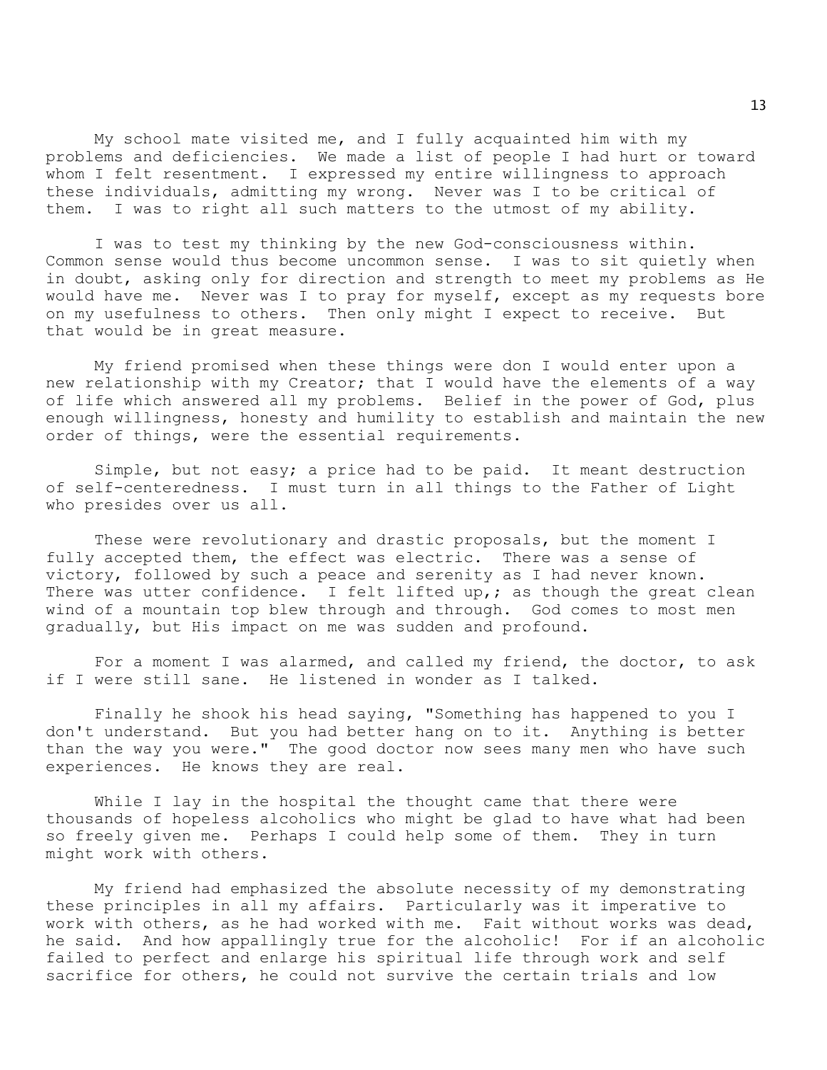My school mate visited me, and I fully acquainted him with my problems and deficiencies. We made a list of people I had hurt or toward whom I felt resentment. I expressed my entire willingness to approach these individuals, admitting my wrong. Never was I to be critical of them. I was to right all such matters to the utmost of my ability.

I was to test my thinking by the new God-consciousness within. Common sense would thus become uncommon sense. I was to sit quietly when in doubt, asking only for direction and strength to meet my problems as He would have me. Never was I to pray for myself, except as my requests bore on my usefulness to others. Then only might I expect to receive. But that would be in great measure.

My friend promised when these things were don I would enter upon a new relationship with my Creator; that I would have the elements of a way of life which answered all my problems. Belief in the power of God, plus enough willingness, honesty and humility to establish and maintain the new order of things, were the essential requirements.

Simple, but not easy; a price had to be paid. It meant destruction of self-centeredness. I must turn in all things to the Father of Light who presides over us all.

These were revolutionary and drastic proposals, but the moment I fully accepted them, the effect was electric. There was a sense of victory, followed by such a peace and serenity as I had never known. There was utter confidence. I felt lifted up,; as though the great clean wind of a mountain top blew through and through. God comes to most men gradually, but His impact on me was sudden and profound.

For a moment I was alarmed, and called my friend, the doctor, to ask if I were still sane. He listened in wonder as I talked.

Finally he shook his head saying, "Something has happened to you I don't understand. But you had better hang on to it. Anything is better than the way you were." The good doctor now sees many men who have such experiences. He knows they are real.

While I lay in the hospital the thought came that there were thousands of hopeless alcoholics who might be glad to have what had been so freely given me. Perhaps I could help some of them. They in turn might work with others.

My friend had emphasized the absolute necessity of my demonstrating these principles in all my affairs. Particularly was it imperative to work with others, as he had worked with me. Fait without works was dead, he said. And how appallingly true for the alcoholic! For if an alcoholic failed to perfect and enlarge his spiritual life through work and self sacrifice for others, he could not survive the certain trials and low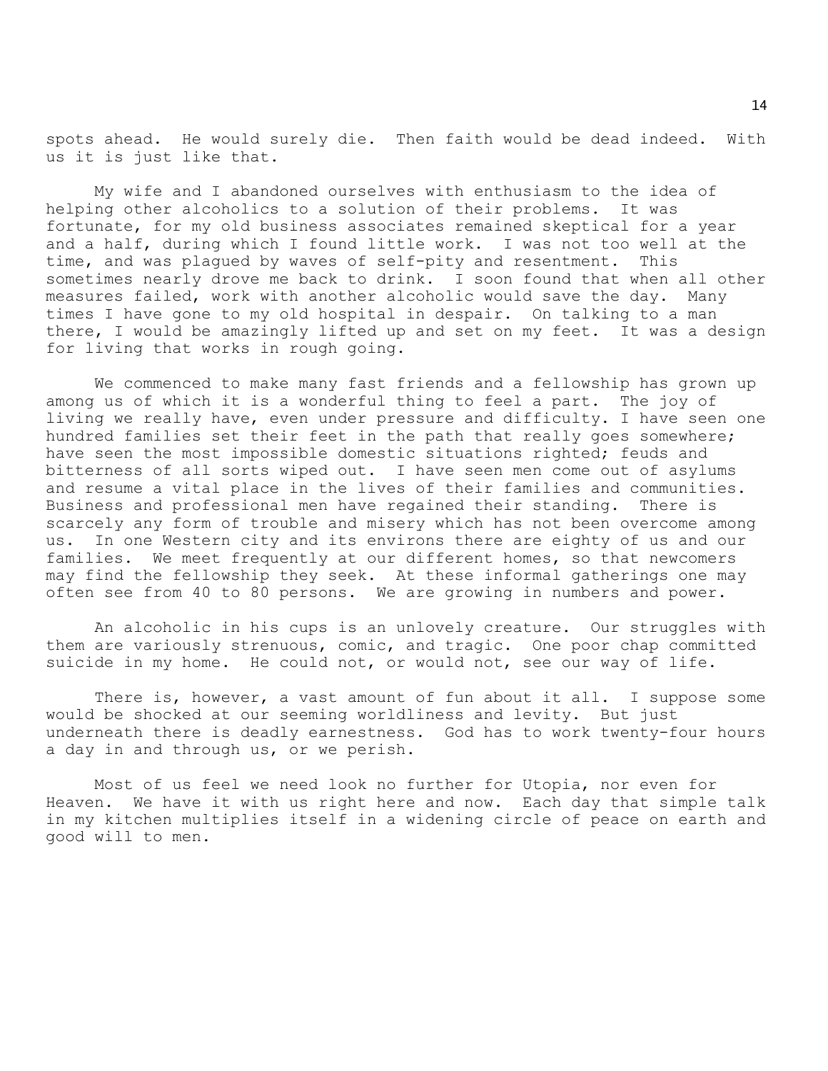spots ahead. He would surely die. Then faith would be dead indeed. With us it is just like that.

My wife and I abandoned ourselves with enthusiasm to the idea of helping other alcoholics to a solution of their problems. It was fortunate, for my old business associates remained skeptical for a year and a half, during which I found little work. I was not too well at the time, and was plagued by waves of self-pity and resentment. This sometimes nearly drove me back to drink. I soon found that when all other measures failed, work with another alcoholic would save the day. Many times I have gone to my old hospital in despair. On talking to a man there, I would be amazingly lifted up and set on my feet. It was a design for living that works in rough going.

We commenced to make many fast friends and a fellowship has grown up among us of which it is a wonderful thing to feel a part. The joy of living we really have, even under pressure and difficulty. I have seen one hundred families set their feet in the path that really goes somewhere; have seen the most impossible domestic situations righted; feuds and bitterness of all sorts wiped out. I have seen men come out of asylums and resume a vital place in the lives of their families and communities. Business and professional men have regained their standing. There is scarcely any form of trouble and misery which has not been overcome among us. In one Western city and its environs there are eighty of us and our families. We meet frequently at our different homes, so that newcomers may find the fellowship they seek. At these informal gatherings one may often see from 40 to 80 persons. We are growing in numbers and power.

An alcoholic in his cups is an unlovely creature. Our struggles with them are variously strenuous, comic, and tragic. One poor chap committed suicide in my home. He could not, or would not, see our way of life.

There is, however, a vast amount of fun about it all. I suppose some would be shocked at our seeming worldliness and levity. But just underneath there is deadly earnestness. God has to work twenty-four hours a day in and through us, or we perish.

Most of us feel we need look no further for Utopia, nor even for Heaven. We have it with us right here and now. Each day that simple talk in my kitchen multiplies itself in a widening circle of peace on earth and good will to men.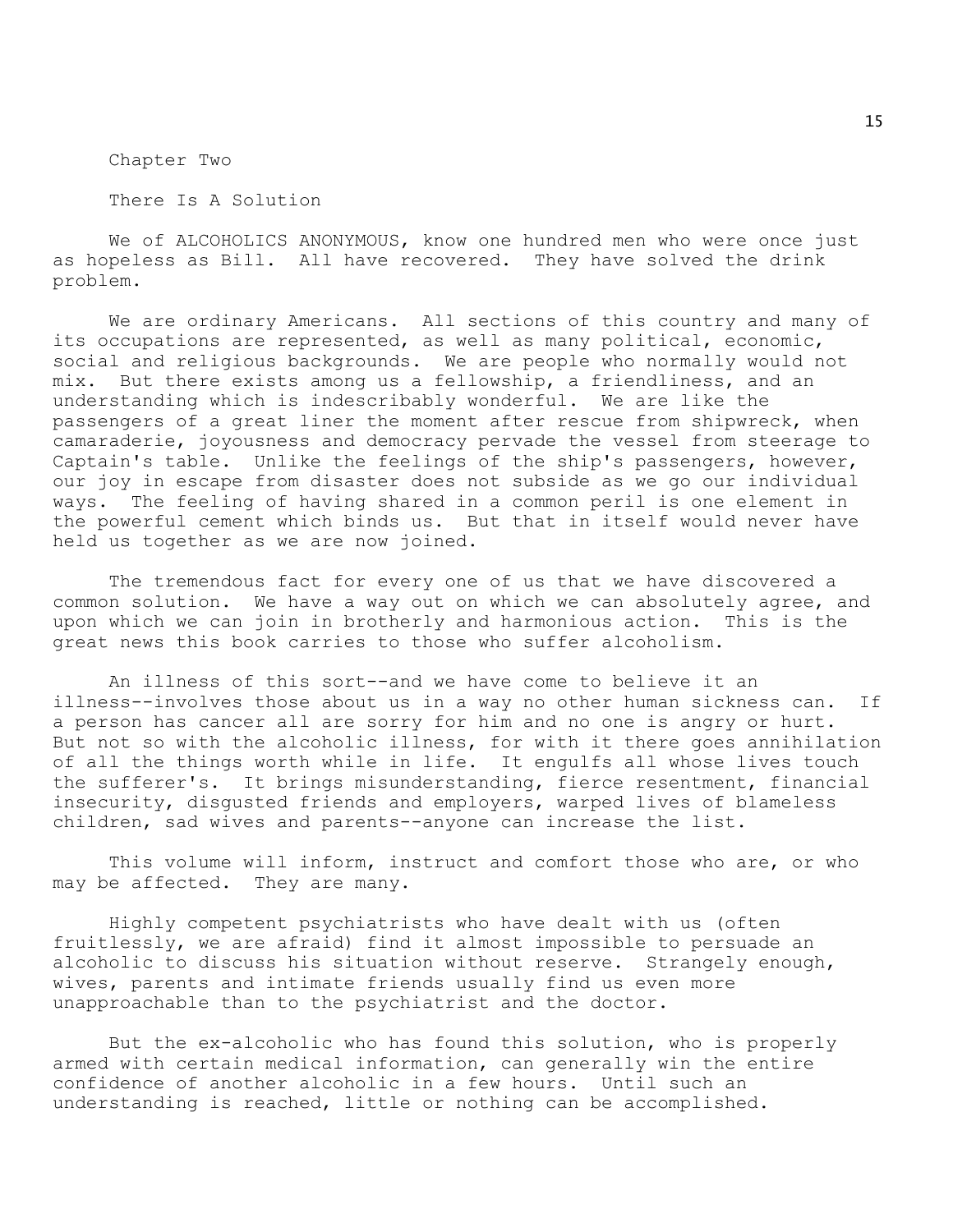## Chapter Two

## There Is A Solution

We of ALCOHOLICS ANONYMOUS, know one hundred men who were once just as hopeless as Bill. All have recovered. They have solved the drink problem.

We are ordinary Americans. All sections of this country and many of its occupations are represented, as well as many political, economic, social and religious backgrounds. We are people who normally would not mix. But there exists among us a fellowship, a friendliness, and an understanding which is indescribably wonderful. We are like the passengers of a great liner the moment after rescue from shipwreck, when camaraderie, joyousness and democracy pervade the vessel from steerage to Captain's table. Unlike the feelings of the ship's passengers, however, our joy in escape from disaster does not subside as we go our individual ways. The feeling of having shared in a common peril is one element in the powerful cement which binds us. But that in itself would never have held us together as we are now joined.

The tremendous fact for every one of us that we have discovered a common solution. We have a way out on which we can absolutely agree, and upon which we can join in brotherly and harmonious action. This is the great news this book carries to those who suffer alcoholism.

An illness of this sort--and we have come to believe it an illness--involves those about us in a way no other human sickness can. If a person has cancer all are sorry for him and no one is angry or hurt. But not so with the alcoholic illness, for with it there goes annihilation of all the things worth while in life. It engulfs all whose lives touch the sufferer's. It brings misunderstanding, fierce resentment, financial insecurity, disgusted friends and employers, warped lives of blameless children, sad wives and parents--anyone can increase the list.

This volume will inform, instruct and comfort those who are, or who may be affected. They are many.

Highly competent psychiatrists who have dealt with us (often fruitlessly, we are afraid) find it almost impossible to persuade an alcoholic to discuss his situation without reserve. Strangely enough, wives, parents and intimate friends usually find us even more unapproachable than to the psychiatrist and the doctor.

But the ex-alcoholic who has found this solution, who is properly armed with certain medical information, can generally win the entire confidence of another alcoholic in a few hours. Until such an understanding is reached, little or nothing can be accomplished.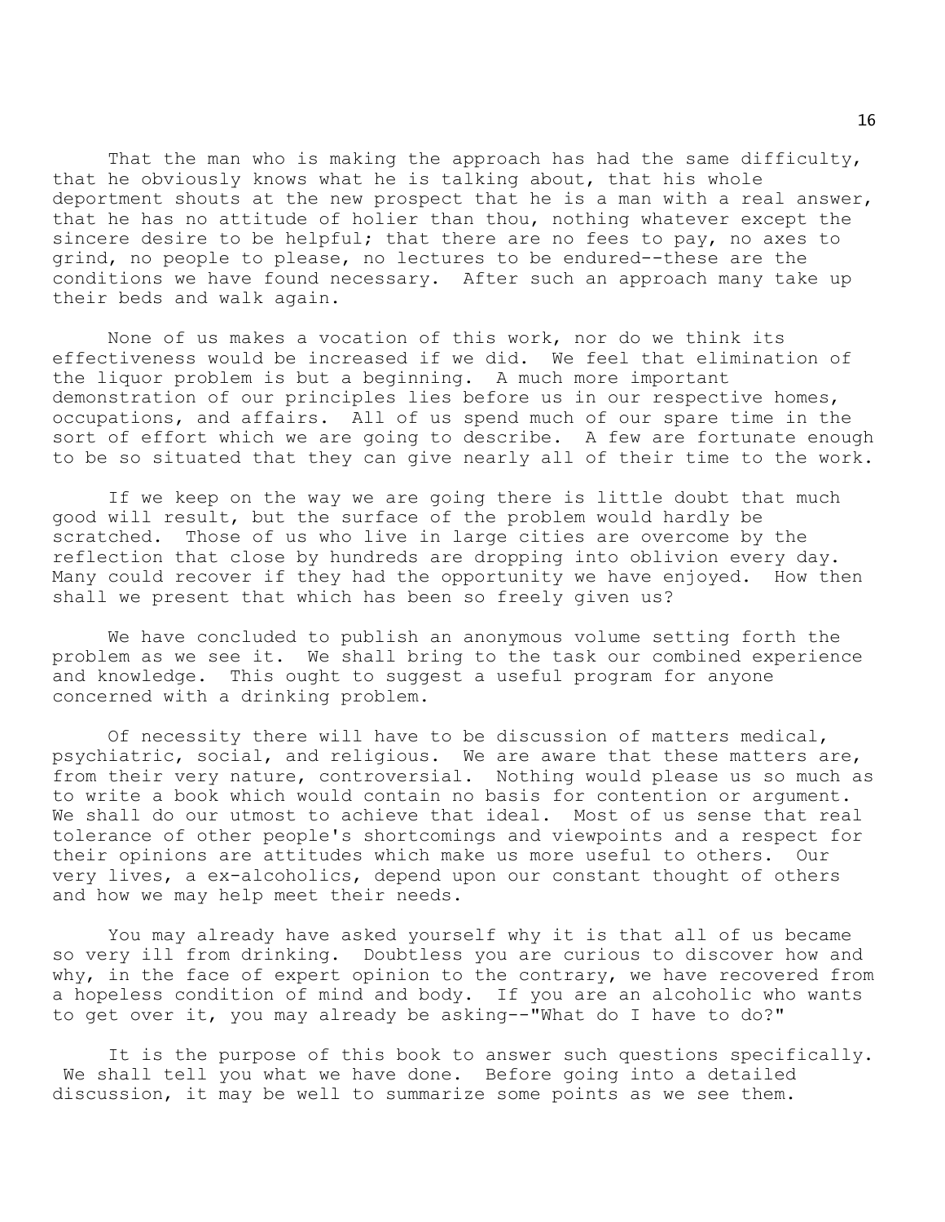That the man who is making the approach has had the same difficulty, that he obviously knows what he is talking about, that his whole deportment shouts at the new prospect that he is a man with a real answer, that he has no attitude of holier than thou, nothing whatever except the sincere desire to be helpful; that there are no fees to pay, no axes to grind, no people to please, no lectures to be endured--these are the conditions we have found necessary. After such an approach many take up their beds and walk again.

None of us makes a vocation of this work, nor do we think its effectiveness would be increased if we did. We feel that elimination of the liquor problem is but a beginning. A much more important demonstration of our principles lies before us in our respective homes, occupations, and affairs. All of us spend much of our spare time in the sort of effort which we are going to describe. A few are fortunate enough to be so situated that they can give nearly all of their time to the work.

If we keep on the way we are going there is little doubt that much good will result, but the surface of the problem would hardly be scratched. Those of us who live in large cities are overcome by the reflection that close by hundreds are dropping into oblivion every day. Many could recover if they had the opportunity we have enjoyed. How then shall we present that which has been so freely given us?

We have concluded to publish an anonymous volume setting forth the problem as we see it. We shall bring to the task our combined experience and knowledge. This ought to suggest a useful program for anyone concerned with a drinking problem.

Of necessity there will have to be discussion of matters medical, psychiatric, social, and religious. We are aware that these matters are, from their very nature, controversial. Nothing would please us so much as to write a book which would contain no basis for contention or argument. We shall do our utmost to achieve that ideal. Most of us sense that real tolerance of other people's shortcomings and viewpoints and a respect for their opinions are attitudes which make us more useful to others. Our very lives, a ex-alcoholics, depend upon our constant thought of others and how we may help meet their needs.

You may already have asked yourself why it is that all of us became so very ill from drinking. Doubtless you are curious to discover how and why, in the face of expert opinion to the contrary, we have recovered from a hopeless condition of mind and body. If you are an alcoholic who wants to get over it, you may already be asking--"What do I have to do?"

It is the purpose of this book to answer such questions specifically. We shall tell you what we have done. Before going into a detailed discussion, it may be well to summarize some points as we see them.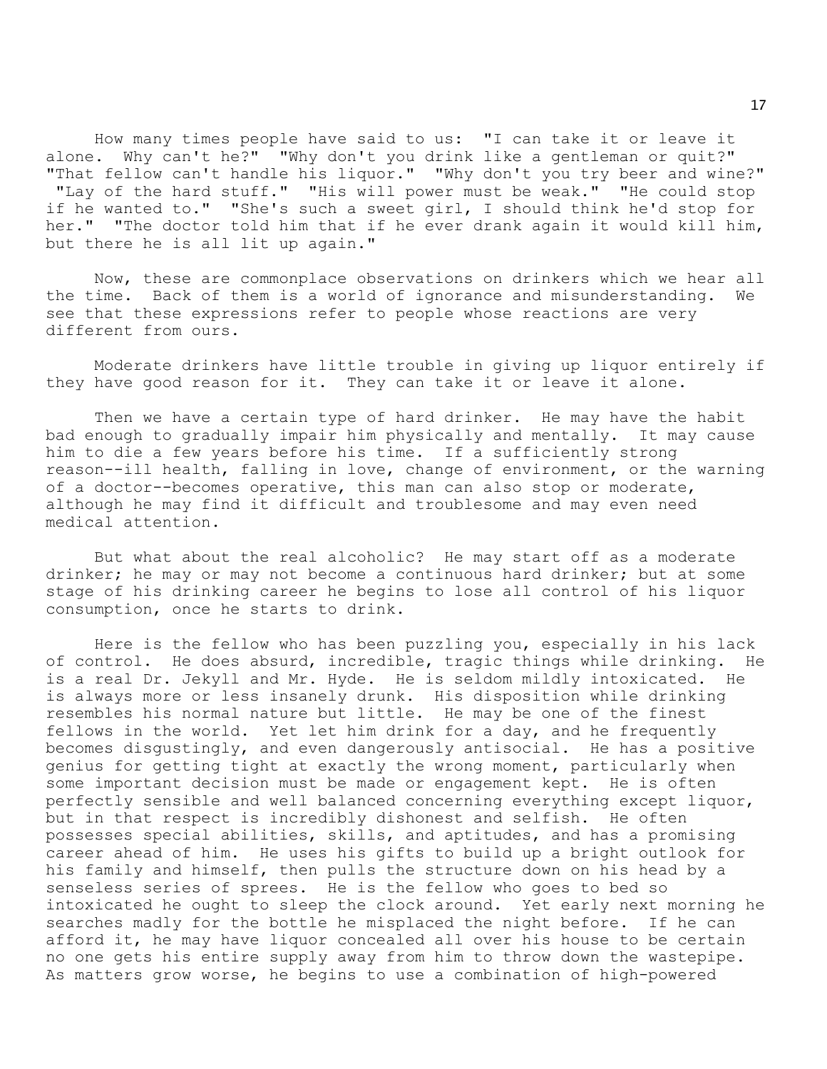How many times people have said to us: "I can take it or leave it alone. Why can't he?" "Why don't you drink like a gentleman or quit?" "That fellow can't handle his liquor." "Why don't you try beer and wine?" "Lay of the hard stuff." "His will power must be weak." "He could stop if he wanted to." "She's such a sweet girl, I should think he'd stop for her." "The doctor told him that if he ever drank again it would kill him, but there he is all lit up again."

Now, these are commonplace observations on drinkers which we hear all the time. Back of them is a world of ignorance and misunderstanding. We see that these expressions refer to people whose reactions are very different from ours.

Moderate drinkers have little trouble in giving up liquor entirely if they have good reason for it. They can take it or leave it alone.

Then we have a certain type of hard drinker. He may have the habit bad enough to gradually impair him physically and mentally. It may cause him to die a few years before his time. If a sufficiently strong reason--ill health, falling in love, change of environment, or the warning of a doctor--becomes operative, this man can also stop or moderate, although he may find it difficult and troublesome and may even need medical attention.

But what about the real alcoholic? He may start off as a moderate drinker; he may or may not become a continuous hard drinker; but at some stage of his drinking career he begins to lose all control of his liquor consumption, once he starts to drink.

Here is the fellow who has been puzzling you, especially in his lack of control. He does absurd, incredible, tragic things while drinking. He is a real Dr. Jekyll and Mr. Hyde. He is seldom mildly intoxicated. He is always more or less insanely drunk. His disposition while drinking resembles his normal nature but little. He may be one of the finest fellows in the world. Yet let him drink for a day, and he frequently becomes disgustingly, and even dangerously antisocial. He has a positive genius for getting tight at exactly the wrong moment, particularly when some important decision must be made or engagement kept. He is often perfectly sensible and well balanced concerning everything except liquor, but in that respect is incredibly dishonest and selfish. He often possesses special abilities, skills, and aptitudes, and has a promising career ahead of him. He uses his gifts to build up a bright outlook for his family and himself, then pulls the structure down on his head by a senseless series of sprees. He is the fellow who goes to bed so intoxicated he ought to sleep the clock around. Yet early next morning he searches madly for the bottle he misplaced the night before. If he can afford it, he may have liquor concealed all over his house to be certain no one gets his entire supply away from him to throw down the wastepipe. As matters grow worse, he begins to use a combination of high-powered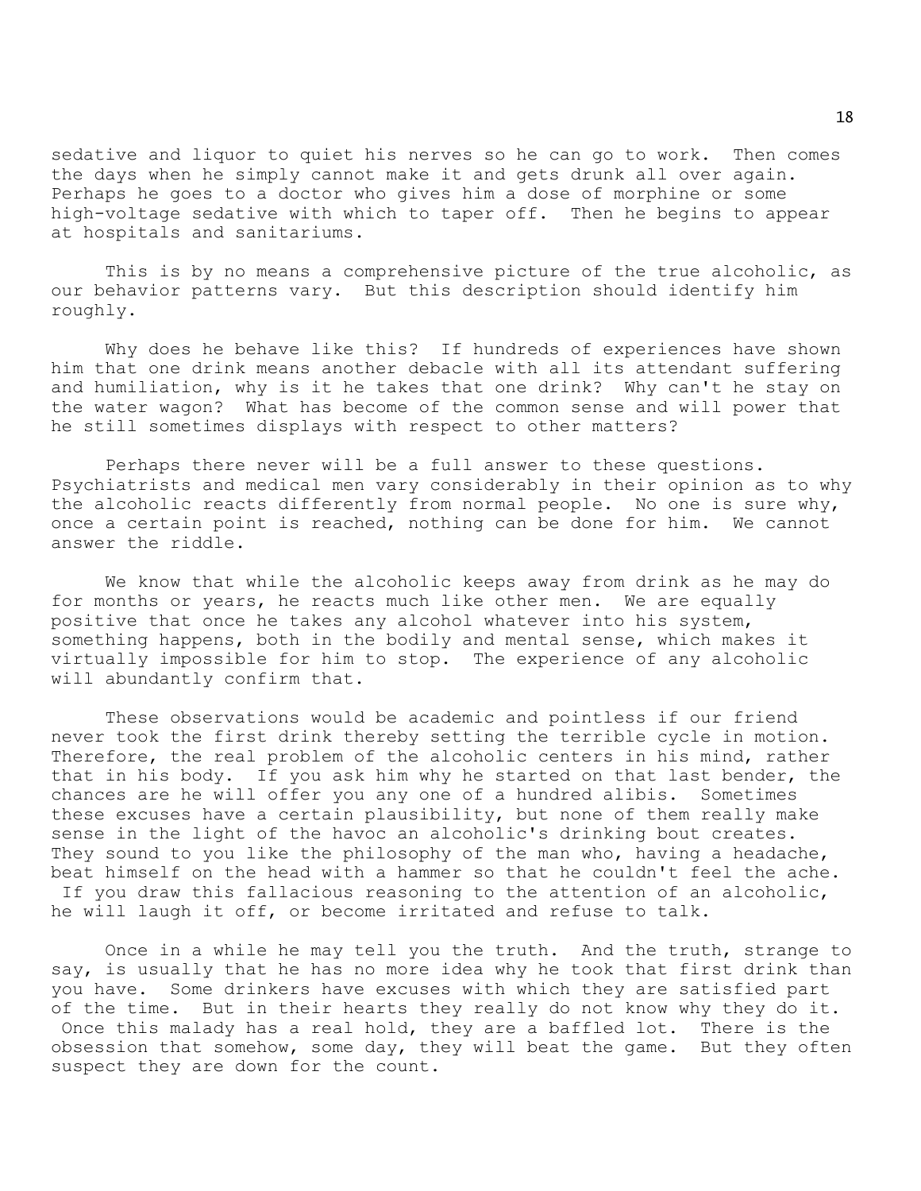sedative and liquor to quiet his nerves so he can go to work. Then comes the days when he simply cannot make it and gets drunk all over again. Perhaps he goes to a doctor who gives him a dose of morphine or some high-voltage sedative with which to taper off. Then he begins to appear at hospitals and sanitariums.

This is by no means a comprehensive picture of the true alcoholic, as our behavior patterns vary. But this description should identify him roughly.

Why does he behave like this? If hundreds of experiences have shown him that one drink means another debacle with all its attendant suffering and humiliation, why is it he takes that one drink? Why can't he stay on the water wagon? What has become of the common sense and will power that he still sometimes displays with respect to other matters?

Perhaps there never will be a full answer to these questions. Psychiatrists and medical men vary considerably in their opinion as to why the alcoholic reacts differently from normal people. No one is sure why, once a certain point is reached, nothing can be done for him. We cannot answer the riddle.

We know that while the alcoholic keeps away from drink as he may do for months or years, he reacts much like other men. We are equally positive that once he takes any alcohol whatever into his system, something happens, both in the bodily and mental sense, which makes it virtually impossible for him to stop. The experience of any alcoholic will abundantly confirm that.

These observations would be academic and pointless if our friend never took the first drink thereby setting the terrible cycle in motion. Therefore, the real problem of the alcoholic centers in his mind, rather that in his body. If you ask him why he started on that last bender, the chances are he will offer you any one of a hundred alibis. Sometimes these excuses have a certain plausibility, but none of them really make sense in the light of the havoc an alcoholic's drinking bout creates. They sound to you like the philosophy of the man who, having a headache, beat himself on the head with a hammer so that he couldn't feel the ache. If you draw this fallacious reasoning to the attention of an alcoholic, he will laugh it off, or become irritated and refuse to talk.

Once in a while he may tell you the truth. And the truth, strange to say, is usually that he has no more idea why he took that first drink than you have. Some drinkers have excuses with which they are satisfied part of the time. But in their hearts they really do not know why they do it. Once this malady has a real hold, they are a baffled lot. There is the obsession that somehow, some day, they will beat the game. But they often suspect they are down for the count.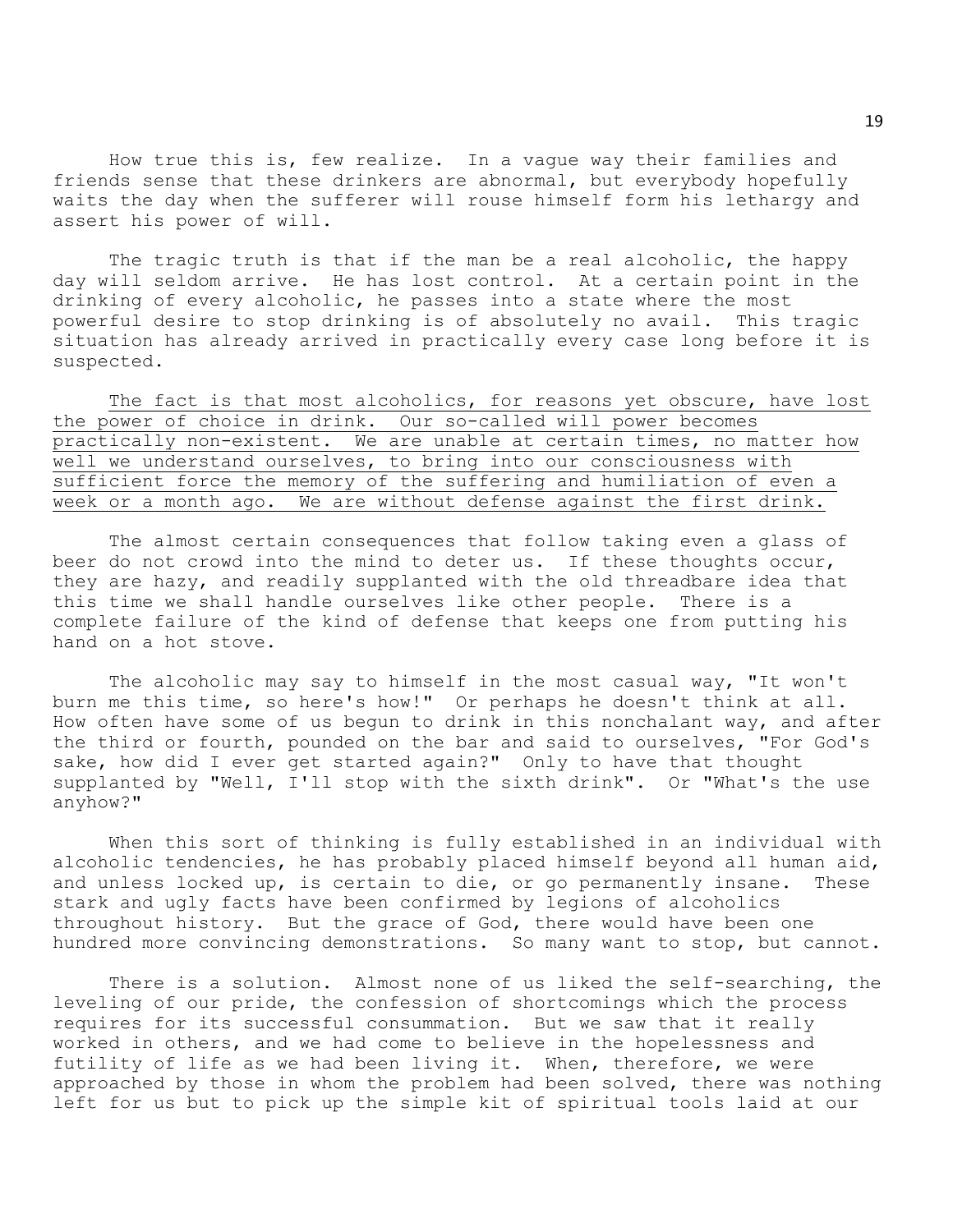How true this is, few realize. In a vague way their families and friends sense that these drinkers are abnormal, but everybody hopefully waits the day when the sufferer will rouse himself form his lethargy and assert his power of will.

The tragic truth is that if the man be a real alcoholic, the happy day will seldom arrive. He has lost control. At a certain point in the drinking of every alcoholic, he passes into a state where the most powerful desire to stop drinking is of absolutely no avail. This tragic situation has already arrived in practically every case long before it is suspected.

<u>The fact is that most alcoholics, for reasons yet obscure, have lost the power of choice in drink. Our so-called will power becomes practically non-existent. We are unable at certain times, no matter how well we understand ourselves, to bring into our consciousness with sufficient force the memory of the suffering and humiliation of even a week or a month ago. We are without defense against the first drink.</u>

The almost certain consequences that follow taking even a glass of beer do not crowd into the mind to deter us. If these thoughts occur, they are hazy, and readily supplanted with the old threadbare idea that this time we shall handle ourselves like other people. There is a complete failure of the kind of defense that keeps one from putting his hand on a hot stove.

The alcoholic may say to himself in the most casual way, "It won't burn me this time, so here's how!" Or perhaps he doesn't think at all. How often have some of us begun to drink in this nonchalant way, and after the third or fourth, pounded on the bar and said to ourselves, "For God's sake, how did I ever get started again?" Only to have that thought supplanted by "Well, I'll stop with the sixth drink". Or "What's the use anyhow?"

When this sort of thinking is fully established in an individual with alcoholic tendencies, he has probably placed himself beyond all human aid, and unless locked up, is certain to die, or go permanently insane. These stark and ugly facts have been confirmed by legions of alcoholics throughout history. But the grace of God, there would have been one hundred more convincing demonstrations. So many want to stop, but cannot.

There is a solution. Almost none of us liked the self-searching, the leveling of our pride, the confession of shortcomings which the process requires for its successful consummation. But we saw that it really worked in others, and we had come to believe in the hopelessness and futility of life as we had been living it. When, therefore, we were approached by those in whom the problem had been solved, there was nothing left for us but to pick up the simple kit of spiritual tools laid at our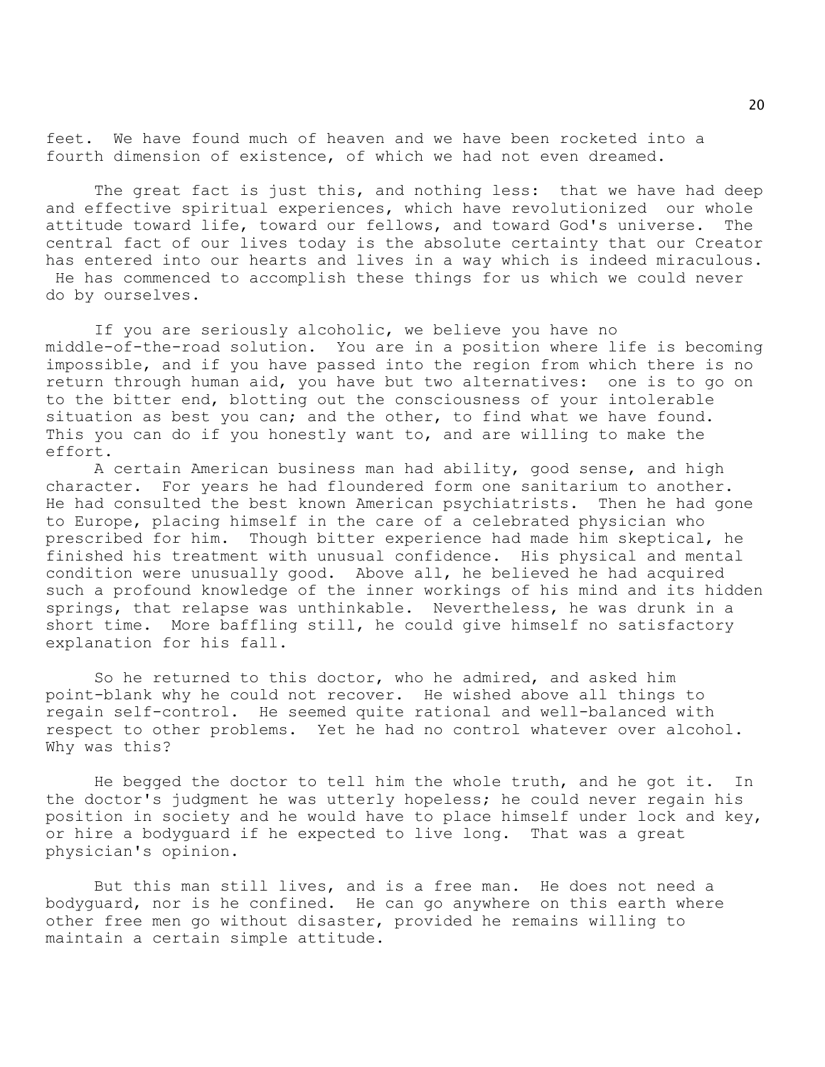feet. We have found much of heaven and we have been rocketed into a fourth dimension of existence, of which we had not even dreamed.

The great fact is just this, and nothing less: that we have had deep and effective spiritual experiences, which have revolutionized our whole attitude toward life, toward our fellows, and toward God's universe. The central fact of our lives today is the absolute certainty that our Creator has entered into our hearts and lives in a way which is indeed miraculous. He has commenced to accomplish these things for us which we could never do by ourselves.

If you are seriously alcoholic, we believe you have no middle-of-the-road solution. You are in a position where life is becoming impossible, and if you have passed into the region from which there is no return through human aid, you have but two alternatives: one is to go on to the bitter end, blotting out the consciousness of your intolerable situation as best you can; and the other, to find what we have found. This you can do if you honestly want to, and are willing to make the effort.

A certain American business man had ability, good sense, and high character. For years he had floundered form one sanitarium to another. He had consulted the best known American psychiatrists. Then he had gone to Europe, placing himself in the care of a celebrated physician who prescribed for him. Though bitter experience had made him skeptical, he finished his treatment with unusual confidence. His physical and mental condition were unusually good. Above all, he believed he had acquired such a profound knowledge of the inner workings of his mind and its hidden springs, that relapse was unthinkable. Nevertheless, he was drunk in a short time. More baffling still, he could give himself no satisfactory explanation for his fall.

So he returned to this doctor, who he admired, and asked him point-blank why he could not recover. He wished above all things to regain self-control. He seemed quite rational and well-balanced with respect to other problems. Yet he had no control whatever over alcohol. Why was this?

He begged the doctor to tell him the whole truth, and he got it. In the doctor's judgment he was utterly hopeless; he could never regain his position in society and he would have to place himself under lock and key, or hire a bodyguard if he expected to live long. That was a great physician's opinion.

But this man still lives, and is a free man. He does not need a bodyguard, nor is he confined. He can go anywhere on this earth where other free men go without disaster, provided he remains willing to maintain a certain simple attitude.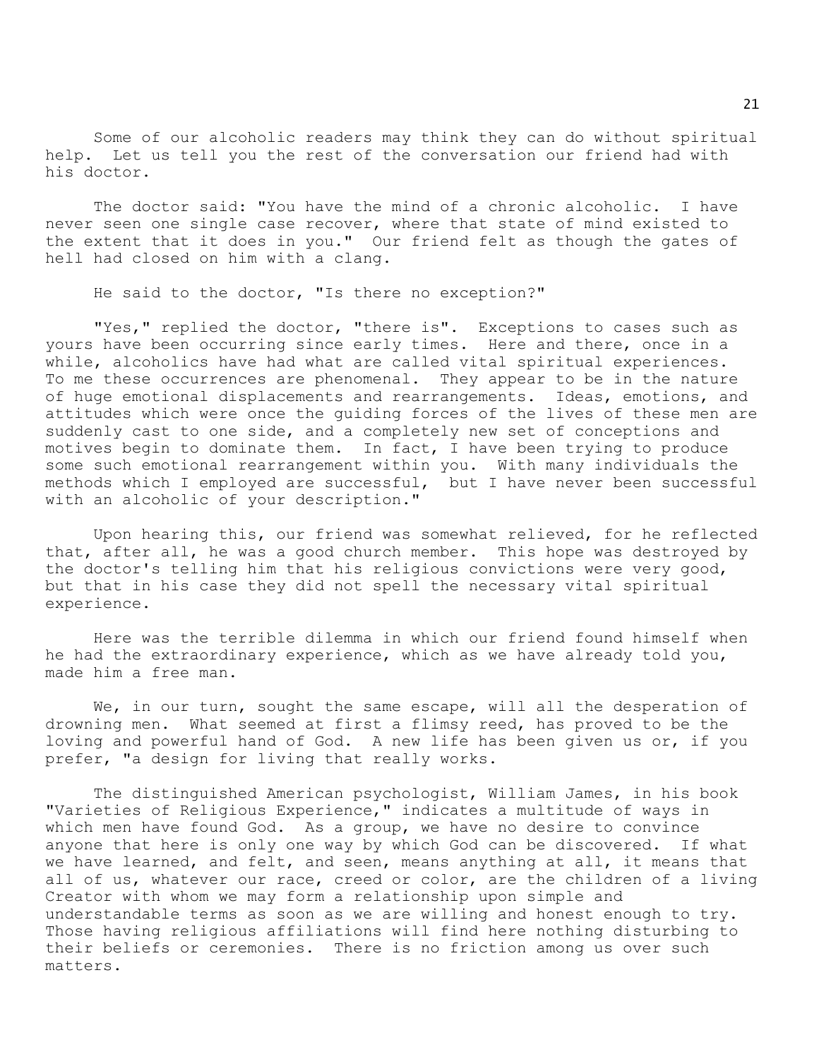Some of our alcoholic readers may think they can do without spiritual help. Let us tell you the rest of the conversation our friend had with his doctor.

The doctor said: "You have the mind of a chronic alcoholic. I have never seen one single case recover, where that state of mind existed to the extent that it does in you." Our friend felt as though the gates of hell had closed on him with a clang.

He said to the doctor, "Is there no exception?"

"Yes," replied the doctor, "there is". Exceptions to cases such as yours have been occurring since early times. Here and there, once in a while, alcoholics have had what are called vital spiritual experiences. To me these occurrences are phenomenal. They appear to be in the nature of huge emotional displacements and rearrangements. Ideas, emotions, and attitudes which were once the guiding forces of the lives of these men are suddenly cast to one side, and a completely new set of conceptions and motives begin to dominate them. In fact, I have been trying to produce some such emotional rearrangement within you. With many individuals the methods which I employed are successful, but I have never been successful with an alcoholic of your description."

Upon hearing this, our friend was somewhat relieved, for he reflected that, after all, he was a good church member. This hope was destroyed by the doctor's telling him that his religious convictions were very good, but that in his case they did not spell the necessary vital spiritual experience.

Here was the terrible dilemma in which our friend found himself when he had the extraordinary experience, which as we have already told you, made him a free man.

We, in our turn, sought the same escape, will all the desperation of drowning men. What seemed at first a flimsy reed, has proved to be the loving and powerful hand of God. A new life has been given us or, if you prefer, "a design for living that really works.

The distinguished American psychologist, William James, in his book "Varieties of Religious Experience," indicates a multitude of ways in which men have found God. As a group, we have no desire to convince anyone that here is only one way by which God can be discovered. If what we have learned, and felt, and seen, means anything at all, it means that all of us, whatever our race, creed or color, are the children of a living Creator with whom we may form a relationship upon simple and understandable terms as soon as we are willing and honest enough to try. Those having religious affiliations will find here nothing disturbing to their beliefs or ceremonies. There is no friction among us over such matters.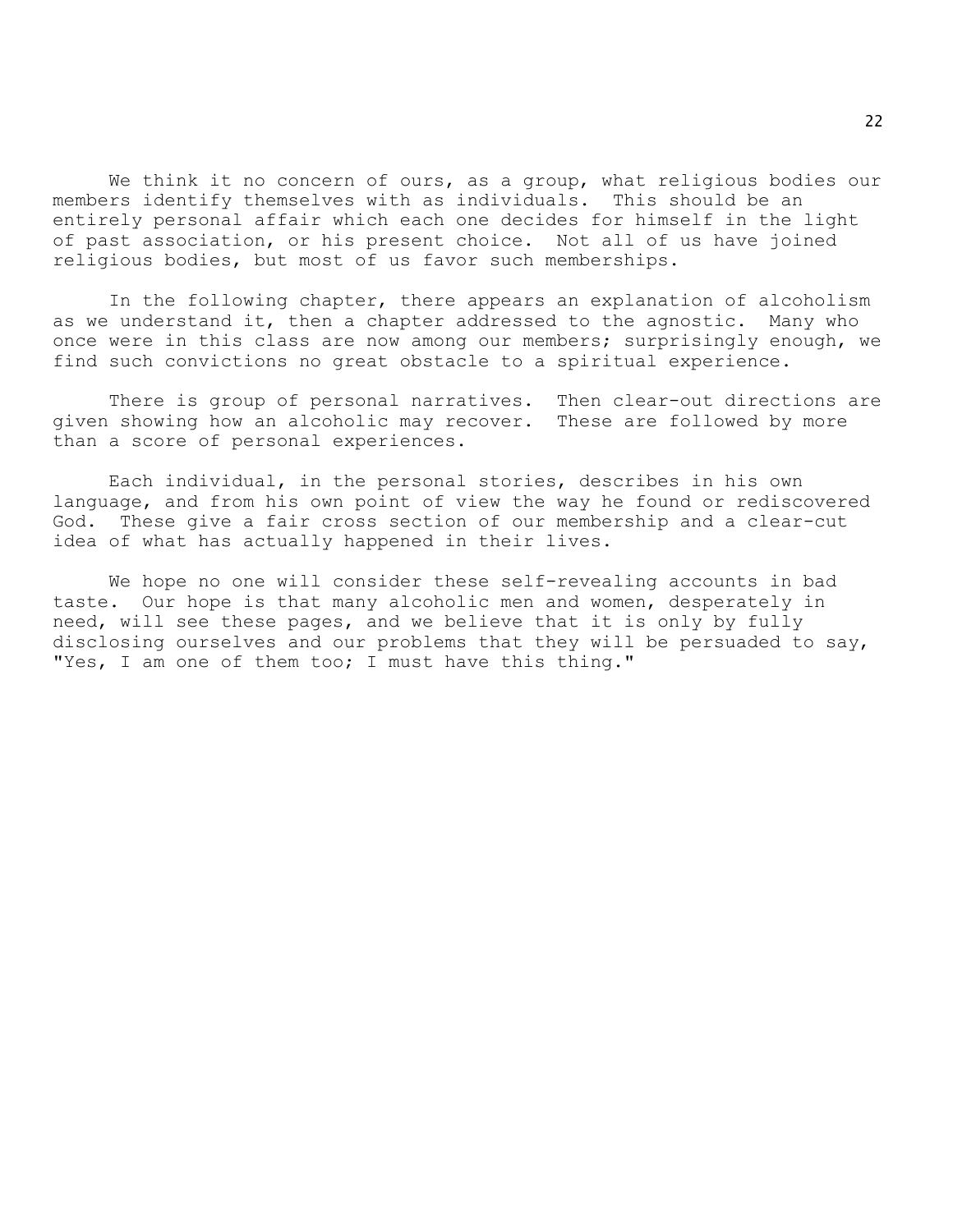We think it no concern of ours, as a group, what religious bodies our members identify themselves with as individuals. This should be an entirely personal affair which each one decides for himself in the light of past association, or his present choice. Not all of us have joined religious bodies, but most of us favor such memberships.

In the following chapter, there appears an explanation of alcoholism as we understand it, then a chapter addressed to the agnostic. Many who once were in this class are now among our members; surprisingly enough, we find such convictions no great obstacle to a spiritual experience.

There is group of personal narratives. Then clear-out directions are given showing how an alcoholic may recover. These are followed by more than a score of personal experiences.

Each individual, in the personal stories, describes in his own language, and from his own point of view the way he found or rediscovered God. These give a fair cross section of our membership and a clear-cut idea of what has actually happened in their lives.

We hope no one will consider these self-revealing accounts in bad taste. Our hope is that many alcoholic men and women, desperately in need, will see these pages, and we believe that it is only by fully disclosing ourselves and our problems that they will be persuaded to say, "Yes, I am one of them too; I must have this thing."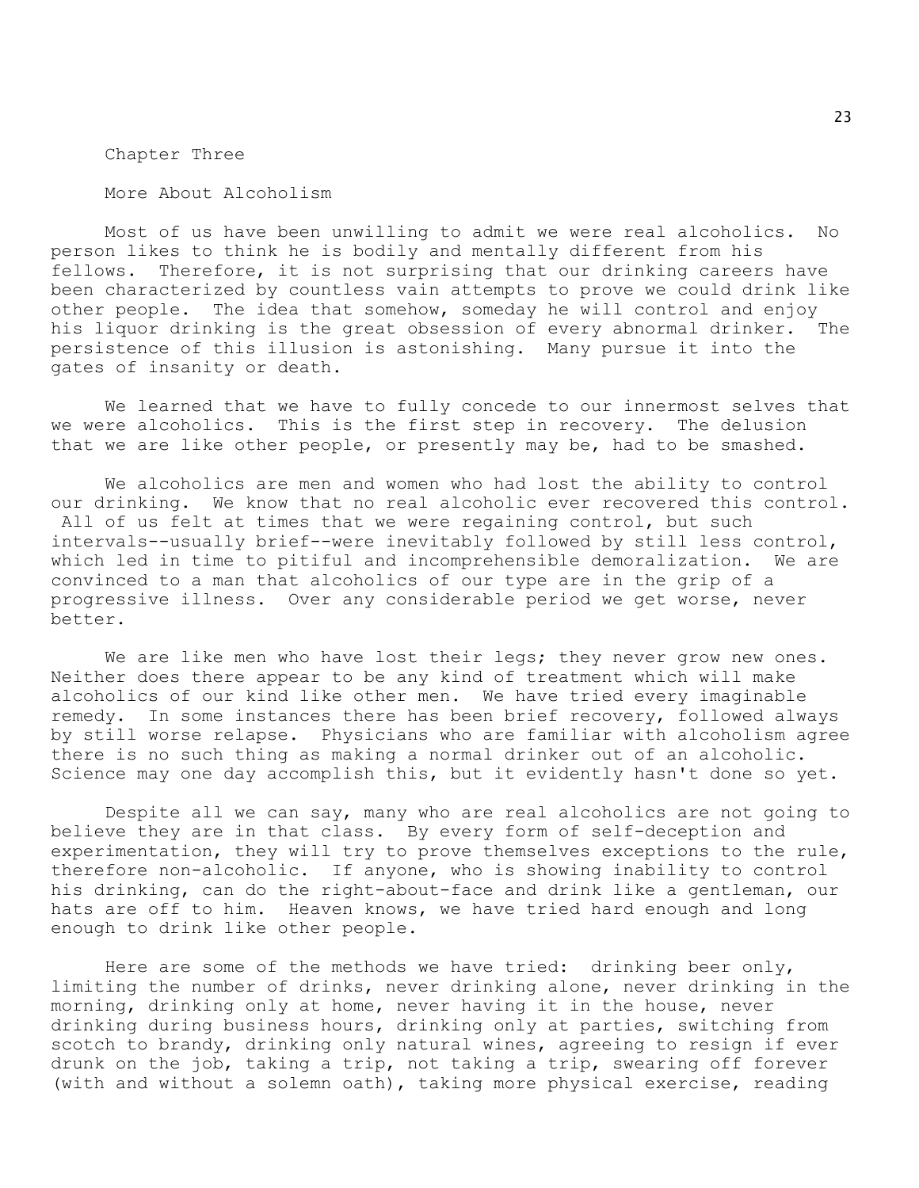## Chapter Three

## More About Alcoholism

Most of us have been unwilling to admit we were real alcoholics. No person likes to think he is bodily and mentally different from his fellows. Therefore, it is not surprising that our drinking careers have been characterized by countless vain attempts to prove we could drink like other people. The idea that somehow, someday he will control and enjoy his liquor drinking is the great obsession of every abnormal drinker. The persistence of this illusion is astonishing. Many pursue it into the gates of insanity or death.

We learned that we have to fully concede to our innermost selves that we were alcoholics. This is the first step in recovery. The delusion that we are like other people, or presently may be, had to be smashed.

We alcoholics are men and women who had lost the ability to control our drinking. We know that no real alcoholic ever recovered this control. All of us felt at times that we were regaining control, but such intervals--usually brief--were inevitably followed by still less control, which led in time to pitiful and incomprehensible demoralization. We are convinced to a man that alcoholics of our type are in the grip of a progressive illness. Over any considerable period we get worse, never better.

We are like men who have lost their legs; they never grow new ones. Neither does there appear to be any kind of treatment which will make alcoholics of our kind like other men. We have tried every imaginable remedy. In some instances there has been brief recovery, followed always by still worse relapse. Physicians who are familiar with alcoholism agree there is no such thing as making a normal drinker out of an alcoholic. Science may one day accomplish this, but it evidently hasn't done so yet.

Despite all we can say, many who are real alcoholics are not going to believe they are in that class. By every form of self-deception and experimentation, they will try to prove themselves exceptions to the rule, therefore non-alcoholic. If anyone, who is showing inability to control his drinking, can do the right-about-face and drink like a gentleman, our hats are off to him. Heaven knows, we have tried hard enough and long enough to drink like other people.

Here are some of the methods we have tried: drinking beer only, limiting the number of drinks, never drinking alone, never drinking in the morning, drinking only at home, never having it in the house, never drinking during business hours, drinking only at parties, switching from scotch to brandy, drinking only natural wines, agreeing to resign if ever drunk on the job, taking a trip, not taking a trip, swearing off forever (with and without a solemn oath), taking more physical exercise, reading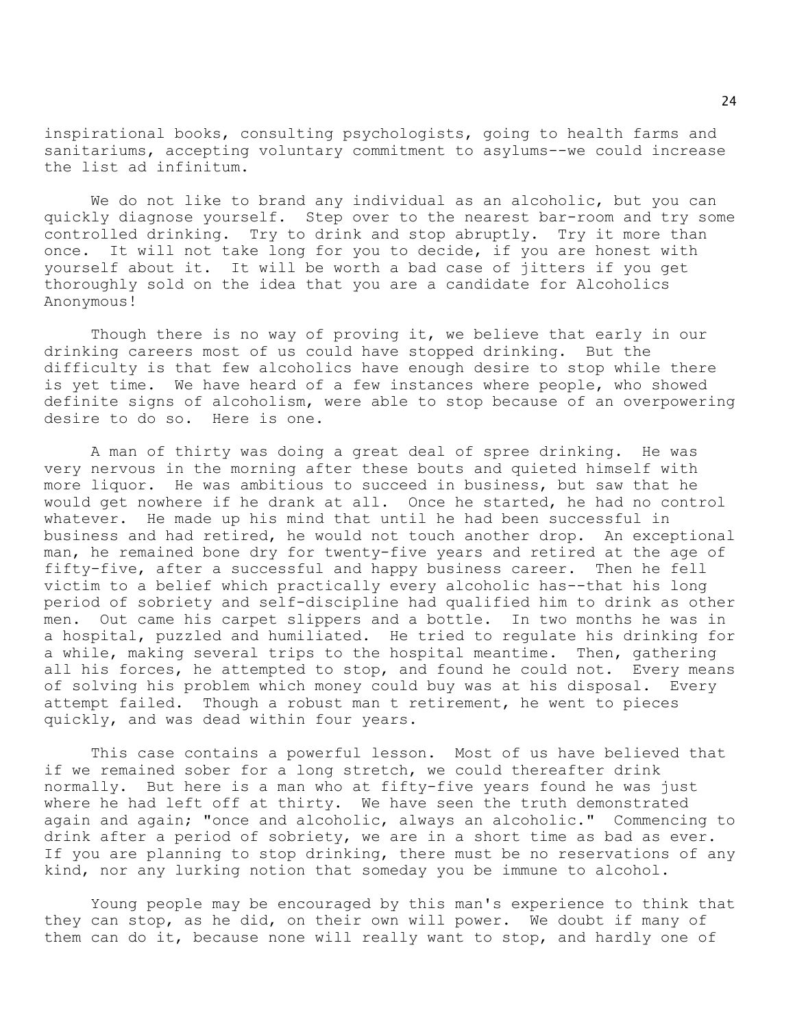inspirational books, consulting psychologists, going to health farms and sanitariums, accepting voluntary commitment to asylums--we could increase the list ad infinitum.

We do not like to brand any individual as an alcoholic, but you can quickly diagnose yourself. Step over to the nearest bar-room and try some controlled drinking. Try to drink and stop abruptly. Try it more than once. It will not take long for you to decide, if you are honest with yourself about it. It will be worth a bad case of jitters if you get thoroughly sold on the idea that you are a candidate for Alcoholics Anonymous!

Though there is no way of proving it, we believe that early in our drinking careers most of us could have stopped drinking. But the difficulty is that few alcoholics have enough desire to stop while there is yet time. We have heard of a few instances where people, who showed definite signs of alcoholism, were able to stop because of an overpowering desire to do so. Here is one.

A man of thirty was doing a great deal of spree drinking. He was very nervous in the morning after these bouts and quieted himself with more liquor. He was ambitious to succeed in business, but saw that he would get nowhere if he drank at all. Once he started, he had no control whatever. He made up his mind that until he had been successful in business and had retired, he would not touch another drop. An exceptional man, he remained bone dry for twenty-five years and retired at the age of fifty-five, after a successful and happy business career. Then he fell victim to a belief which practically every alcoholic has--that his long period of sobriety and self-discipline had qualified him to drink as other men. Out came his carpet slippers and a bottle. In two months he was in a hospital, puzzled and humiliated. He tried to regulate his drinking for a while, making several trips to the hospital meantime. Then, gathering all his forces, he attempted to stop, and found he could not. Every means of solving his problem which money could buy was at his disposal. Every attempt failed. Though a robust man t retirement, he went to pieces quickly, and was dead within four years.

This case contains a powerful lesson. Most of us have believed that if we remained sober for a long stretch, we could thereafter drink normally. But here is a man who at fifty-five years found he was just where he had left off at thirty. We have seen the truth demonstrated again and again; "once and alcoholic, always an alcoholic." Commencing to drink after a period of sobriety, we are in a short time as bad as ever. If you are planning to stop drinking, there must be no reservations of any kind, nor any lurking notion that someday you be immune to alcohol.

Young people may be encouraged by this man's experience to think that they can stop, as he did, on their own will power. We doubt if many of them can do it, because none will really want to stop, and hardly one of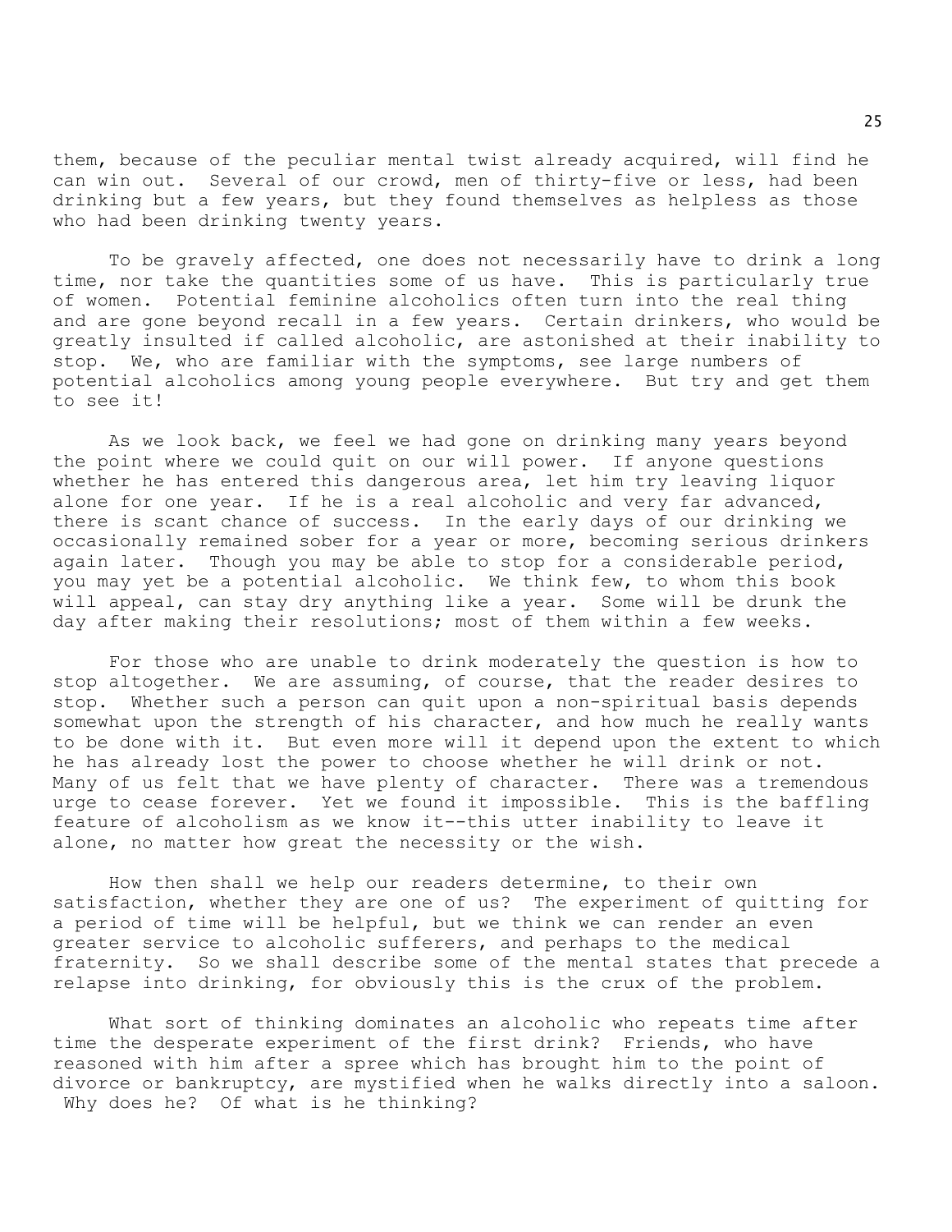them, because of the peculiar mental twist already acquired, will find he can win out. Several of our crowd, men of thirty-five or less, had been drinking but a few years, but they found themselves as helpless as those who had been drinking twenty years.

To be gravely affected, one does not necessarily have to drink a long time, nor take the quantities some of us have. This is particularly true of women. Potential feminine alcoholics often turn into the real thing and are gone beyond recall in a few years. Certain drinkers, who would be greatly insulted if called alcoholic, are astonished at their inability to stop. We, who are familiar with the symptoms, see large numbers of potential alcoholics among young people everywhere. But try and get them to see it!

As we look back, we feel we had gone on drinking many years beyond the point where we could quit on our will power. If anyone questions whether he has entered this dangerous area, let him try leaving liquor alone for one year. If he is a real alcoholic and very far advanced, there is scant chance of success. In the early days of our drinking we occasionally remained sober for a year or more, becoming serious drinkers again later. Though you may be able to stop for a considerable period, you may yet be a potential alcoholic. We think few, to whom this book will appeal, can stay dry anything like a year. Some will be drunk the day after making their resolutions; most of them within a few weeks.

For those who are unable to drink moderately the question is how to stop altogether. We are assuming, of course, that the reader desires to stop. Whether such a person can quit upon a non-spiritual basis depends somewhat upon the strength of his character, and how much he really wants to be done with it. But even more will it depend upon the extent to which he has already lost the power to choose whether he will drink or not. Many of us felt that we have plenty of character. There was a tremendous urge to cease forever. Yet we found it impossible. This is the baffling feature of alcoholism as we know it--this utter inability to leave it alone, no matter how great the necessity or the wish.

How then shall we help our readers determine, to their own satisfaction, whether they are one of us? The experiment of quitting for a period of time will be helpful, but we think we can render an even greater service to alcoholic sufferers, and perhaps to the medical fraternity. So we shall describe some of the mental states that precede a relapse into drinking, for obviously this is the crux of the problem.

What sort of thinking dominates an alcoholic who repeats time after time the desperate experiment of the first drink? Friends, who have reasoned with him after a spree which has brought him to the point of divorce or bankruptcy, are mystified when he walks directly into a saloon. Why does he? Of what is he thinking?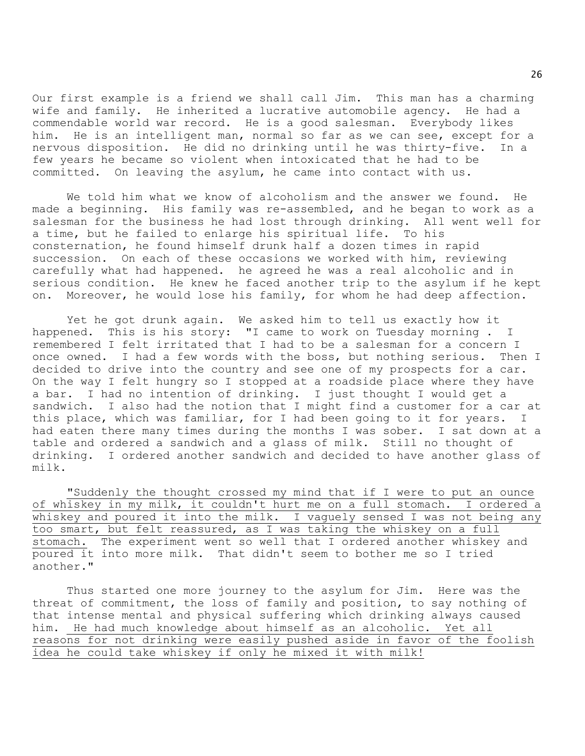Our first example is a friend we shall call Jim. This man has a charming wife and family. He inherited a lucrative automobile agency. He had a commendable world war record. He is a good salesman. Everybody likes him. He is an intelligent man, normal so far as we can see, except for a nervous disposition. He did no drinking until he was thirty-five. In a few years he became so violent when intoxicated that he had to be committed. On leaving the asylum, he came into contact with us.

We told him what we know of alcoholism and the answer we found. He made a beginning. His family was re-assembled, and he began to work as a salesman for the business he had lost through drinking. All went well for a time, but he failed to enlarge his spiritual life. To his consternation, he found himself drunk half a dozen times in rapid succession. On each of these occasions we worked with him, reviewing carefully what had happened. he agreed he was a real alcoholic and in serious condition. He knew he faced another trip to the asylum if he kept on. Moreover, he would lose his family, for whom he had deep affection.

Yet he got drunk again. We asked him to tell us exactly how it happened. This is his story: "I came to work on Tuesday morning . I remembered I felt irritated that I had to be a salesman for a concern I once owned. I had a few words with the boss, but nothing serious. Then I decided to drive into the country and see one of my prospects for a car. On the way I felt hungry so I stopped at a roadside place where they have a bar. I had no intention of drinking. I just thought I would get a sandwich. I also had the notion that I might find a customer for a car at this place, which was familiar, for I had been going to it for years. I had eaten there many times during the months I was sober. I sat down at a table and ordered a sandwich and a glass of milk. Still no thought of drinking. I ordered another sandwich and decided to have another glass of milk.

<u>"Suddenly the thought crossed my mind that if I were to put an ounce of whiskey in my milk, it couldn't hurt me on a full stomach. I ordered a whiskey and poured it into the milk. I vaguely sensed I was not being any too smart, but felt reassured, as I was taking the whiskey on a full stomach.</u> The experiment went so well that I ordered another whiskey and poured it into more milk. That didn't seem to bother me so I tried another."

Thus started one more journey to the asylum for Jim. Here was the threat of commitment, the loss of family and position, to say nothing of that intense mental and physical suffering which drinking always caused him. <u>He had much knowledge about himself as an alcoholic. Yet all reasons for not drinking were easily pushed aside in favor of the foolish idea he could take whiskey if only he mixed it with milk!</u>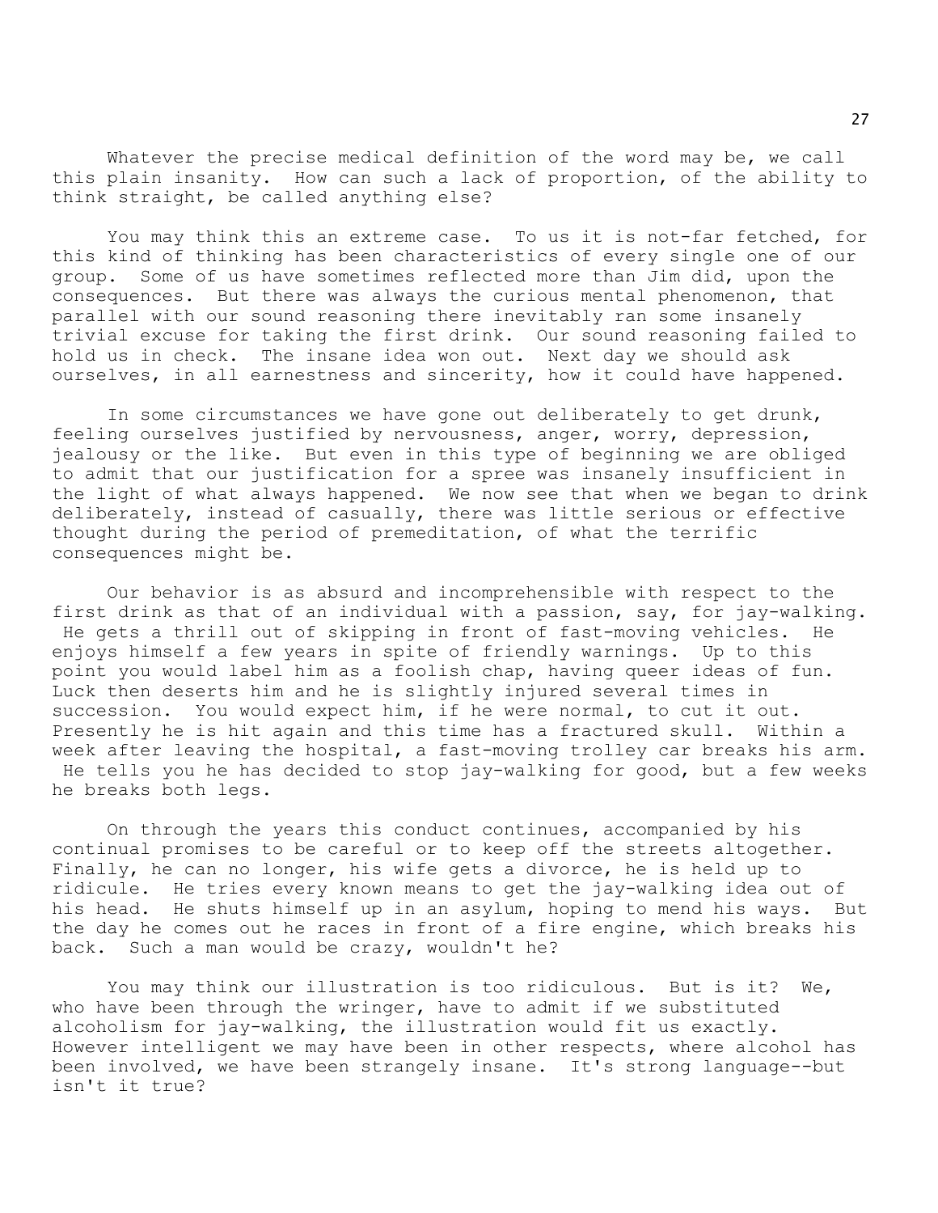Whatever the precise medical definition of the word may be, we call this plain insanity. How can such a lack of proportion, of the ability to think straight, be called anything else?

You may think this an extreme case. To us it is not-far fetched, for this kind of thinking has been characteristics of every single one of our group. Some of us have sometimes reflected more than Jim did, upon the consequences. But there was always the curious mental phenomenon, that parallel with our sound reasoning there inevitably ran some insanely trivial excuse for taking the first drink. Our sound reasoning failed to hold us in check. The insane idea won out. Next day we should ask ourselves, in all earnestness and sincerity, how it could have happened.

In some circumstances we have gone out deliberately to get drunk, feeling ourselves justified by nervousness, anger, worry, depression, jealousy or the like. But even in this type of beginning we are obliged to admit that our justification for a spree was insanely insufficient in the light of what always happened. We now see that when we began to drink deliberately, instead of casually, there was little serious or effective thought during the period of premeditation, of what the terrific consequences might be.

Our behavior is as absurd and incomprehensible with respect to the first drink as that of an individual with a passion, say, for jay-walking. He gets a thrill out of skipping in front of fast-moving vehicles. He enjoys himself a few years in spite of friendly warnings. Up to this point you would label him as a foolish chap, having queer ideas of fun. Luck then deserts him and he is slightly injured several times in succession. You would expect him, if he were normal, to cut it out. Presently he is hit again and this time has a fractured skull. Within a week after leaving the hospital, a fast-moving trolley car breaks his arm. He tells you he has decided to stop jay-walking for good, but a few weeks he breaks both legs.

On through the years this conduct continues, accompanied by his continual promises to be careful or to keep off the streets altogether. Finally, he can no longer, his wife gets a divorce, he is held up to ridicule. He tries every known means to get the jay-walking idea out of his head. He shuts himself up in an asylum, hoping to mend his ways. But the day he comes out he races in front of a fire engine, which breaks his back. Such a man would be crazy, wouldn't he?

You may think our illustration is too ridiculous. But is it? We, who have been through the wringer, have to admit if we substituted alcoholism for jay-walking, the illustration would fit us exactly. However intelligent we may have been in other respects, where alcohol has been involved, we have been strangely insane. It's strong language--but isn't it true?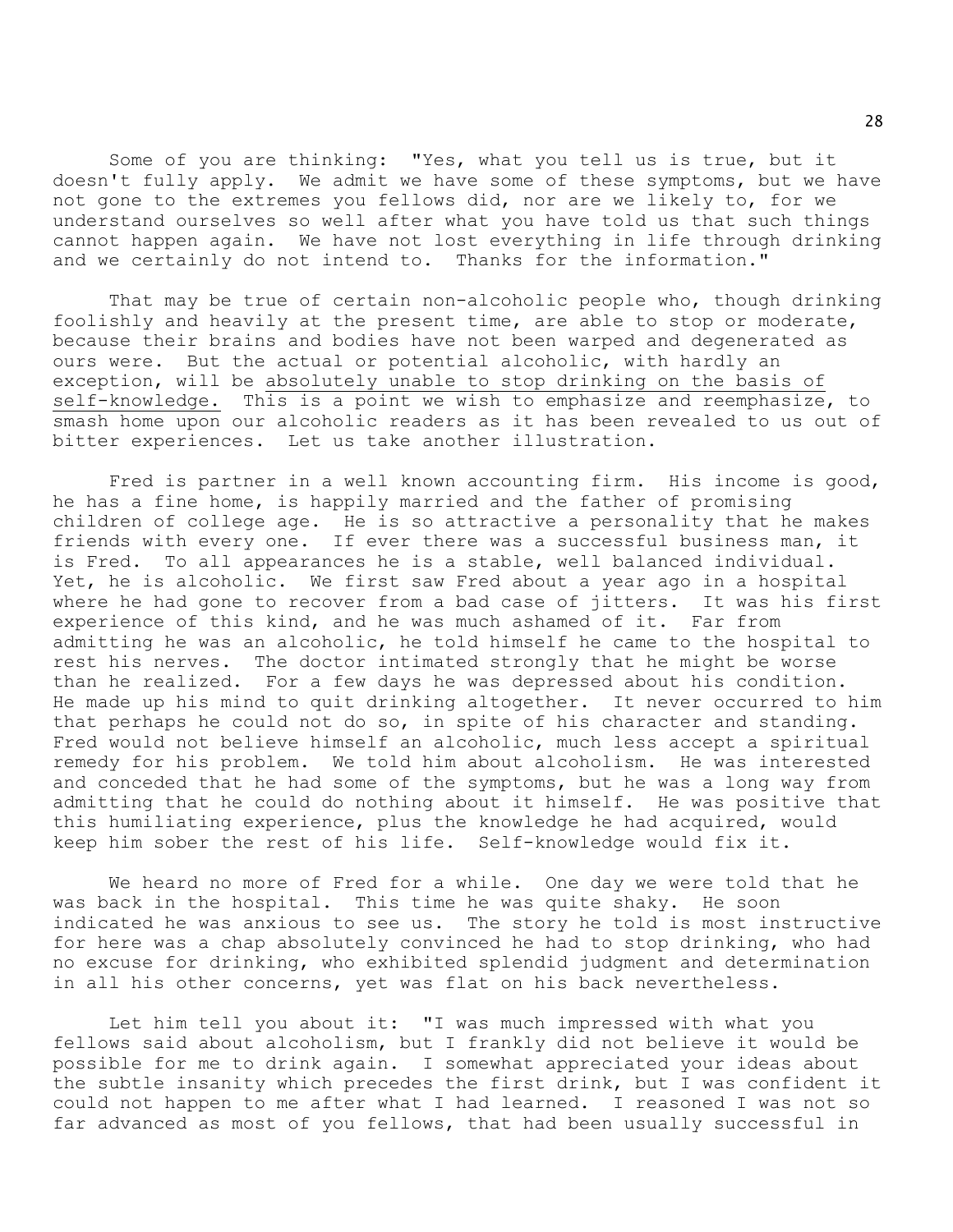Some of you are thinking: "Yes, what you tell us is true, but it doesn't fully apply. We admit we have some of these symptoms, but we have not gone to the extremes you fellows did, nor are we likely to, for we understand ourselves so well after what you have told us that such things cannot happen again. We have not lost everything in life through drinking and we certainly do not intend to. Thanks for the information."

That may be true of certain non-alcoholic people who, though drinking foolishly and heavily at the present time, are able to stop or moderate, because their brains and bodies have not been warped and degenerated as ours were. But the actual or potential alcoholic, with hardly an exception, will be <u>absolutely unable to stop drinking on the basis of self-knowledge.</u> This is a point we wish to emphasize and reemphasize, to smash home upon our alcoholic readers as it has been revealed to us out of bitter experiences. Let us take another illustration.

Fred is partner in a well known accounting firm. His income is good, he has a fine home, is happily married and the father of promising children of college age. He is so attractive a personality that he makes friends with every one. If ever there was a successful business man, it is Fred. To all appearances he is a stable, well balanced individual. Yet, he is alcoholic. We first saw Fred about a year ago in a hospital where he had gone to recover from a bad case of jitters. It was his first experience of this kind, and he was much ashamed of it. Far from admitting he was an alcoholic, he told himself he came to the hospital to rest his nerves. The doctor intimated strongly that he might be worse than he realized. For a few days he was depressed about his condition. He made up his mind to quit drinking altogether. It never occurred to him that perhaps he could not do so, in spite of his character and standing. Fred would not believe himself an alcoholic, much less accept a spiritual remedy for his problem. We told him about alcoholism. He was interested and conceded that he had some of the symptoms, but he was a long way from admitting that he could do nothing about it himself. He was positive that this humiliating experience, plus the knowledge he had acquired, would keep him sober the rest of his life. Self-knowledge would fix it.

We heard no more of Fred for a while. One day we were told that he was back in the hospital. This time he was quite shaky. He soon indicated he was anxious to see us. The story he told is most instructive for here was a chap absolutely convinced he had to stop drinking, who had no excuse for drinking, who exhibited splendid judgment and determination in all his other concerns, yet was flat on his back nevertheless.

Let him tell you about it: "I was much impressed with what you fellows said about alcoholism, but I frankly did not believe it would be possible for me to drink again. I somewhat appreciated your ideas about the subtle insanity which precedes the first drink, but I was confident it could not happen to me after what I had learned. I reasoned I was not so far advanced as most of you fellows, that had been usually successful in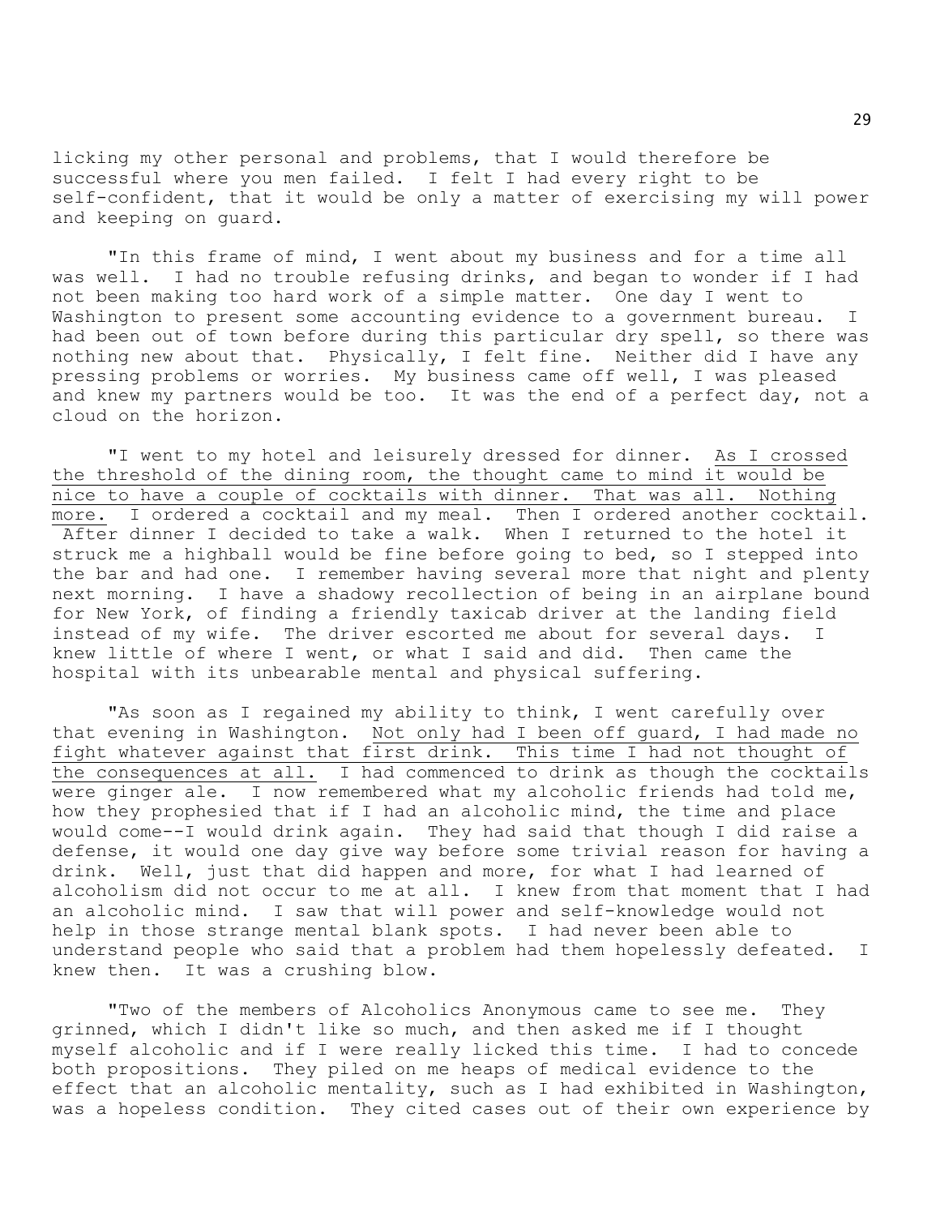licking my other personal and problems, that I would therefore be successful where you men failed. I felt I had every right to be self-confident, that it would be only a matter of exercising my will power and keeping on guard.

"In this frame of mind, I went about my business and for a time all was well. I had no trouble refusing drinks, and began to wonder if I had not been making too hard work of a simple matter. One day I went to Washington to present some accounting evidence to a government bureau. I had been out of town before during this particular dry spell, so there was nothing new about that. Physically, I felt fine. Neither did I have any pressing problems or worries. My business came off well, I was pleased and knew my partners would be too. It was the end of a perfect day, not a cloud on the horizon.

"I went to my hotel and leisurely dressed for dinner. <u>As I crossed the threshold of the dining room, the thought came to mind it would be nice to have a couple of cocktails with dinner. That was all. Nothing more.</u> I ordered a cocktail and my meal. Then I ordered another cocktail. After dinner I decided to take a walk. When I returned to the hotel it struck me a highball would be fine before going to bed, so I stepped into the bar and had one. I remember having several more that night and plenty next morning. I have a shadowy recollection of being in an airplane bound for New York, of finding a friendly taxicab driver at the landing field instead of my wife. The driver escorted me about for several days. I knew little of where I went, or what I said and did. Then came the hospital with its unbearable mental and physical suffering.

"As soon as I regained my ability to think, I went carefully over that evening in Washington. <u>Not only had I been off guard, I had made no fight whatever against that first drink. This time I had not thought of the consequences at all.</u> I had commenced to drink as though the cocktails were ginger ale. I now remembered what my alcoholic friends had told me, how they prophesied that if I had an alcoholic mind, the time and place would come--I would drink again. They had said that though I did raise a defense, it would one day give way before some trivial reason for having a drink. Well, just that did happen and more, for what I had learned of alcoholism did not occur to me at all. I knew from that moment that I had an alcoholic mind. I saw that will power and self-knowledge would not help in those strange mental blank spots. I had never been able to understand people who said that a problem had them hopelessly defeated. I knew then. It was a crushing blow.

"Two of the members of Alcoholics Anonymous came to see me. They grinned, which I didn't like so much, and then asked me if I thought myself alcoholic and if I were really licked this time. I had to concede both propositions. They piled on me heaps of medical evidence to the effect that an alcoholic mentality, such as I had exhibited in Washington, was a hopeless condition. They cited cases out of their own experience by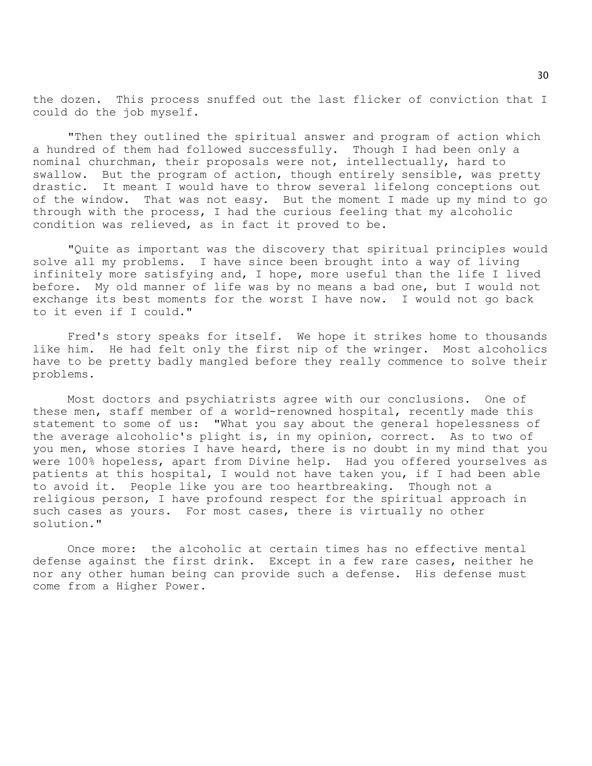the dozen. This process snuffed out the last flicker of conviction that I could do the job myself.

"Then they outlined the spiritual answer and program of action which a hundred of them had followed successfully. Though I had been only a nominal churchman, their proposals were not, intellectually, hard to swallow. But the program of action, though entirely sensible, was pretty drastic. It meant I would have to throw several lifelong conceptions out of the window. That was not easy. But the moment I made up my mind to go through with the process, I had the curious feeling that my alcoholic condition was relieved, as in fact it proved to be.

"Quite as important was the discovery that spiritual principles would solve all my problems. I have since been brought into a way of living infinitely more satisfying and, I hope, more useful than the life I lived before. My old manner of life was by no means a bad one, but I would not exchange its best moments for the worst I have now. I would not go back to it even if I could."

Fred's story speaks for itself. We hope it strikes home to thousands like him. He had felt only the first nip of the wringer. Most alcoholics have to be pretty badly mangled before they really commence to solve their problems.

Most doctors and psychiatrists agree with our conclusions. One of these men, staff member of a world-renowned hospital, recently made this statement to some of us: "What you say about the general hopelessness of the average alcoholic's plight is, in my opinion, correct. As to two of you men, whose stories I have heard, there is no doubt in my mind that you were 100% hopeless, apart from Divine help. Had you offered yourselves as patients at this hospital, I would not have taken you, if I had been able to avoid it. People like you are too heartbreaking. Though not a religious person, I have profound respect for the spiritual approach in such cases as yours. For most cases, there is virtually no other solution."

Once more: the alcoholic at certain times has no effective mental defense against the first drink. Except in a few rare cases, neither he nor any other human being can provide such a defense. His defense must come from a Higher Power.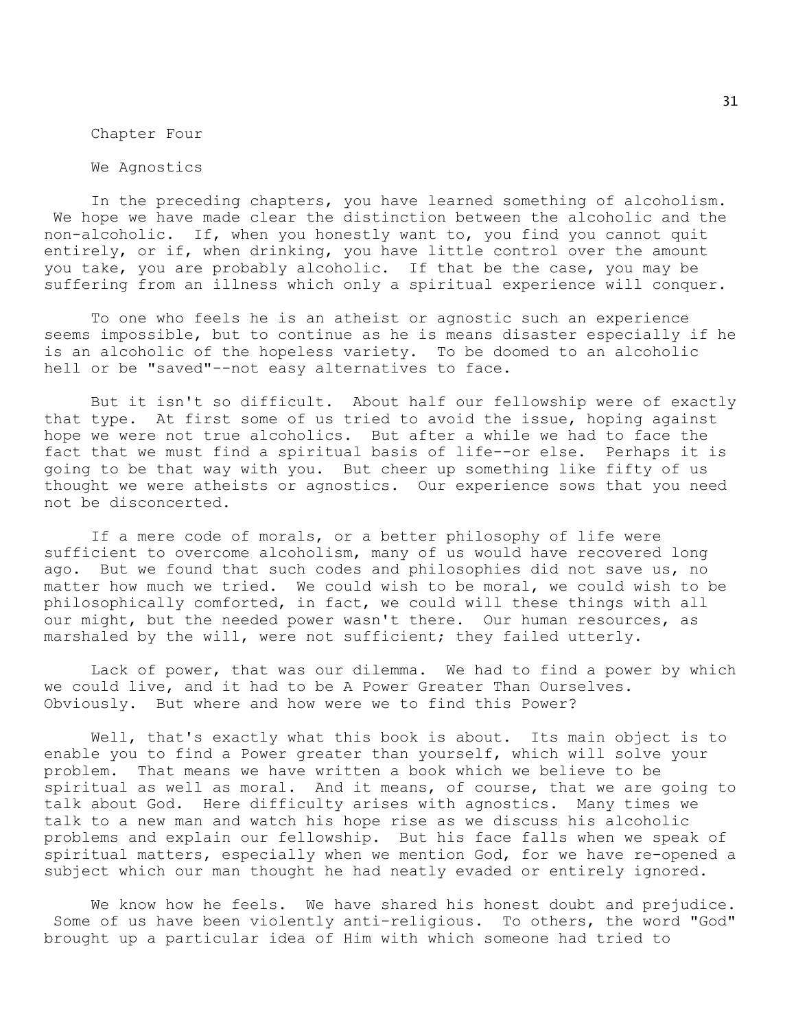# Chapter Four

## We Agnostics

In the preceding chapters, you have learned something of alcoholism. We hope we have made clear the distinction between the alcoholic and the non-alcoholic. If, when you honestly want to, you find you cannot quit entirely, or if, when drinking, you have little control over the amount you take, you are probably alcoholic. If that be the case, you may be suffering from an illness which only a spiritual experience will conquer.

To one who feels he is an atheist or agnostic such an experience seems impossible, but to continue as he is means disaster especially if he is an alcoholic of the hopeless variety. To be doomed to an alcoholic hell or be "saved"--not easy alternatives to face.

But it isn't so difficult. About half our fellowship were of exactly that type. At first some of us tried to avoid the issue, hoping against hope we were not true alcoholics. But after a while we had to face the fact that we must find a spiritual basis of life--or else. Perhaps it is going to be that way with you. But cheer up something like fifty of us thought we were atheists or agnostics. Our experience sows that you need not be disconcerted.

If a mere code of morals, or a better philosophy of life were sufficient to overcome alcoholism, many of us would have recovered long ago. But we found that such codes and philosophies did not save us, no matter how much we tried. We could wish to be moral, we could wish to be philosophically comforted, in fact, we could will these things with all our might, but the needed power wasn't there. Our human resources, as marshaled by the will, were not sufficient; they failed utterly.

Lack of power, that was our dilemma. We had to find a power by which we could live, and it had to be A Power Greater Than Ourselves. Obviously. But where and how were we to find this Power?

Well, that's exactly what this book is about. Its main object is to enable you to find a Power greater than yourself, which will solve your problem. That means we have written a book which we believe to be spiritual as well as moral. And it means, of course, that we are going to talk about God. Here difficulty arises with agnostics. Many times we talk to a new man and watch his hope rise as we discuss his alcoholic problems and explain our fellowship. But his face falls when we speak of spiritual matters, especially when we mention God, for we have re-opened a subject which our man thought he had neatly evaded or entirely ignored.

We know how he feels. We have shared his honest doubt and prejudice. Some of us have been violently anti-religious. To others, the word "God" brought up a particular idea of Him with which someone had tried to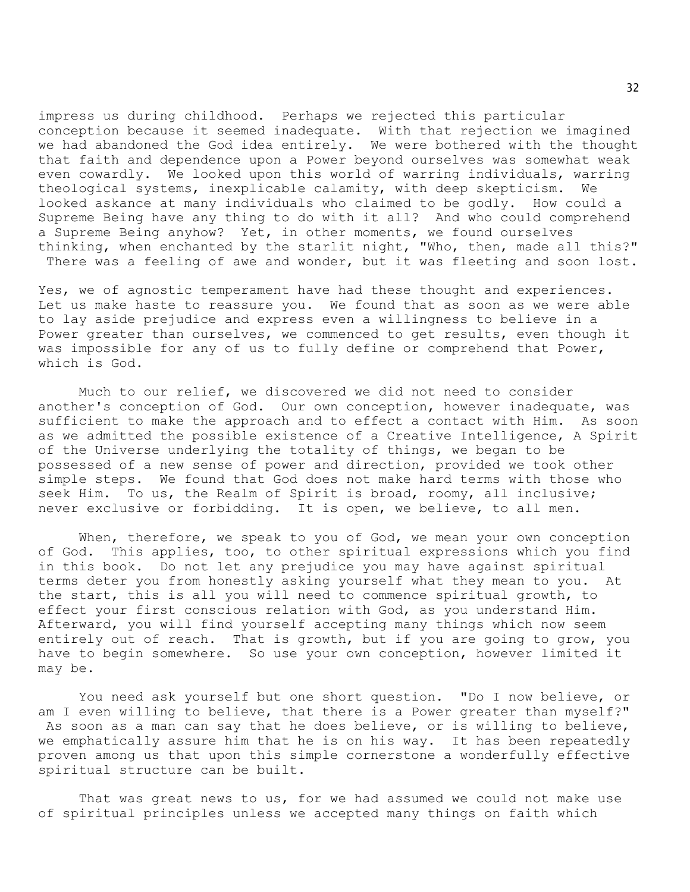impress us during childhood. Perhaps we rejected this particular conception because it seemed inadequate. With that rejection we imagined we had abandoned the God idea entirely. We were bothered with the thought that faith and dependence upon a Power beyond ourselves was somewhat weak even cowardly. We looked upon this world of warring individuals, warring theological systems, inexplicable calamity, with deep skepticism. We looked askance at many individuals who claimed to be godly. How could a Supreme Being have any thing to do with it all? And who could comprehend a Supreme Being anyhow? Yet, in other moments, we found ourselves thinking, when enchanted by the starlit night, "Who, then, made all this?" There was a feeling of awe and wonder, but it was fleeting and soon lost.

Yes, we of agnostic temperament have had these thought and experiences. Let us make haste to reassure you. We found that as soon as we were able to lay aside prejudice and express even a willingness to believe in a Power greater than ourselves, we commenced to get results, even though it was impossible for any of us to fully define or comprehend that Power, which is God.

Much to our relief, we discovered we did not need to consider another's conception of God. Our own conception, however inadequate, was sufficient to make the approach and to effect a contact with Him. As soon as we admitted the possible existence of a Creative Intelligence, A Spirit of the Universe underlying the totality of things, we began to be possessed of a new sense of power and direction, provided we took other simple steps. We found that God does not make hard terms with those who seek Him. To us, the Realm of Spirit is broad, roomy, all inclusive; never exclusive or forbidding. It is open, we believe, to all men.

When, therefore, we speak to you of God, we mean your own conception of God. This applies, too, to other spiritual expressions which you find in this book. Do not let any prejudice you may have against spiritual terms deter you from honestly asking yourself what they mean to you. At the start, this is all you will need to commence spiritual growth, to effect your first conscious relation with God, as you understand Him. Afterward, you will find yourself accepting many things which now seem entirely out of reach. That is growth, but if you are going to grow, you have to begin somewhere. So use your own conception, however limited it may be.

You need ask yourself but one short question. "Do I now believe, or am I even willing to believe, that there is a Power greater than myself?" As soon as a man can say that he does believe, or is willing to believe, we emphatically assure him that he is on his way. It has been repeatedly proven among us that upon this simple cornerstone a wonderfully effective spiritual structure can be built.

That was great news to us, for we had assumed we could not make use of spiritual principles unless we accepted many things on faith which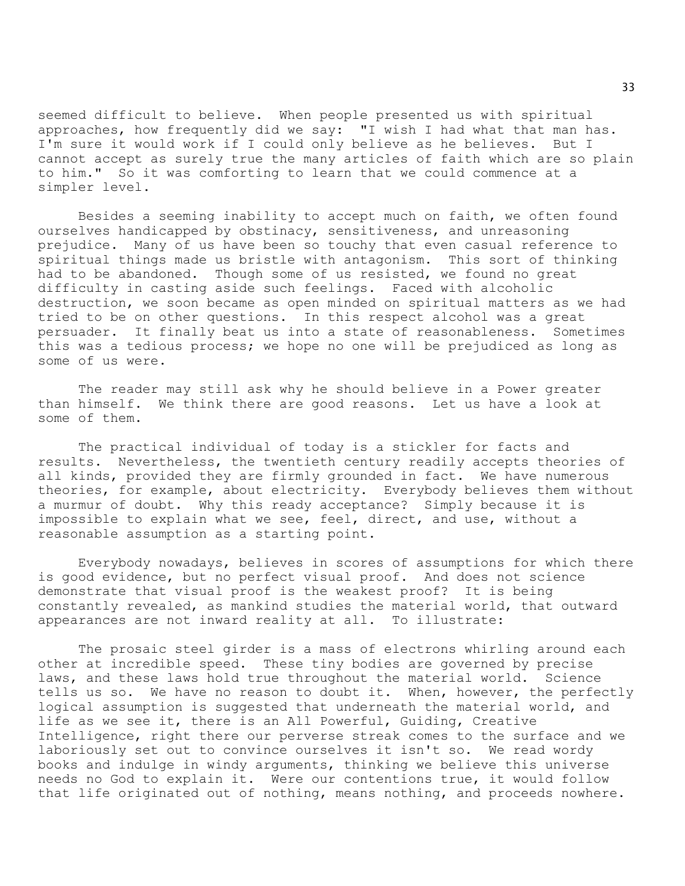seemed difficult to believe. When people presented us with spiritual approaches, how frequently did we say: "I wish I had what that man has. I'm sure it would work if I could only believe as he believes. But I cannot accept as surely true the many articles of faith which are so plain to him." So it was comforting to learn that we could commence at a simpler level.

Besides a seeming inability to accept much on faith, we often found ourselves handicapped by obstinacy, sensitiveness, and unreasoning prejudice. Many of us have been so touchy that even casual reference to spiritual things made us bristle with antagonism. This sort of thinking had to be abandoned. Though some of us resisted, we found no great difficulty in casting aside such feelings. Faced with alcoholic destruction, we soon became as open minded on spiritual matters as we had tried to be on other questions. In this respect alcohol was a great persuader. It finally beat us into a state of reasonableness. Sometimes this was a tedious process; we hope no one will be prejudiced as long as some of us were.

The reader may still ask why he should believe in a Power greater than himself. We think there are good reasons. Let us have a look at some of them.

The practical individual of today is a stickler for facts and results. Nevertheless, the twentieth century readily accepts theories of all kinds, provided they are firmly grounded in fact. We have numerous theories, for example, about electricity. Everybody believes them without a murmur of doubt. Why this ready acceptance? Simply because it is impossible to explain what we see, feel, direct, and use, without a reasonable assumption as a starting point.

Everybody nowadays, believes in scores of assumptions for which there is good evidence, but no perfect visual proof. And does not science demonstrate that visual proof is the weakest proof? It is being constantly revealed, as mankind studies the material world, that outward appearances are not inward reality at all. To illustrate:

The prosaic steel girder is a mass of electrons whirling around each other at incredible speed. These tiny bodies are governed by precise laws, and these laws hold true throughout the material world. Science tells us so. We have no reason to doubt it. When, however, the perfectly logical assumption is suggested that underneath the material world, and life as we see it, there is an All Powerful, Guiding, Creative Intelligence, right there our perverse streak comes to the surface and we laboriously set out to convince ourselves it isn't so. We read wordy books and indulge in windy arguments, thinking we believe this universe needs no God to explain it. Were our contentions true, it would follow that life originated out of nothing, means nothing, and proceeds nowhere.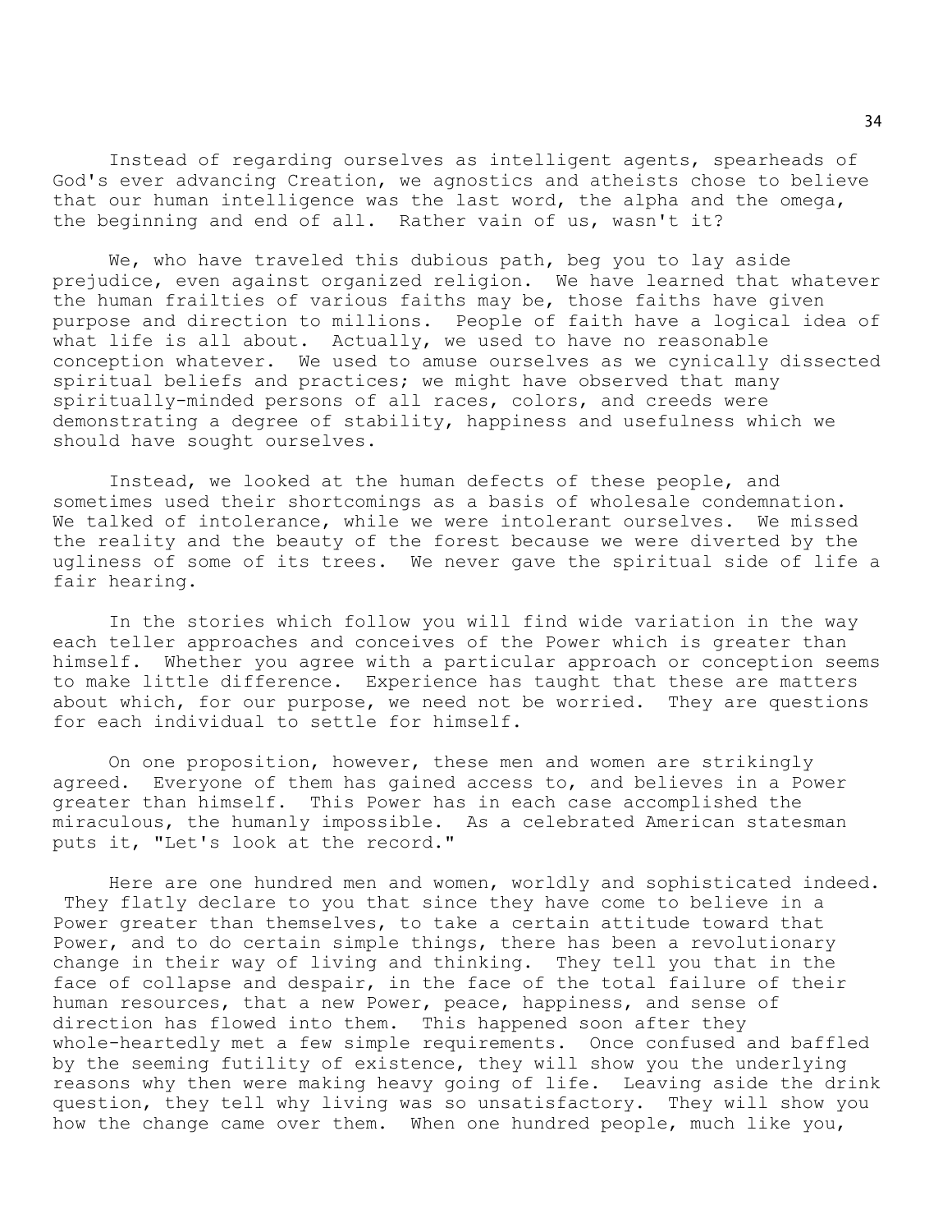Instead of regarding ourselves as intelligent agents, spearheads of God's ever advancing Creation, we agnostics and atheists chose to believe that our human intelligence was the last word, the alpha and the omega, the beginning and end of all. Rather vain of us, wasn't it?

We, who have traveled this dubious path, beg you to lay aside prejudice, even against organized religion. We have learned that whatever the human frailties of various faiths may be, those faiths have given purpose and direction to millions. People of faith have a logical idea of what life is all about. Actually, we used to have no reasonable conception whatever. We used to amuse ourselves as we cynically dissected spiritual beliefs and practices; we might have observed that many spiritually-minded persons of all races, colors, and creeds were demonstrating a degree of stability, happiness and usefulness which we should have sought ourselves.

Instead, we looked at the human defects of these people, and sometimes used their shortcomings as a basis of wholesale condemnation. We talked of intolerance, while we were intolerant ourselves. We missed the reality and the beauty of the forest because we were diverted by the ugliness of some of its trees. We never gave the spiritual side of life a fair hearing.

In the stories which follow you will find wide variation in the way each teller approaches and conceives of the Power which is greater than himself. Whether you agree with a particular approach or conception seems to make little difference. Experience has taught that these are matters about which, for our purpose, we need not be worried. They are questions for each individual to settle for himself.

On one proposition, however, these men and women are strikingly agreed. Everyone of them has gained access to, and believes in a Power greater than himself. This Power has in each case accomplished the miraculous, the humanly impossible. As a celebrated American statesman puts it, "Let's look at the record."

Here are one hundred men and women, worldly and sophisticated indeed. They flatly declare to you that since they have come to believe in a Power greater than themselves, to take a certain attitude toward that Power, and to do certain simple things, there has been a revolutionary change in their way of living and thinking. They tell you that in the face of collapse and despair, in the face of the total failure of their human resources, that a new Power, peace, happiness, and sense of direction has flowed into them. This happened soon after they whole-heartedly met a few simple requirements. Once confused and baffled by the seeming futility of existence, they will show you the underlying reasons why then were making heavy going of life. Leaving aside the drink question, they tell why living was so unsatisfactory. They will show you how the change came over them. When one hundred people, much like you,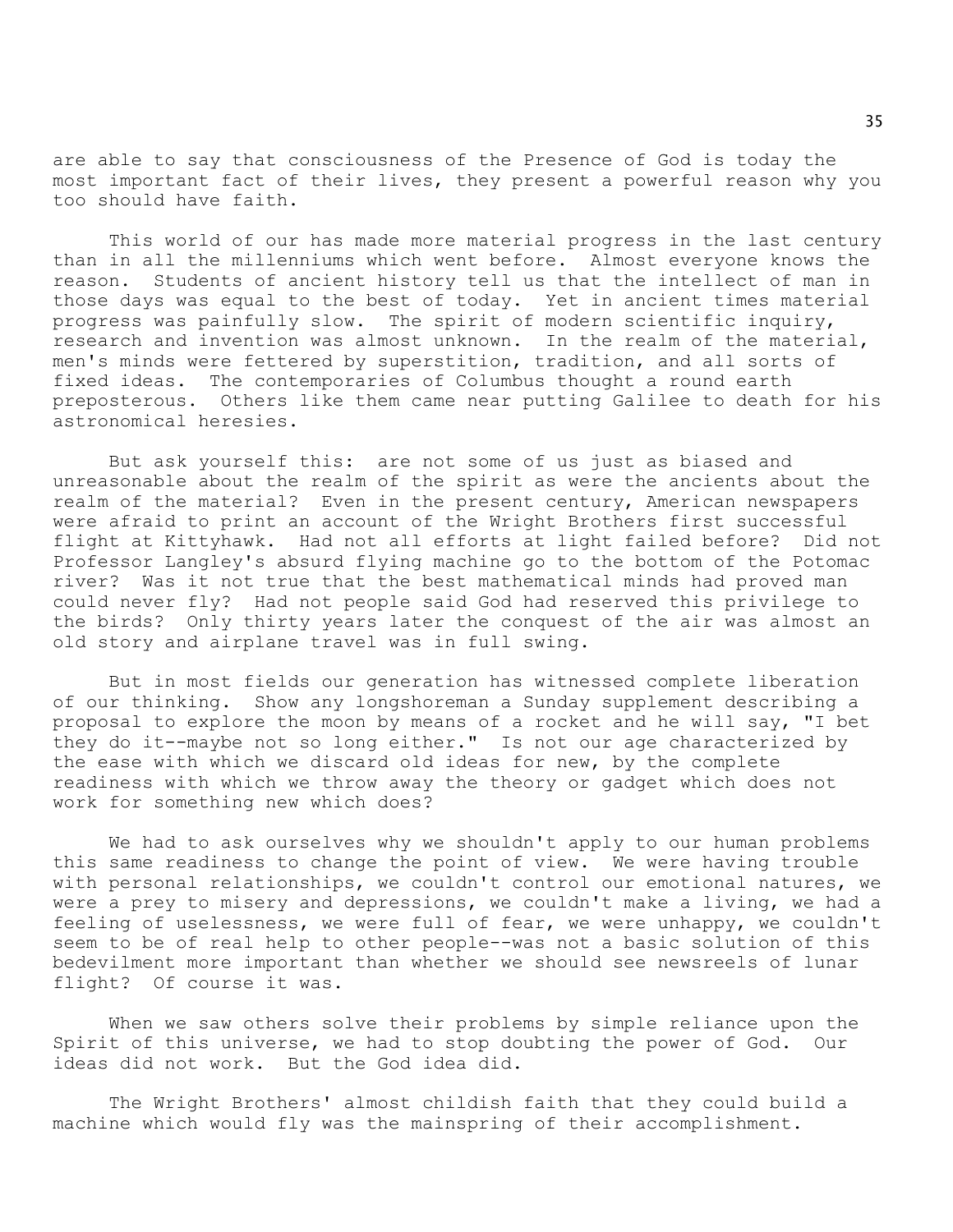are able to say that consciousness of the Presence of God is today the most important fact of their lives, they present a powerful reason why you too should have faith.

This world of our has made more material progress in the last century than in all the millenniums which went before. Almost everyone knows the reason. Students of ancient history tell us that the intellect of man in those days was equal to the best of today. Yet in ancient times material progress was painfully slow. The spirit of modern scientific inquiry, research and invention was almost unknown. In the realm of the material, men's minds were fettered by superstition, tradition, and all sorts of fixed ideas. The contemporaries of Columbus thought a round earth preposterous. Others like them came near putting Galilee to death for his astronomical heresies.

But ask yourself this: are not some of us just as biased and unreasonable about the realm of the spirit as were the ancients about the realm of the material? Even in the present century, American newspapers were afraid to print an account of the Wright Brothers first successful flight at Kittyhawk. Had not all efforts at light failed before? Did not Professor Langley's absurd flying machine go to the bottom of the Potomac river? Was it not true that the best mathematical minds had proved man could never fly? Had not people said God had reserved this privilege to the birds? Only thirty years later the conquest of the air was almost an old story and airplane travel was in full swing.

But in most fields our generation has witnessed complete liberation of our thinking. Show any longshoreman a Sunday supplement describing a proposal to explore the moon by means of a rocket and he will say, "I bet they do it--maybe not so long either." Is not our age characterized by the ease with which we discard old ideas for new, by the complete readiness with which we throw away the theory or gadget which does not work for something new which does?

We had to ask ourselves why we shouldn't apply to our human problems this same readiness to change the point of view. We were having trouble with personal relationships, we couldn't control our emotional natures, we were a prey to misery and depressions, we couldn't make a living, we had a feeling of uselessness, we were full of fear, we were unhappy, we couldn't seem to be of real help to other people--was not a basic solution of this bedevilment more important than whether we should see newsreels of lunar flight? Of course it was.

When we saw others solve their problems by simple reliance upon the Spirit of this universe, we had to stop doubting the power of God. Our ideas did not work. But the God idea did.

The Wright Brothers' almost childish faith that they could build a machine which would fly was the mainspring of their accomplishment.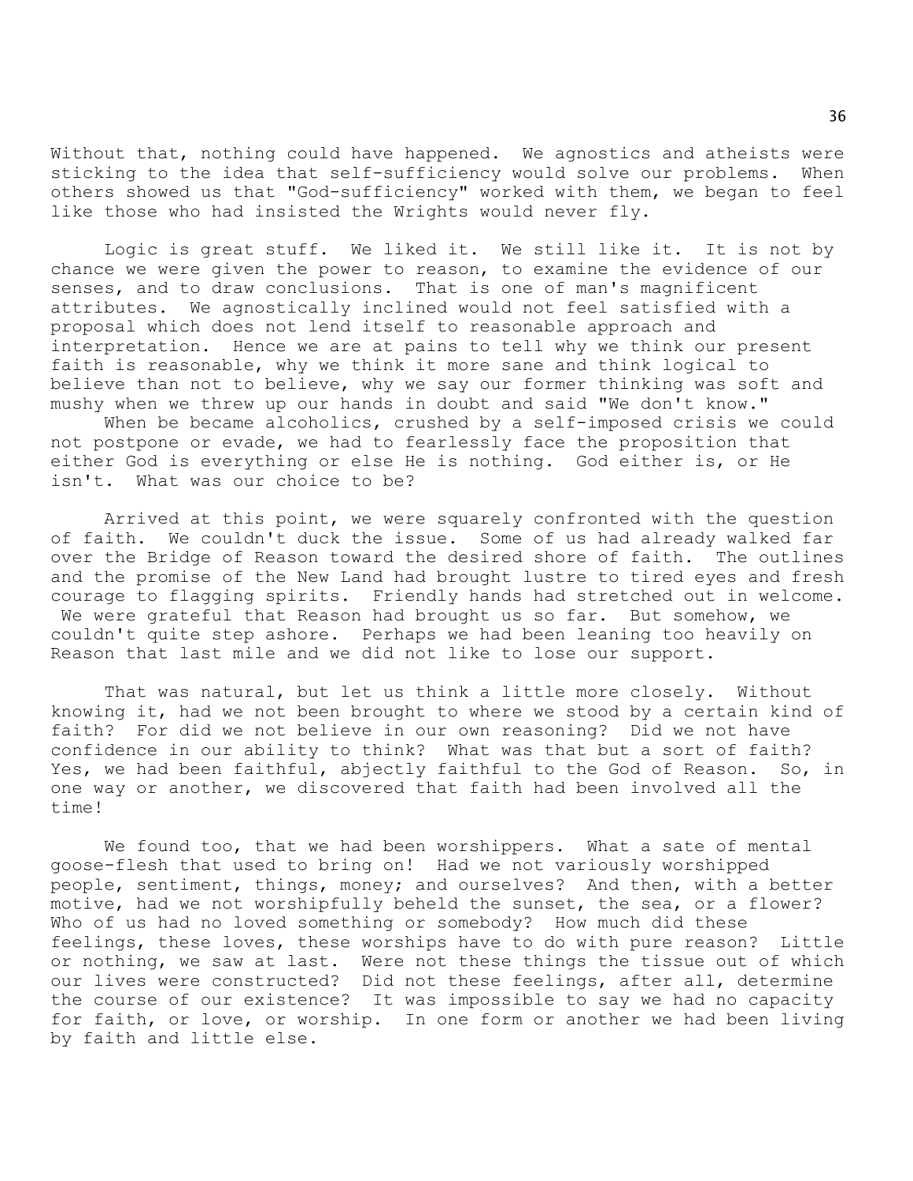Without that, nothing could have happened. We agnostics and atheists were sticking to the idea that self-sufficiency would solve our problems. When others showed us that "God-sufficiency" worked with them, we began to feel like those who had insisted the Wrights would never fly.

Logic is great stuff. We liked it. We still like it. It is not by chance we were given the power to reason, to examine the evidence of our senses, and to draw conclusions. That is one of man's magnificent attributes. We agnostically inclined would not feel satisfied with a proposal which does not lend itself to reasonable approach and interpretation. Hence we are at pains to tell why we think our present faith is reasonable, why we think it more sane and think logical to believe than not to believe, why we say our former thinking was soft and mushy when we threw up our hands in doubt and said "We don't know."

When be became alcoholics, crushed by a self-imposed crisis we could not postpone or evade, we had to fearlessly face the proposition that either God is everything or else He is nothing. God either is, or He isn't. What was our choice to be?

Arrived at this point, we were squarely confronted with the question of faith. We couldn't duck the issue. Some of us had already walked far over the Bridge of Reason toward the desired shore of faith. The outlines and the promise of the New Land had brought lustre to tired eyes and fresh courage to flagging spirits. Friendly hands had stretched out in welcome. We were grateful that Reason had brought us so far. But somehow, we couldn't quite step ashore. Perhaps we had been leaning too heavily on Reason that last mile and we did not like to lose our support.

That was natural, but let us think a little more closely. Without knowing it, had we not been brought to where we stood by a certain kind of faith? For did we not believe in our own reasoning? Did we not have confidence in our ability to think? What was that but a sort of faith? Yes, we had been faithful, abjectly faithful to the God of Reason. So, in one way or another, we discovered that faith had been involved all the time!

We found too, that we had been worshippers. What a sate of mental goose-flesh that used to bring on! Had we not variously worshipped people, sentiment, things, money; and ourselves? And then, with a better motive, had we not worshipfully beheld the sunset, the sea, or a flower? Who of us had no loved something or somebody? How much did these feelings, these loves, these worships have to do with pure reason? Little or nothing, we saw at last. Were not these things the tissue out of which our lives were constructed? Did not these feelings, after all, determine the course of our existence? It was impossible to say we had no capacity for faith, or love, or worship. In one form or another we had been living by faith and little else.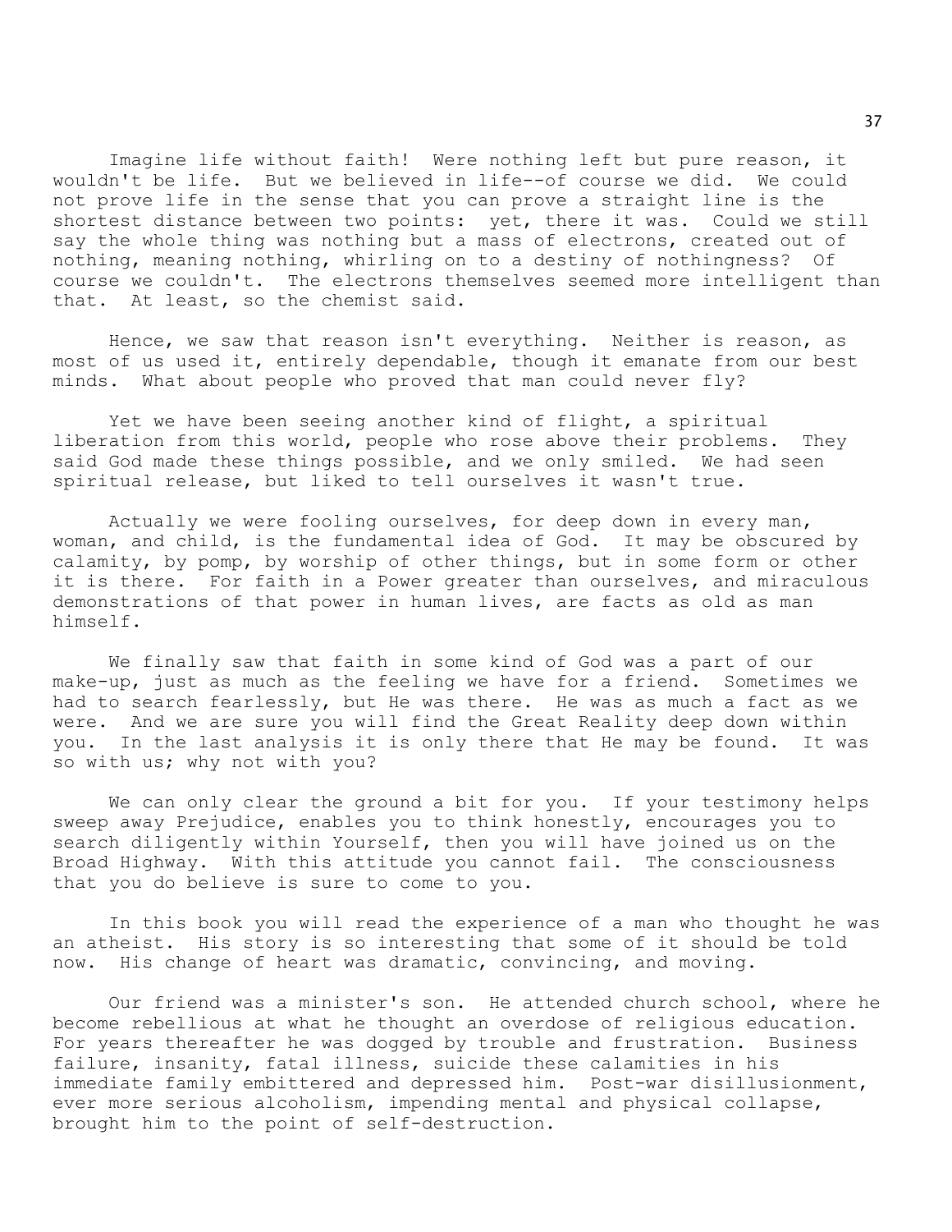Imagine life without faith! Were nothing left but pure reason, it wouldn't be life. But we believed in life--of course we did. We could not prove life in the sense that you can prove a straight line is the shortest distance between two points: yet, there it was. Could we still say the whole thing was nothing but a mass of electrons, created out of nothing, meaning nothing, whirling on to a destiny of nothingness? Of course we couldn't. The electrons themselves seemed more intelligent than that. At least, so the chemist said.

Hence, we saw that reason isn't everything. Neither is reason, as most of us used it, entirely dependable, though it emanate from our best minds. What about people who proved that man could never fly?

Yet we have been seeing another kind of flight, a spiritual liberation from this world, people who rose above their problems. They said God made these things possible, and we only smiled. We had seen spiritual release, but liked to tell ourselves it wasn't true.

Actually we were fooling ourselves, for deep down in every man, woman, and child, is the fundamental idea of God. It may be obscured by calamity, by pomp, by worship of other things, but in some form or other it is there. For faith in a Power greater than ourselves, and miraculous demonstrations of that power in human lives, are facts as old as man himself.

We finally saw that faith in some kind of God was a part of our make-up, just as much as the feeling we have for a friend. Sometimes we had to search fearlessly, but He was there. He was as much a fact as we were. And we are sure you will find the Great Reality deep down within you. In the last analysis it is only there that He may be found. It was so with us; why not with you?

We can only clear the ground a bit for you. If your testimony helps sweep away Prejudice, enables you to think honestly, encourages you to search diligently within Yourself, then you will have joined us on the Broad Highway. With this attitude you cannot fail. The consciousness that you do believe is sure to come to you.

In this book you will read the experience of a man who thought he was an atheist. His story is so interesting that some of it should be told now. His change of heart was dramatic, convincing, and moving.

Our friend was a minister's son. He attended church school, where he become rebellious at what he thought an overdose of religious education. For years thereafter he was dogged by trouble and frustration. Business failure, insanity, fatal illness, suicide these calamities in his immediate family embittered and depressed him. Post-war disillusionment, ever more serious alcoholism, impending mental and physical collapse, brought him to the point of self-destruction.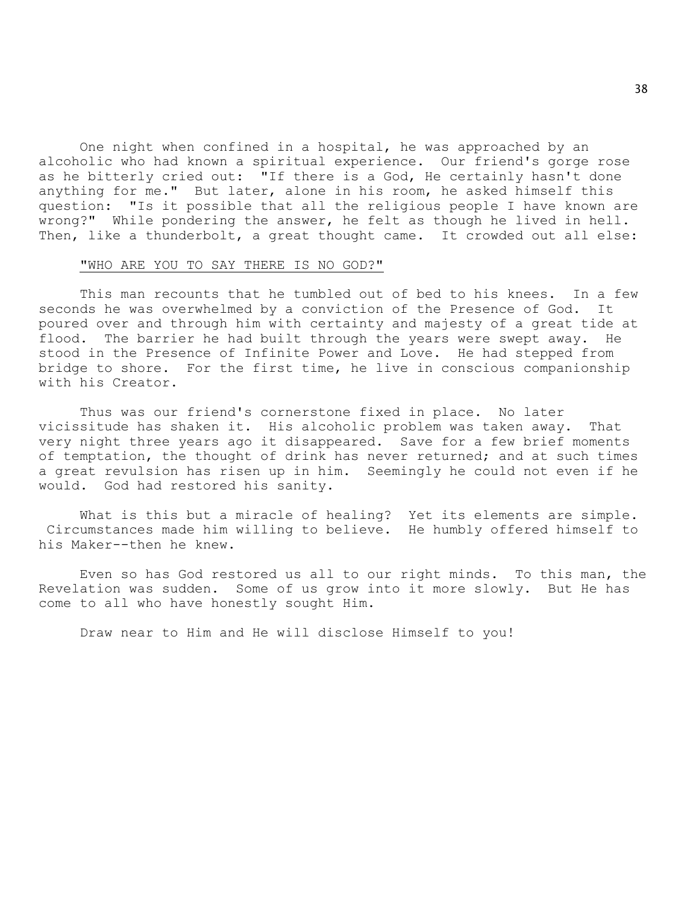One night when confined in a hospital, he was approached by an alcoholic who had known a spiritual experience. Our friend's gorge rose as he bitterly cried out: "If there is a God, He certainly hasn't done anything for me." But later, alone in his room, he asked himself this question: "Is it possible that all the religious people I have known are wrong?" While pondering the answer, he felt as though he lived in hell. Then, like a thunderbolt, a great thought came. It crowded out all else:

<u>"WHO ARE YOU TO SAY THERE IS NO GOD?"</u>

This man recounts that he tumbled out of bed to his knees. In a few seconds he was overwhelmed by a conviction of the Presence of God. It poured over and through him with certainty and majesty of a great tide at flood. The barrier he had built through the years were swept away. He stood in the Presence of Infinite Power and Love. He had stepped from bridge to shore. For the first time, he live in conscious companionship with his Creator.

Thus was our friend's cornerstone fixed in place. No later vicissitude has shaken it. His alcoholic problem was taken away. That very night three years ago it disappeared. Save for a few brief moments of temptation, the thought of drink has never returned; and at such times a great revulsion has risen up in him. Seemingly he could not even if he would. God had restored his sanity.

What is this but a miracle of healing? Yet its elements are simple. Circumstances made him willing to believe. He humbly offered himself to his Maker--then he knew.

Even so has God restored us all to our right minds. To this man, the Revelation was sudden. Some of us grow into it more slowly. But He has come to all who have honestly sought Him.

Draw near to Him and He will disclose Himself to you!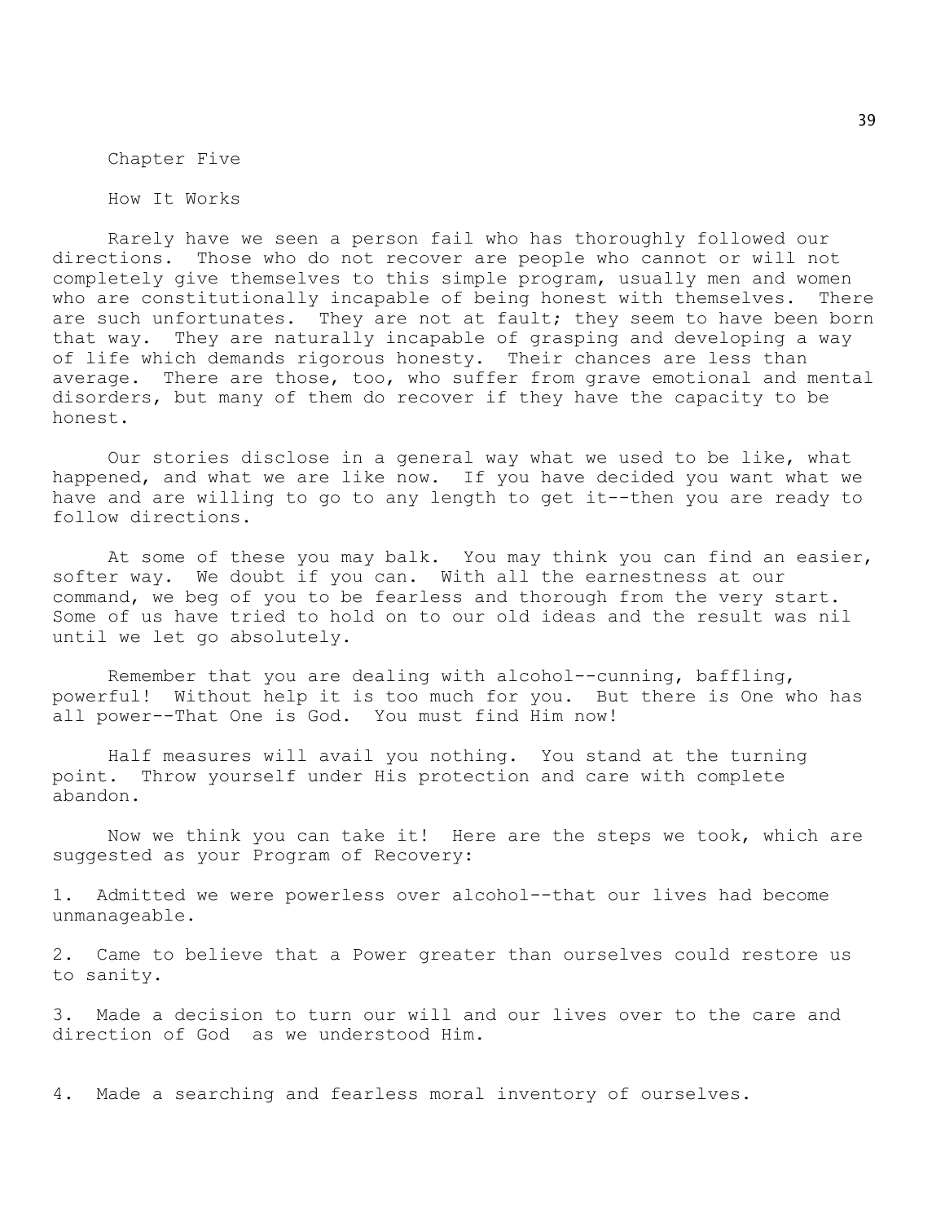# Chapter Five

## How It Works

Rarely have we seen a person fail who has thoroughly followed our directions. Those who do not recover are people who cannot or will not completely give themselves to this simple program, usually men and women who are constitutionally incapable of being honest with themselves. There are such unfortunates. They are not at fault; they seem to have been born that way. They are naturally incapable of grasping and developing a way of life which demands rigorous honesty. Their chances are less than average. There are those, too, who suffer from grave emotional and mental disorders, but many of them do recover if they have the capacity to be honest.

Our stories disclose in a general way what we used to be like, what happened, and what we are like now. If you have decided you want what we have and are willing to go to any length to get it--then you are ready to follow directions.

At some of these you may balk. You may think you can find an easier, softer way. We doubt if you can. With all the earnestness at our command, we beg of you to be fearless and thorough from the very start. Some of us have tried to hold on to our old ideas and the result was nil until we let go absolutely.

Remember that you are dealing with alcohol--cunning, baffling, powerful! Without help it is too much for you. But there is One who has all power--That One is God. You must find Him now!

Half measures will avail you nothing. You stand at the turning point. Throw yourself under His protection and care with complete abandon.

Now we think you can take it! Here are the steps we took, which are suggested as your Program of Recovery:

1. Admitted we were powerless over alcohol--that our lives had become unmanageable.

2. Came to believe that a Power greater than ourselves could restore us to sanity.

3. Made a decision to turn our will and our lives over to the care and direction of God as we understood Him.

4. Made a searching and fearless moral inventory of ourselves.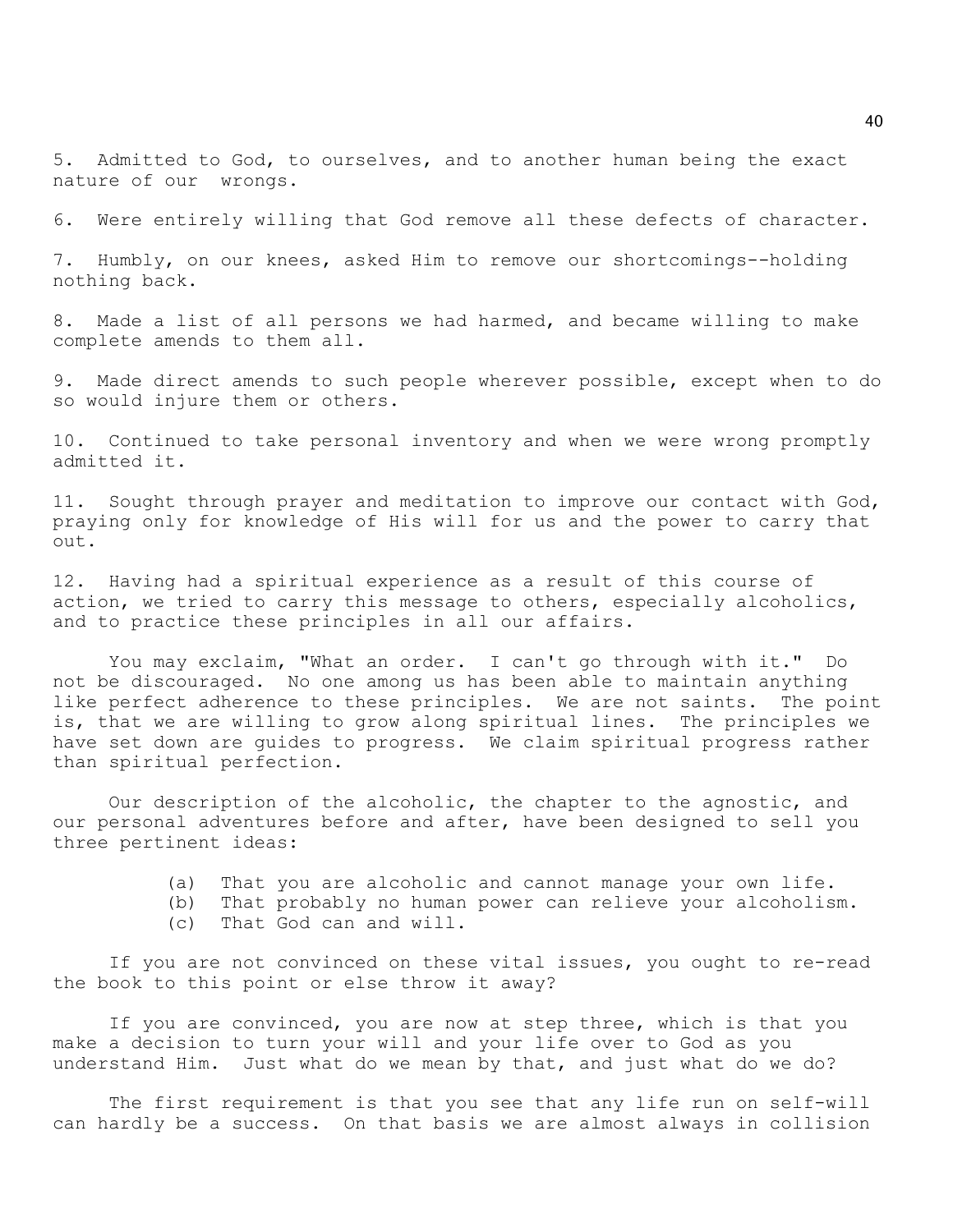5. Admitted to God, to ourselves, and to another human being the exact nature of our wrongs.

6. Were entirely willing that God remove all these defects of character.

7. Humbly, on our knees, asked Him to remove our shortcomings--holding nothing back.

8. Made a list of all persons we had harmed, and became willing to make complete amends to them all.

9. Made direct amends to such people wherever possible, except when to do so would injure them or others.

10. Continued to take personal inventory and when we were wrong promptly admitted it.

11. Sought through prayer and meditation to improve our contact with God, praying only for knowledge of His will for us and the power to carry that out.

12. Having had a spiritual experience as a result of this course of action, we tried to carry this message to others, especially alcoholics, and to practice these principles in all our affairs.

You may exclaim, "What an order. I can't go through with it." Do not be discouraged. No one among us has been able to maintain anything like perfect adherence to these principles. We are not saints. The point is, that we are willing to grow along spiritual lines. The principles we have set down are guides to progress. We claim spiritual progress rather than spiritual perfection.

Our description of the alcoholic, the chapter to the agnostic, and our personal adventures before and after, have been designed to sell you three pertinent ideas:

(a) That you are alcoholic and cannot manage your own life.
(b) That probably no human power can relieve your alcoholism.
(c) That God can and will.

If you are not convinced on these vital issues, you ought to re-read the book to this point or else throw it away?

If you are convinced, you are now at step three, which is that you make a decision to turn your will and your life over to God as you understand Him. Just what do we mean by that, and just what do we do?

The first requirement is that you see that any life run on self-will can hardly be a success. On that basis we are almost always in collision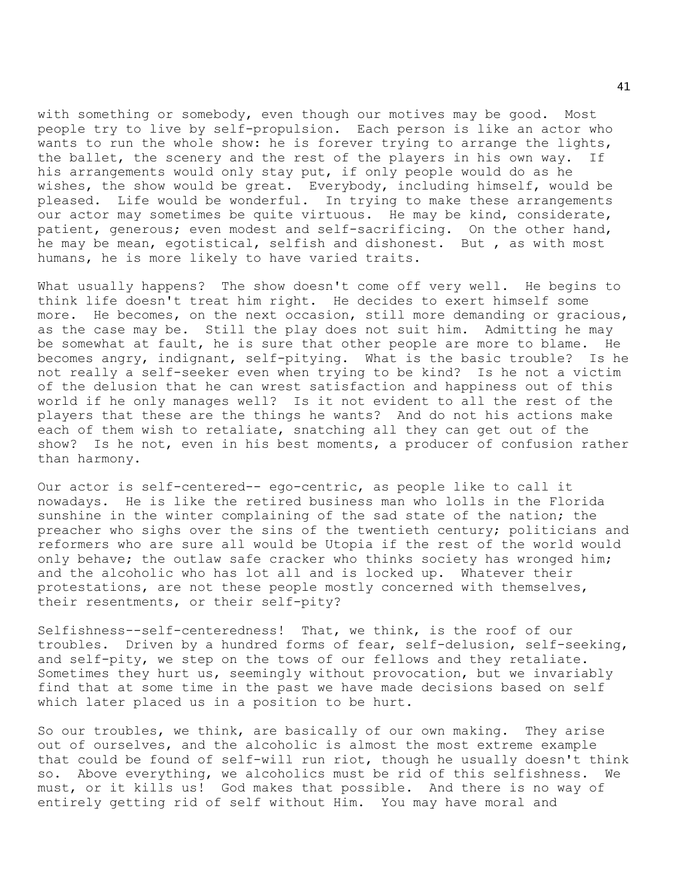with something or somebody, even though our motives may be good. Most people try to live by self-propulsion. Each person is like an actor who wants to run the whole show: he is forever trying to arrange the lights, the ballet, the scenery and the rest of the players in his own way. If his arrangements would only stay put, if only people would do as he wishes, the show would be great. Everybody, including himself, would be pleased. Life would be wonderful. In trying to make these arrangements our actor may sometimes be quite virtuous. He may be kind, considerate, patient, generous; even modest and self-sacrificing. On the other hand, he may be mean, egotistical, selfish and dishonest. But , as with most humans, he is more likely to have varied traits.

What usually happens? The show doesn't come off very well. He begins to think life doesn't treat him right. He decides to exert himself some more. He becomes, on the next occasion, still more demanding or gracious, as the case may be. Still the play does not suit him. Admitting he may be somewhat at fault, he is sure that other people are more to blame. He becomes angry, indignant, self-pitying. What is the basic trouble? Is he not really a self-seeker even when trying to be kind? Is he not a victim of the delusion that he can wrest satisfaction and happiness out of this world if he only manages well? Is it not evident to all the rest of the players that these are the things he wants? And do not his actions make each of them wish to retaliate, snatching all they can get out of the show? Is he not, even in his best moments, a producer of confusion rather than harmony.

Our actor is self-centered-- ego-centric, as people like to call it nowadays. He is like the retired business man who lolls in the Florida sunshine in the winter complaining of the sad state of the nation; the preacher who sighs over the sins of the twentieth century; politicians and reformers who are sure all would be Utopia if the rest of the world would only behave; the outlaw safe cracker who thinks society has wronged him; and the alcoholic who has lot all and is locked up. Whatever their protestations, are not these people mostly concerned with themselves, their resentments, or their self-pity?

Selfishness--self-centeredness! That, we think, is the roof of our troubles. Driven by a hundred forms of fear, self-delusion, self-seeking, and self-pity, we step on the tows of our fellows and they retaliate. Sometimes they hurt us, seemingly without provocation, but we invariably find that at some time in the past we have made decisions based on self which later placed us in a position to be hurt.

So our troubles, we think, are basically of our own making. They arise out of ourselves, and the alcoholic is almost the most extreme example that could be found of self-will run riot, though he usually doesn't think so. Above everything, we alcoholics must be rid of this selfishness. We must, or it kills us! God makes that possible. And there is no way of entirely getting rid of self without Him. You may have moral and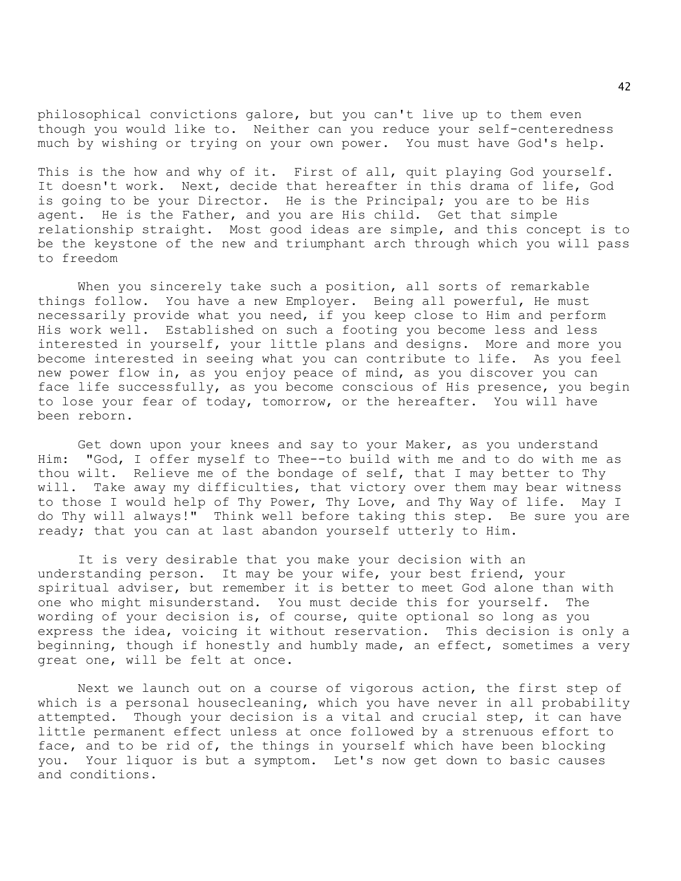philosophical convictions galore, but you can't live up to them even though you would like to. Neither can you reduce your self-centeredness much by wishing or trying on your own power. You must have God's help.

This is the how and why of it. First of all, quit playing God yourself. It doesn't work. Next, decide that hereafter in this drama of life, God is going to be your Director. He is the Principal; you are to be His agent. He is the Father, and you are His child. Get that simple relationship straight. Most good ideas are simple, and this concept is to be the keystone of the new and triumphant arch through which you will pass to freedom

When you sincerely take such a position, all sorts of remarkable things follow. You have a new Employer. Being all powerful, He must necessarily provide what you need, if you keep close to Him and perform His work well. Established on such a footing you become less and less interested in yourself, your little plans and designs. More and more you become interested in seeing what you can contribute to life. As you feel new power flow in, as you enjoy peace of mind, as you discover you can face life successfully, as you become conscious of His presence, you begin to lose your fear of today, tomorrow, or the hereafter. You will have been reborn.

Get down upon your knees and say to your Maker, as you understand Him: "God, I offer myself to Thee--to build with me and to do with me as thou wilt. Relieve me of the bondage of self, that I may better to Thy will. Take away my difficulties, that victory over them may bear witness to those I would help of Thy Power, Thy Love, and Thy Way of life. May I do Thy will always!" Think well before taking this step. Be sure you are ready; that you can at last abandon yourself utterly to Him.

It is very desirable that you make your decision with an understanding person. It may be your wife, your best friend, your spiritual adviser, but remember it is better to meet God alone than with one who might misunderstand. You must decide this for yourself. The wording of your decision is, of course, quite optional so long as you express the idea, voicing it without reservation. This decision is only a beginning, though if honestly and humbly made, an effect, sometimes a very great one, will be felt at once.

Next we launch out on a course of vigorous action, the first step of which is a personal housecleaning, which you have never in all probability attempted. Though your decision is a vital and crucial step, it can have little permanent effect unless at once followed by a strenuous effort to face, and to be rid of, the things in yourself which have been blocking you. Your liquor is but a symptom. Let's now get down to basic causes and conditions.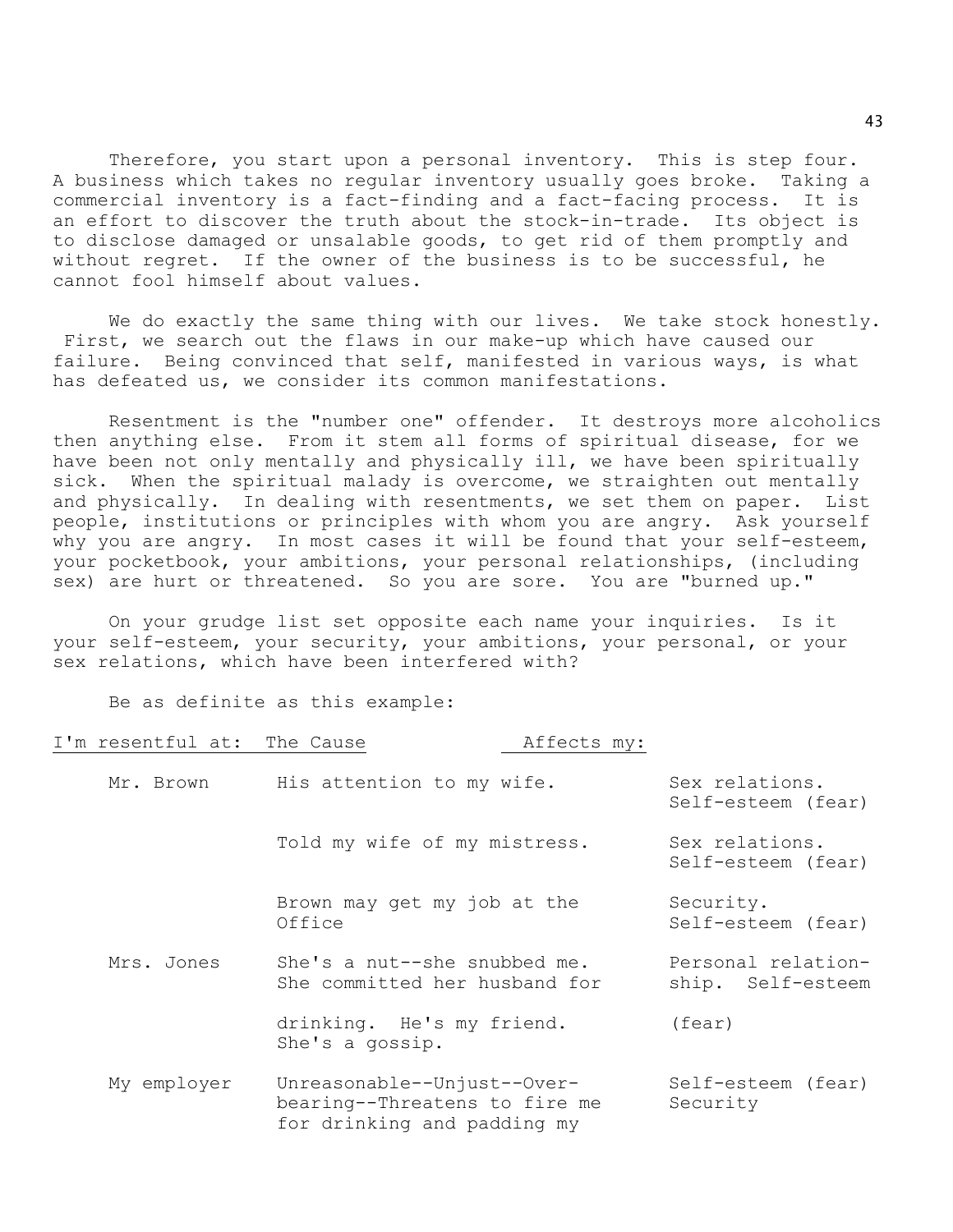Therefore, you start upon a personal inventory. This is step four. A business which takes no regular inventory usually goes broke. Taking a commercial inventory is a fact-finding and a fact-facing process. It is an effort to discover the truth about the stock-in-trade. Its object is to disclose damaged or unsalable goods, to get rid of them promptly and without regret. If the owner of the business is to be successful, he cannot fool himself about values.

We do exactly the same thing with our lives. We take stock honestly. First, we search out the flaws in our make-up which have caused our failure. Being convinced that self, manifested in various ways, is what has defeated us, we consider its common manifestations.

Resentment is the "number one" offender. It destroys more alcoholics then anything else. From it stem all forms of spiritual disease, for we have been not only mentally and physically ill, we have been spiritually sick. When the spiritual malady is overcome, we straighten out mentally and physically. In dealing with resentments, we set them on paper. List people, institutions or principles with whom you are angry. Ask yourself why you are angry. In most cases it will be found that your self-esteem, your pocketbook, your ambitions, your personal relationships, (including sex) are hurt or threatened. So you are sore. You are "burned up."

On your grudge list set opposite each name your inquiries. Is it your self-esteem, your security, your ambitions, your personal, or your sex relations, which have been interfered with?

Be as definite as this example:

| I'm resentful at: | The Cause | Affects my: |
|---|---|---|
| Mr. Brown | His attention to my wife. | Sex relations. Self-esteem (fear) |
| | Told my wife of my mistress. | Sex relations. Self-esteem (fear) |
| | Brown may get my job at the Office | Security. Self-esteem (fear) |
| Mrs. Jones | She's a nut--she snubbed me. She committed her husband for drinking. He's my friend. She's a gossip. | Personal relationship. Self-esteem (fear) |
| My employer | Unreasonable--Unjust--Overbearing--Threatens to fire me for drinking and padding my | Self-esteem (fear) Security |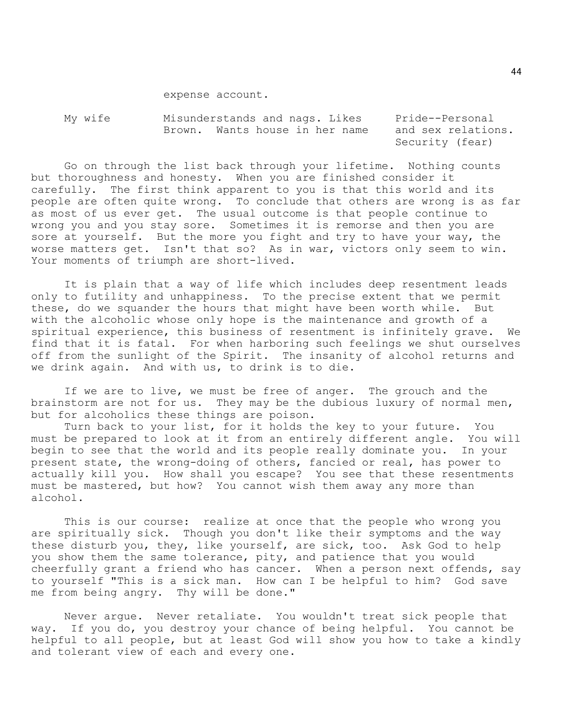expense account.

| | | |
|---|---|---|
| My wife | Misunderstands and nags. Likes Brown. Wants house in her name | Pride--Personal and sex relations. Security (fear) |

Go on through the list back through your lifetime. Nothing counts but thoroughness and honesty. When you are finished consider it carefully. The first think apparent to you is that this world and its people are often quite wrong. To conclude that others are wrong is as far as most of us ever get. The usual outcome is that people continue to wrong you and you stay sore. Sometimes it is remorse and then you are sore at yourself. But the more you fight and try to have your way, the worse matters get. Isn't that so? As in war, victors only seem to win. Your moments of triumph are short-lived.

It is plain that a way of life which includes deep resentment leads only to futility and unhappiness. To the precise extent that we permit these, do we squander the hours that might have been worth while. But with the alcoholic whose only hope is the maintenance and growth of a spiritual experience, this business of resentment is infinitely grave. We find that it is fatal. For when harboring such feelings we shut ourselves off from the sunlight of the Spirit. The insanity of alcohol returns and we drink again. And with us, to drink is to die.

If we are to live, we must be free of anger. The grouch and the brainstorm are not for us. They may be the dubious luxury of normal men, but for alcoholics these things are poison.

Turn back to your list, for it holds the key to your future. You must be prepared to look at it from an entirely different angle. You will begin to see that the world and its people really dominate you. In your present state, the wrong-doing of others, fancied or real, has power to actually kill you. How shall you escape? You see that these resentments must be mastered, but how? You cannot wish them away any more than alcohol.

This is our course: realize at once that the people who wrong you are spiritually sick. Though you don't like their symptoms and the way these disturb you, they, like yourself, are sick, too. Ask God to help you show them the same tolerance, pity, and patience that you would cheerfully grant a friend who has cancer. When a person next offends, say to yourself "This is a sick man. How can I be helpful to him? God save me from being angry. Thy will be done."

Never argue. Never retaliate. You wouldn't treat sick people that way. If you do, you destroy your chance of being helpful. You cannot be helpful to all people, but at least God will show you how to take a kindly and tolerant view of each and every one.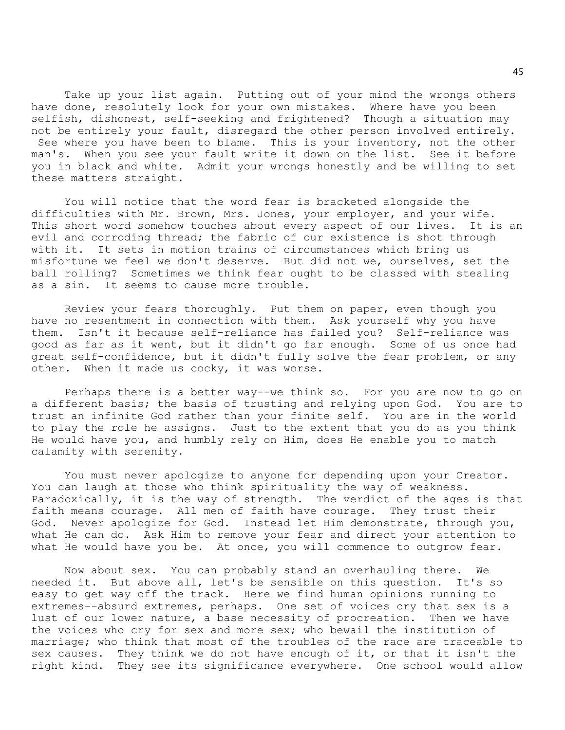Take up your list again. Putting out of your mind the wrongs others have done, resolutely look for your own mistakes. Where have you been selfish, dishonest, self-seeking and frightened? Though a situation may not be entirely your fault, disregard the other person involved entirely. See where you have been to blame. This is your inventory, not the other man's. When you see your fault write it down on the list. See it before you in black and white. Admit your wrongs honestly and be willing to set these matters straight.

You will notice that the word fear is bracketed alongside the difficulties with Mr. Brown, Mrs. Jones, your employer, and your wife. This short word somehow touches about every aspect of our lives. It is an evil and corroding thread; the fabric of our existence is shot through with it. It sets in motion trains of circumstances which bring us misfortune we feel we don't deserve. But did not we, ourselves, set the ball rolling? Sometimes we think fear ought to be classed with stealing as a sin. It seems to cause more trouble.

Review your fears thoroughly. Put them on paper, even though you have no resentment in connection with them. Ask yourself why you have them. Isn't it because self-reliance has failed you? Self-reliance was good as far as it went, but it didn't go far enough. Some of us once had great self-confidence, but it didn't fully solve the fear problem, or any other. When it made us cocky, it was worse.

Perhaps there is a better way--we think so. For you are now to go on a different basis; the basis of trusting and relying upon God. You are to trust an infinite God rather than your finite self. You are in the world to play the role he assigns. Just to the extent that you do as you think He would have you, and humbly rely on Him, does He enable you to match calamity with serenity.

You must never apologize to anyone for depending upon your Creator. You can laugh at those who think spirituality the way of weakness. Paradoxically, it is the way of strength. The verdict of the ages is that faith means courage. All men of faith have courage. They trust their God. Never apologize for God. Instead let Him demonstrate, through you, what He can do. Ask Him to remove your fear and direct your attention to what He would have you be. At once, you will commence to outgrow fear.

Now about sex. You can probably stand an overhauling there. We needed it. But above all, let's be sensible on this question. It's so easy to get way off the track. Here we find human opinions running to extremes--absurd extremes, perhaps. One set of voices cry that sex is a lust of our lower nature, a base necessity of procreation. Then we have the voices who cry for sex and more sex; who bewail the institution of marriage; who think that most of the troubles of the race are traceable to sex causes. They think we do not have enough of it, or that it isn't the right kind. They see its significance everywhere. One school would allow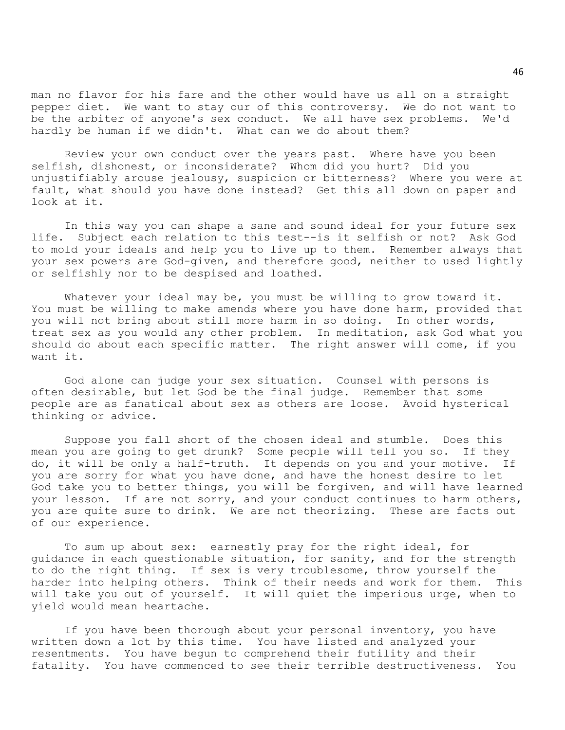man no flavor for his fare and the other would have us all on a straight pepper diet. We want to stay our of this controversy. We do not want to be the arbiter of anyone's sex conduct. We all have sex problems. We'd hardly be human if we didn't. What can we do about them?

Review your own conduct over the years past. Where have you been selfish, dishonest, or inconsiderate? Whom did you hurt? Did you unjustifiably arouse jealousy, suspicion or bitterness? Where you were at fault, what should you have done instead? Get this all down on paper and look at it.

In this way you can shape a sane and sound ideal for your future sex life. Subject each relation to this test--is it selfish or not? Ask God to mold your ideals and help you to live up to them. Remember always that your sex powers are God-given, and therefore good, neither to used lightly or selfishly nor to be despised and loathed.

Whatever your ideal may be, you must be willing to grow toward it. You must be willing to make amends where you have done harm, provided that you will not bring about still more harm in so doing. In other words, treat sex as you would any other problem. In meditation, ask God what you should do about each specific matter. The right answer will come, if you want it.

God alone can judge your sex situation. Counsel with persons is often desirable, but let God be the final judge. Remember that some people are as fanatical about sex as others are loose. Avoid hysterical thinking or advice.

Suppose you fall short of the chosen ideal and stumble. Does this mean you are going to get drunk? Some people will tell you so. If they do, it will be only a half-truth. It depends on you and your motive. If you are sorry for what you have done, and have the honest desire to let God take you to better things, you will be forgiven, and will have learned your lesson. If are not sorry, and your conduct continues to harm others, you are quite sure to drink. We are not theorizing. These are facts out of our experience.

To sum up about sex: earnestly pray for the right ideal, for guidance in each questionable situation, for sanity, and for the strength to do the right thing. If sex is very troublesome, throw yourself the harder into helping others. Think of their needs and work for them. This will take you out of yourself. It will quiet the imperious urge, when to yield would mean heartache.

If you have been thorough about your personal inventory, you have written down a lot by this time. You have listed and analyzed your resentments. You have begun to comprehend their futility and their fatality. You have commenced to see their terrible destructiveness. You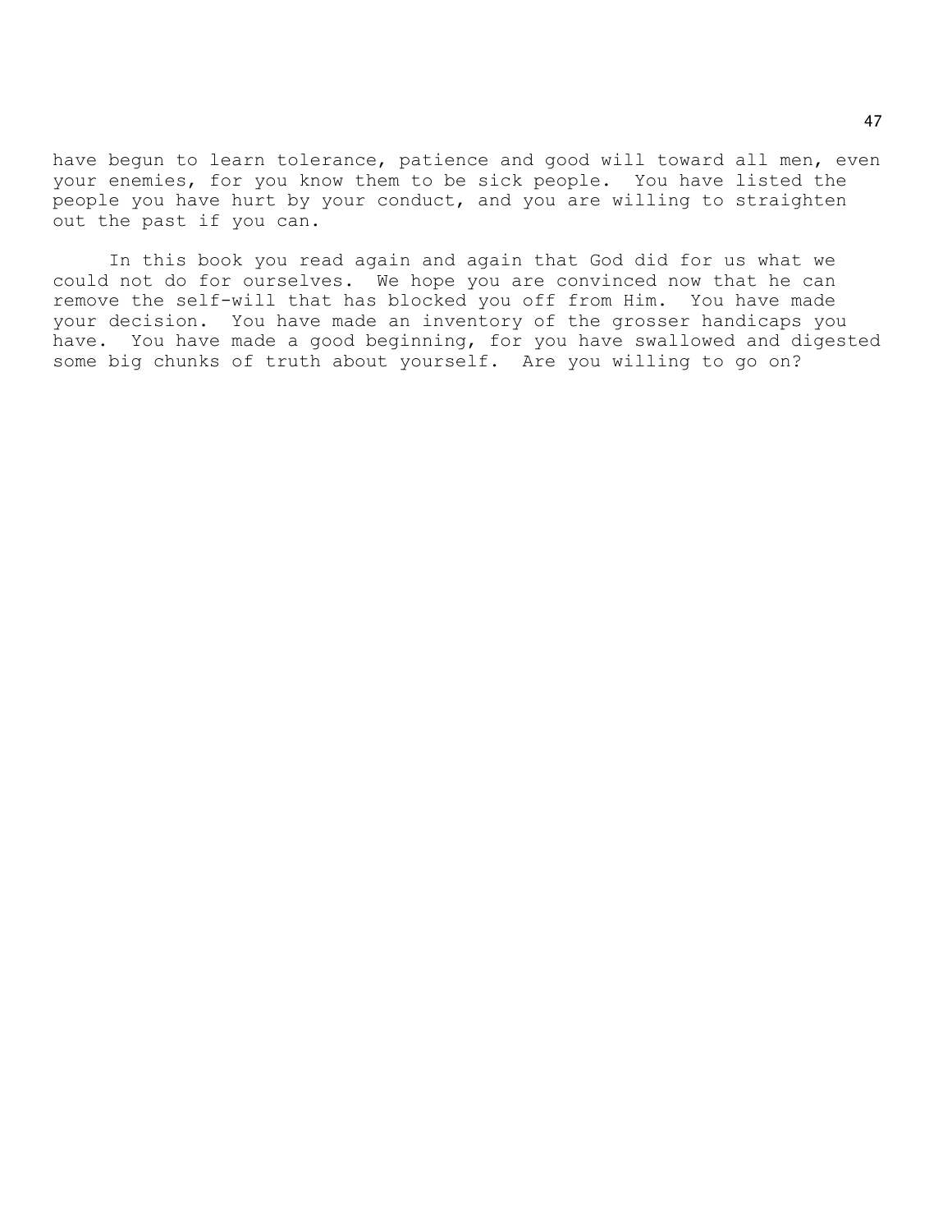have begun to learn tolerance, patience and good will toward all men, even your enemies, for you know them to be sick people. You have listed the people you have hurt by your conduct, and you are willing to straighten out the past if you can.

In this book you read again and again that God did for us what we could not do for ourselves. We hope you are convinced now that he can remove the self-will that has blocked you off from Him. You have made your decision. You have made an inventory of the grosser handicaps you have. You have made a good beginning, for you have swallowed and digested some big chunks of truth about yourself. Are you willing to go on?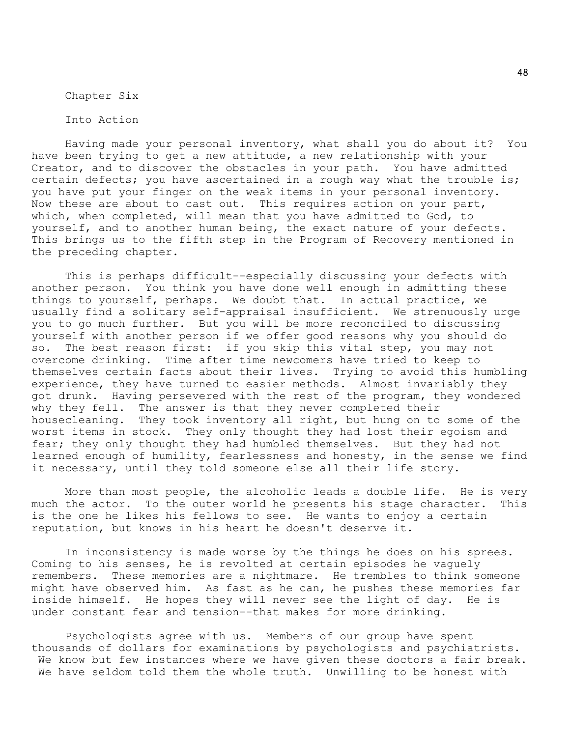## Chapter Six

## Into Action

Having made your personal inventory, what shall you do about it? You have been trying to get a new attitude, a new relationship with your Creator, and to discover the obstacles in your path. You have admitted certain defects; you have ascertained in a rough way what the trouble is; you have put your finger on the weak items in your personal inventory. Now these are about to cast out. This requires action on your part, which, when completed, will mean that you have admitted to God, to yourself, and to another human being, the exact nature of your defects. This brings us to the fifth step in the Program of Recovery mentioned in the preceding chapter.

This is perhaps difficult--especially discussing your defects with another person. You think you have done well enough in admitting these things to yourself, perhaps. We doubt that. In actual practice, we usually find a solitary self-appraisal insufficient. We strenuously urge you to go much further. But you will be more reconciled to discussing yourself with another person if we offer good reasons why you should do so. The best reason first: if you skip this vital step, you may not overcome drinking. Time after time newcomers have tried to keep to themselves certain facts about their lives. Trying to avoid this humbling experience, they have turned to easier methods. Almost invariably they got drunk. Having persevered with the rest of the program, they wondered why they fell. The answer is that they never completed their housecleaning. They took inventory all right, but hung on to some of the worst items in stock. They only thought they had lost their egoism and fear; they only thought they had humbled themselves. But they had not learned enough of humility, fearlessness and honesty, in the sense we find it necessary, until they told someone else all their life story.

More than most people, the alcoholic leads a double life. He is very much the actor. To the outer world he presents his stage character. This is the one he likes his fellows to see. He wants to enjoy a certain reputation, but knows in his heart he doesn't deserve it.

In inconsistency is made worse by the things he does on his sprees. Coming to his senses, he is revolted at certain episodes he vaguely remembers. These memories are a nightmare. He trembles to think someone might have observed him. As fast as he can, he pushes these memories far inside himself. He hopes they will never see the light of day. He is under constant fear and tension--that makes for more drinking.

Psychologists agree with us. Members of our group have spent thousands of dollars for examinations by psychologists and psychiatrists. We know but few instances where we have given these doctors a fair break. We have seldom told them the whole truth. Unwilling to be honest with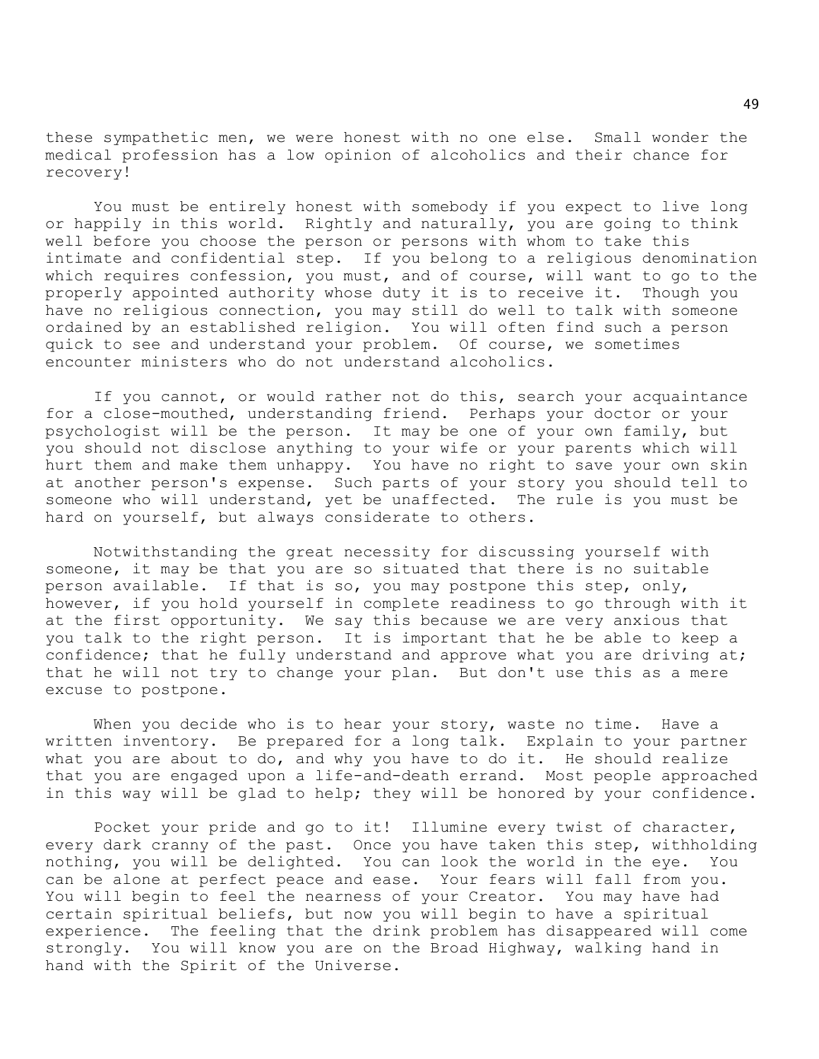these sympathetic men, we were honest with no one else. Small wonder the medical profession has a low opinion of alcoholics and their chance for recovery!

You must be entirely honest with somebody if you expect to live long or happily in this world. Rightly and naturally, you are going to think well before you choose the person or persons with whom to take this intimate and confidential step. If you belong to a religious denomination which requires confession, you must, and of course, will want to go to the properly appointed authority whose duty it is to receive it. Though you have no religious connection, you may still do well to talk with someone ordained by an established religion. You will often find such a person quick to see and understand your problem. Of course, we sometimes encounter ministers who do not understand alcoholics.

If you cannot, or would rather not do this, search your acquaintance for a close-mouthed, understanding friend. Perhaps your doctor or your psychologist will be the person. It may be one of your own family, but you should not disclose anything to your wife or your parents which will hurt them and make them unhappy. You have no right to save your own skin at another person's expense. Such parts of your story you should tell to someone who will understand, yet be unaffected. The rule is you must be hard on yourself, but always considerate to others.

Notwithstanding the great necessity for discussing yourself with someone, it may be that you are so situated that there is no suitable person available. If that is so, you may postpone this step, only, however, if you hold yourself in complete readiness to go through with it at the first opportunity. We say this because we are very anxious that you talk to the right person. It is important that he be able to keep a confidence; that he fully understand and approve what you are driving at; that he will not try to change your plan. But don't use this as a mere excuse to postpone.

When you decide who is to hear your story, waste no time. Have a written inventory. Be prepared for a long talk. Explain to your partner what you are about to do, and why you have to do it. He should realize that you are engaged upon a life-and-death errand. Most people approached in this way will be glad to help; they will be honored by your confidence.

Pocket your pride and go to it! Illumine every twist of character, every dark cranny of the past. Once you have taken this step, withholding nothing, you will be delighted. You can look the world in the eye. You can be alone at perfect peace and ease. Your fears will fall from you. You will begin to feel the nearness of your Creator. You may have had certain spiritual beliefs, but now you will begin to have a spiritual experience. The feeling that the drink problem has disappeared will come strongly. You will know you are on the Broad Highway, walking hand in hand with the Spirit of the Universe.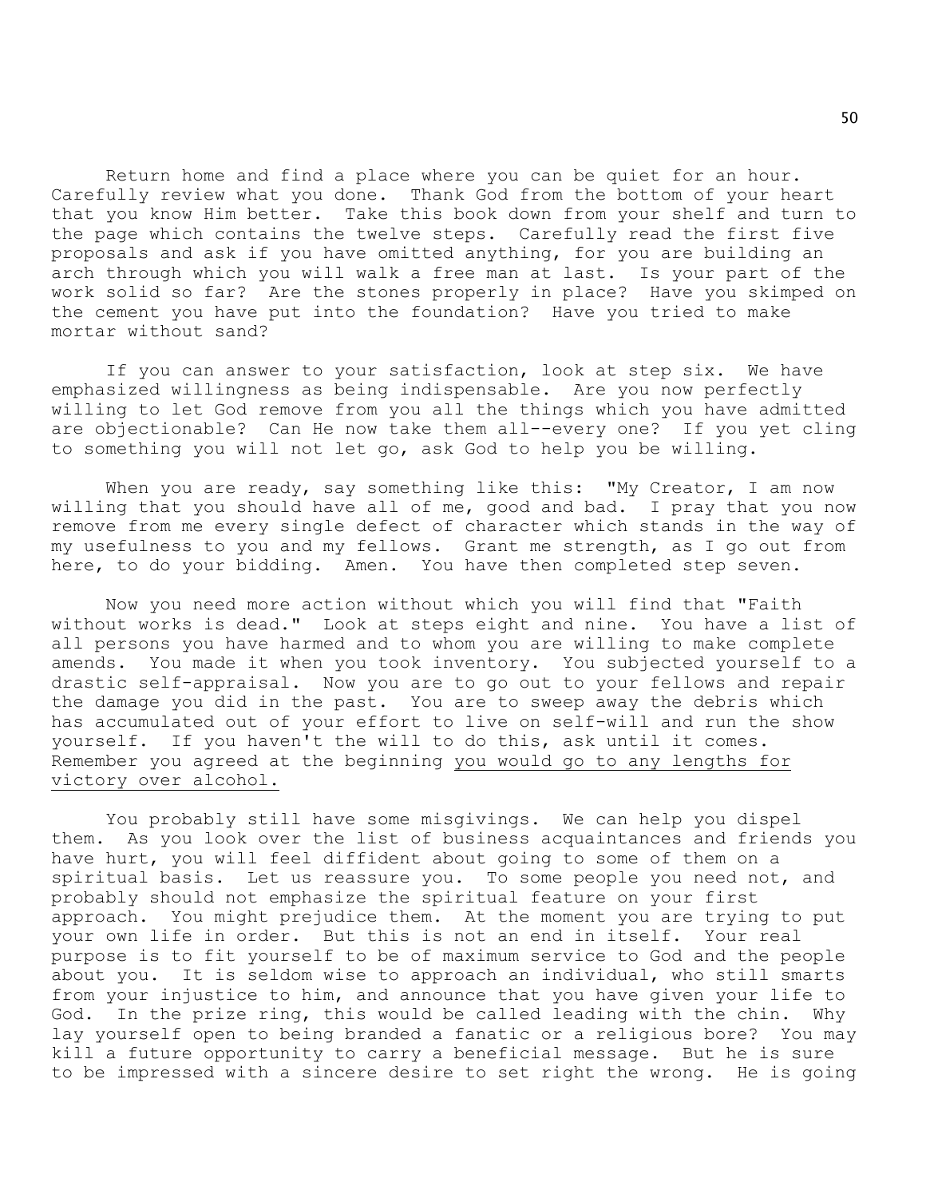Return home and find a place where you can be quiet for an hour. Carefully review what you done. Thank God from the bottom of your heart that you know Him better. Take this book down from your shelf and turn to the page which contains the twelve steps. Carefully read the first five proposals and ask if you have omitted anything, for you are building an arch through which you will walk a free man at last. Is your part of the work solid so far? Are the stones properly in place? Have you skimped on the cement you have put into the foundation? Have you tried to make mortar without sand?

If you can answer to your satisfaction, look at step six. We have emphasized willingness as being indispensable. Are you now perfectly willing to let God remove from you all the things which you have admitted are objectionable? Can He now take them all--every one? If you yet cling to something you will not let go, ask God to help you be willing.

When you are ready, say something like this: "My Creator, I am now willing that you should have all of me, good and bad. I pray that you now remove from me every single defect of character which stands in the way of my usefulness to you and my fellows. Grant me strength, as I go out from here, to do your bidding. Amen. You have then completed step seven.

Now you need more action without which you will find that "Faith without works is dead." Look at steps eight and nine. You have a list of all persons you have harmed and to whom you are willing to make complete amends. You made it when you took inventory. You subjected yourself to a drastic self-appraisal. Now you are to go out to your fellows and repair the damage you did in the past. You are to sweep away the debris which has accumulated out of your effort to live on self-will and run the show yourself. If you haven't the will to do this, ask until it comes. Remember you agreed at the beginning <u>you would go to any lengths for victory over alcohol.</u>

You probably still have some misgivings. We can help you dispel them. As you look over the list of business acquaintances and friends you have hurt, you will feel diffident about going to some of them on a spiritual basis. Let us reassure you. To some people you need not, and probably should not emphasize the spiritual feature on your first approach. You might prejudice them. At the moment you are trying to put your own life in order. But this is not an end in itself. Your real purpose is to fit yourself to be of maximum service to God and the people about you. It is seldom wise to approach an individual, who still smarts from your injustice to him, and announce that you have given your life to God. In the prize ring, this would be called leading with the chin. Why lay yourself open to being branded a fanatic or a religious bore? You may kill a future opportunity to carry a beneficial message. But he is sure to be impressed with a sincere desire to set right the wrong. He is going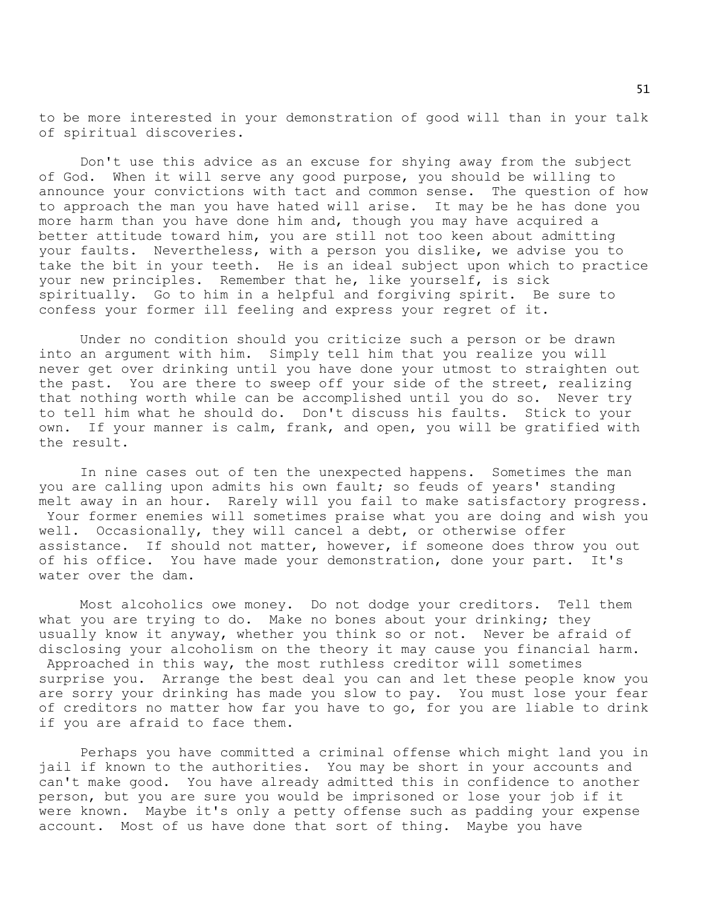to be more interested in your demonstration of good will than in your talk of spiritual discoveries.

Don't use this advice as an excuse for shying away from the subject of God. When it will serve any good purpose, you should be willing to announce your convictions with tact and common sense. The question of how to approach the man you have hated will arise. It may be he has done you more harm than you have done him and, though you may have acquired a better attitude toward him, you are still not too keen about admitting your faults. Nevertheless, with a person you dislike, we advise you to take the bit in your teeth. He is an ideal subject upon which to practice your new principles. Remember that he, like yourself, is sick spiritually. Go to him in a helpful and forgiving spirit. Be sure to confess your former ill feeling and express your regret of it.

Under no condition should you criticize such a person or be drawn into an argument with him. Simply tell him that you realize you will never get over drinking until you have done your utmost to straighten out the past. You are there to sweep off your side of the street, realizing that nothing worth while can be accomplished until you do so. Never try to tell him what he should do. Don't discuss his faults. Stick to your own. If your manner is calm, frank, and open, you will be gratified with the result.

In nine cases out of ten the unexpected happens. Sometimes the man you are calling upon admits his own fault; so feuds of years' standing melt away in an hour. Rarely will you fail to make satisfactory progress. Your former enemies will sometimes praise what you are doing and wish you well. Occasionally, they will cancel a debt, or otherwise offer assistance. If should not matter, however, if someone does throw you out of his office. You have made your demonstration, done your part. It's water over the dam.

Most alcoholics owe money. Do not dodge your creditors. Tell them what you are trying to do. Make no bones about your drinking; they usually know it anyway, whether you think so or not. Never be afraid of disclosing your alcoholism on the theory it may cause you financial harm. Approached in this way, the most ruthless creditor will sometimes surprise you. Arrange the best deal you can and let these people know you are sorry your drinking has made you slow to pay. You must lose your fear of creditors no matter how far you have to go, for you are liable to drink if you are afraid to face them.

Perhaps you have committed a criminal offense which might land you in jail if known to the authorities. You may be short in your accounts and can't make good. You have already admitted this in confidence to another person, but you are sure you would be imprisoned or lose your job if it were known. Maybe it's only a petty offense such as padding your expense account. Most of us have done that sort of thing. Maybe you have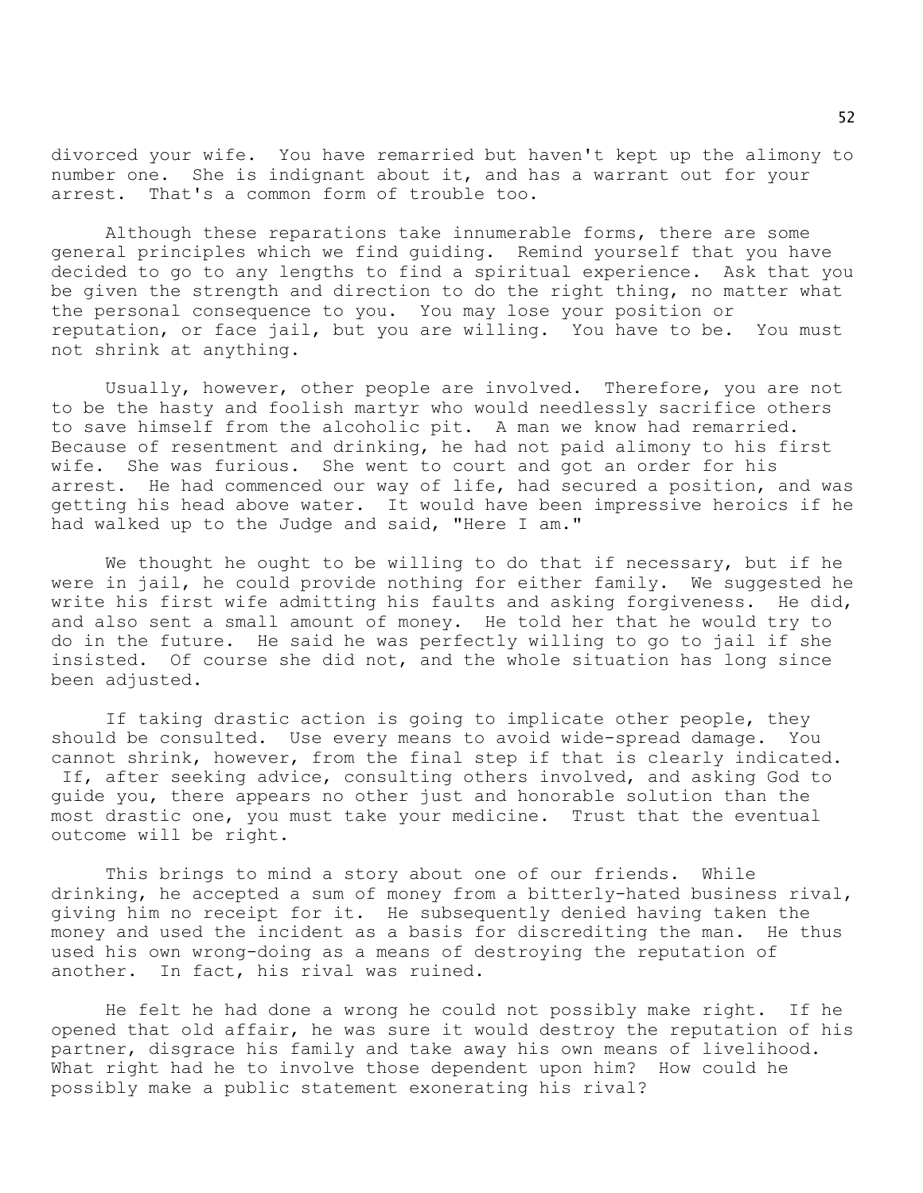divorced your wife. You have remarried but haven't kept up the alimony to number one. She is indignant about it, and has a warrant out for your arrest. That's a common form of trouble too.

Although these reparations take innumerable forms, there are some general principles which we find guiding. Remind yourself that you have decided to go to any lengths to find a spiritual experience. Ask that you be given the strength and direction to do the right thing, no matter what the personal consequence to you. You may lose your position or reputation, or face jail, but you are willing. You have to be. You must not shrink at anything.

Usually, however, other people are involved. Therefore, you are not to be the hasty and foolish martyr who would needlessly sacrifice others to save himself from the alcoholic pit. A man we know had remarried. Because of resentment and drinking, he had not paid alimony to his first wife. She was furious. She went to court and got an order for his arrest. He had commenced our way of life, had secured a position, and was getting his head above water. It would have been impressive heroics if he had walked up to the Judge and said, "Here I am."

We thought he ought to be willing to do that if necessary, but if he were in jail, he could provide nothing for either family. We suggested he write his first wife admitting his faults and asking forgiveness. He did, and also sent a small amount of money. He told her that he would try to do in the future. He said he was perfectly willing to go to jail if she insisted. Of course she did not, and the whole situation has long since been adjusted.

If taking drastic action is going to implicate other people, they should be consulted. Use every means to avoid wide-spread damage. You cannot shrink, however, from the final step if that is clearly indicated. If, after seeking advice, consulting others involved, and asking God to guide you, there appears no other just and honorable solution than the most drastic one, you must take your medicine. Trust that the eventual outcome will be right.

This brings to mind a story about one of our friends. While drinking, he accepted a sum of money from a bitterly-hated business rival, giving him no receipt for it. He subsequently denied having taken the money and used the incident as a basis for discrediting the man. He thus used his own wrong-doing as a means of destroying the reputation of another. In fact, his rival was ruined.

He felt he had done a wrong he could not possibly make right. If he opened that old affair, he was sure it would destroy the reputation of his partner, disgrace his family and take away his own means of livelihood. What right had he to involve those dependent upon him? How could he possibly make a public statement exonerating his rival?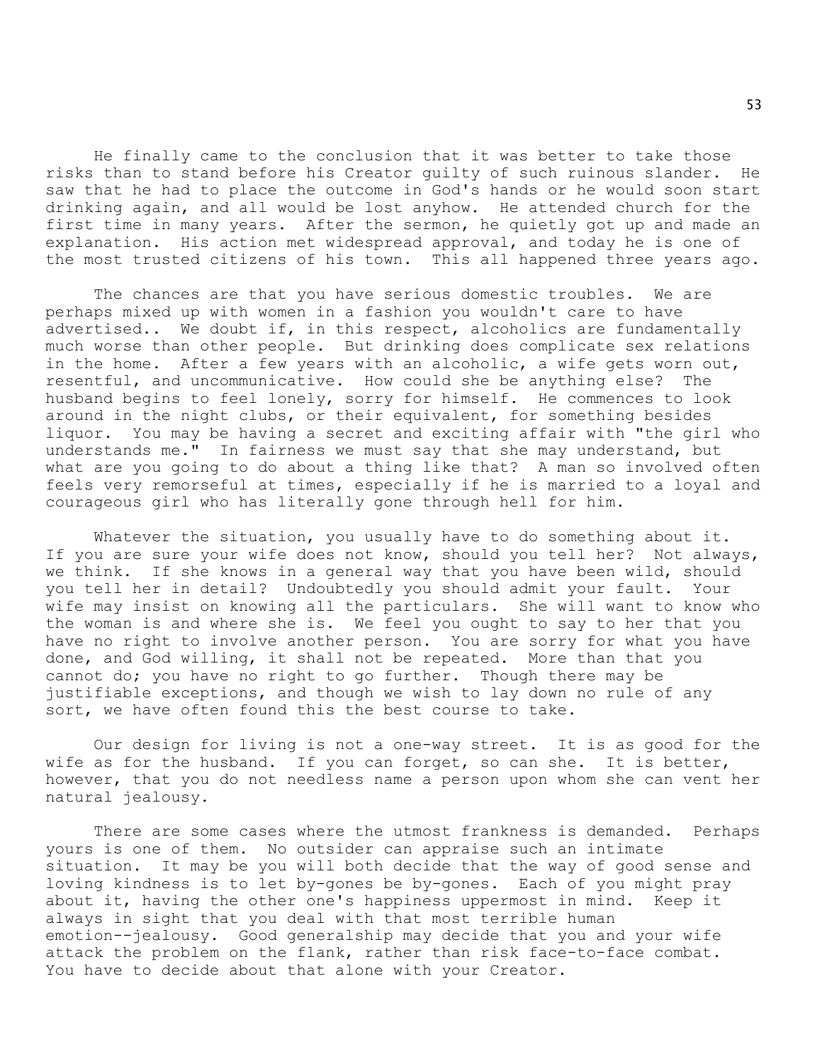He finally came to the conclusion that it was better to take those risks than to stand before his Creator guilty of such ruinous slander. He saw that he had to place the outcome in God's hands or he would soon start drinking again, and all would be lost anyhow. He attended church for the first time in many years. After the sermon, he quietly got up and made an explanation. His action met widespread approval, and today he is one of the most trusted citizens of his town. This all happened three years ago.

The chances are that you have serious domestic troubles. We are perhaps mixed up with women in a fashion you wouldn't care to have advertised.. We doubt if, in this respect, alcoholics are fundamentally much worse than other people. But drinking does complicate sex relations in the home. After a few years with an alcoholic, a wife gets worn out, resentful, and uncommunicative. How could she be anything else? The husband begins to feel lonely, sorry for himself. He commences to look around in the night clubs, or their equivalent, for something besides liquor. You may be having a secret and exciting affair with "the girl who understands me." In fairness we must say that she may understand, but what are you going to do about a thing like that? A man so involved often feels very remorseful at times, especially if he is married to a loyal and courageous girl who has literally gone through hell for him.

Whatever the situation, you usually have to do something about it. If you are sure your wife does not know, should you tell her? Not always, we think. If she knows in a general way that you have been wild, should you tell her in detail? Undoubtedly you should admit your fault. Your wife may insist on knowing all the particulars. She will want to know who the woman is and where she is. We feel you ought to say to her that you have no right to involve another person. You are sorry for what you have done, and God willing, it shall not be repeated. More than that you cannot do; you have no right to go further. Though there may be justifiable exceptions, and though we wish to lay down no rule of any sort, we have often found this the best course to take.

Our design for living is not a one-way street. It is as good for the wife as for the husband. If you can forget, so can she. It is better, however, that you do not needless name a person upon whom she can vent her natural jealousy.

There are some cases where the utmost frankness is demanded. Perhaps yours is one of them. No outsider can appraise such an intimate situation. It may be you will both decide that the way of good sense and loving kindness is to let by-gones be by-gones. Each of you might pray about it, having the other one's happiness uppermost in mind. Keep it always in sight that you deal with that most terrible human emotion--jealousy. Good generalship may decide that you and your wife attack the problem on the flank, rather than risk face-to-face combat. You have to decide about that alone with your Creator.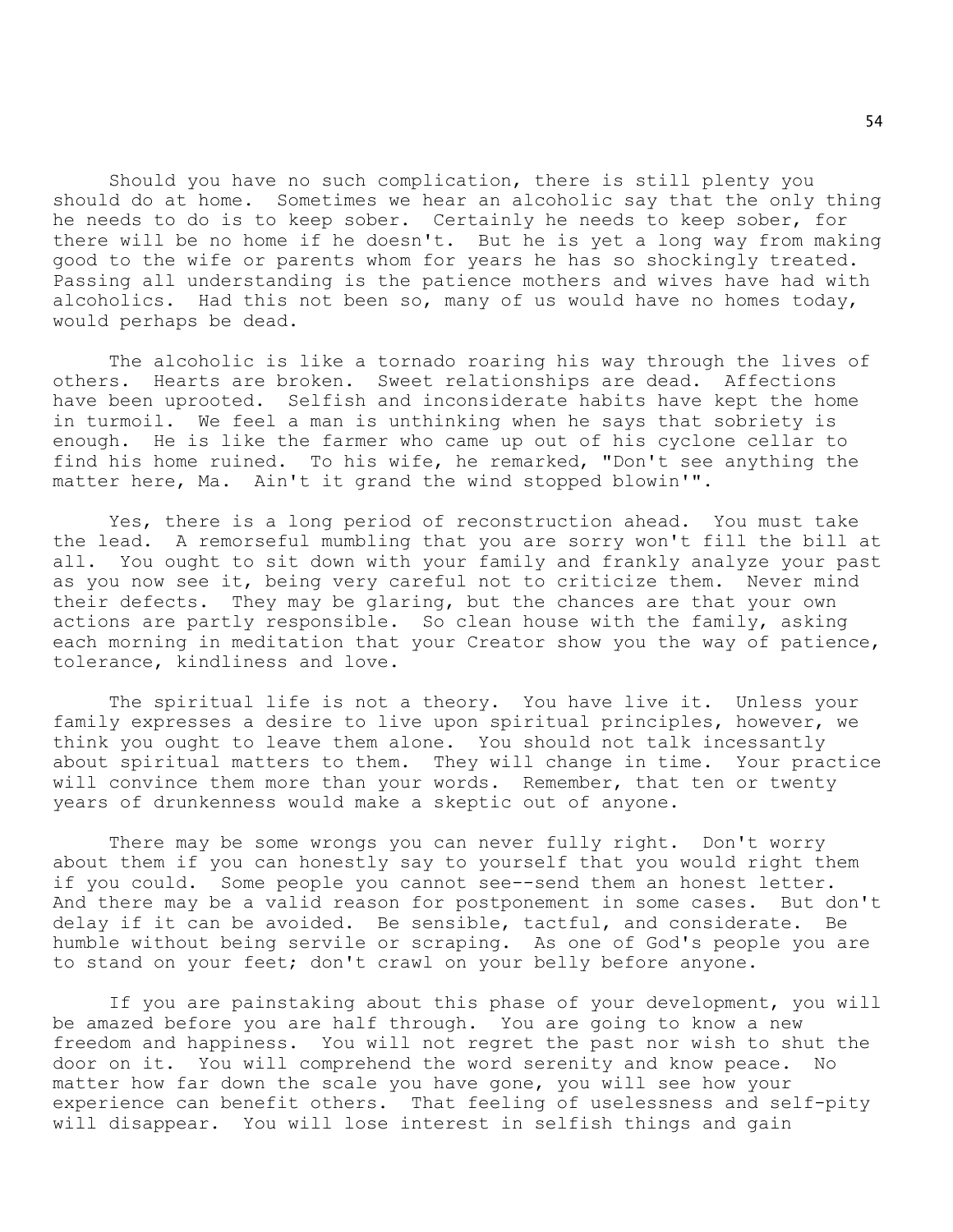Should you have no such complication, there is still plenty you should do at home. Sometimes we hear an alcoholic say that the only thing he needs to do is to keep sober. Certainly he needs to keep sober, for there will be no home if he doesn't. But he is yet a long way from making good to the wife or parents whom for years he has so shockingly treated. Passing all understanding is the patience mothers and wives have had with alcoholics. Had this not been so, many of us would have no homes today, would perhaps be dead.

The alcoholic is like a tornado roaring his way through the lives of others. Hearts are broken. Sweet relationships are dead. Affections have been uprooted. Selfish and inconsiderate habits have kept the home in turmoil. We feel a man is unthinking when he says that sobriety is enough. He is like the farmer who came up out of his cyclone cellar to find his home ruined. To his wife, he remarked, "Don't see anything the matter here, Ma. Ain't it grand the wind stopped blowin'".

Yes, there is a long period of reconstruction ahead. You must take the lead. A remorseful mumbling that you are sorry won't fill the bill at all. You ought to sit down with your family and frankly analyze your past as you now see it, being very careful not to criticize them. Never mind their defects. They may be glaring, but the chances are that your own actions are partly responsible. So clean house with the family, asking each morning in meditation that your Creator show you the way of patience, tolerance, kindliness and love.

The spiritual life is not a theory. You have live it. Unless your family expresses a desire to live upon spiritual principles, however, we think you ought to leave them alone. You should not talk incessantly about spiritual matters to them. They will change in time. Your practice will convince them more than your words. Remember, that ten or twenty years of drunkenness would make a skeptic out of anyone.

There may be some wrongs you can never fully right. Don't worry about them if you can honestly say to yourself that you would right them if you could. Some people you cannot see--send them an honest letter. And there may be a valid reason for postponement in some cases. But don't delay if it can be avoided. Be sensible, tactful, and considerate. Be humble without being servile or scraping. As one of God's people you are to stand on your feet; don't crawl on your belly before anyone.

If you are painstaking about this phase of your development, you will be amazed before you are half through. You are going to know a new freedom and happiness. You will not regret the past nor wish to shut the door on it. You will comprehend the word serenity and know peace. No matter how far down the scale you have gone, you will see how your experience can benefit others. That feeling of uselessness and self-pity will disappear. You will lose interest in selfish things and gain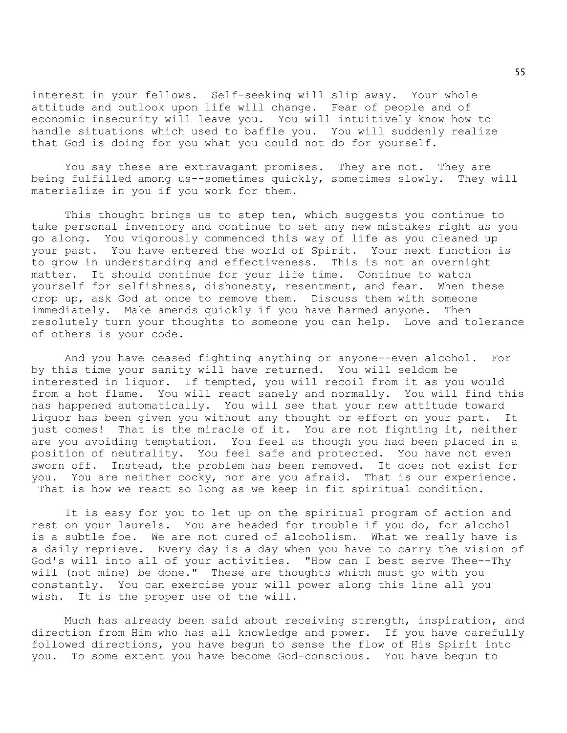interest in your fellows. Self-seeking will slip away. Your whole attitude and outlook upon life will change. Fear of people and of economic insecurity will leave you. You will intuitively know how to handle situations which used to baffle you. You will suddenly realize that God is doing for you what you could not do for yourself.

You say these are extravagant promises. They are not. They are being fulfilled among us--sometimes quickly, sometimes slowly. They will materialize in you if you work for them.

This thought brings us to step ten, which suggests you continue to take personal inventory and continue to set any new mistakes right as you go along. You vigorously commenced this way of life as you cleaned up your past. You have entered the world of Spirit. Your next function is to grow in understanding and effectiveness. This is not an overnight matter. It should continue for your life time. Continue to watch yourself for selfishness, dishonesty, resentment, and fear. When these crop up, ask God at once to remove them. Discuss them with someone immediately. Make amends quickly if you have harmed anyone. Then resolutely turn your thoughts to someone you can help. Love and tolerance of others is your code.

And you have ceased fighting anything or anyone--even alcohol. For by this time your sanity will have returned. You will seldom be interested in liquor. If tempted, you will recoil from it as you would from a hot flame. You will react sanely and normally. You will find this has happened automatically. You will see that your new attitude toward liquor has been given you without any thought or effort on your part. It just comes! That is the miracle of it. You are not fighting it, neither are you avoiding temptation. You feel as though you had been placed in a position of neutrality. You feel safe and protected. You have not even sworn off. Instead, the problem has been removed. It does not exist for you. You are neither cocky, nor are you afraid. That is our experience. That is how we react so long as we keep in fit spiritual condition.

It is easy for you to let up on the spiritual program of action and rest on your laurels. You are headed for trouble if you do, for alcohol is a subtle foe. We are not cured of alcoholism. What we really have is a daily reprieve. Every day is a day when you have to carry the vision of God's will into all of your activities. "How can I best serve Thee--Thy will (not mine) be done." These are thoughts which must go with you constantly. You can exercise your will power along this line all you wish. It is the proper use of the will.

Much has already been said about receiving strength, inspiration, and direction from Him who has all knowledge and power. If you have carefully followed directions, you have begun to sense the flow of His Spirit into you. To some extent you have become God-conscious. You have begun to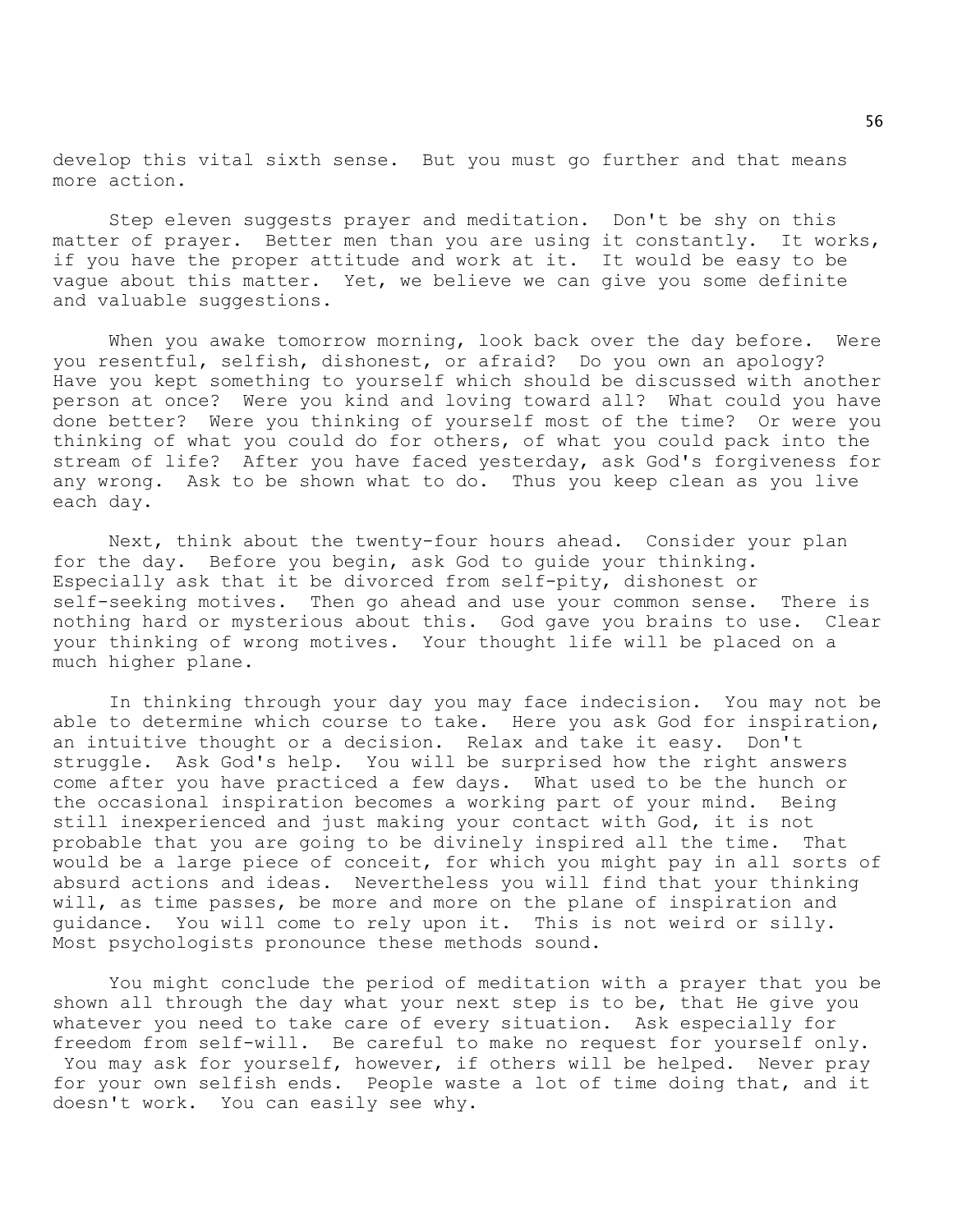develop this vital sixth sense. But you must go further and that means more action.

Step eleven suggests prayer and meditation. Don't be shy on this matter of prayer. Better men than you are using it constantly. It works, if you have the proper attitude and work at it. It would be easy to be vague about this matter. Yet, we believe we can give you some definite and valuable suggestions.

When you awake tomorrow morning, look back over the day before. Were you resentful, selfish, dishonest, or afraid? Do you own an apology? Have you kept something to yourself which should be discussed with another person at once? Were you kind and loving toward all? What could you have done better? Were you thinking of yourself most of the time? Or were you thinking of what you could do for others, of what you could pack into the stream of life? After you have faced yesterday, ask God's forgiveness for any wrong. Ask to be shown what to do. Thus you keep clean as you live each day.

Next, think about the twenty-four hours ahead. Consider your plan for the day. Before you begin, ask God to guide your thinking. Especially ask that it be divorced from self-pity, dishonest or self-seeking motives. Then go ahead and use your common sense. There is nothing hard or mysterious about this. God gave you brains to use. Clear your thinking of wrong motives. Your thought life will be placed on a much higher plane.

In thinking through your day you may face indecision. You may not be able to determine which course to take. Here you ask God for inspiration, an intuitive thought or a decision. Relax and take it easy. Don't struggle. Ask God's help. You will be surprised how the right answers come after you have practiced a few days. What used to be the hunch or the occasional inspiration becomes a working part of your mind. Being still inexperienced and just making your contact with God, it is not probable that you are going to be divinely inspired all the time. That would be a large piece of conceit, for which you might pay in all sorts of absurd actions and ideas. Nevertheless you will find that your thinking will, as time passes, be more and more on the plane of inspiration and guidance. You will come to rely upon it. This is not weird or silly. Most psychologists pronounce these methods sound.

You might conclude the period of meditation with a prayer that you be shown all through the day what your next step is to be, that He give you whatever you need to take care of every situation. Ask especially for freedom from self-will. Be careful to make no request for yourself only. You may ask for yourself, however, if others will be helped. Never pray for your own selfish ends. People waste a lot of time doing that, and it doesn't work. You can easily see why.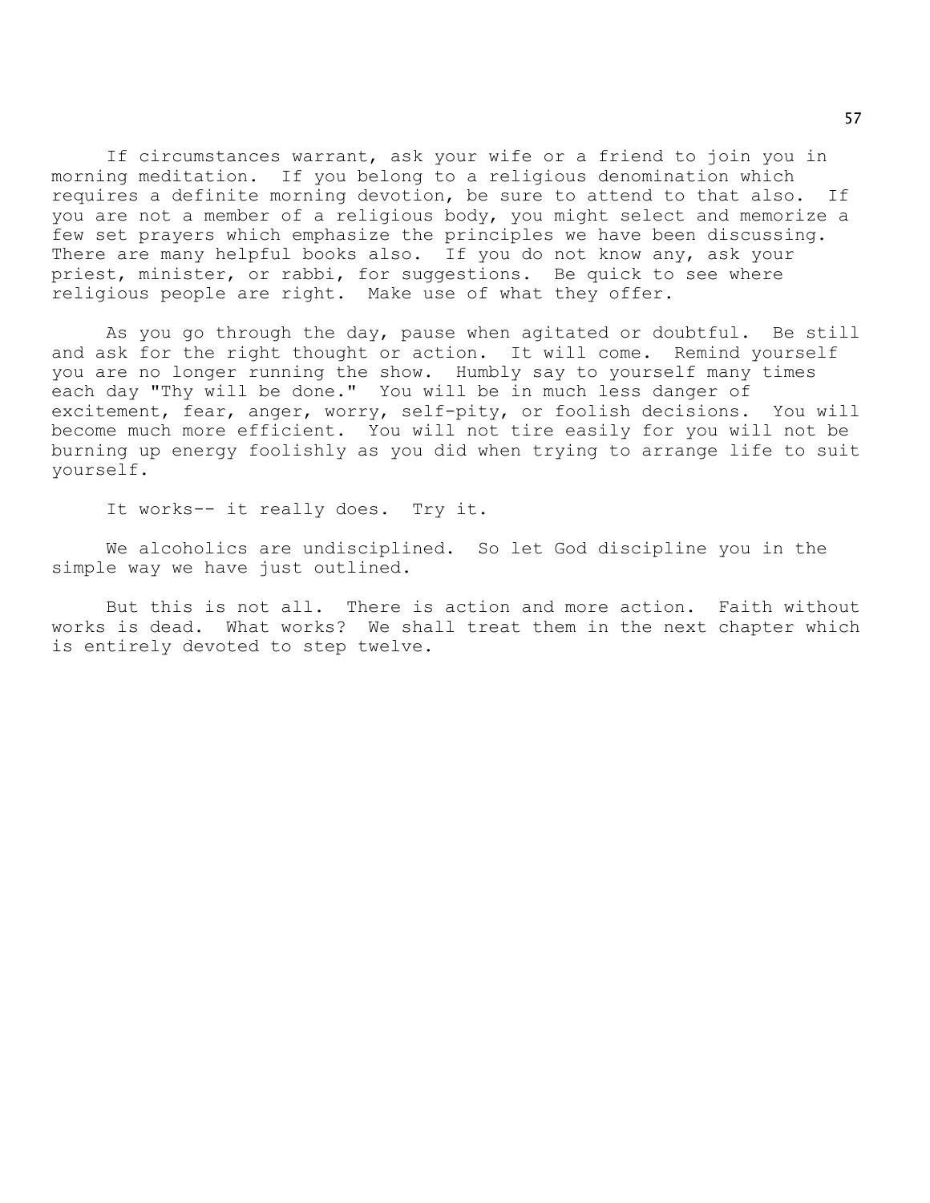If circumstances warrant, ask your wife or a friend to join you in morning meditation. If you belong to a religious denomination which requires a definite morning devotion, be sure to attend to that also. If you are not a member of a religious body, you might select and memorize a few set prayers which emphasize the principles we have been discussing. There are many helpful books also. If you do not know any, ask your priest, minister, or rabbi, for suggestions. Be quick to see where religious people are right. Make use of what they offer.

As you go through the day, pause when agitated or doubtful. Be still and ask for the right thought or action. It will come. Remind yourself you are no longer running the show. Humbly say to yourself many times each day "Thy will be done." You will be in much less danger of excitement, fear, anger, worry, self-pity, or foolish decisions. You will become much more efficient. You will not tire easily for you will not be burning up energy foolishly as you did when trying to arrange life to suit yourself.

It works-- it really does. Try it.

We alcoholics are undisciplined. So let God discipline you in the simple way we have just outlined.

But this is not all. There is action and more action. Faith without works is dead. What works? We shall treat them in the next chapter which is entirely devoted to step twelve.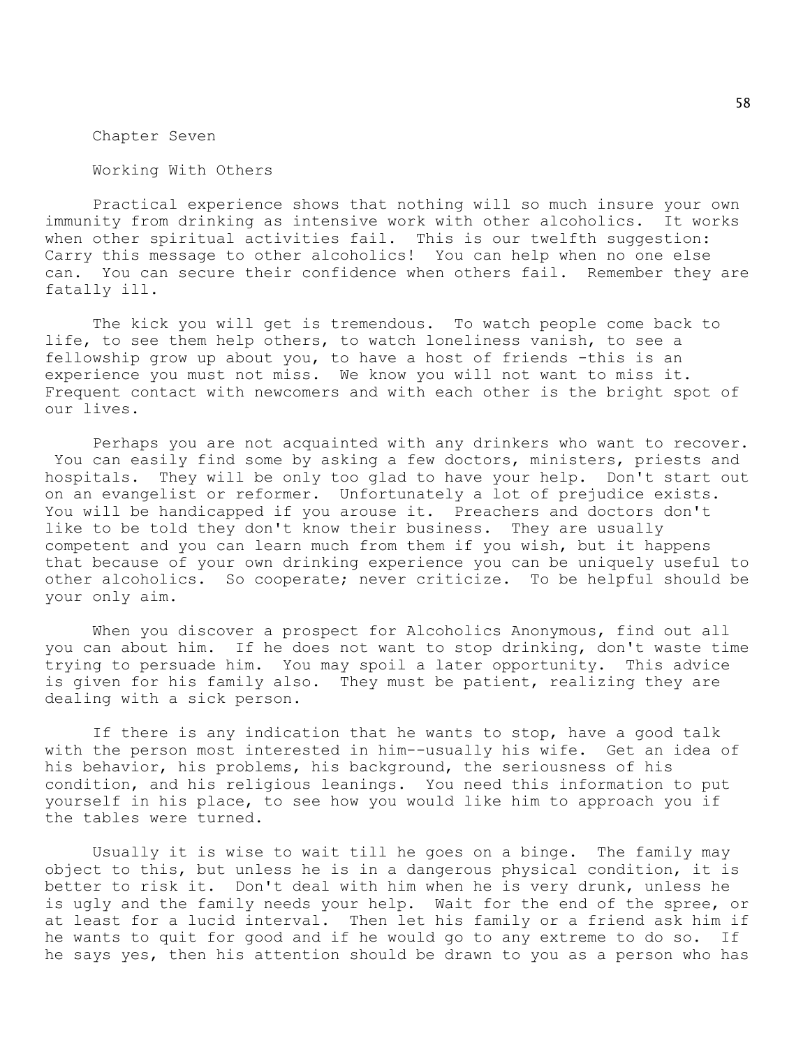# Chapter Seven

## Working With Others

Practical experience shows that nothing will so much insure your own immunity from drinking as intensive work with other alcoholics. It works when other spiritual activities fail. This is our twelfth suggestion: Carry this message to other alcoholics! You can help when no one else can. You can secure their confidence when others fail. Remember they are fatally ill.

The kick you will get is tremendous. To watch people come back to life, to see them help others, to watch loneliness vanish, to see a fellowship grow up about you, to have a host of friends -this is an experience you must not miss. We know you will not want to miss it. Frequent contact with newcomers and with each other is the bright spot of our lives.

Perhaps you are not acquainted with any drinkers who want to recover. You can easily find some by asking a few doctors, ministers, priests and hospitals. They will be only too glad to have your help. Don't start out on an evangelist or reformer. Unfortunately a lot of prejudice exists. You will be handicapped if you arouse it. Preachers and doctors don't like to be told they don't know their business. They are usually competent and you can learn much from them if you wish, but it happens that because of your own drinking experience you can be uniquely useful to other alcoholics. So cooperate; never criticize. To be helpful should be your only aim.

When you discover a prospect for Alcoholics Anonymous, find out all you can about him. If he does not want to stop drinking, don't waste time trying to persuade him. You may spoil a later opportunity. This advice is given for his family also. They must be patient, realizing they are dealing with a sick person.

If there is any indication that he wants to stop, have a good talk with the person most interested in him--usually his wife. Get an idea of his behavior, his problems, his background, the seriousness of his condition, and his religious leanings. You need this information to put yourself in his place, to see how you would like him to approach you if the tables were turned.

Usually it is wise to wait till he goes on a binge. The family may object to this, but unless he is in a dangerous physical condition, it is better to risk it. Don't deal with him when he is very drunk, unless he is ugly and the family needs your help. Wait for the end of the spree, or at least for a lucid interval. Then let his family or a friend ask him if he wants to quit for good and if he would go to any extreme to do so. If he says yes, then his attention should be drawn to you as a person who has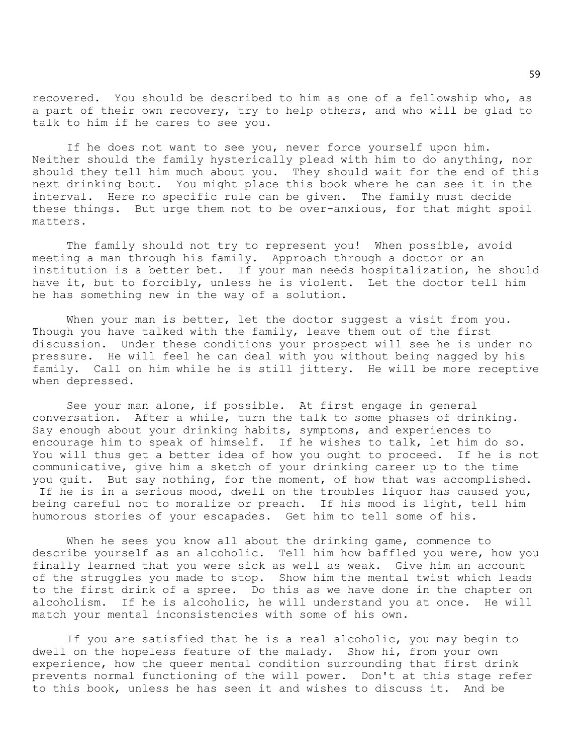recovered. You should be described to him as one of a fellowship who, as a part of their own recovery, try to help others, and who will be glad to talk to him if he cares to see you.

If he does not want to see you, never force yourself upon him. Neither should the family hysterically plead with him to do anything, nor should they tell him much about you. They should wait for the end of this next drinking bout. You might place this book where he can see it in the interval. Here no specific rule can be given. The family must decide these things. But urge them not to be over-anxious, for that might spoil matters.

The family should not try to represent you! When possible, avoid meeting a man through his family. Approach through a doctor or an institution is a better bet. If your man needs hospitalization, he should have it, but to forcibly, unless he is violent. Let the doctor tell him he has something new in the way of a solution.

When your man is better, let the doctor suggest a visit from you. Though you have talked with the family, leave them out of the first discussion. Under these conditions your prospect will see he is under no pressure. He will feel he can deal with you without being nagged by his family. Call on him while he is still jittery. He will be more receptive when depressed.

See your man alone, if possible. At first engage in general conversation. After a while, turn the talk to some phases of drinking. Say enough about your drinking habits, symptoms, and experiences to encourage him to speak of himself. If he wishes to talk, let him do so. You will thus get a better idea of how you ought to proceed. If he is not communicative, give him a sketch of your drinking career up to the time you quit. But say nothing, for the moment, of how that was accomplished. If he is in a serious mood, dwell on the troubles liquor has caused you, being careful not to moralize or preach. If his mood is light, tell him humorous stories of your escapades. Get him to tell some of his.

When he sees you know all about the drinking game, commence to describe yourself as an alcoholic. Tell him how baffled you were, how you finally learned that you were sick as well as weak. Give him an account of the struggles you made to stop. Show him the mental twist which leads to the first drink of a spree. Do this as we have done in the chapter on alcoholism. If he is alcoholic, he will understand you at once. He will match your mental inconsistencies with some of his own.

If you are satisfied that he is a real alcoholic, you may begin to dwell on the hopeless feature of the malady. Show hi, from your own experience, how the queer mental condition surrounding that first drink prevents normal functioning of the will power. Don't at this stage refer to this book, unless he has seen it and wishes to discuss it. And be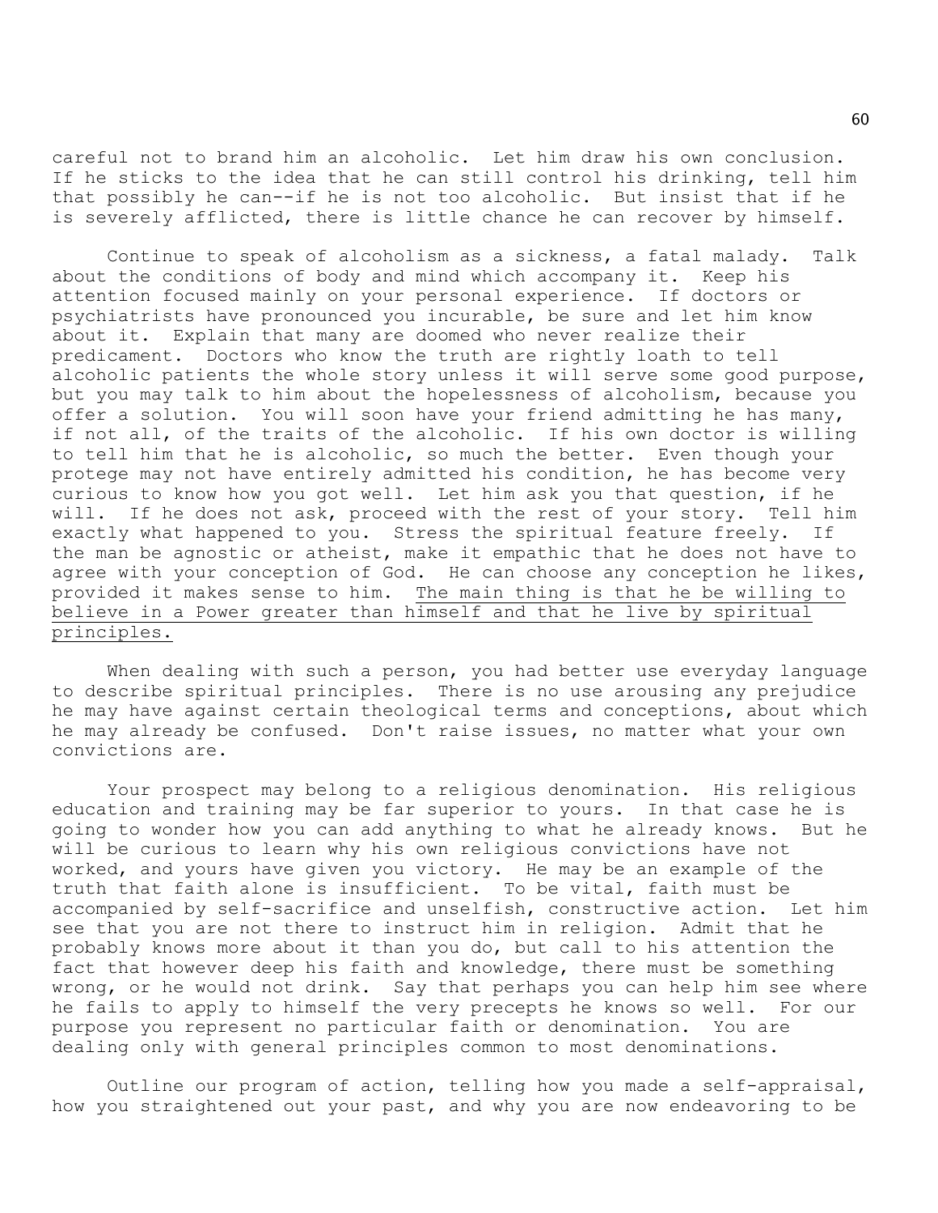careful not to brand him an alcoholic. Let him draw his own conclusion. If he sticks to the idea that he can still control his drinking, tell him that possibly he can--if he is not too alcoholic. But insist that if he is severely afflicted, there is little chance he can recover by himself.

Continue to speak of alcoholism as a sickness, a fatal malady. Talk about the conditions of body and mind which accompany it. Keep his attention focused mainly on your personal experience. If doctors or psychiatrists have pronounced you incurable, be sure and let him know about it. Explain that many are doomed who never realize their predicament. Doctors who know the truth are rightly loath to tell alcoholic patients the whole story unless it will serve some good purpose, but you may talk to him about the hopelessness of alcoholism, because you offer a solution. You will soon have your friend admitting he has many, if not all, of the traits of the alcoholic. If his own doctor is willing to tell him that he is alcoholic, so much the better. Even though your protege may not have entirely admitted his condition, he has become very curious to know how you got well. Let him ask you that question, if he will. If he does not ask, proceed with the rest of your story. Tell him exactly what happened to you. Stress the spiritual feature freely. If the man be agnostic or atheist, make it empathic that he does not have to agree with your conception of God. He can choose any conception he likes, provided it makes sense to him. <u>The main thing is that he be willing to believe in a Power greater than himself and that he live by spiritual principles.</u>

When dealing with such a person, you had better use everyday language to describe spiritual principles. There is no use arousing any prejudice he may have against certain theological terms and conceptions, about which he may already be confused. Don't raise issues, no matter what your own convictions are.

Your prospect may belong to a religious denomination. His religious education and training may be far superior to yours. In that case he is going to wonder how you can add anything to what he already knows. But he will be curious to learn why his own religious convictions have not worked, and yours have given you victory. He may be an example of the truth that faith alone is insufficient. To be vital, faith must be accompanied by self-sacrifice and unselfish, constructive action. Let him see that you are not there to instruct him in religion. Admit that he probably knows more about it than you do, but call to his attention the fact that however deep his faith and knowledge, there must be something wrong, or he would not drink. Say that perhaps you can help him see where he fails to apply to himself the very precepts he knows so well. For our purpose you represent no particular faith or denomination. You are dealing only with general principles common to most denominations.

Outline our program of action, telling how you made a self-appraisal, how you straightened out your past, and why you are now endeavoring to be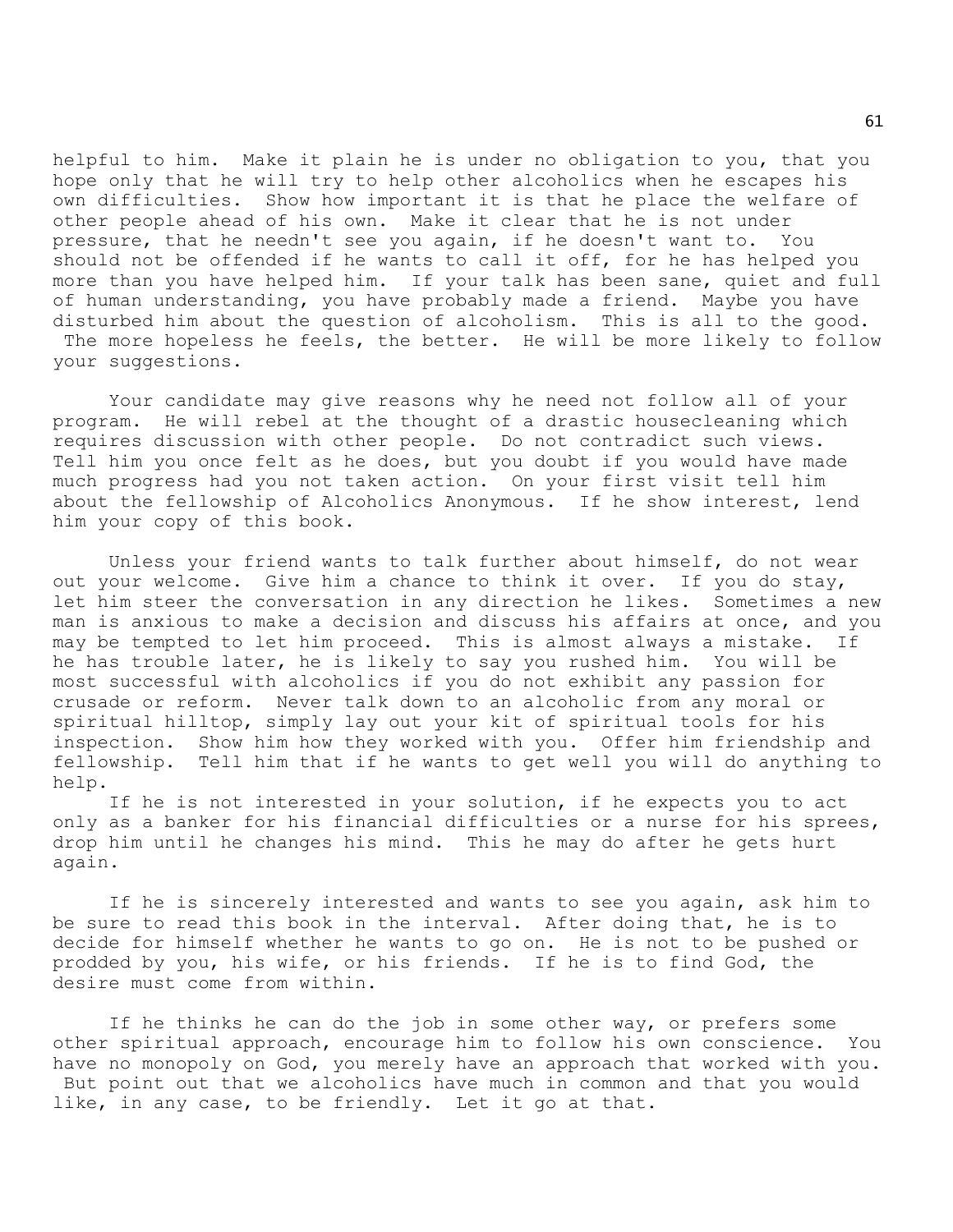helpful to him. Make it plain he is under no obligation to you, that you hope only that he will try to help other alcoholics when he escapes his own difficulties. Show how important it is that he place the welfare of other people ahead of his own. Make it clear that he is not under pressure, that he needn't see you again, if he doesn't want to. You should not be offended if he wants to call it off, for he has helped you more than you have helped him. If your talk has been sane, quiet and full of human understanding, you have probably made a friend. Maybe you have disturbed him about the question of alcoholism. This is all to the good. The more hopeless he feels, the better. He will be more likely to follow your suggestions.

Your candidate may give reasons why he need not follow all of your program. He will rebel at the thought of a drastic housecleaning which requires discussion with other people. Do not contradict such views. Tell him you once felt as he does, but you doubt if you would have made much progress had you not taken action. On your first visit tell him about the fellowship of Alcoholics Anonymous. If he show interest, lend him your copy of this book.

Unless your friend wants to talk further about himself, do not wear out your welcome. Give him a chance to think it over. If you do stay, let him steer the conversation in any direction he likes. Sometimes a new man is anxious to make a decision and discuss his affairs at once, and you may be tempted to let him proceed. This is almost always a mistake. If he has trouble later, he is likely to say you rushed him. You will be most successful with alcoholics if you do not exhibit any passion for crusade or reform. Never talk down to an alcoholic from any moral or spiritual hilltop, simply lay out your kit of spiritual tools for his inspection. Show him how they worked with you. Offer him friendship and fellowship. Tell him that if he wants to get well you will do anything to help.

If he is not interested in your solution, if he expects you to act only as a banker for his financial difficulties or a nurse for his sprees, drop him until he changes his mind. This he may do after he gets hurt again.

If he is sincerely interested and wants to see you again, ask him to be sure to read this book in the interval. After doing that, he is to decide for himself whether he wants to go on. He is not to be pushed or prodded by you, his wife, or his friends. If he is to find God, the desire must come from within.

If he thinks he can do the job in some other way, or prefers some other spiritual approach, encourage him to follow his own conscience. You have no monopoly on God, you merely have an approach that worked with you. But point out that we alcoholics have much in common and that you would like, in any case, to be friendly. Let it go at that.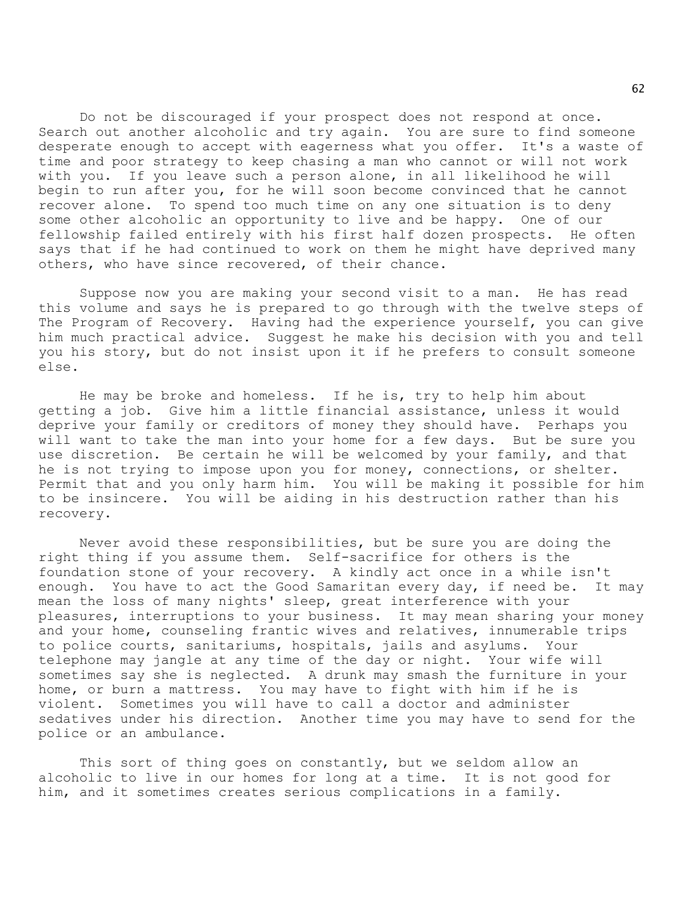Do not be discouraged if your prospect does not respond at once. Search out another alcoholic and try again. You are sure to find someone desperate enough to accept with eagerness what you offer. It's a waste of time and poor strategy to keep chasing a man who cannot or will not work with you. If you leave such a person alone, in all likelihood he will begin to run after you, for he will soon become convinced that he cannot recover alone. To spend too much time on any one situation is to deny some other alcoholic an opportunity to live and be happy. One of our fellowship failed entirely with his first half dozen prospects. He often says that if he had continued to work on them he might have deprived many others, who have since recovered, of their chance.

Suppose now you are making your second visit to a man. He has read this volume and says he is prepared to go through with the twelve steps of The Program of Recovery. Having had the experience yourself, you can give him much practical advice. Suggest he make his decision with you and tell you his story, but do not insist upon it if he prefers to consult someone else.

He may be broke and homeless. If he is, try to help him about getting a job. Give him a little financial assistance, unless it would deprive your family or creditors of money they should have. Perhaps you will want to take the man into your home for a few days. But be sure you use discretion. Be certain he will be welcomed by your family, and that he is not trying to impose upon you for money, connections, or shelter. Permit that and you only harm him. You will be making it possible for him to be insincere. You will be aiding in his destruction rather than his recovery.

Never avoid these responsibilities, but be sure you are doing the right thing if you assume them. Self-sacrifice for others is the foundation stone of your recovery. A kindly act once in a while isn't enough. You have to act the Good Samaritan every day, if need be. It may mean the loss of many nights' sleep, great interference with your pleasures, interruptions to your business. It may mean sharing your money and your home, counseling frantic wives and relatives, innumerable trips to police courts, sanitariums, hospitals, jails and asylums. Your telephone may jangle at any time of the day or night. Your wife will sometimes say she is neglected. A drunk may smash the furniture in your home, or burn a mattress. You may have to fight with him if he is violent. Sometimes you will have to call a doctor and administer sedatives under his direction. Another time you may have to send for the police or an ambulance.

This sort of thing goes on constantly, but we seldom allow an alcoholic to live in our homes for long at a time. It is not good for him, and it sometimes creates serious complications in a family.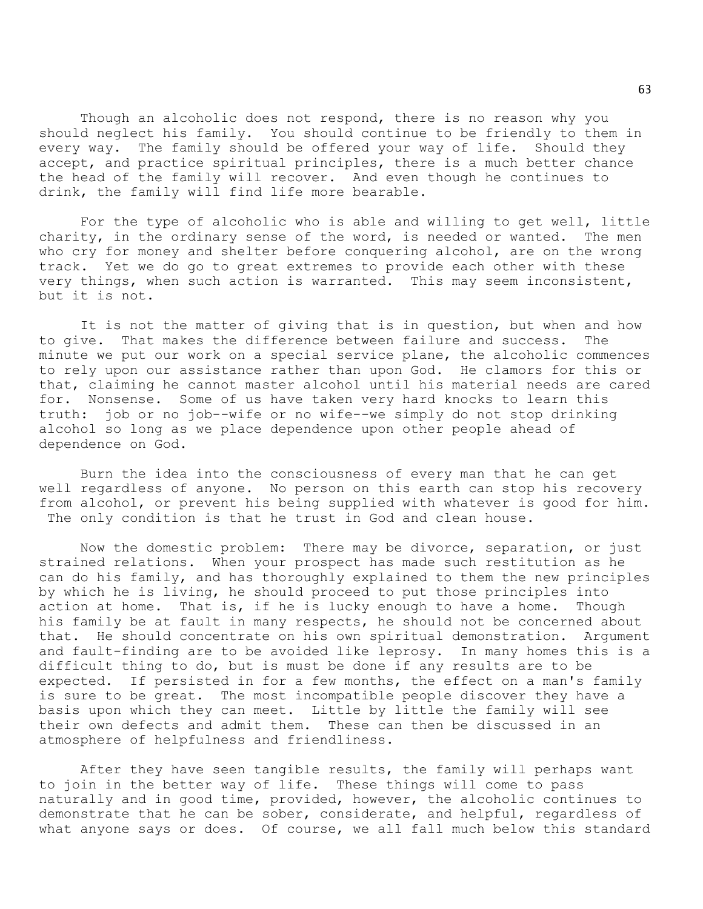Though an alcoholic does not respond, there is no reason why you should neglect his family. You should continue to be friendly to them in every way. The family should be offered your way of life. Should they accept, and practice spiritual principles, there is a much better chance the head of the family will recover. And even though he continues to drink, the family will find life more bearable.

For the type of alcoholic who is able and willing to get well, little charity, in the ordinary sense of the word, is needed or wanted. The men who cry for money and shelter before conquering alcohol, are on the wrong track. Yet we do go to great extremes to provide each other with these very things, when such action is warranted. This may seem inconsistent, but it is not.

It is not the matter of giving that is in question, but when and how to give. That makes the difference between failure and success. The minute we put our work on a special service plane, the alcoholic commences to rely upon our assistance rather than upon God. He clamors for this or that, claiming he cannot master alcohol until his material needs are cared for. Nonsense. Some of us have taken very hard knocks to learn this truth: job or no job--wife or no wife--we simply do not stop drinking alcohol so long as we place dependence upon other people ahead of dependence on God.

Burn the idea into the consciousness of every man that he can get well regardless of anyone. No person on this earth can stop his recovery from alcohol, or prevent his being supplied with whatever is good for him. The only condition is that he trust in God and clean house.

Now the domestic problem: There may be divorce, separation, or just strained relations. When your prospect has made such restitution as he can do his family, and has thoroughly explained to them the new principles by which he is living, he should proceed to put those principles into action at home. That is, if he is lucky enough to have a home. Though his family be at fault in many respects, he should not be concerned about that. He should concentrate on his own spiritual demonstration. Argument and fault-finding are to be avoided like leprosy. In many homes this is a difficult thing to do, but is must be done if any results are to be expected. If persisted in for a few months, the effect on a man's family is sure to be great. The most incompatible people discover they have a basis upon which they can meet. Little by little the family will see their own defects and admit them. These can then be discussed in an atmosphere of helpfulness and friendliness.

After they have seen tangible results, the family will perhaps want to join in the better way of life. These things will come to pass naturally and in good time, provided, however, the alcoholic continues to demonstrate that he can be sober, considerate, and helpful, regardless of what anyone says or does. Of course, we all fall much below this standard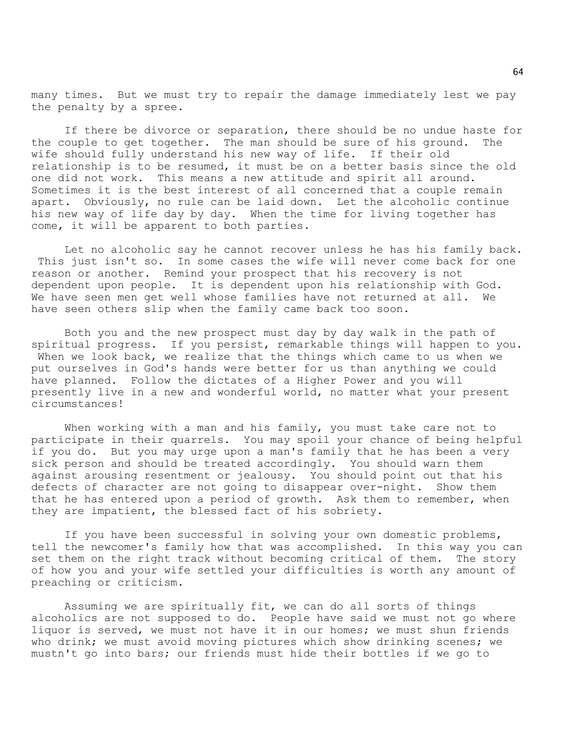many times. But we must try to repair the damage immediately lest we pay the penalty by a spree.

If there be divorce or separation, there should be no undue haste for the couple to get together. The man should be sure of his ground. The wife should fully understand his new way of life. If their old relationship is to be resumed, it must be on a better basis since the old one did not work. This means a new attitude and spirit all around. Sometimes it is the best interest of all concerned that a couple remain apart. Obviously, no rule can be laid down. Let the alcoholic continue his new way of life day by day. When the time for living together has come, it will be apparent to both parties.

Let no alcoholic say he cannot recover unless he has his family back. This just isn't so. In some cases the wife will never come back for one reason or another. Remind your prospect that his recovery is not dependent upon people. It is dependent upon his relationship with God. We have seen men get well whose families have not returned at all. We have seen others slip when the family came back too soon.

Both you and the new prospect must day by day walk in the path of spiritual progress. If you persist, remarkable things will happen to you. When we look back, we realize that the things which came to us when we put ourselves in God's hands were better for us than anything we could have planned. Follow the dictates of a Higher Power and you will presently live in a new and wonderful world, no matter what your present circumstances!

When working with a man and his family, you must take care not to participate in their quarrels. You may spoil your chance of being helpful if you do. But you may urge upon a man's family that he has been a very sick person and should be treated accordingly. You should warn them against arousing resentment or jealousy. You should point out that his defects of character are not going to disappear over-night. Show them that he has entered upon a period of growth. Ask them to remember, when they are impatient, the blessed fact of his sobriety.

If you have been successful in solving your own domestic problems, tell the newcomer's family how that was accomplished. In this way you can set them on the right track without becoming critical of them. The story of how you and your wife settled your difficulties is worth any amount of preaching or criticism.

Assuming we are spiritually fit, we can do all sorts of things alcoholics are not supposed to do. People have said we must not go where liquor is served, we must not have it in our homes; we must shun friends who drink; we must avoid moving pictures which show drinking scenes; we mustn't go into bars; our friends must hide their bottles if we go to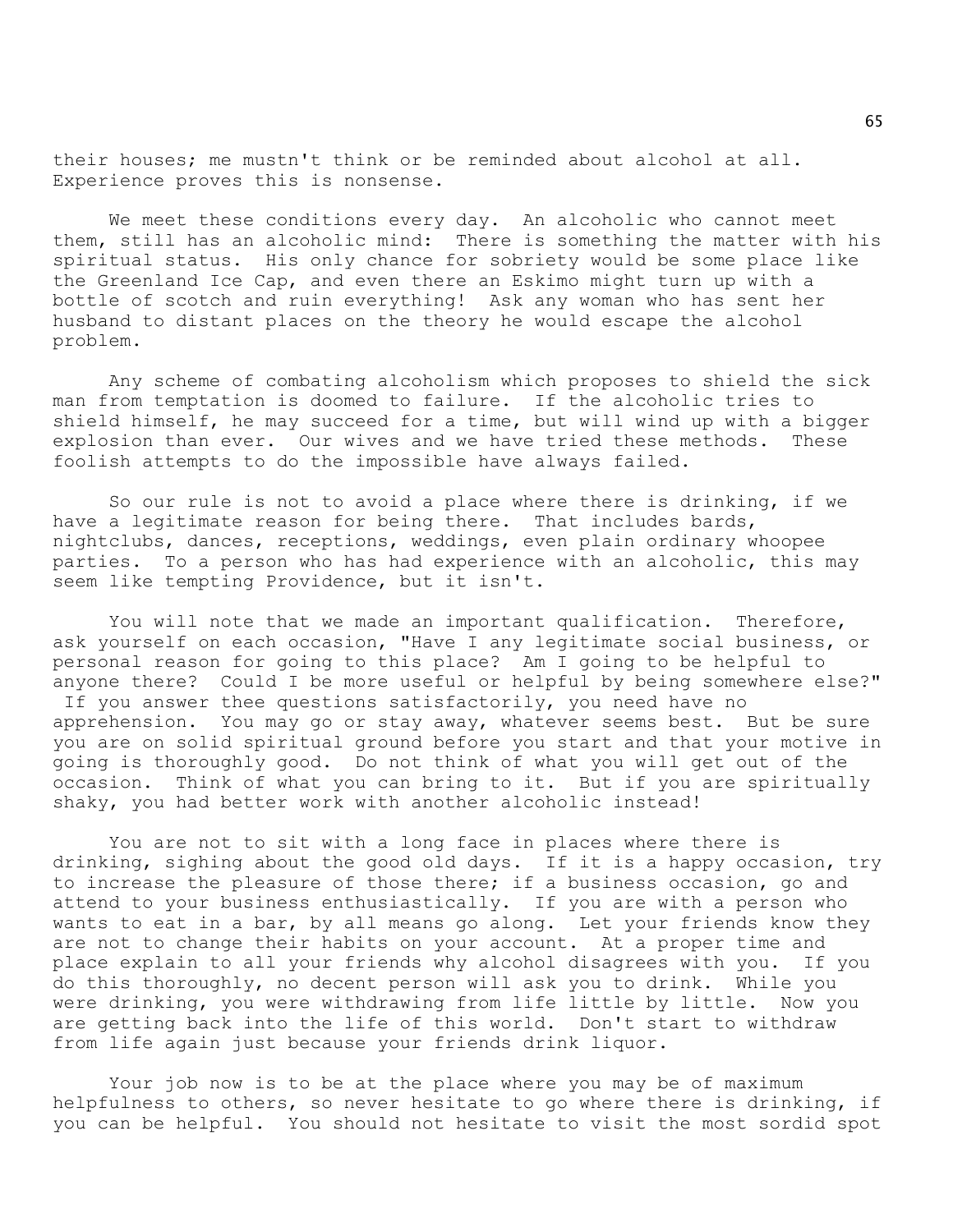their houses; me mustn't think or be reminded about alcohol at all. Experience proves this is nonsense.

We meet these conditions every day. An alcoholic who cannot meet them, still has an alcoholic mind: There is something the matter with his spiritual status. His only chance for sobriety would be some place like the Greenland Ice Cap, and even there an Eskimo might turn up with a bottle of scotch and ruin everything! Ask any woman who has sent her husband to distant places on the theory he would escape the alcohol problem.

Any scheme of combating alcoholism which proposes to shield the sick man from temptation is doomed to failure. If the alcoholic tries to shield himself, he may succeed for a time, but will wind up with a bigger explosion than ever. Our wives and we have tried these methods. These foolish attempts to do the impossible have always failed.

So our rule is not to avoid a place where there is drinking, if we have a legitimate reason for being there. That includes bards, nightclubs, dances, receptions, weddings, even plain ordinary whoopee parties. To a person who has had experience with an alcoholic, this may seem like tempting Providence, but it isn't.

You will note that we made an important qualification. Therefore, ask yourself on each occasion, "Have I any legitimate social business, or personal reason for going to this place? Am I going to be helpful to anyone there? Could I be more useful or helpful by being somewhere else?" If you answer thee questions satisfactorily, you need have no apprehension. You may go or stay away, whatever seems best. But be sure you are on solid spiritual ground before you start and that your motive in going is thoroughly good. Do not think of what you will get out of the occasion. Think of what you can bring to it. But if you are spiritually shaky, you had better work with another alcoholic instead!

You are not to sit with a long face in places where there is drinking, sighing about the good old days. If it is a happy occasion, try to increase the pleasure of those there; if a business occasion, go and attend to your business enthusiastically. If you are with a person who wants to eat in a bar, by all means go along. Let your friends know they are not to change their habits on your account. At a proper time and place explain to all your friends why alcohol disagrees with you. If you do this thoroughly, no decent person will ask you to drink. While you were drinking, you were withdrawing from life little by little. Now you are getting back into the life of this world. Don't start to withdraw from life again just because your friends drink liquor.

Your job now is to be at the place where you may be of maximum helpfulness to others, so never hesitate to go where there is drinking, if you can be helpful. You should not hesitate to visit the most sordid spot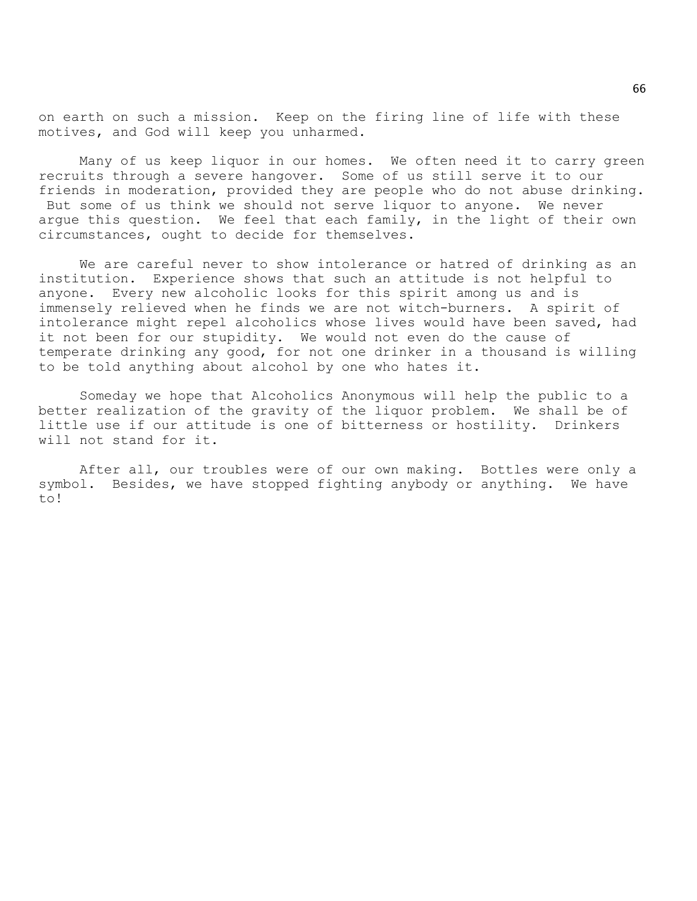on earth on such a mission. Keep on the firing line of life with these motives, and God will keep you unharmed.

Many of us keep liquor in our homes. We often need it to carry green recruits through a severe hangover. Some of us still serve it to our friends in moderation, provided they are people who do not abuse drinking. But some of us think we should not serve liquor to anyone. We never argue this question. We feel that each family, in the light of their own circumstances, ought to decide for themselves.

We are careful never to show intolerance or hatred of drinking as an institution. Experience shows that such an attitude is not helpful to anyone. Every new alcoholic looks for this spirit among us and is immensely relieved when he finds we are not witch-burners. A spirit of intolerance might repel alcoholics whose lives would have been saved, had it not been for our stupidity. We would not even do the cause of temperate drinking any good, for not one drinker in a thousand is willing to be told anything about alcohol by one who hates it.

Someday we hope that Alcoholics Anonymous will help the public to a better realization of the gravity of the liquor problem. We shall be of little use if our attitude is one of bitterness or hostility. Drinkers will not stand for it.

After all, our troubles were of our own making. Bottles were only a symbol. Besides, we have stopped fighting anybody or anything. We have to!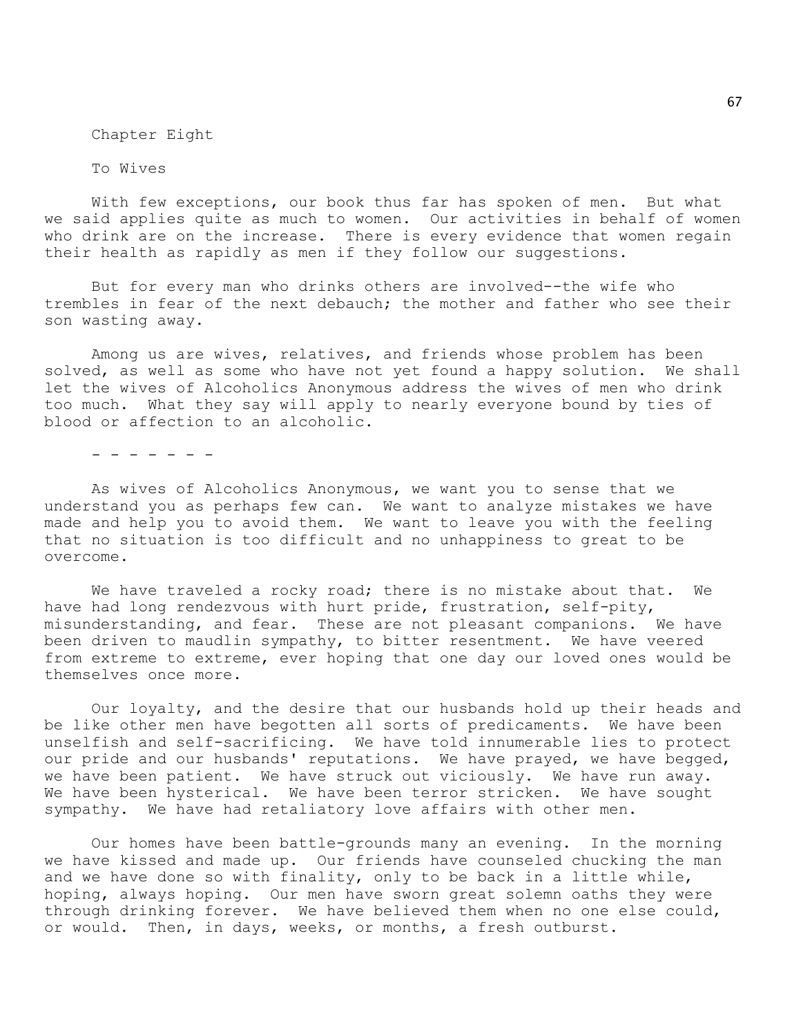# Chapter Eight

## To Wives

With few exceptions, our book thus far has spoken of men. But what we said applies quite as much to women. Our activities in behalf of women who drink are on the increase. There is every evidence that women regain their health as rapidly as men if they follow our suggestions.

But for every man who drinks others are involved--the wife who trembles in fear of the next debauch; the mother and father who see their son wasting away.

Among us are wives, relatives, and friends whose problem has been solved, as well as some who have not yet found a happy solution. We shall let the wives of Alcoholics Anonymous address the wives of men who drink too much. What they say will apply to nearly everyone bound by ties of blood or affection to an alcoholic.

\- - - - - - -

As wives of Alcoholics Anonymous, we want you to sense that we understand you as perhaps few can. We want to analyze mistakes we have made and help you to avoid them. We want to leave you with the feeling that no situation is too difficult and no unhappiness to great to be overcome.

We have traveled a rocky road; there is no mistake about that. We have had long rendezvous with hurt pride, frustration, self-pity, misunderstanding, and fear. These are not pleasant companions. We have been driven to maudlin sympathy, to bitter resentment. We have veered from extreme to extreme, ever hoping that one day our loved ones would be themselves once more.

Our loyalty, and the desire that our husbands hold up their heads and be like other men have begotten all sorts of predicaments. We have been unselfish and self-sacrificing. We have told innumerable lies to protect our pride and our husbands' reputations. We have prayed, we have begged, we have been patient. We have struck out viciously. We have run away. We have been hysterical. We have been terror stricken. We have sought sympathy. We have had retaliatory love affairs with other men.

Our homes have been battle-grounds many an evening. In the morning we have kissed and made up. Our friends have counseled chucking the man and we have done so with finality, only to be back in a little while, hoping, always hoping. Our men have sworn great solemn oaths they were through drinking forever. We have believed them when no one else could, or would. Then, in days, weeks, or months, a fresh outburst.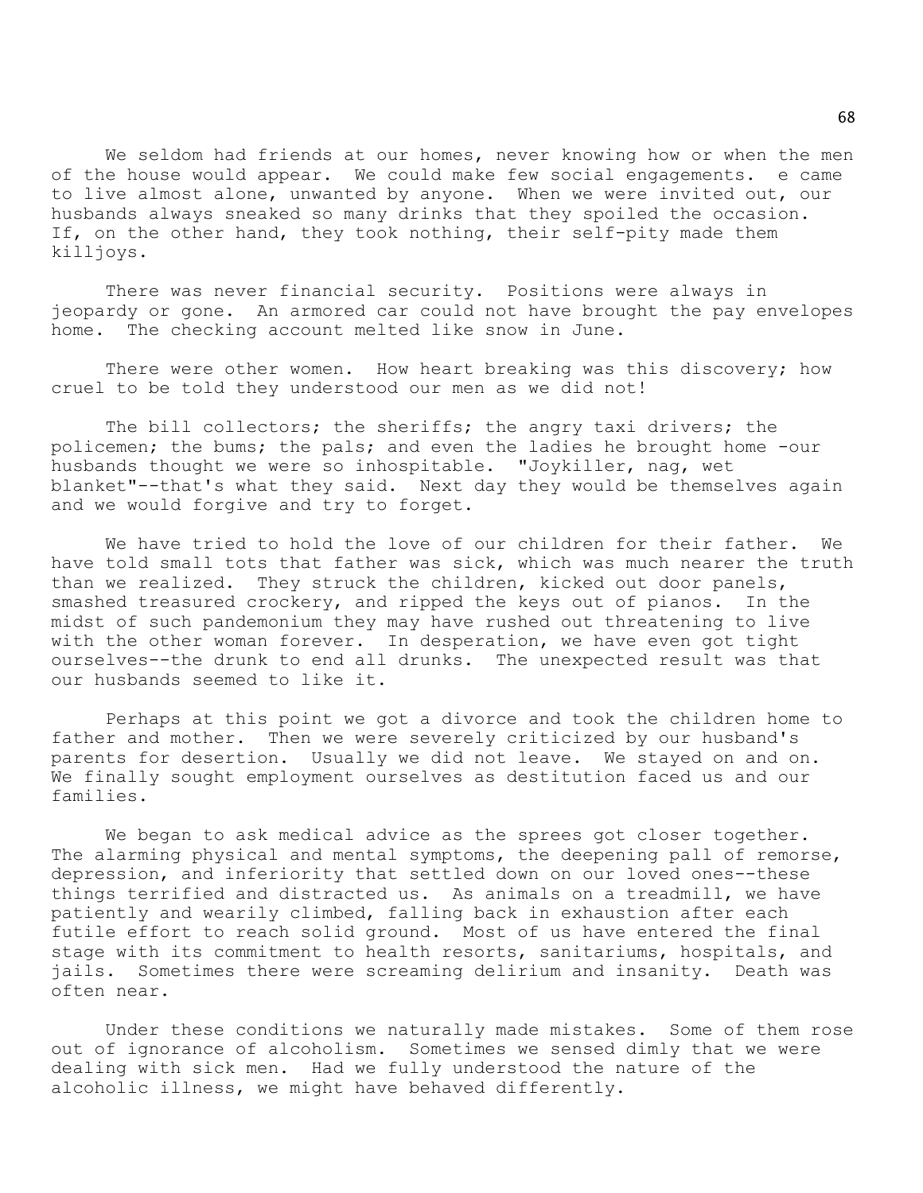We seldom had friends at our homes, never knowing how or when the men of the house would appear. We could make few social engagements. e came to live almost alone, unwanted by anyone. When we were invited out, our husbands always sneaked so many drinks that they spoiled the occasion. If, on the other hand, they took nothing, their self-pity made them killjoys.

There was never financial security. Positions were always in jeopardy or gone. An armored car could not have brought the pay envelopes home. The checking account melted like snow in June.

There were other women. How heart breaking was this discovery; how cruel to be told they understood our men as we did not!

The bill collectors; the sheriffs; the angry taxi drivers; the policemen; the bums; the pals; and even the ladies he brought home -our husbands thought we were so inhospitable. "Joykiller, nag, wet blanket"--that's what they said. Next day they would be themselves again and we would forgive and try to forget.

We have tried to hold the love of our children for their father. We have told small tots that father was sick, which was much nearer the truth than we realized. They struck the children, kicked out door panels, smashed treasured crockery, and ripped the keys out of pianos. In the midst of such pandemonium they may have rushed out threatening to live with the other woman forever. In desperation, we have even got tight ourselves--the drunk to end all drunks. The unexpected result was that our husbands seemed to like it.

Perhaps at this point we got a divorce and took the children home to father and mother. Then we were severely criticized by our husband's parents for desertion. Usually we did not leave. We stayed on and on. We finally sought employment ourselves as destitution faced us and our families.

We began to ask medical advice as the sprees got closer together. The alarming physical and mental symptoms, the deepening pall of remorse, depression, and inferiority that settled down on our loved ones--these things terrified and distracted us. As animals on a treadmill, we have patiently and wearily climbed, falling back in exhaustion after each futile effort to reach solid ground. Most of us have entered the final stage with its commitment to health resorts, sanitariums, hospitals, and jails. Sometimes there were screaming delirium and insanity. Death was often near.

Under these conditions we naturally made mistakes. Some of them rose out of ignorance of alcoholism. Sometimes we sensed dimly that we were dealing with sick men. Had we fully understood the nature of the alcoholic illness, we might have behaved differently.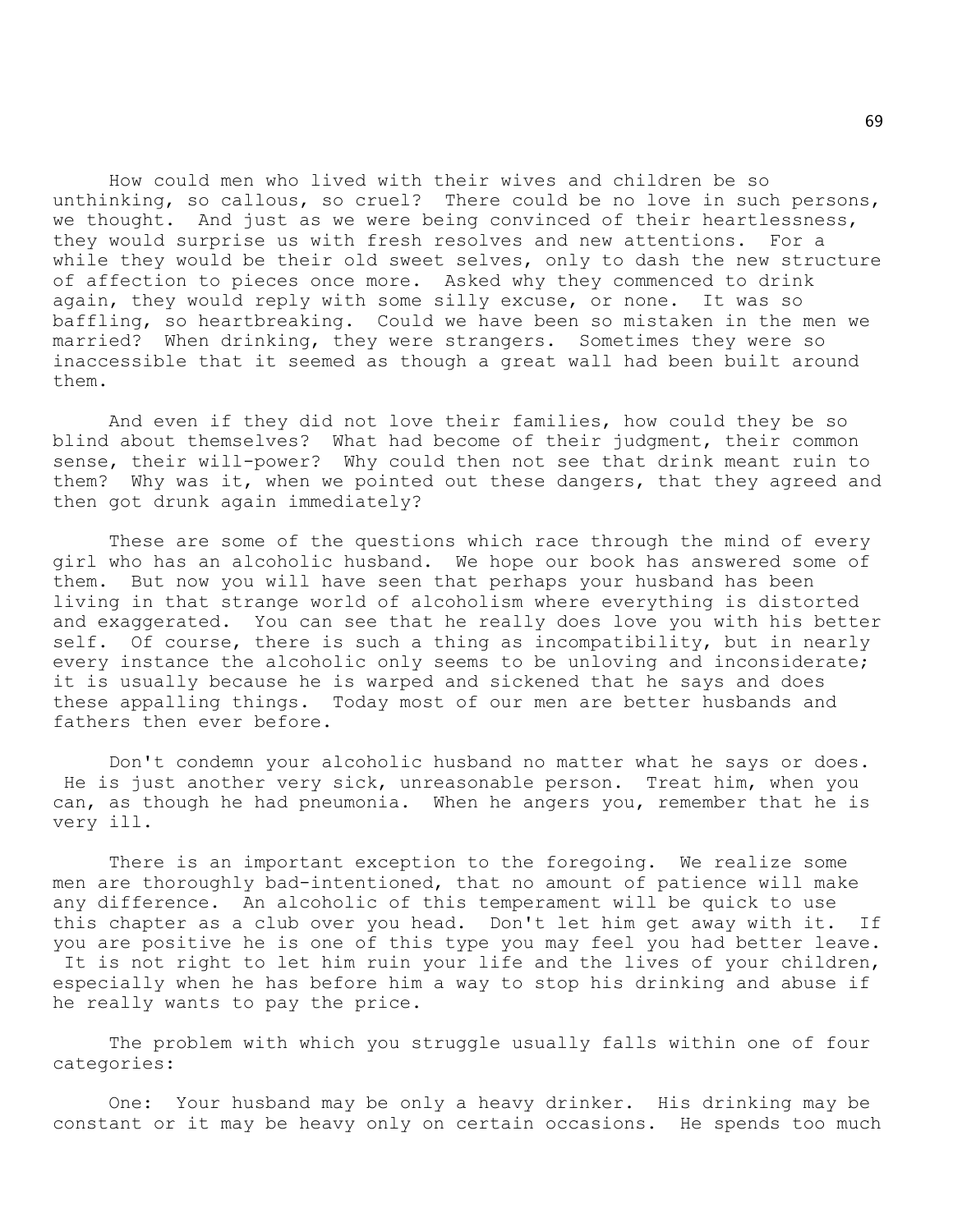How could men who lived with their wives and children be so unthinking, so callous, so cruel? There could be no love in such persons, we thought. And just as we were being convinced of their heartlessness, they would surprise us with fresh resolves and new attentions. For a while they would be their old sweet selves, only to dash the new structure of affection to pieces once more. Asked why they commenced to drink again, they would reply with some silly excuse, or none. It was so baffling, so heartbreaking. Could we have been so mistaken in the men we married? When drinking, they were strangers. Sometimes they were so inaccessible that it seemed as though a great wall had been built around them.

And even if they did not love their families, how could they be so blind about themselves? What had become of their judgment, their common sense, their will-power? Why could then not see that drink meant ruin to them? Why was it, when we pointed out these dangers, that they agreed and then got drunk again immediately?

These are some of the questions which race through the mind of every girl who has an alcoholic husband. We hope our book has answered some of them. But now you will have seen that perhaps your husband has been living in that strange world of alcoholism where everything is distorted and exaggerated. You can see that he really does love you with his better self. Of course, there is such a thing as incompatibility, but in nearly every instance the alcoholic only seems to be unloving and inconsiderate; it is usually because he is warped and sickened that he says and does these appalling things. Today most of our men are better husbands and fathers then ever before.

Don't condemn your alcoholic husband no matter what he says or does. He is just another very sick, unreasonable person. Treat him, when you can, as though he had pneumonia. When he angers you, remember that he is very ill.

There is an important exception to the foregoing. We realize some men are thoroughly bad-intentioned, that no amount of patience will make any difference. An alcoholic of this temperament will be quick to use this chapter as a club over you head. Don't let him get away with it. If you are positive he is one of this type you may feel you had better leave. It is not right to let him ruin your life and the lives of your children, especially when he has before him a way to stop his drinking and abuse if he really wants to pay the price.

The problem with which you struggle usually falls within one of four categories:

One: Your husband may be only a heavy drinker. His drinking may be constant or it may be heavy only on certain occasions. He spends too much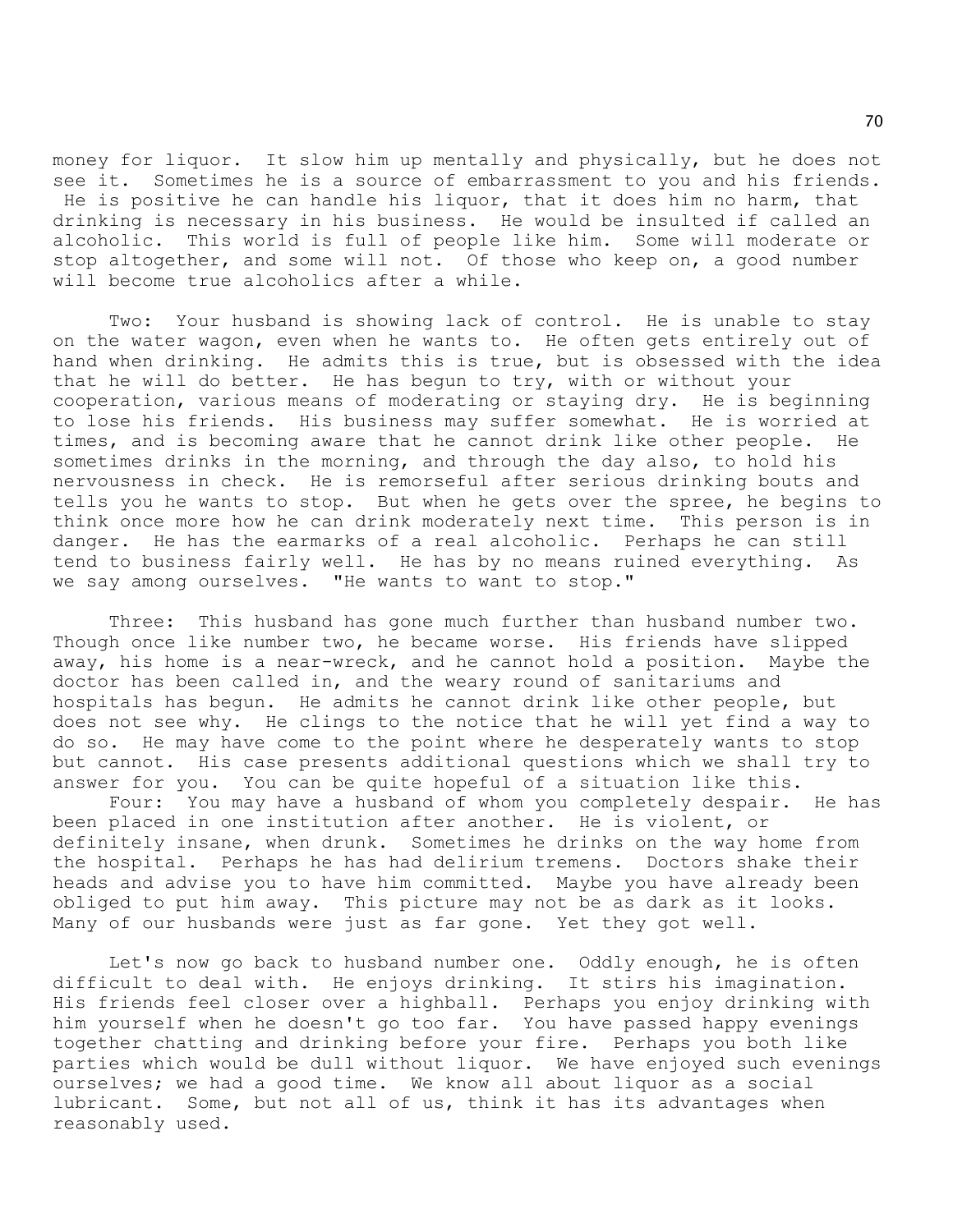money for liquor. It slow him up mentally and physically, but he does not see it. Sometimes he is a source of embarrassment to you and his friends. He is positive he can handle his liquor, that it does him no harm, that drinking is necessary in his business. He would be insulted if called an alcoholic. This world is full of people like him. Some will moderate or stop altogether, and some will not. Of those who keep on, a good number will become true alcoholics after a while.

Two: Your husband is showing lack of control. He is unable to stay on the water wagon, even when he wants to. He often gets entirely out of hand when drinking. He admits this is true, but is obsessed with the idea that he will do better. He has begun to try, with or without your cooperation, various means of moderating or staying dry. He is beginning to lose his friends. His business may suffer somewhat. He is worried at times, and is becoming aware that he cannot drink like other people. He sometimes drinks in the morning, and through the day also, to hold his nervousness in check. He is remorseful after serious drinking bouts and tells you he wants to stop. But when he gets over the spree, he begins to think once more how he can drink moderately next time. This person is in danger. He has the earmarks of a real alcoholic. Perhaps he can still tend to business fairly well. He has by no means ruined everything. As we say among ourselves. "He wants to want to stop."

Three: This husband has gone much further than husband number two. Though once like number two, he became worse. His friends have slipped away, his home is a near-wreck, and he cannot hold a position. Maybe the doctor has been called in, and the weary round of sanitariums and hospitals has begun. He admits he cannot drink like other people, but does not see why. He clings to the notice that he will yet find a way to do so. He may have come to the point where he desperately wants to stop but cannot. His case presents additional questions which we shall try to answer for you. You can be quite hopeful of a situation like this.

Four: You may have a husband of whom you completely despair. He has been placed in one institution after another. He is violent, or definitely insane, when drunk. Sometimes he drinks on the way home from the hospital. Perhaps he has had delirium tremens. Doctors shake their heads and advise you to have him committed. Maybe you have already been obliged to put him away. This picture may not be as dark as it looks. Many of our husbands were just as far gone. Yet they got well.

Let's now go back to husband number one. Oddly enough, he is often difficult to deal with. He enjoys drinking. It stirs his imagination. His friends feel closer over a highball. Perhaps you enjoy drinking with him yourself when he doesn't go too far. You have passed happy evenings together chatting and drinking before your fire. Perhaps you both like parties which would be dull without liquor. We have enjoyed such evenings ourselves; we had a good time. We know all about liquor as a social lubricant. Some, but not all of us, think it has its advantages when reasonably used.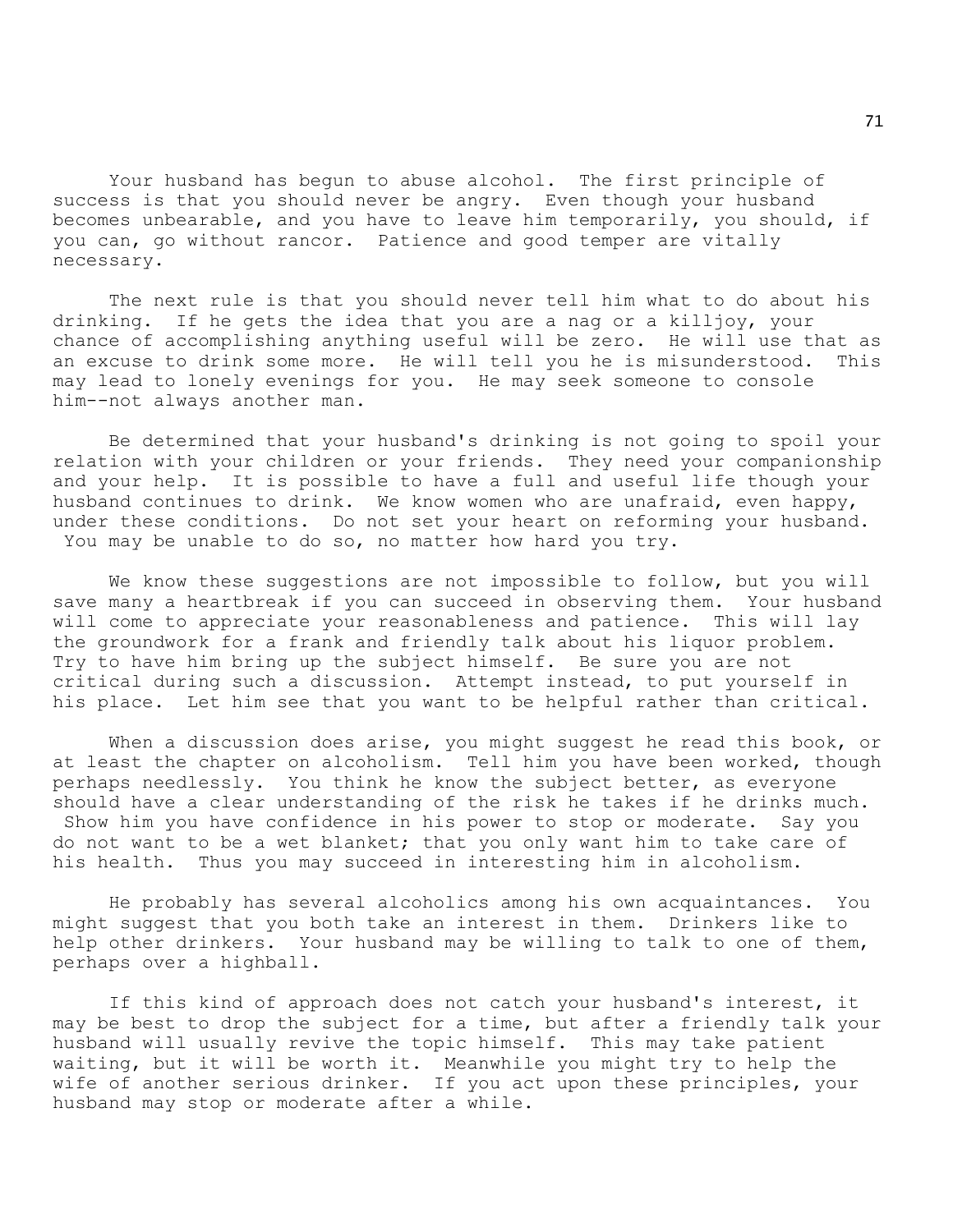Your husband has begun to abuse alcohol. The first principle of success is that you should never be angry. Even though your husband becomes unbearable, and you have to leave him temporarily, you should, if you can, go without rancor. Patience and good temper are vitally necessary.

The next rule is that you should never tell him what to do about his drinking. If he gets the idea that you are a nag or a killjoy, your chance of accomplishing anything useful will be zero. He will use that as an excuse to drink some more. He will tell you he is misunderstood. This may lead to lonely evenings for you. He may seek someone to console him--not always another man.

Be determined that your husband's drinking is not going to spoil your relation with your children or your friends. They need your companionship and your help. It is possible to have a full and useful life though your husband continues to drink. We know women who are unafraid, even happy, under these conditions. Do not set your heart on reforming your husband. You may be unable to do so, no matter how hard you try.

We know these suggestions are not impossible to follow, but you will save many a heartbreak if you can succeed in observing them. Your husband will come to appreciate your reasonableness and patience. This will lay the groundwork for a frank and friendly talk about his liquor problem. Try to have him bring up the subject himself. Be sure you are not critical during such a discussion. Attempt instead, to put yourself in his place. Let him see that you want to be helpful rather than critical.

When a discussion does arise, you might suggest he read this book, or at least the chapter on alcoholism. Tell him you have been worked, though perhaps needlessly. You think he know the subject better, as everyone should have a clear understanding of the risk he takes if he drinks much. Show him you have confidence in his power to stop or moderate. Say you do not want to be a wet blanket; that you only want him to take care of his health. Thus you may succeed in interesting him in alcoholism.

He probably has several alcoholics among his own acquaintances. You might suggest that you both take an interest in them. Drinkers like to help other drinkers. Your husband may be willing to talk to one of them, perhaps over a highball.

If this kind of approach does not catch your husband's interest, it may be best to drop the subject for a time, but after a friendly talk your husband will usually revive the topic himself. This may take patient waiting, but it will be worth it. Meanwhile you might try to help the wife of another serious drinker. If you act upon these principles, your husband may stop or moderate after a while.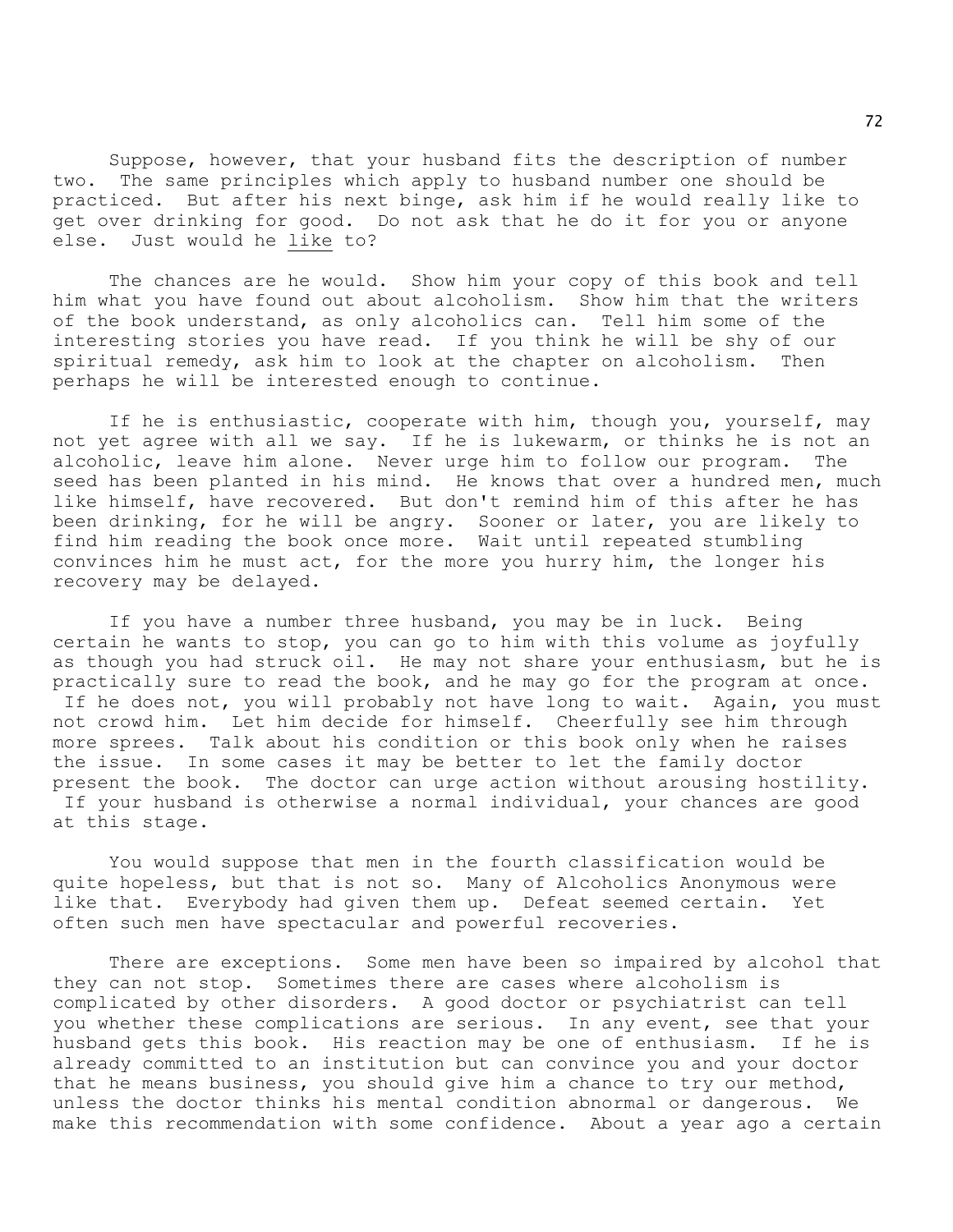Suppose, however, that your husband fits the description of number two. The same principles which apply to husband number one should be practiced. But after his next binge, ask him if he would really like to get over drinking for good. Do not ask that he do it for you or anyone else. Just would he <u>like</u> to?

The chances are he would. Show him your copy of this book and tell him what you have found out about alcoholism. Show him that the writers of the book understand, as only alcoholics can. Tell him some of the interesting stories you have read. If you think he will be shy of our spiritual remedy, ask him to look at the chapter on alcoholism. Then perhaps he will be interested enough to continue.

If he is enthusiastic, cooperate with him, though you, yourself, may not yet agree with all we say. If he is lukewarm, or thinks he is not an alcoholic, leave him alone. Never urge him to follow our program. The seed has been planted in his mind. He knows that over a hundred men, much like himself, have recovered. But don't remind him of this after he has been drinking, for he will be angry. Sooner or later, you are likely to find him reading the book once more. Wait until repeated stumbling convinces him he must act, for the more you hurry him, the longer his recovery may be delayed.

If you have a number three husband, you may be in luck. Being certain he wants to stop, you can go to him with this volume as joyfully as though you had struck oil. He may not share your enthusiasm, but he is practically sure to read the book, and he may go for the program at once. If he does not, you will probably not have long to wait. Again, you must not crowd him. Let him decide for himself. Cheerfully see him through more sprees. Talk about his condition or this book only when he raises the issue. In some cases it may be better to let the family doctor present the book. The doctor can urge action without arousing hostility. If your husband is otherwise a normal individual, your chances are good at this stage.

You would suppose that men in the fourth classification would be quite hopeless, but that is not so. Many of Alcoholics Anonymous were like that. Everybody had given them up. Defeat seemed certain. Yet often such men have spectacular and powerful recoveries.

There are exceptions. Some men have been so impaired by alcohol that they can not stop. Sometimes there are cases where alcoholism is complicated by other disorders. A good doctor or psychiatrist can tell you whether these complications are serious. In any event, see that your husband gets this book. His reaction may be one of enthusiasm. If he is already committed to an institution but can convince you and your doctor that he means business, you should give him a chance to try our method, unless the doctor thinks his mental condition abnormal or dangerous. We make this recommendation with some confidence. About a year ago a certain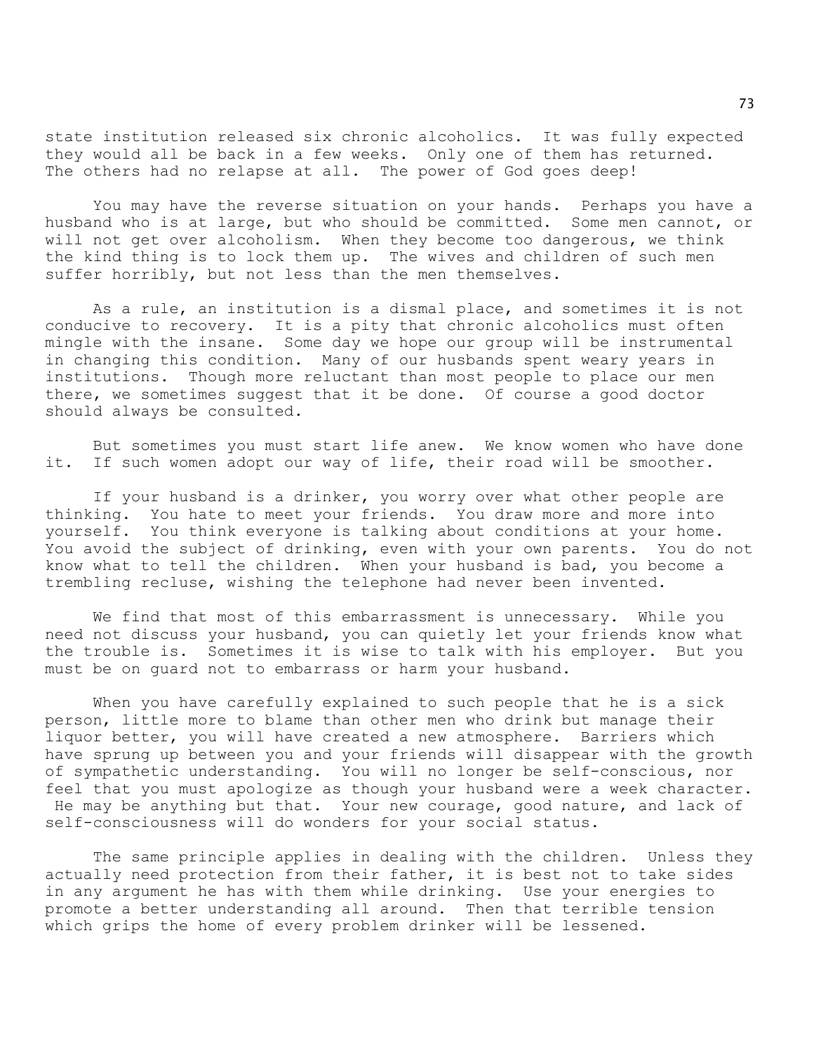state institution released six chronic alcoholics. It was fully expected they would all be back in a few weeks. Only one of them has returned. The others had no relapse at all. The power of God goes deep!

You may have the reverse situation on your hands. Perhaps you have a husband who is at large, but who should be committed. Some men cannot, or will not get over alcoholism. When they become too dangerous, we think the kind thing is to lock them up. The wives and children of such men suffer horribly, but not less than the men themselves.

As a rule, an institution is a dismal place, and sometimes it is not conducive to recovery. It is a pity that chronic alcoholics must often mingle with the insane. Some day we hope our group will be instrumental in changing this condition. Many of our husbands spent weary years in institutions. Though more reluctant than most people to place our men there, we sometimes suggest that it be done. Of course a good doctor should always be consulted.

But sometimes you must start life anew. We know women who have done it. If such women adopt our way of life, their road will be smoother.

If your husband is a drinker, you worry over what other people are thinking. You hate to meet your friends. You draw more and more into yourself. You think everyone is talking about conditions at your home. You avoid the subject of drinking, even with your own parents. You do not know what to tell the children. When your husband is bad, you become a trembling recluse, wishing the telephone had never been invented.

We find that most of this embarrassment is unnecessary. While you need not discuss your husband, you can quietly let your friends know what the trouble is. Sometimes it is wise to talk with his employer. But you must be on guard not to embarrass or harm your husband.

When you have carefully explained to such people that he is a sick person, little more to blame than other men who drink but manage their liquor better, you will have created a new atmosphere. Barriers which have sprung up between you and your friends will disappear with the growth of sympathetic understanding. You will no longer be self-conscious, nor feel that you must apologize as though your husband were a week character. He may be anything but that. Your new courage, good nature, and lack of self-consciousness will do wonders for your social status.

The same principle applies in dealing with the children. Unless they actually need protection from their father, it is best not to take sides in any argument he has with them while drinking. Use your energies to promote a better understanding all around. Then that terrible tension which grips the home of every problem drinker will be lessened.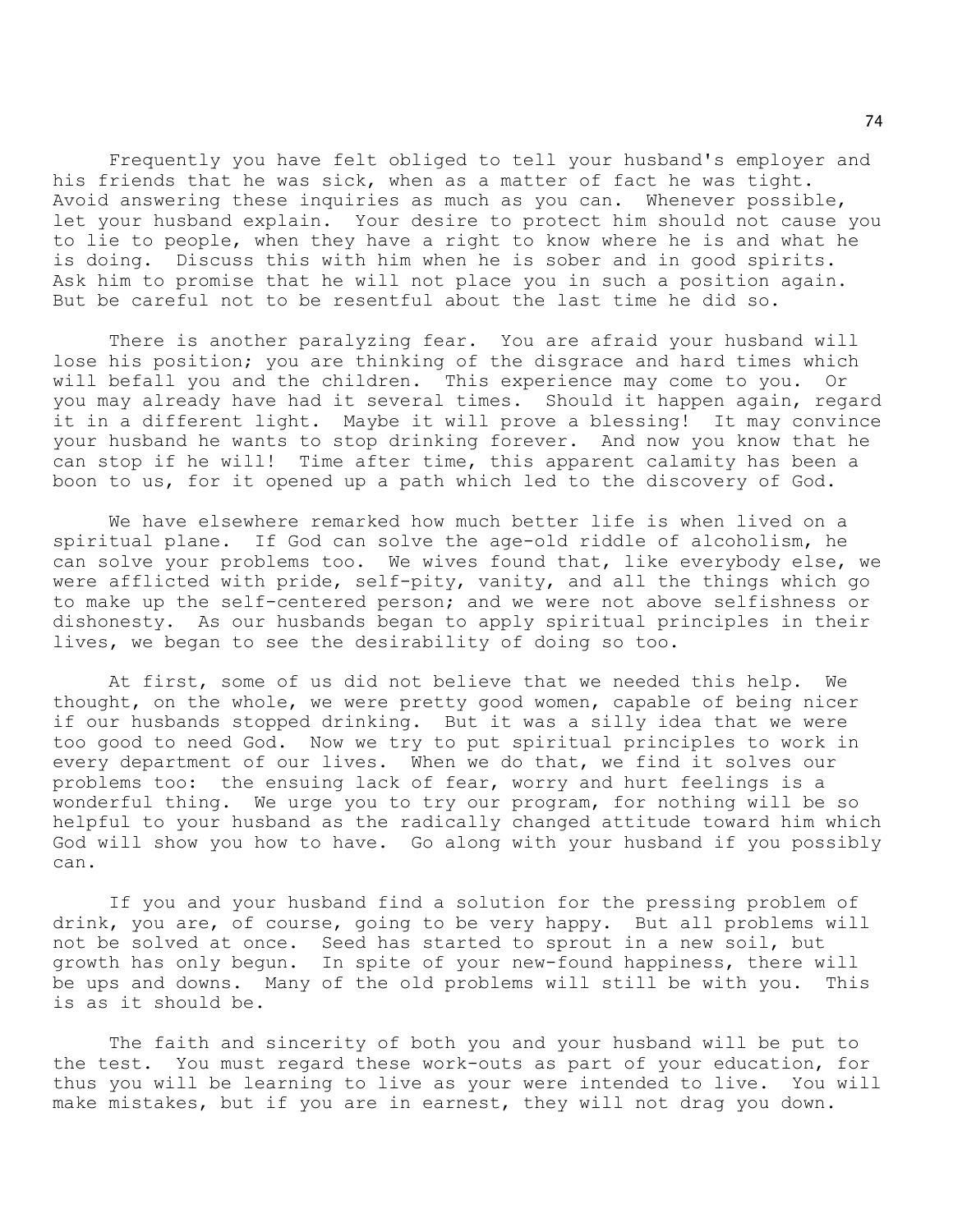Frequently you have felt obliged to tell your husband's employer and his friends that he was sick, when as a matter of fact he was tight. Avoid answering these inquiries as much as you can. Whenever possible, let your husband explain. Your desire to protect him should not cause you to lie to people, when they have a right to know where he is and what he is doing. Discuss this with him when he is sober and in good spirits. Ask him to promise that he will not place you in such a position again. But be careful not to be resentful about the last time he did so.

There is another paralyzing fear. You are afraid your husband will lose his position; you are thinking of the disgrace and hard times which will befall you and the children. This experience may come to you. Or you may already have had it several times. Should it happen again, regard it in a different light. Maybe it will prove a blessing! It may convince your husband he wants to stop drinking forever. And now you know that he can stop if he will! Time after time, this apparent calamity has been a boon to us, for it opened up a path which led to the discovery of God.

We have elsewhere remarked how much better life is when lived on a spiritual plane. If God can solve the age-old riddle of alcoholism, he can solve your problems too. We wives found that, like everybody else, we were afflicted with pride, self-pity, vanity, and all the things which go to make up the self-centered person; and we were not above selfishness or dishonesty. As our husbands began to apply spiritual principles in their lives, we began to see the desirability of doing so too.

At first, some of us did not believe that we needed this help. We thought, on the whole, we were pretty good women, capable of being nicer if our husbands stopped drinking. But it was a silly idea that we were too good to need God. Now we try to put spiritual principles to work in every department of our lives. When we do that, we find it solves our problems too: the ensuing lack of fear, worry and hurt feelings is a wonderful thing. We urge you to try our program, for nothing will be so helpful to your husband as the radically changed attitude toward him which God will show you how to have. Go along with your husband if you possibly can.

If you and your husband find a solution for the pressing problem of drink, you are, of course, going to be very happy. But all problems will not be solved at once. Seed has started to sprout in a new soil, but growth has only begun. In spite of your new-found happiness, there will be ups and downs. Many of the old problems will still be with you. This is as it should be.

The faith and sincerity of both you and your husband will be put to the test. You must regard these work-outs as part of your education, for thus you will be learning to live as your were intended to live. You will make mistakes, but if you are in earnest, they will not drag you down.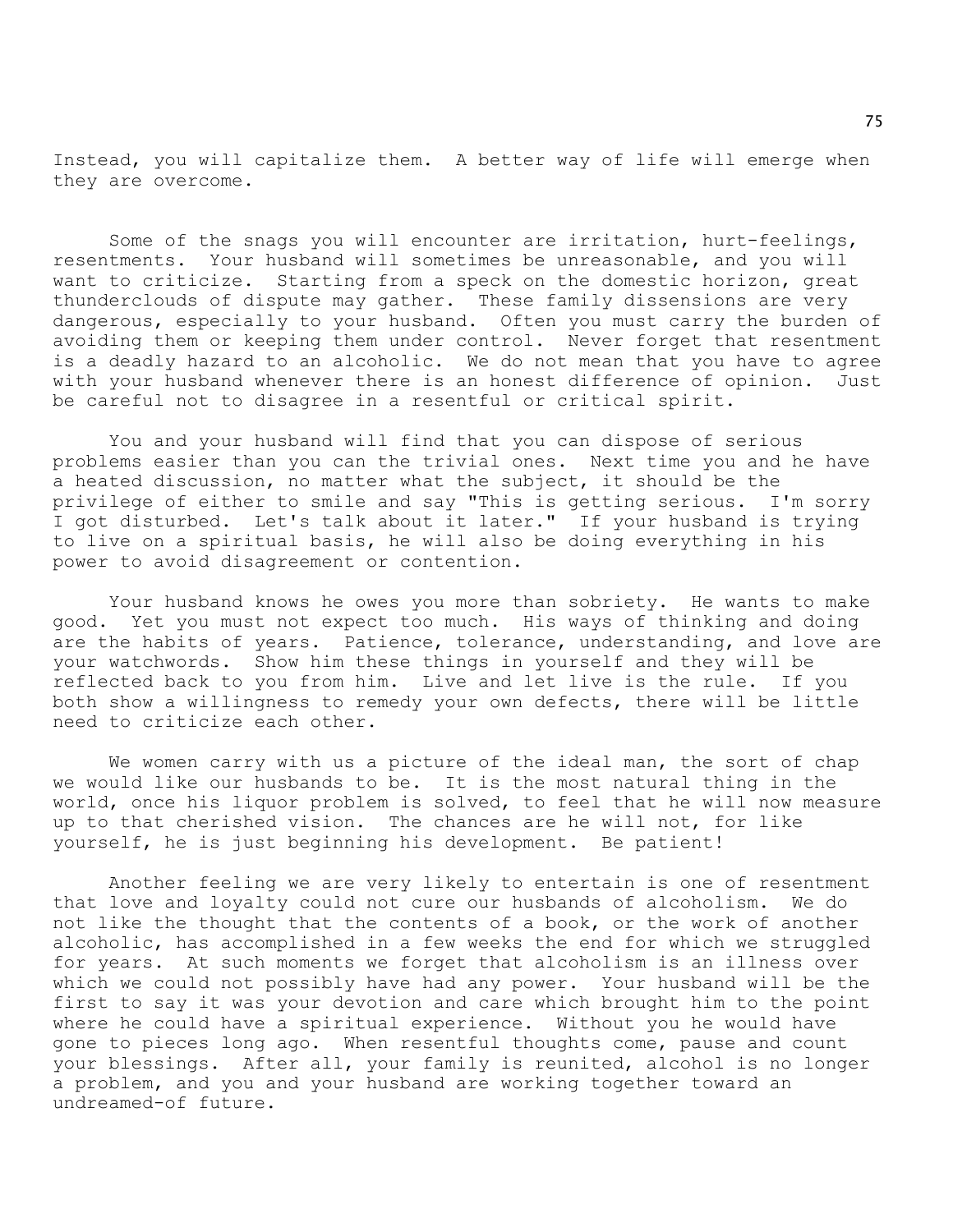Instead, you will capitalize them. A better way of life will emerge when they are overcome.

Some of the snags you will encounter are irritation, hurt-feelings, resentments. Your husband will sometimes be unreasonable, and you will want to criticize. Starting from a speck on the domestic horizon, great thunderclouds of dispute may gather. These family dissensions are very dangerous, especially to your husband. Often you must carry the burden of avoiding them or keeping them under control. Never forget that resentment is a deadly hazard to an alcoholic. We do not mean that you have to agree with your husband whenever there is an honest difference of opinion. Just be careful not to disagree in a resentful or critical spirit.

You and your husband will find that you can dispose of serious problems easier than you can the trivial ones. Next time you and he have a heated discussion, no matter what the subject, it should be the privilege of either to smile and say "This is getting serious. I'm sorry I got disturbed. Let's talk about it later." If your husband is trying to live on a spiritual basis, he will also be doing everything in his power to avoid disagreement or contention.

Your husband knows he owes you more than sobriety. He wants to make good. Yet you must not expect too much. His ways of thinking and doing are the habits of years. Patience, tolerance, understanding, and love are your watchwords. Show him these things in yourself and they will be reflected back to you from him. Live and let live is the rule. If you both show a willingness to remedy your own defects, there will be little need to criticize each other.

We women carry with us a picture of the ideal man, the sort of chap we would like our husbands to be. It is the most natural thing in the world, once his liquor problem is solved, to feel that he will now measure up to that cherished vision. The chances are he will not, for like yourself, he is just beginning his development. Be patient!

Another feeling we are very likely to entertain is one of resentment that love and loyalty could not cure our husbands of alcoholism. We do not like the thought that the contents of a book, or the work of another alcoholic, has accomplished in a few weeks the end for which we struggled for years. At such moments we forget that alcoholism is an illness over which we could not possibly have had any power. Your husband will be the first to say it was your devotion and care which brought him to the point where he could have a spiritual experience. Without you he would have gone to pieces long ago. When resentful thoughts come, pause and count your blessings. After all, your family is reunited, alcohol is no longer a problem, and you and your husband are working together toward an undreamed-of future.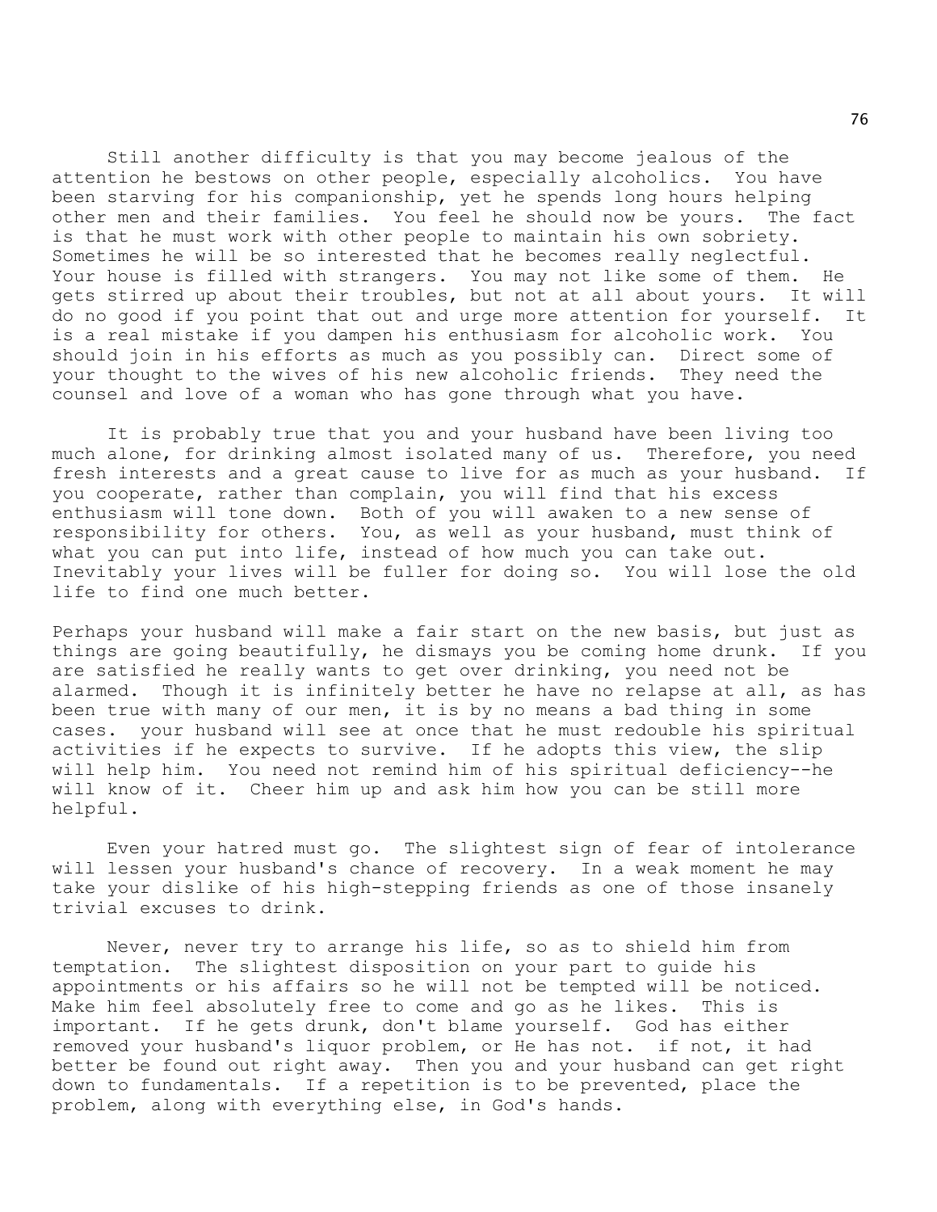Still another difficulty is that you may become jealous of the attention he bestows on other people, especially alcoholics. You have been starving for his companionship, yet he spends long hours helping other men and their families. You feel he should now be yours. The fact is that he must work with other people to maintain his own sobriety. Sometimes he will be so interested that he becomes really neglectful. Your house is filled with strangers. You may not like some of them. He gets stirred up about their troubles, but not at all about yours. It will do no good if you point that out and urge more attention for yourself. It is a real mistake if you dampen his enthusiasm for alcoholic work. You should join in his efforts as much as you possibly can. Direct some of your thought to the wives of his new alcoholic friends. They need the counsel and love of a woman who has gone through what you have.

It is probably true that you and your husband have been living too much alone, for drinking almost isolated many of us. Therefore, you need fresh interests and a great cause to live for as much as your husband. If you cooperate, rather than complain, you will find that his excess enthusiasm will tone down. Both of you will awaken to a new sense of responsibility for others. You, as well as your husband, must think of what you can put into life, instead of how much you can take out. Inevitably your lives will be fuller for doing so. You will lose the old life to find one much better.

Perhaps your husband will make a fair start on the new basis, but just as things are going beautifully, he dismays you be coming home drunk. If you are satisfied he really wants to get over drinking, you need not be alarmed. Though it is infinitely better he have no relapse at all, as has been true with many of our men, it is by no means a bad thing in some cases. your husband will see at once that he must redouble his spiritual activities if he expects to survive. If he adopts this view, the slip will help him. You need not remind him of his spiritual deficiency--he will know of it. Cheer him up and ask him how you can be still more helpful.

Even your hatred must go. The slightest sign of fear of intolerance will lessen your husband's chance of recovery. In a weak moment he may take your dislike of his high-stepping friends as one of those insanely trivial excuses to drink.

Never, never try to arrange his life, so as to shield him from temptation. The slightest disposition on your part to guide his appointments or his affairs so he will not be tempted will be noticed. Make him feel absolutely free to come and go as he likes. This is important. If he gets drunk, don't blame yourself. God has either removed your husband's liquor problem, or He has not. if not, it had better be found out right away. Then you and your husband can get right down to fundamentals. If a repetition is to be prevented, place the problem, along with everything else, in God's hands.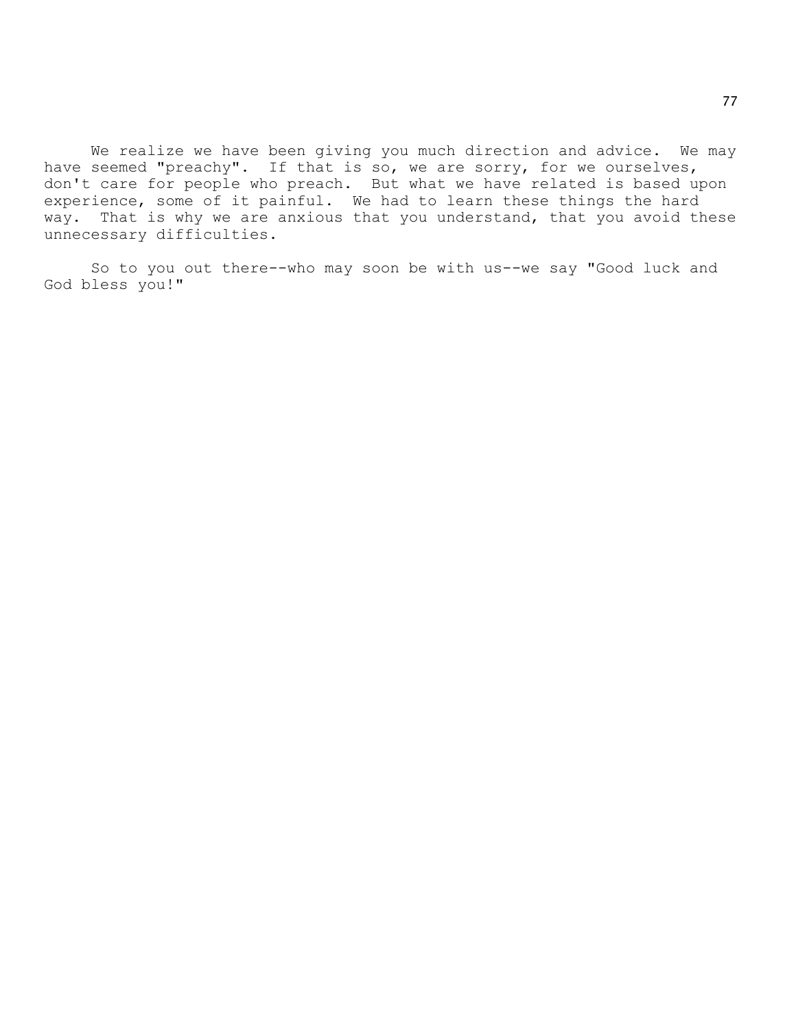We realize we have been giving you much direction and advice. We may have seemed "preachy". If that is so, we are sorry, for we ourselves, don't care for people who preach. But what we have related is based upon experience, some of it painful. We had to learn these things the hard way. That is why we are anxious that you understand, that you avoid these unnecessary difficulties.

So to you out there--who may soon be with us--we say "Good luck and God bless you!"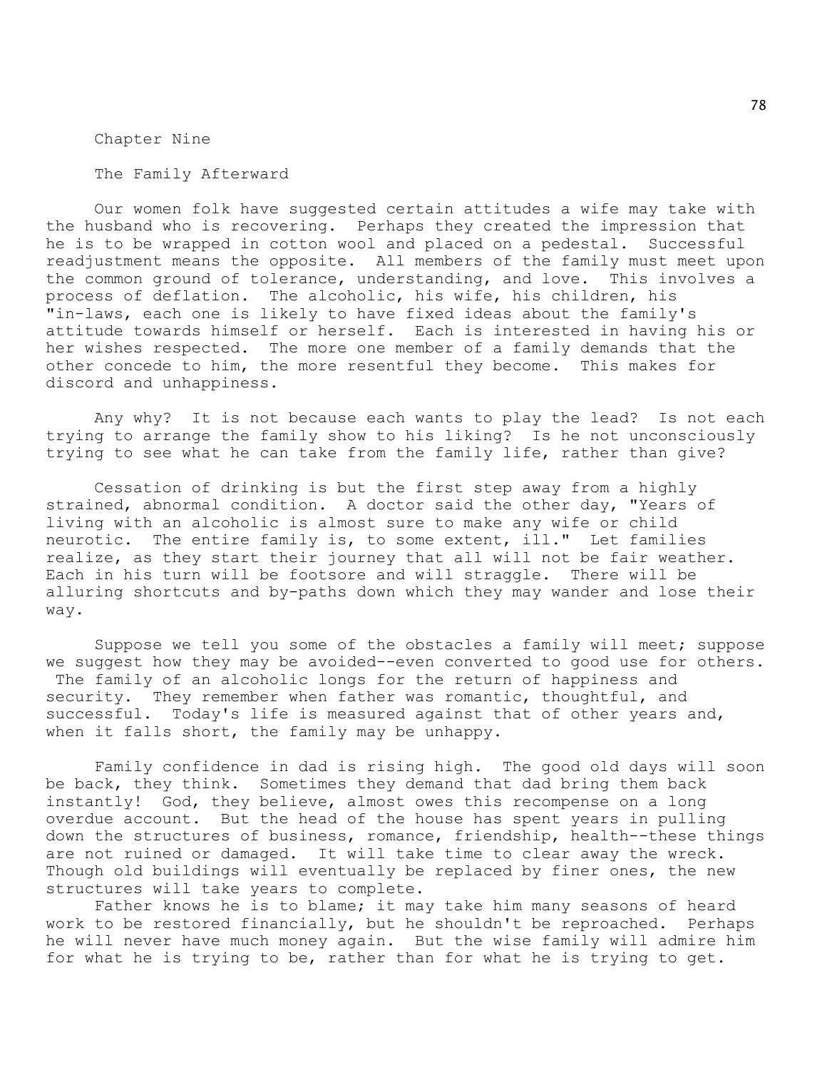# Chapter Nine

## The Family Afterward

Our women folk have suggested certain attitudes a wife may take with the husband who is recovering. Perhaps they created the impression that he is to be wrapped in cotton wool and placed on a pedestal. Successful readjustment means the opposite. All members of the family must meet upon the common ground of tolerance, understanding, and love. This involves a process of deflation. The alcoholic, his wife, his children, his "in-laws, each one is likely to have fixed ideas about the family's attitude towards himself or herself. Each is interested in having his or her wishes respected. The more one member of a family demands that the other concede to him, the more resentful they become. This makes for discord and unhappiness.

Any why? It is not because each wants to play the lead? Is not each trying to arrange the family show to his liking? Is he not unconsciously trying to see what he can take from the family life, rather than give?

Cessation of drinking is but the first step away from a highly strained, abnormal condition. A doctor said the other day, "Years of living with an alcoholic is almost sure to make any wife or child neurotic. The entire family is, to some extent, ill." Let families realize, as they start their journey that all will not be fair weather. Each in his turn will be footsore and will straggle. There will be alluring shortcuts and by-paths down which they may wander and lose their way.

Suppose we tell you some of the obstacles a family will meet; suppose we suggest how they may be avoided--even converted to good use for others. The family of an alcoholic longs for the return of happiness and security. They remember when father was romantic, thoughtful, and successful. Today's life is measured against that of other years and, when it falls short, the family may be unhappy.

Family confidence in dad is rising high. The good old days will soon be back, they think. Sometimes they demand that dad bring them back instantly! God, they believe, almost owes this recompense on a long overdue account. But the head of the house has spent years in pulling down the structures of business, romance, friendship, health--these things are not ruined or damaged. It will take time to clear away the wreck. Though old buildings will eventually be replaced by finer ones, the new structures will take years to complete.

Father knows he is to blame; it may take him many seasons of heard work to be restored financially, but he shouldn't be reproached. Perhaps he will never have much money again. But the wise family will admire him for what he is trying to be, rather than for what he is trying to get.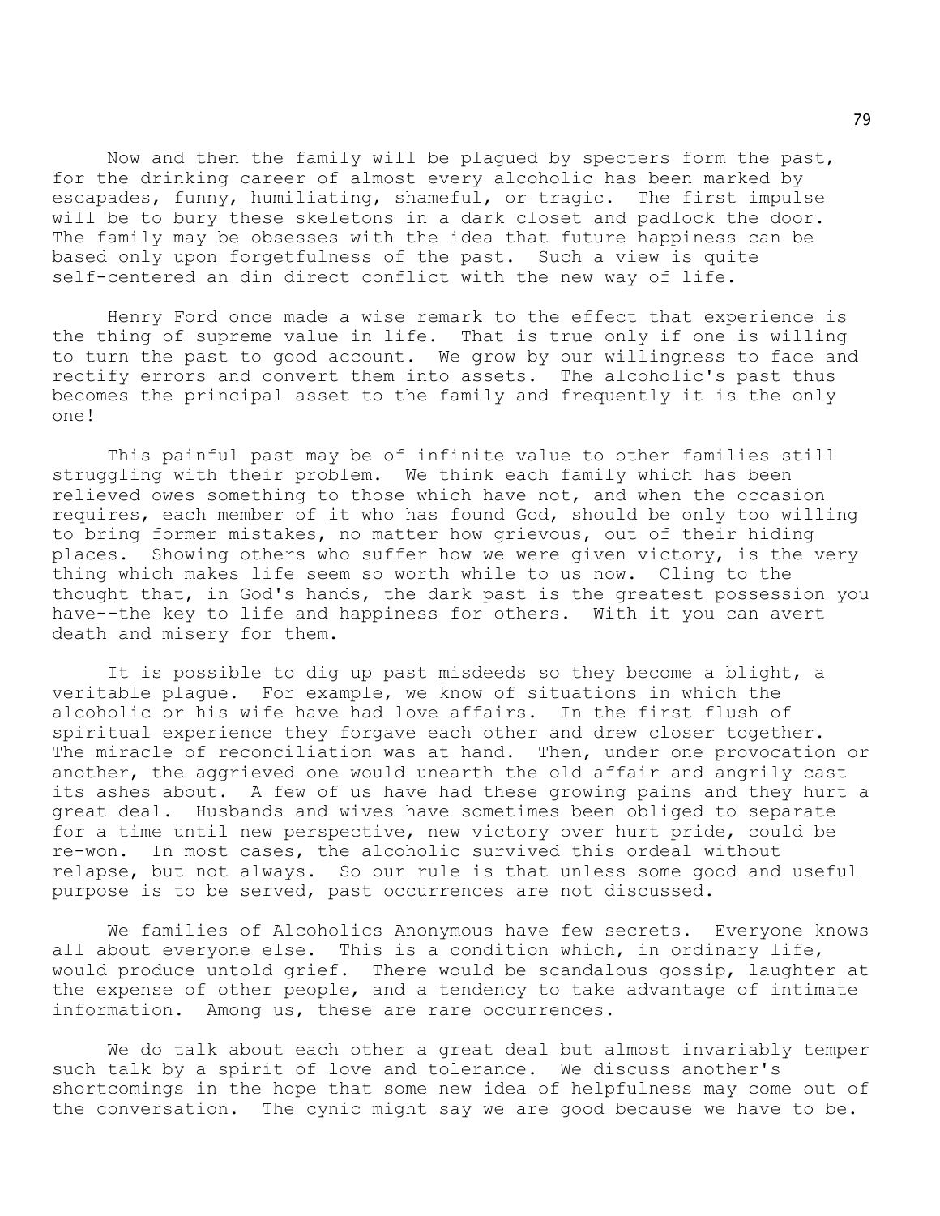Now and then the family will be plagued by specters form the past, for the drinking career of almost every alcoholic has been marked by escapades, funny, humiliating, shameful, or tragic. The first impulse will be to bury these skeletons in a dark closet and padlock the door. The family may be obsesses with the idea that future happiness can be based only upon forgetfulness of the past. Such a view is quite self-centered an din direct conflict with the new way of life.

Henry Ford once made a wise remark to the effect that experience is the thing of supreme value in life. That is true only if one is willing to turn the past to good account. We grow by our willingness to face and rectify errors and convert them into assets. The alcoholic's past thus becomes the principal asset to the family and frequently it is the only one!

This painful past may be of infinite value to other families still struggling with their problem. We think each family which has been relieved owes something to those which have not, and when the occasion requires, each member of it who has found God, should be only too willing to bring former mistakes, no matter how grievous, out of their hiding places. Showing others who suffer how we were given victory, is the very thing which makes life seem so worth while to us now. Cling to the thought that, in God's hands, the dark past is the greatest possession you have--the key to life and happiness for others. With it you can avert death and misery for them.

It is possible to dig up past misdeeds so they become a blight, a veritable plague. For example, we know of situations in which the alcoholic or his wife have had love affairs. In the first flush of spiritual experience they forgave each other and drew closer together. The miracle of reconciliation was at hand. Then, under one provocation or another, the aggrieved one would unearth the old affair and angrily cast its ashes about. A few of us have had these growing pains and they hurt a great deal. Husbands and wives have sometimes been obliged to separate for a time until new perspective, new victory over hurt pride, could be re-won. In most cases, the alcoholic survived this ordeal without relapse, but not always. So our rule is that unless some good and useful purpose is to be served, past occurrences are not discussed.

We families of Alcoholics Anonymous have few secrets. Everyone knows all about everyone else. This is a condition which, in ordinary life, would produce untold grief. There would be scandalous gossip, laughter at the expense of other people, and a tendency to take advantage of intimate information. Among us, these are rare occurrences.

We do talk about each other a great deal but almost invariably temper such talk by a spirit of love and tolerance. We discuss another's shortcomings in the hope that some new idea of helpfulness may come out of the conversation. The cynic might say we are good because we have to be.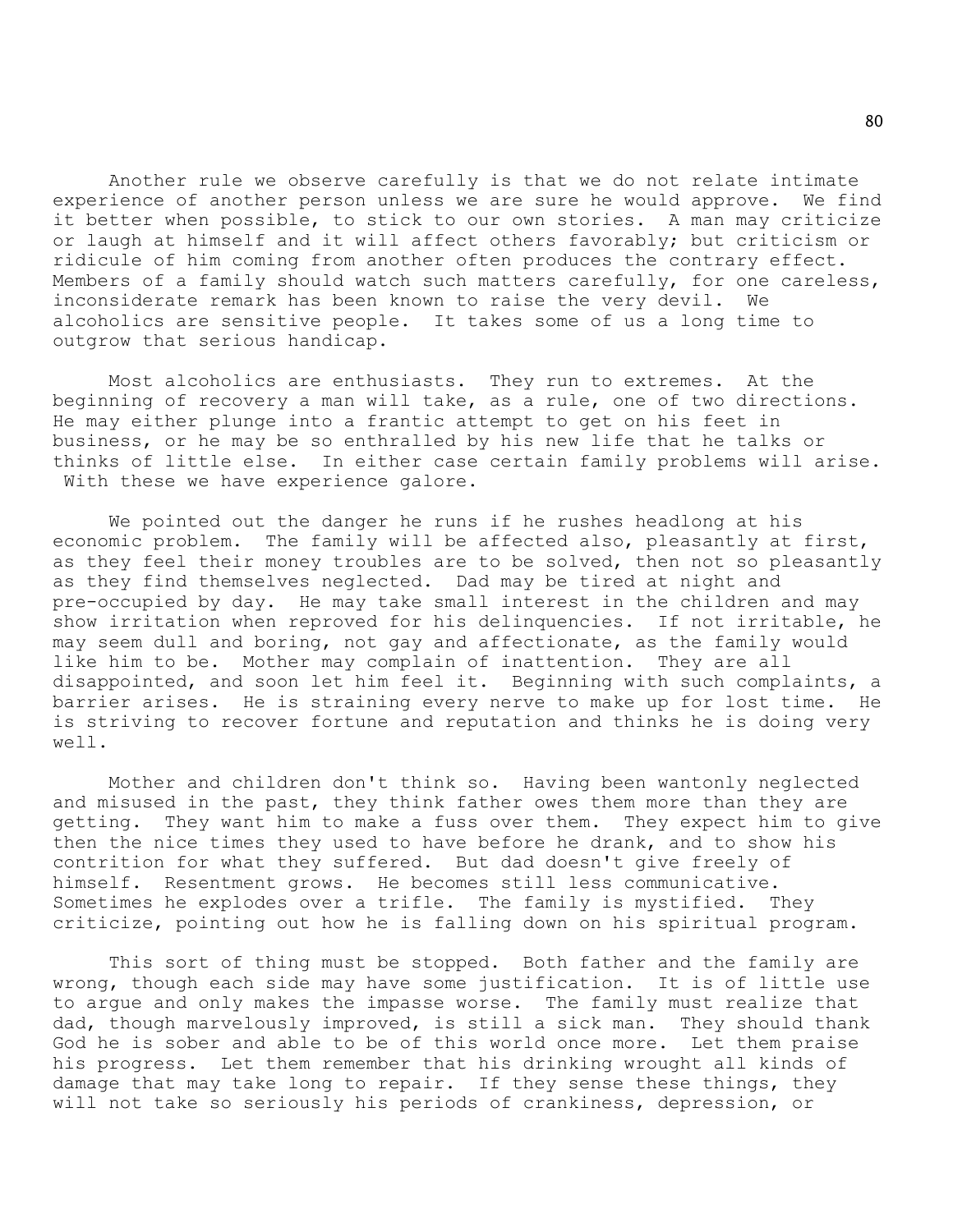Another rule we observe carefully is that we do not relate intimate experience of another person unless we are sure he would approve. We find it better when possible, to stick to our own stories. A man may criticize or laugh at himself and it will affect others favorably; but criticism or ridicule of him coming from another often produces the contrary effect. Members of a family should watch such matters carefully, for one careless, inconsiderate remark has been known to raise the very devil. We alcoholics are sensitive people. It takes some of us a long time to outgrow that serious handicap.

Most alcoholics are enthusiasts. They run to extremes. At the beginning of recovery a man will take, as a rule, one of two directions. He may either plunge into a frantic attempt to get on his feet in business, or he may be so enthralled by his new life that he talks or thinks of little else. In either case certain family problems will arise. With these we have experience galore.

We pointed out the danger he runs if he rushes headlong at his economic problem. The family will be affected also, pleasantly at first, as they feel their money troubles are to be solved, then not so pleasantly as they find themselves neglected. Dad may be tired at night and pre-occupied by day. He may take small interest in the children and may show irritation when reproved for his delinquencies. If not irritable, he may seem dull and boring, not gay and affectionate, as the family would like him to be. Mother may complain of inattention. They are all disappointed, and soon let him feel it. Beginning with such complaints, a barrier arises. He is straining every nerve to make up for lost time. He is striving to recover fortune and reputation and thinks he is doing very well.

Mother and children don't think so. Having been wantonly neglected and misused in the past, they think father owes them more than they are getting. They want him to make a fuss over them. They expect him to give then the nice times they used to have before he drank, and to show his contrition for what they suffered. But dad doesn't give freely of himself. Resentment grows. He becomes still less communicative. Sometimes he explodes over a trifle. The family is mystified. They criticize, pointing out how he is falling down on his spiritual program.

This sort of thing must be stopped. Both father and the family are wrong, though each side may have some justification. It is of little use to argue and only makes the impasse worse. The family must realize that dad, though marvelously improved, is still a sick man. They should thank God he is sober and able to be of this world once more. Let them praise his progress. Let them remember that his drinking wrought all kinds of damage that may take long to repair. If they sense these things, they will not take so seriously his periods of crankiness, depression, or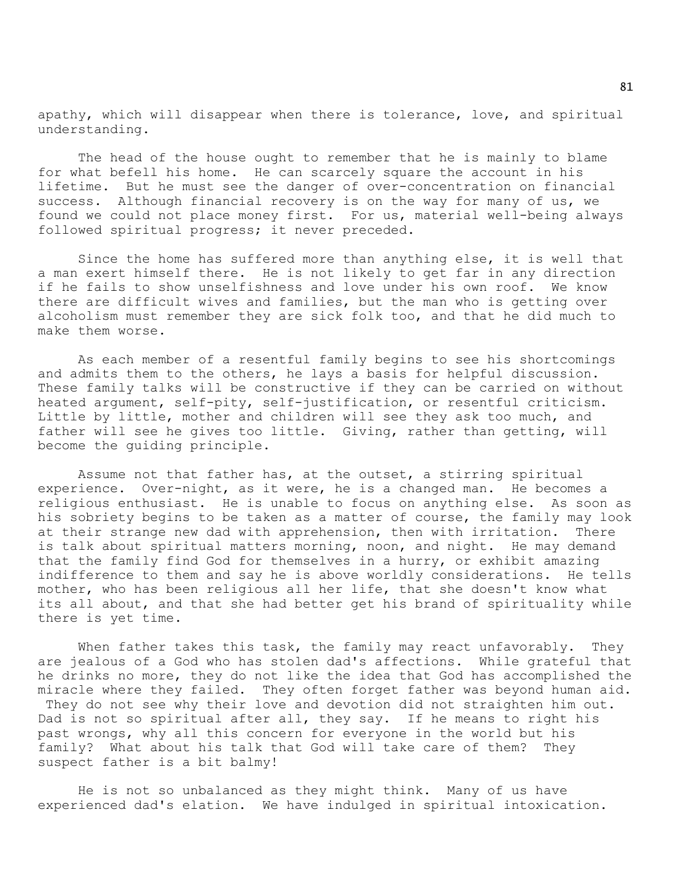apathy, which will disappear when there is tolerance, love, and spiritual understanding.

The head of the house ought to remember that he is mainly to blame for what befell his home. He can scarcely square the account in his lifetime. But he must see the danger of over-concentration on financial success. Although financial recovery is on the way for many of us, we found we could not place money first. For us, material well-being always followed spiritual progress; it never preceded.

Since the home has suffered more than anything else, it is well that a man exert himself there. He is not likely to get far in any direction if he fails to show unselfishness and love under his own roof. We know there are difficult wives and families, but the man who is getting over alcoholism must remember they are sick folk too, and that he did much to make them worse.

As each member of a resentful family begins to see his shortcomings and admits them to the others, he lays a basis for helpful discussion. These family talks will be constructive if they can be carried on without heated argument, self-pity, self-justification, or resentful criticism. Little by little, mother and children will see they ask too much, and father will see he gives too little. Giving, rather than getting, will become the guiding principle.

Assume not that father has, at the outset, a stirring spiritual experience. Over-night, as it were, he is a changed man. He becomes a religious enthusiast. He is unable to focus on anything else. As soon as his sobriety begins to be taken as a matter of course, the family may look at their strange new dad with apprehension, then with irritation. There is talk about spiritual matters morning, noon, and night. He may demand that the family find God for themselves in a hurry, or exhibit amazing indifference to them and say he is above worldly considerations. He tells mother, who has been religious all her life, that she doesn't know what its all about, and that she had better get his brand of spirituality while there is yet time.

When father takes this task, the family may react unfavorably. They are jealous of a God who has stolen dad's affections. While grateful that he drinks no more, they do not like the idea that God has accomplished the miracle where they failed. They often forget father was beyond human aid. They do not see why their love and devotion did not straighten him out. Dad is not so spiritual after all, they say. If he means to right his past wrongs, why all this concern for everyone in the world but his family? What about his talk that God will take care of them? They suspect father is a bit balmy!

He is not so unbalanced as they might think. Many of us have experienced dad's elation. We have indulged in spiritual intoxication.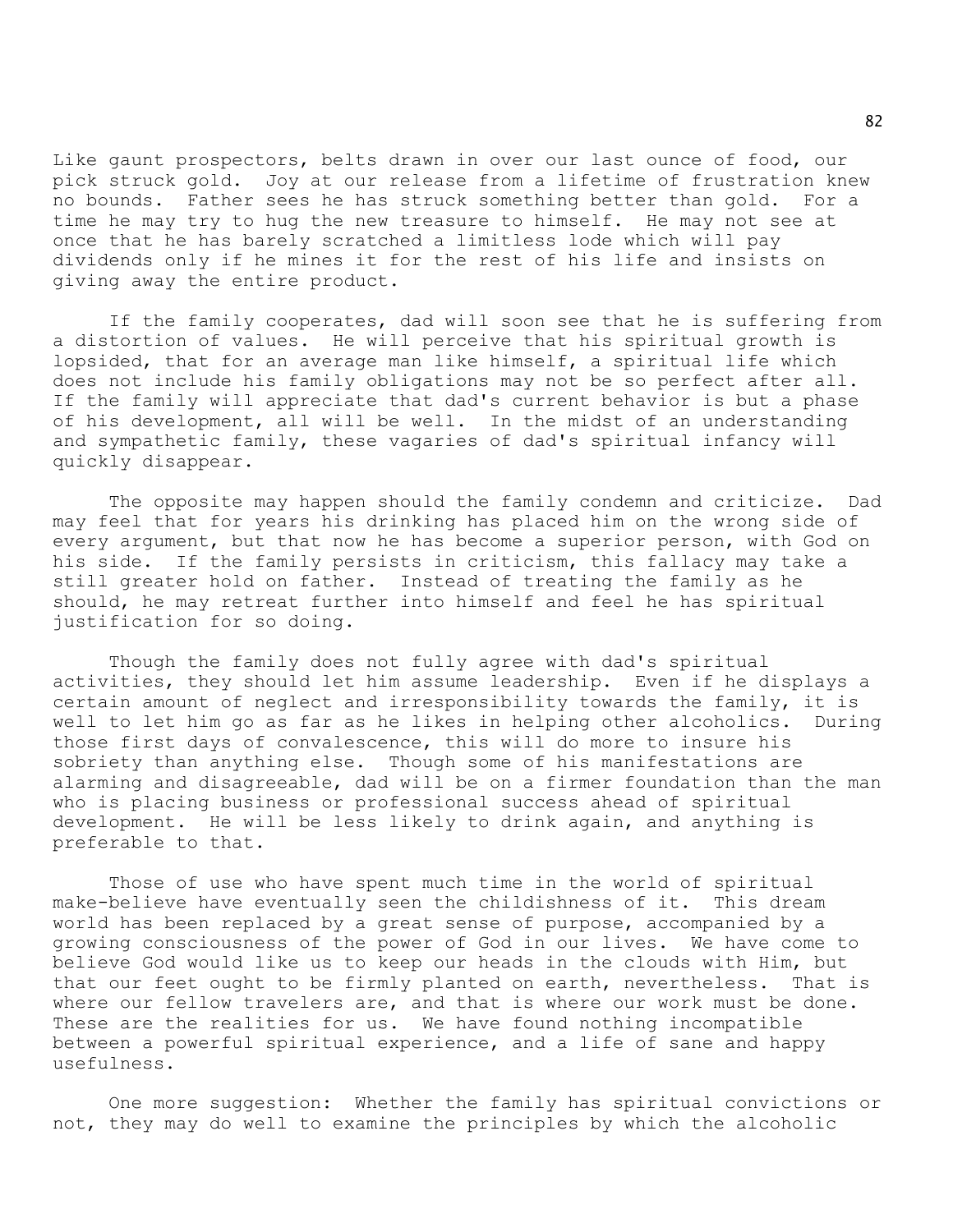Like gaunt prospectors, belts drawn in over our last ounce of food, our pick struck gold. Joy at our release from a lifetime of frustration knew no bounds. Father sees he has struck something better than gold. For a time he may try to hug the new treasure to himself. He may not see at once that he has barely scratched a limitless lode which will pay dividends only if he mines it for the rest of his life and insists on giving away the entire product.

If the family cooperates, dad will soon see that he is suffering from a distortion of values. He will perceive that his spiritual growth is lopsided, that for an average man like himself, a spiritual life which does not include his family obligations may not be so perfect after all. If the family will appreciate that dad's current behavior is but a phase of his development, all will be well. In the midst of an understanding and sympathetic family, these vagaries of dad's spiritual infancy will quickly disappear.

The opposite may happen should the family condemn and criticize. Dad may feel that for years his drinking has placed him on the wrong side of every argument, but that now he has become a superior person, with God on his side. If the family persists in criticism, this fallacy may take a still greater hold on father. Instead of treating the family as he should, he may retreat further into himself and feel he has spiritual justification for so doing.

Though the family does not fully agree with dad's spiritual activities, they should let him assume leadership. Even if he displays a certain amount of neglect and irresponsibility towards the family, it is well to let him go as far as he likes in helping other alcoholics. During those first days of convalescence, this will do more to insure his sobriety than anything else. Though some of his manifestations are alarming and disagreeable, dad will be on a firmer foundation than the man who is placing business or professional success ahead of spiritual development. He will be less likely to drink again, and anything is preferable to that.

Those of use who have spent much time in the world of spiritual make-believe have eventually seen the childishness of it. This dream world has been replaced by a great sense of purpose, accompanied by a growing consciousness of the power of God in our lives. We have come to believe God would like us to keep our heads in the clouds with Him, but that our feet ought to be firmly planted on earth, nevertheless. That is where our fellow travelers are, and that is where our work must be done. These are the realities for us. We have found nothing incompatible between a powerful spiritual experience, and a life of sane and happy usefulness.

One more suggestion: Whether the family has spiritual convictions or not, they may do well to examine the principles by which the alcoholic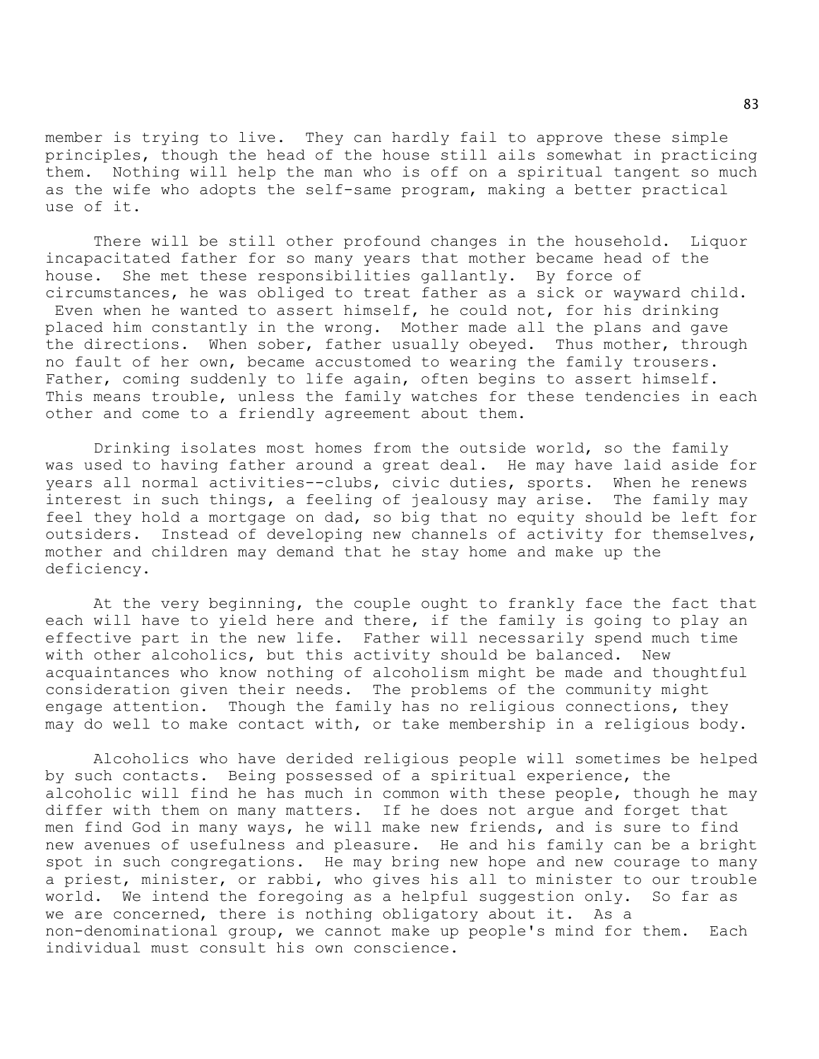member is trying to live. They can hardly fail to approve these simple principles, though the head of the house still ails somewhat in practicing them. Nothing will help the man who is off on a spiritual tangent so much as the wife who adopts the self-same program, making a better practical use of it.

There will be still other profound changes in the household. Liquor incapacitated father for so many years that mother became head of the house. She met these responsibilities gallantly. By force of circumstances, he was obliged to treat father as a sick or wayward child. Even when he wanted to assert himself, he could not, for his drinking placed him constantly in the wrong. Mother made all the plans and gave the directions. When sober, father usually obeyed. Thus mother, through no fault of her own, became accustomed to wearing the family trousers. Father, coming suddenly to life again, often begins to assert himself. This means trouble, unless the family watches for these tendencies in each other and come to a friendly agreement about them.

Drinking isolates most homes from the outside world, so the family was used to having father around a great deal. He may have laid aside for years all normal activities--clubs, civic duties, sports. When he renews interest in such things, a feeling of jealousy may arise. The family may feel they hold a mortgage on dad, so big that no equity should be left for outsiders. Instead of developing new channels of activity for themselves, mother and children may demand that he stay home and make up the deficiency.

At the very beginning, the couple ought to frankly face the fact that each will have to yield here and there, if the family is going to play an effective part in the new life. Father will necessarily spend much time with other alcoholics, but this activity should be balanced. New acquaintances who know nothing of alcoholism might be made and thoughtful consideration given their needs. The problems of the community might engage attention. Though the family has no religious connections, they may do well to make contact with, or take membership in a religious body.

Alcoholics who have derided religious people will sometimes be helped by such contacts. Being possessed of a spiritual experience, the alcoholic will find he has much in common with these people, though he may differ with them on many matters. If he does not argue and forget that men find God in many ways, he will make new friends, and is sure to find new avenues of usefulness and pleasure. He and his family can be a bright spot in such congregations. He may bring new hope and new courage to many a priest, minister, or rabbi, who gives his all to minister to our trouble world. We intend the foregoing as a helpful suggestion only. So far as we are concerned, there is nothing obligatory about it. As a non-denominational group, we cannot make up people's mind for them. Each individual must consult his own conscience.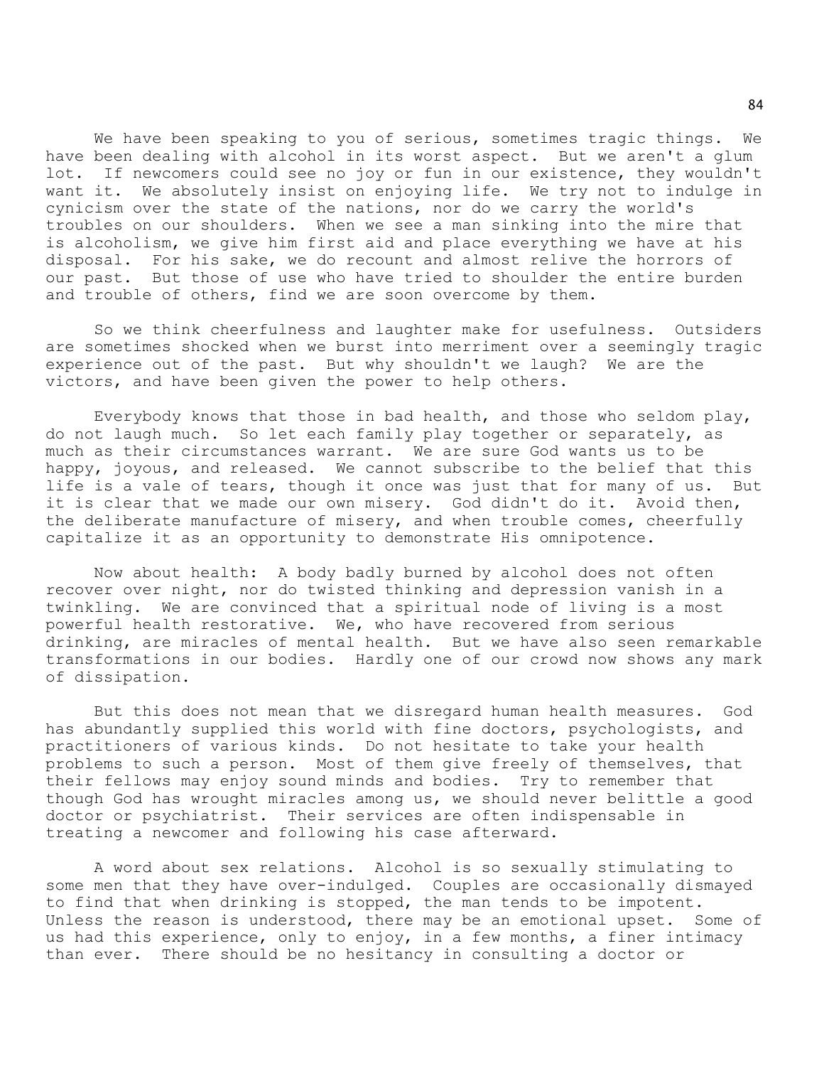We have been speaking to you of serious, sometimes tragic things. We have been dealing with alcohol in its worst aspect. But we aren't a glum lot. If newcomers could see no joy or fun in our existence, they wouldn't want it. We absolutely insist on enjoying life. We try not to indulge in cynicism over the state of the nations, nor do we carry the world's troubles on our shoulders. When we see a man sinking into the mire that is alcoholism, we give him first aid and place everything we have at his disposal. For his sake, we do recount and almost relive the horrors of our past. But those of use who have tried to shoulder the entire burden and trouble of others, find we are soon overcome by them.

So we think cheerfulness and laughter make for usefulness. Outsiders are sometimes shocked when we burst into merriment over a seemingly tragic experience out of the past. But why shouldn't we laugh? We are the victors, and have been given the power to help others.

Everybody knows that those in bad health, and those who seldom play, do not laugh much. So let each family play together or separately, as much as their circumstances warrant. We are sure God wants us to be happy, joyous, and released. We cannot subscribe to the belief that this life is a vale of tears, though it once was just that for many of us. But it is clear that we made our own misery. God didn't do it. Avoid then, the deliberate manufacture of misery, and when trouble comes, cheerfully capitalize it as an opportunity to demonstrate His omnipotence.

Now about health: A body badly burned by alcohol does not often recover over night, nor do twisted thinking and depression vanish in a twinkling. We are convinced that a spiritual node of living is a most powerful health restorative. We, who have recovered from serious drinking, are miracles of mental health. But we have also seen remarkable transformations in our bodies. Hardly one of our crowd now shows any mark of dissipation.

But this does not mean that we disregard human health measures. God has abundantly supplied this world with fine doctors, psychologists, and practitioners of various kinds. Do not hesitate to take your health problems to such a person. Most of them give freely of themselves, that their fellows may enjoy sound minds and bodies. Try to remember that though God has wrought miracles among us, we should never belittle a good doctor or psychiatrist. Their services are often indispensable in treating a newcomer and following his case afterward.

A word about sex relations. Alcohol is so sexually stimulating to some men that they have over-indulged. Couples are occasionally dismayed to find that when drinking is stopped, the man tends to be impotent. Unless the reason is understood, there may be an emotional upset. Some of us had this experience, only to enjoy, in a few months, a finer intimacy than ever. There should be no hesitancy in consulting a doctor or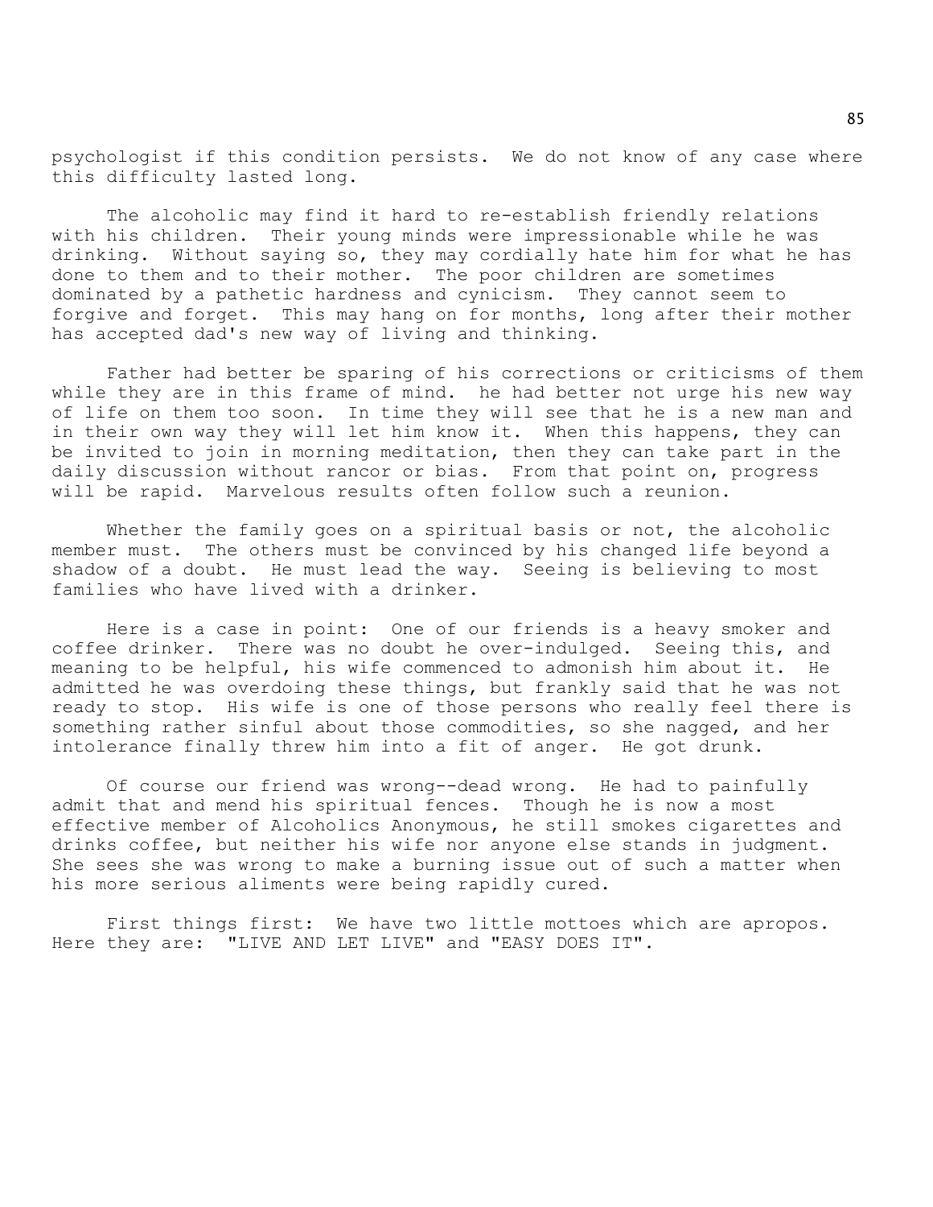psychologist if this condition persists. We do not know of any case where this difficulty lasted long.

The alcoholic may find it hard to re-establish friendly relations with his children. Their young minds were impressionable while he was drinking. Without saying so, they may cordially hate him for what he has done to them and to their mother. The poor children are sometimes dominated by a pathetic hardness and cynicism. They cannot seem to forgive and forget. This may hang on for months, long after their mother has accepted dad's new way of living and thinking.

Father had better be sparing of his corrections or criticisms of them while they are in this frame of mind. he had better not urge his new way of life on them too soon. In time they will see that he is a new man and in their own way they will let him know it. When this happens, they can be invited to join in morning meditation, then they can take part in the daily discussion without rancor or bias. From that point on, progress will be rapid. Marvelous results often follow such a reunion.

Whether the family goes on a spiritual basis or not, the alcoholic member must. The others must be convinced by his changed life beyond a shadow of a doubt. He must lead the way. Seeing is believing to most families who have lived with a drinker.

Here is a case in point: One of our friends is a heavy smoker and coffee drinker. There was no doubt he over-indulged. Seeing this, and meaning to be helpful, his wife commenced to admonish him about it. He admitted he was overdoing these things, but frankly said that he was not ready to stop. His wife is one of those persons who really feel there is something rather sinful about those commodities, so she nagged, and her intolerance finally threw him into a fit of anger. He got drunk.

Of course our friend was wrong--dead wrong. He had to painfully admit that and mend his spiritual fences. Though he is now a most effective member of Alcoholics Anonymous, he still smokes cigarettes and drinks coffee, but neither his wife nor anyone else stands in judgment. She sees she was wrong to make a burning issue out of such a matter when his more serious aliments were being rapidly cured.

First things first: We have two little mottoes which are apropos. Here they are: "LIVE AND LET LIVE" and "EASY DOES IT".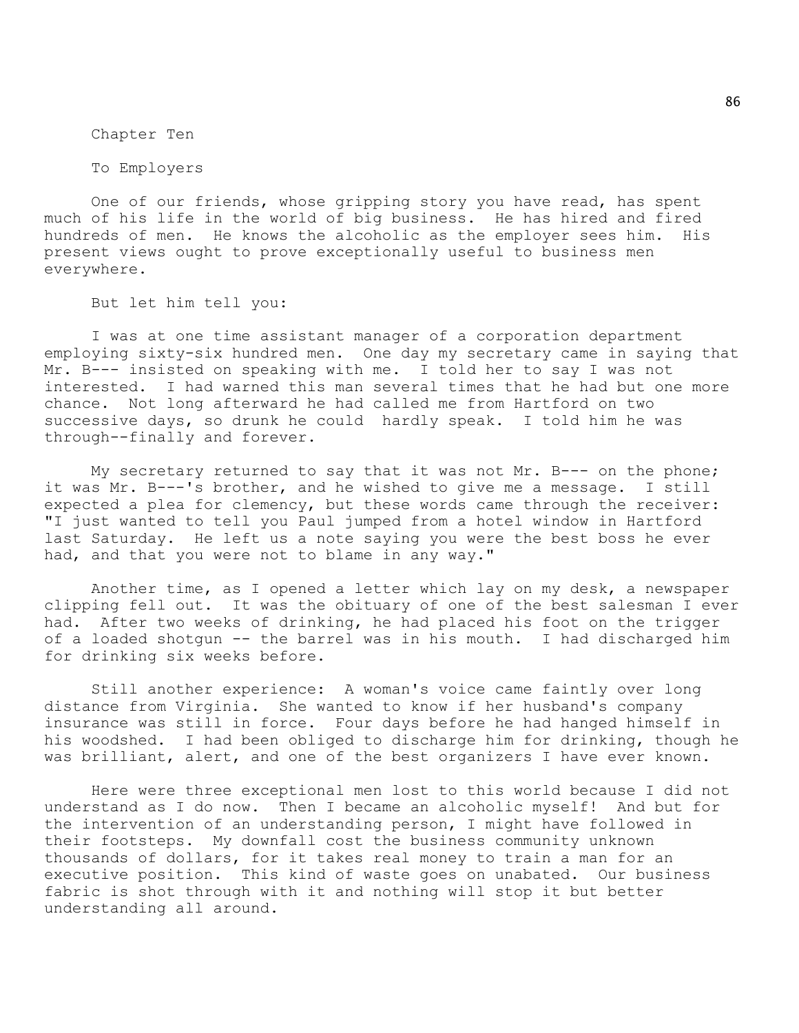# Chapter Ten

## To Employers

One of our friends, whose gripping story you have read, has spent much of his life in the world of big business. He has hired and fired hundreds of men. He knows the alcoholic as the employer sees him. His present views ought to prove exceptionally useful to business men everywhere.

But let him tell you:

I was at one time assistant manager of a corporation department employing sixty-six hundred men. One day my secretary came in saying that Mr. B--- insisted on speaking with me. I told her to say I was not interested. I had warned this man several times that he had but one more chance. Not long afterward he had called me from Hartford on two successive days, so drunk he could hardly speak. I told him he was through--finally and forever.

My secretary returned to say that it was not Mr. B--- on the phone; it was Mr. B---'s brother, and he wished to give me a message. I still expected a plea for clemency, but these words came through the receiver: "I just wanted to tell you Paul jumped from a hotel window in Hartford last Saturday. He left us a note saying you were the best boss he ever had, and that you were not to blame in any way."

Another time, as I opened a letter which lay on my desk, a newspaper clipping fell out. It was the obituary of one of the best salesman I ever had. After two weeks of drinking, he had placed his foot on the trigger of a loaded shotgun -- the barrel was in his mouth. I had discharged him for drinking six weeks before.

Still another experience: A woman's voice came faintly over long distance from Virginia. She wanted to know if her husband's company insurance was still in force. Four days before he had hanged himself in his woodshed. I had been obliged to discharge him for drinking, though he was brilliant, alert, and one of the best organizers I have ever known.

Here were three exceptional men lost to this world because I did not understand as I do now. Then I became an alcoholic myself! And but for the intervention of an understanding person, I might have followed in their footsteps. My downfall cost the business community unknown thousands of dollars, for it takes real money to train a man for an executive position. This kind of waste goes on unabated. Our business fabric is shot through with it and nothing will stop it but better understanding all around.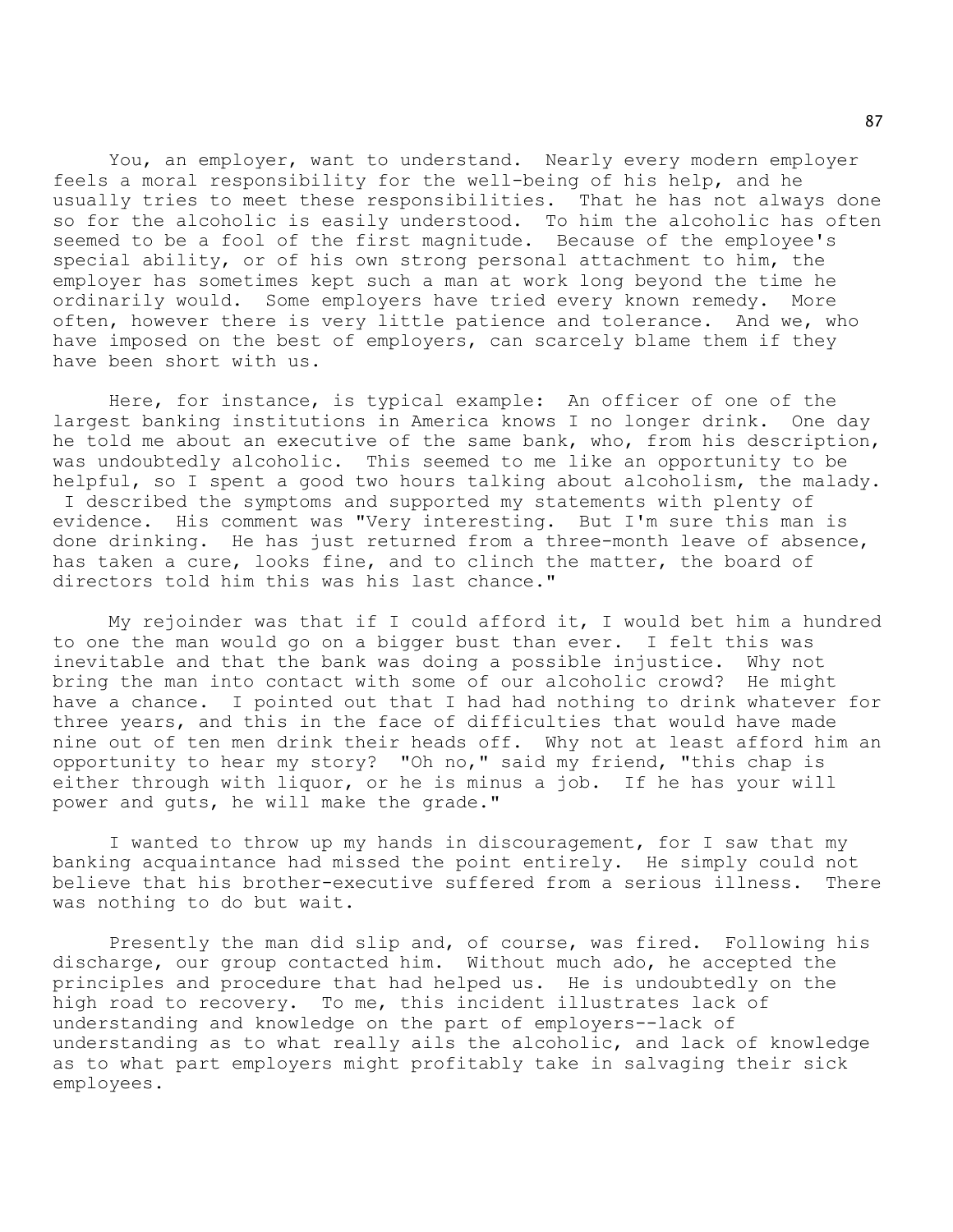You, an employer, want to understand. Nearly every modern employer feels a moral responsibility for the well-being of his help, and he usually tries to meet these responsibilities. That he has not always done so for the alcoholic is easily understood. To him the alcoholic has often seemed to be a fool of the first magnitude. Because of the employee's special ability, or of his own strong personal attachment to him, the employer has sometimes kept such a man at work long beyond the time he ordinarily would. Some employers have tried every known remedy. More often, however there is very little patience and tolerance. And we, who have imposed on the best of employers, can scarcely blame them if they have been short with us.

Here, for instance, is typical example: An officer of one of the largest banking institutions in America knows I no longer drink. One day he told me about an executive of the same bank, who, from his description, was undoubtedly alcoholic. This seemed to me like an opportunity to be helpful, so I spent a good two hours talking about alcoholism, the malady. I described the symptoms and supported my statements with plenty of evidence. His comment was "Very interesting. But I'm sure this man is done drinking. He has just returned from a three-month leave of absence, has taken a cure, looks fine, and to clinch the matter, the board of directors told him this was his last chance."

My rejoinder was that if I could afford it, I would bet him a hundred to one the man would go on a bigger bust than ever. I felt this was inevitable and that the bank was doing a possible injustice. Why not bring the man into contact with some of our alcoholic crowd? He might have a chance. I pointed out that I had had nothing to drink whatever for three years, and this in the face of difficulties that would have made nine out of ten men drink their heads off. Why not at least afford him an opportunity to hear my story? "Oh no," said my friend, "this chap is either through with liquor, or he is minus a job. If he has your will power and guts, he will make the grade."

I wanted to throw up my hands in discouragement, for I saw that my banking acquaintance had missed the point entirely. He simply could not believe that his brother-executive suffered from a serious illness. There was nothing to do but wait.

Presently the man did slip and, of course, was fired. Following his discharge, our group contacted him. Without much ado, he accepted the principles and procedure that had helped us. He is undoubtedly on the high road to recovery. To me, this incident illustrates lack of understanding and knowledge on the part of employers--lack of understanding as to what really ails the alcoholic, and lack of knowledge as to what part employers might profitably take in salvaging their sick employees.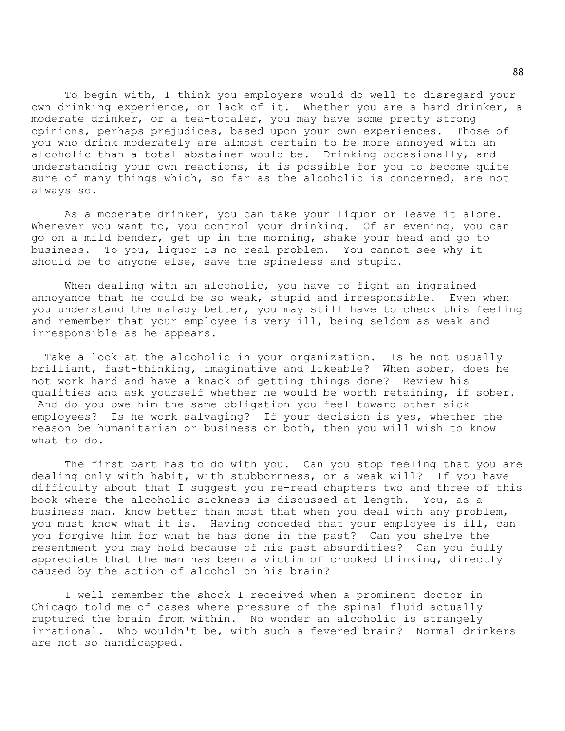To begin with, I think you employers would do well to disregard your own drinking experience, or lack of it. Whether you are a hard drinker, a moderate drinker, or a tea-totaler, you may have some pretty strong opinions, perhaps prejudices, based upon your own experiences. Those of you who drink moderately are almost certain to be more annoyed with an alcoholic than a total abstainer would be. Drinking occasionally, and understanding your own reactions, it is possible for you to become quite sure of many things which, so far as the alcoholic is concerned, are not always so.

As a moderate drinker, you can take your liquor or leave it alone. Whenever you want to, you control your drinking. Of an evening, you can go on a mild bender, get up in the morning, shake your head and go to business. To you, liquor is no real problem. You cannot see why it should be to anyone else, save the spineless and stupid.

When dealing with an alcoholic, you have to fight an ingrained annoyance that he could be so weak, stupid and irresponsible. Even when you understand the malady better, you may still have to check this feeling and remember that your employee is very ill, being seldom as weak and irresponsible as he appears.

Take a look at the alcoholic in your organization. Is he not usually brilliant, fast-thinking, imaginative and likeable? When sober, does he not work hard and have a knack of getting things done? Review his qualities and ask yourself whether he would be worth retaining, if sober. And do you owe him the same obligation you feel toward other sick employees? Is he work salvaging? If your decision is yes, whether the reason be humanitarian or business or both, then you will wish to know what to do.

The first part has to do with you. Can you stop feeling that you are dealing only with habit, with stubbornness, or a weak will? If you have difficulty about that I suggest you re-read chapters two and three of this book where the alcoholic sickness is discussed at length. You, as a business man, know better than most that when you deal with any problem, you must know what it is. Having conceded that your employee is ill, can you forgive him for what he has done in the past? Can you shelve the resentment you may hold because of his past absurdities? Can you fully appreciate that the man has been a victim of crooked thinking, directly caused by the action of alcohol on his brain?

I well remember the shock I received when a prominent doctor in Chicago told me of cases where pressure of the spinal fluid actually ruptured the brain from within. No wonder an alcoholic is strangely irrational. Who wouldn't be, with such a fevered brain? Normal drinkers are not so handicapped.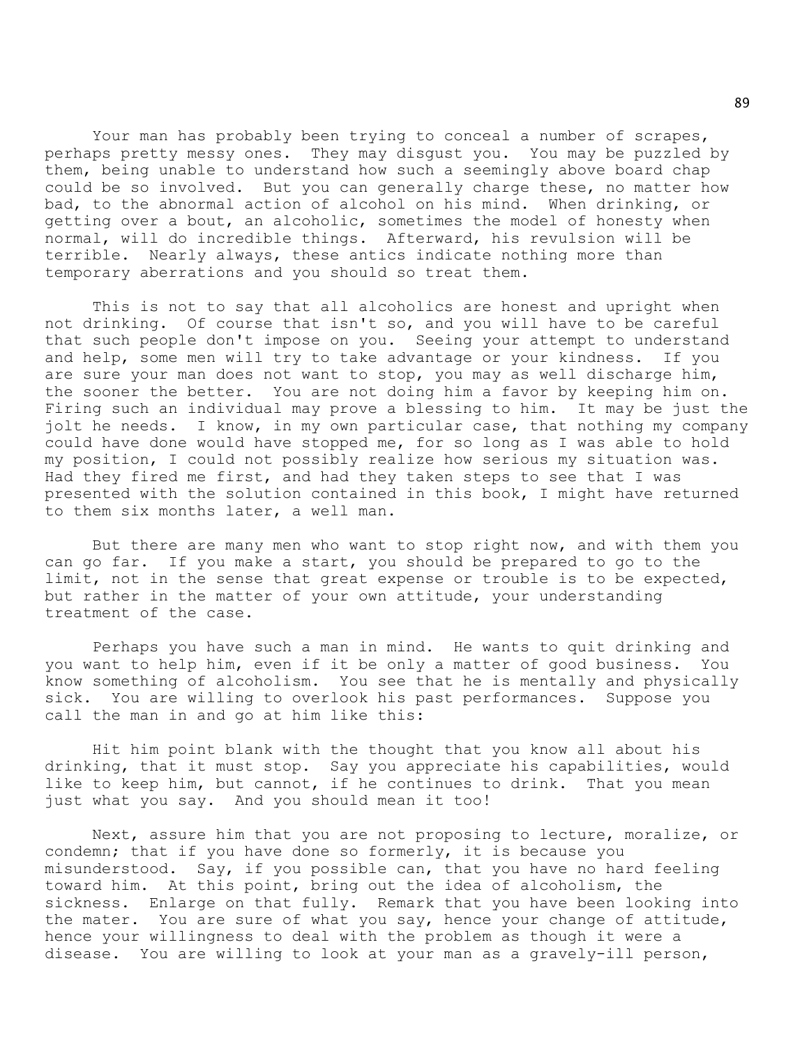Your man has probably been trying to conceal a number of scrapes, perhaps pretty messy ones. They may disgust you. You may be puzzled by them, being unable to understand how such a seemingly above board chap could be so involved. But you can generally charge these, no matter how bad, to the abnormal action of alcohol on his mind. When drinking, or getting over a bout, an alcoholic, sometimes the model of honesty when normal, will do incredible things. Afterward, his revulsion will be terrible. Nearly always, these antics indicate nothing more than temporary aberrations and you should so treat them.

This is not to say that all alcoholics are honest and upright when not drinking. Of course that isn't so, and you will have to be careful that such people don't impose on you. Seeing your attempt to understand and help, some men will try to take advantage or your kindness. If you are sure your man does not want to stop, you may as well discharge him, the sooner the better. You are not doing him a favor by keeping him on. Firing such an individual may prove a blessing to him. It may be just the jolt he needs. I know, in my own particular case, that nothing my company could have done would have stopped me, for so long as I was able to hold my position, I could not possibly realize how serious my situation was. Had they fired me first, and had they taken steps to see that I was presented with the solution contained in this book, I might have returned to them six months later, a well man.

But there are many men who want to stop right now, and with them you can go far. If you make a start, you should be prepared to go to the limit, not in the sense that great expense or trouble is to be expected, but rather in the matter of your own attitude, your understanding treatment of the case.

Perhaps you have such a man in mind. He wants to quit drinking and you want to help him, even if it be only a matter of good business. You know something of alcoholism. You see that he is mentally and physically sick. You are willing to overlook his past performances. Suppose you call the man in and go at him like this:

Hit him point blank with the thought that you know all about his drinking, that it must stop. Say you appreciate his capabilities, would like to keep him, but cannot, if he continues to drink. That you mean just what you say. And you should mean it too!

Next, assure him that you are not proposing to lecture, moralize, or condemn; that if you have done so formerly, it is because you misunderstood. Say, if you possible can, that you have no hard feeling toward him. At this point, bring out the idea of alcoholism, the sickness. Enlarge on that fully. Remark that you have been looking into the mater. You are sure of what you say, hence your change of attitude, hence your willingness to deal with the problem as though it were a disease. You are willing to look at your man as a gravely-ill person,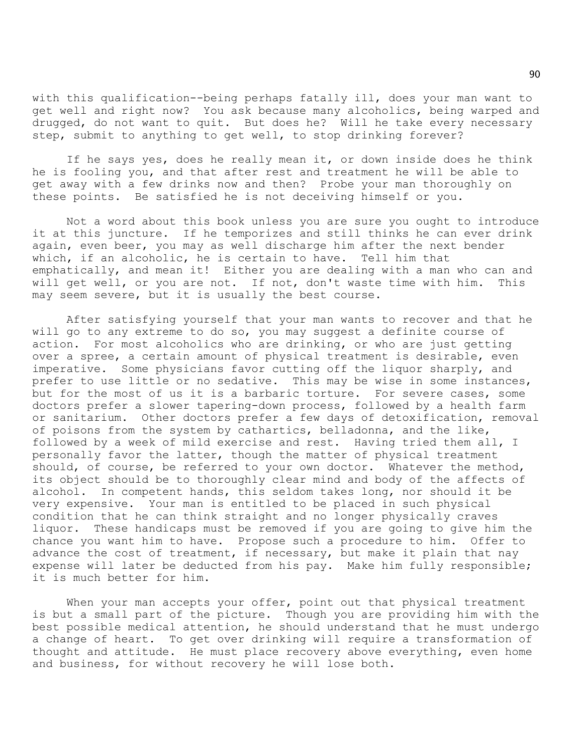with this qualification--being perhaps fatally ill, does your man want to get well and right now? You ask because many alcoholics, being warped and drugged, do not want to quit. But does he? Will he take every necessary step, submit to anything to get well, to stop drinking forever?

If he says yes, does he really mean it, or down inside does he think he is fooling you, and that after rest and treatment he will be able to get away with a few drinks now and then? Probe your man thoroughly on these points. Be satisfied he is not deceiving himself or you.

Not a word about this book unless you are sure you ought to introduce it at this juncture. If he temporizes and still thinks he can ever drink again, even beer, you may as well discharge him after the next bender which, if an alcoholic, he is certain to have. Tell him that emphatically, and mean it! Either you are dealing with a man who can and will get well, or you are not. If not, don't waste time with him. This may seem severe, but it is usually the best course.

After satisfying yourself that your man wants to recover and that he will go to any extreme to do so, you may suggest a definite course of action. For most alcoholics who are drinking, or who are just getting over a spree, a certain amount of physical treatment is desirable, even imperative. Some physicians favor cutting off the liquor sharply, and prefer to use little or no sedative. This may be wise in some instances, but for the most of us it is a barbaric torture. For severe cases, some doctors prefer a slower tapering-down process, followed by a health farm or sanitarium. Other doctors prefer a few days of detoxification, removal of poisons from the system by cathartics, belladonna, and the like, followed by a week of mild exercise and rest. Having tried them all, I personally favor the latter, though the matter of physical treatment should, of course, be referred to your own doctor. Whatever the method, its object should be to thoroughly clear mind and body of the affects of alcohol. In competent hands, this seldom takes long, nor should it be very expensive. Your man is entitled to be placed in such physical condition that he can think straight and no longer physically craves liquor. These handicaps must be removed if you are going to give him the chance you want him to have. Propose such a procedure to him. Offer to advance the cost of treatment, if necessary, but make it plain that nay expense will later be deducted from his pay. Make him fully responsible; it is much better for him.

When your man accepts your offer, point out that physical treatment is but a small part of the picture. Though you are providing him with the best possible medical attention, he should understand that he must undergo a change of heart. To get over drinking will require a transformation of thought and attitude. He must place recovery above everything, even home and business, for without recovery he will lose both.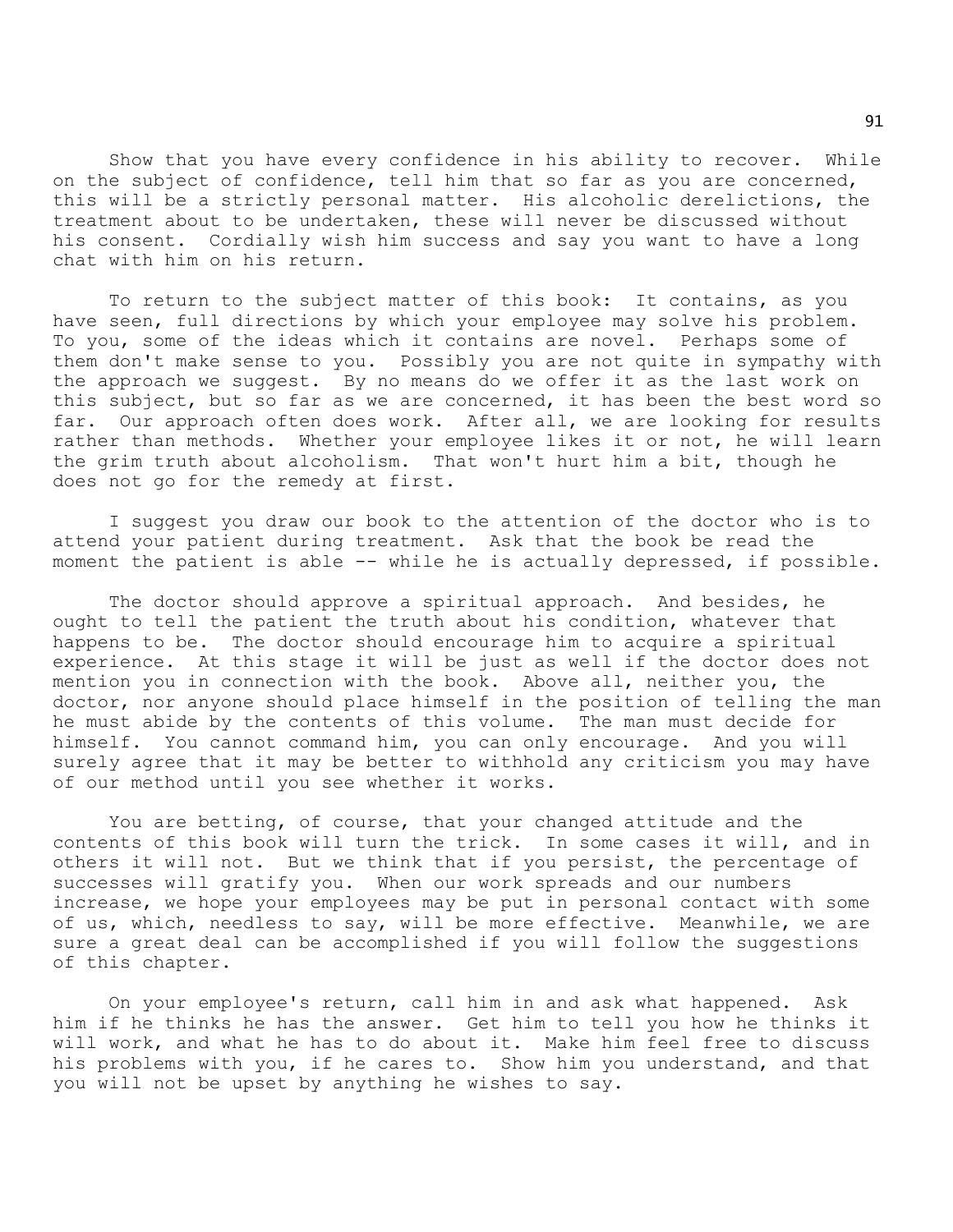Show that you have every confidence in his ability to recover. While on the subject of confidence, tell him that so far as you are concerned, this will be a strictly personal matter. His alcoholic derelictions, the treatment about to be undertaken, these will never be discussed without his consent. Cordially wish him success and say you want to have a long chat with him on his return.

To return to the subject matter of this book: It contains, as you have seen, full directions by which your employee may solve his problem. To you, some of the ideas which it contains are novel. Perhaps some of them don't make sense to you. Possibly you are not quite in sympathy with the approach we suggest. By no means do we offer it as the last work on this subject, but so far as we are concerned, it has been the best word so far. Our approach often does work. After all, we are looking for results rather than methods. Whether your employee likes it or not, he will learn the grim truth about alcoholism. That won't hurt him a bit, though he does not go for the remedy at first.

I suggest you draw our book to the attention of the doctor who is to attend your patient during treatment. Ask that the book be read the moment the patient is able -- while he is actually depressed, if possible.

The doctor should approve a spiritual approach. And besides, he ought to tell the patient the truth about his condition, whatever that happens to be. The doctor should encourage him to acquire a spiritual experience. At this stage it will be just as well if the doctor does not mention you in connection with the book. Above all, neither you, the doctor, nor anyone should place himself in the position of telling the man he must abide by the contents of this volume. The man must decide for himself. You cannot command him, you can only encourage. And you will surely agree that it may be better to withhold any criticism you may have of our method until you see whether it works.

You are betting, of course, that your changed attitude and the contents of this book will turn the trick. In some cases it will, and in others it will not. But we think that if you persist, the percentage of successes will gratify you. When our work spreads and our numbers increase, we hope your employees may be put in personal contact with some of us, which, needless to say, will be more effective. Meanwhile, we are sure a great deal can be accomplished if you will follow the suggestions of this chapter.

On your employee's return, call him in and ask what happened. Ask him if he thinks he has the answer. Get him to tell you how he thinks it will work, and what he has to do about it. Make him feel free to discuss his problems with you, if he cares to. Show him you understand, and that you will not be upset by anything he wishes to say.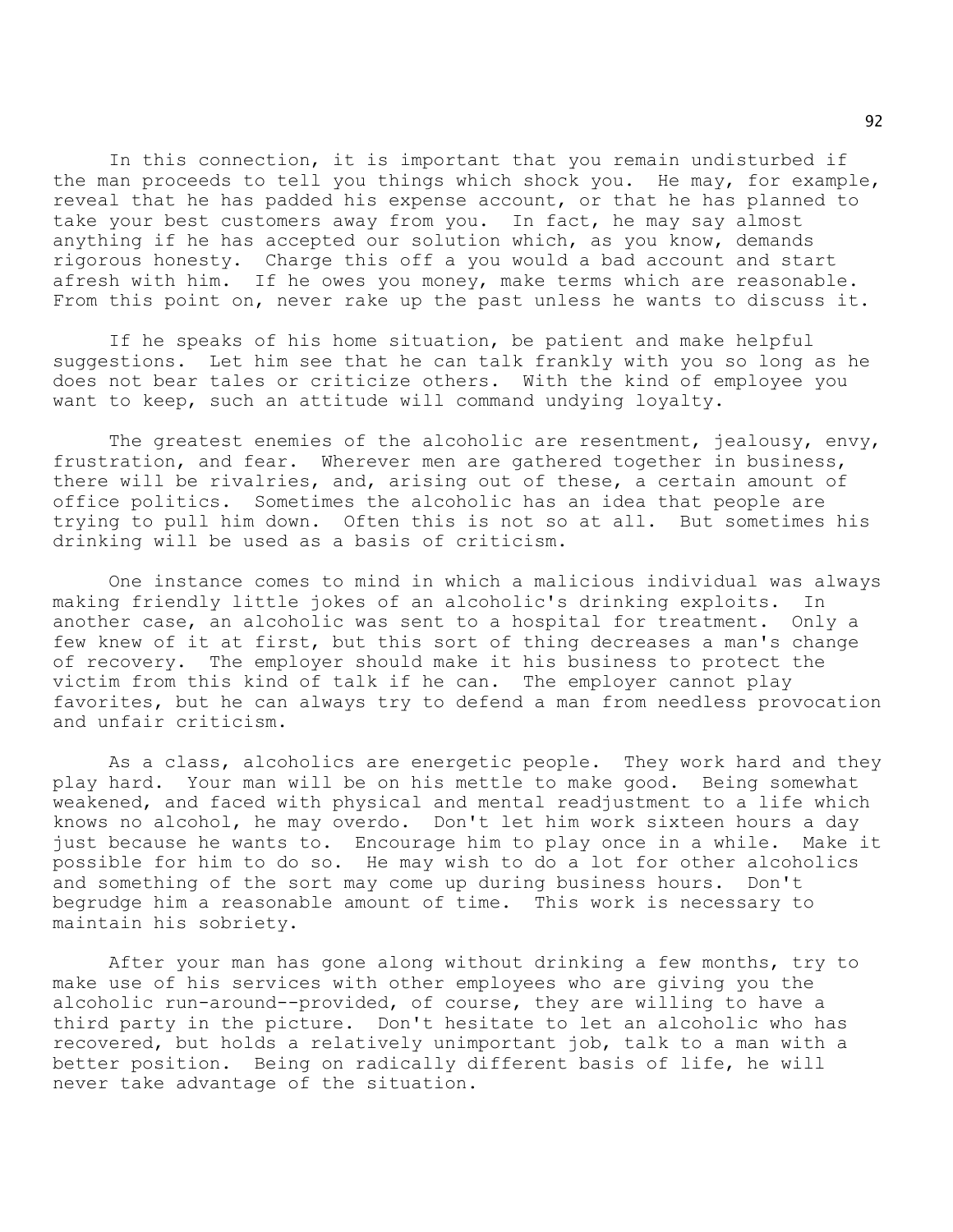In this connection, it is important that you remain undisturbed if the man proceeds to tell you things which shock you. He may, for example, reveal that he has padded his expense account, or that he has planned to take your best customers away from you. In fact, he may say almost anything if he has accepted our solution which, as you know, demands rigorous honesty. Charge this off a you would a bad account and start afresh with him. If he owes you money, make terms which are reasonable. From this point on, never rake up the past unless he wants to discuss it.

If he speaks of his home situation, be patient and make helpful suggestions. Let him see that he can talk frankly with you so long as he does not bear tales or criticize others. With the kind of employee you want to keep, such an attitude will command undying loyalty.

The greatest enemies of the alcoholic are resentment, jealousy, envy, frustration, and fear. Wherever men are gathered together in business, there will be rivalries, and, arising out of these, a certain amount of office politics. Sometimes the alcoholic has an idea that people are trying to pull him down. Often this is not so at all. But sometimes his drinking will be used as a basis of criticism.

One instance comes to mind in which a malicious individual was always making friendly little jokes of an alcoholic's drinking exploits. In another case, an alcoholic was sent to a hospital for treatment. Only a few knew of it at first, but this sort of thing decreases a man's change of recovery. The employer should make it his business to protect the victim from this kind of talk if he can. The employer cannot play favorites, but he can always try to defend a man from needless provocation and unfair criticism.

As a class, alcoholics are energetic people. They work hard and they play hard. Your man will be on his mettle to make good. Being somewhat weakened, and faced with physical and mental readjustment to a life which knows no alcohol, he may overdo. Don't let him work sixteen hours a day just because he wants to. Encourage him to play once in a while. Make it possible for him to do so. He may wish to do a lot for other alcoholics and something of the sort may come up during business hours. Don't begrudge him a reasonable amount of time. This work is necessary to maintain his sobriety.

After your man has gone along without drinking a few months, try to make use of his services with other employees who are giving you the alcoholic run-around--provided, of course, they are willing to have a third party in the picture. Don't hesitate to let an alcoholic who has recovered, but holds a relatively unimportant job, talk to a man with a better position. Being on radically different basis of life, he will never take advantage of the situation.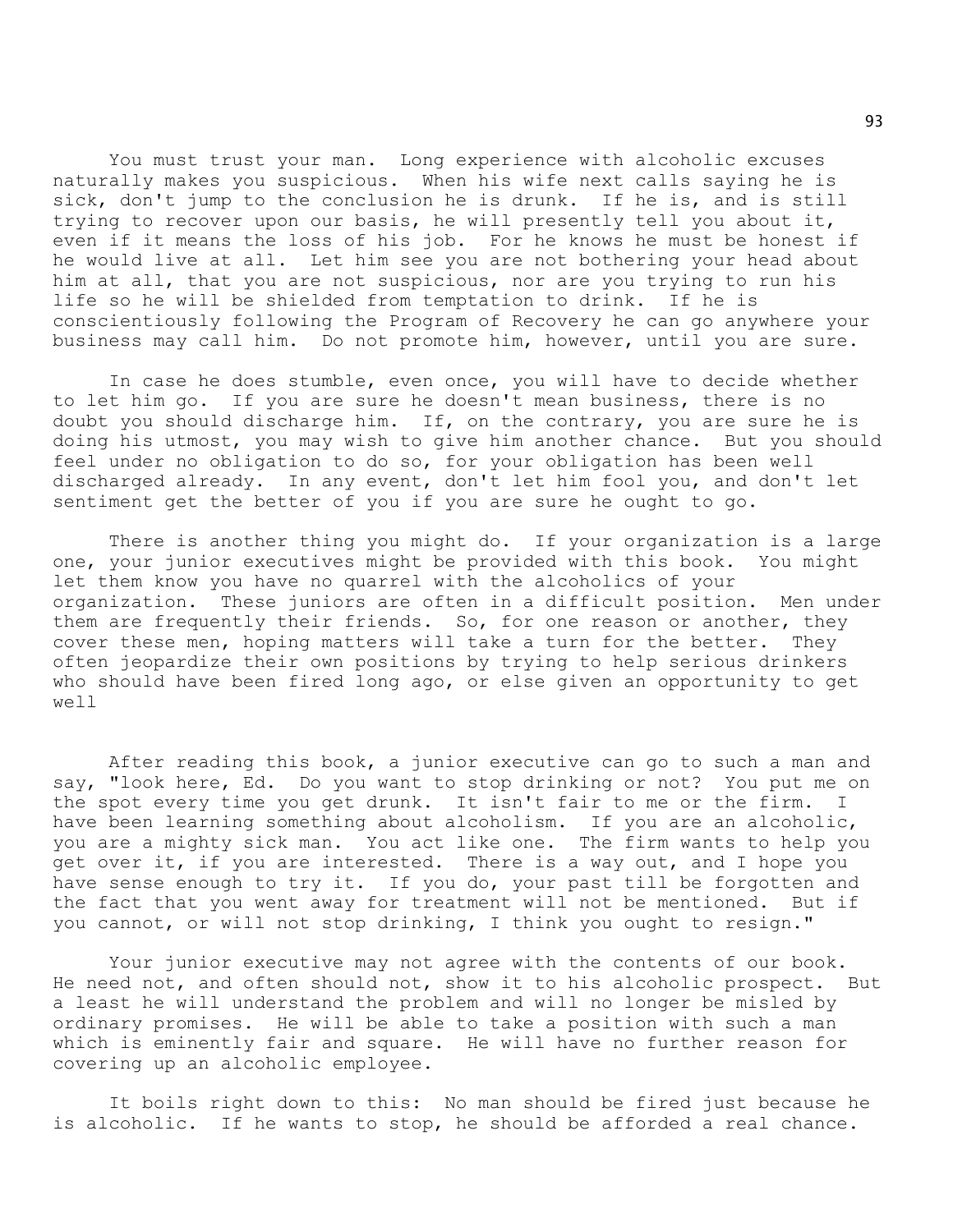You must trust your man. Long experience with alcoholic excuses naturally makes you suspicious. When his wife next calls saying he is sick, don't jump to the conclusion he is drunk. If he is, and is still trying to recover upon our basis, he will presently tell you about it, even if it means the loss of his job. For he knows he must be honest if he would live at all. Let him see you are not bothering your head about him at all, that you are not suspicious, nor are you trying to run his life so he will be shielded from temptation to drink. If he is conscientiously following the Program of Recovery he can go anywhere your business may call him. Do not promote him, however, until you are sure.

In case he does stumble, even once, you will have to decide whether to let him go. If you are sure he doesn't mean business, there is no doubt you should discharge him. If, on the contrary, you are sure he is doing his utmost, you may wish to give him another chance. But you should feel under no obligation to do so, for your obligation has been well discharged already. In any event, don't let him fool you, and don't let sentiment get the better of you if you are sure he ought to go.

There is another thing you might do. If your organization is a large one, your junior executives might be provided with this book. You might let them know you have no quarrel with the alcoholics of your organization. These juniors are often in a difficult position. Men under them are frequently their friends. So, for one reason or another, they cover these men, hoping matters will take a turn for the better. They often jeopardize their own positions by trying to help serious drinkers who should have been fired long ago, or else given an opportunity to get well

After reading this book, a junior executive can go to such a man and say, "look here, Ed. Do you want to stop drinking or not? You put me on the spot every time you get drunk. It isn't fair to me or the firm. I have been learning something about alcoholism. If you are an alcoholic, you are a mighty sick man. You act like one. The firm wants to help you get over it, if you are interested. There is a way out, and I hope you have sense enough to try it. If you do, your past till be forgotten and the fact that you went away for treatment will not be mentioned. But if you cannot, or will not stop drinking, I think you ought to resign."

Your junior executive may not agree with the contents of our book. He need not, and often should not, show it to his alcoholic prospect. But a least he will understand the problem and will no longer be misled by ordinary promises. He will be able to take a position with such a man which is eminently fair and square. He will have no further reason for covering up an alcoholic employee.

It boils right down to this: No man should be fired just because he is alcoholic. If he wants to stop, he should be afforded a real chance.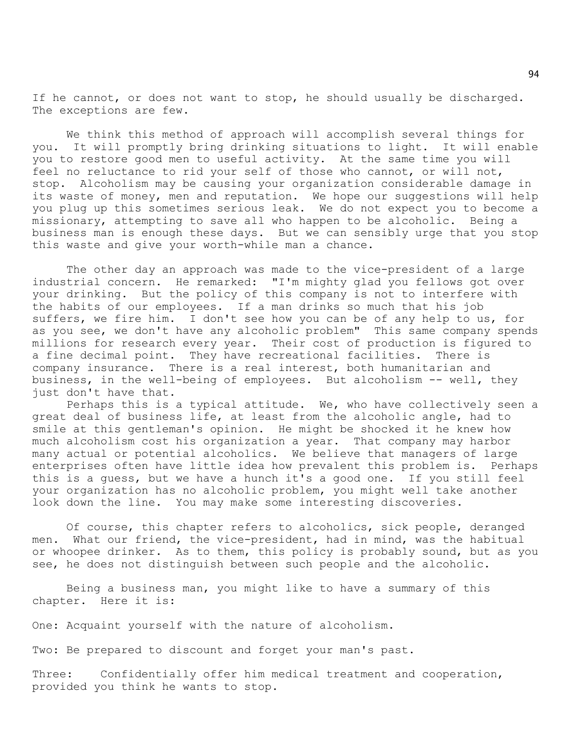If he cannot, or does not want to stop, he should usually be discharged. The exceptions are few.

We think this method of approach will accomplish several things for you. It will promptly bring drinking situations to light. It will enable you to restore good men to useful activity. At the same time you will feel no reluctance to rid your self of those who cannot, or will not, stop. Alcoholism may be causing your organization considerable damage in its waste of money, men and reputation. We hope our suggestions will help you plug up this sometimes serious leak. We do not expect you to become a missionary, attempting to save all who happen to be alcoholic. Being a business man is enough these days. But we can sensibly urge that you stop this waste and give your worth-while man a chance.

The other day an approach was made to the vice-president of a large industrial concern. He remarked: "I'm mighty glad you fellows got over your drinking. But the policy of this company is not to interfere with the habits of our employees. If a man drinks so much that his job suffers, we fire him. I don't see how you can be of any help to us, for as you see, we don't have any alcoholic problem" This same company spends millions for research every year. Their cost of production is figured to a fine decimal point. They have recreational facilities. There is company insurance. There is a real interest, both humanitarian and business, in the well-being of employees. But alcoholism -- well, they just don't have that.

Perhaps this is a typical attitude. We, who have collectively seen a great deal of business life, at least from the alcoholic angle, had to smile at this gentleman's opinion. He might be shocked it he knew how much alcoholism cost his organization a year. That company may harbor many actual or potential alcoholics. We believe that managers of large enterprises often have little idea how prevalent this problem is. Perhaps this is a guess, but we have a hunch it's a good one. If you still feel your organization has no alcoholic problem, you might well take another look down the line. You may make some interesting discoveries.

Of course, this chapter refers to alcoholics, sick people, deranged men. What our friend, the vice-president, had in mind, was the habitual or whoopee drinker. As to them, this policy is probably sound, but as you see, he does not distinguish between such people and the alcoholic.

Being a business man, you might like to have a summary of this chapter. Here it is:

One: Acquaint yourself with the nature of alcoholism.

Two: Be prepared to discount and forget your man's past.

Three: Confidentially offer him medical treatment and cooperation, provided you think he wants to stop.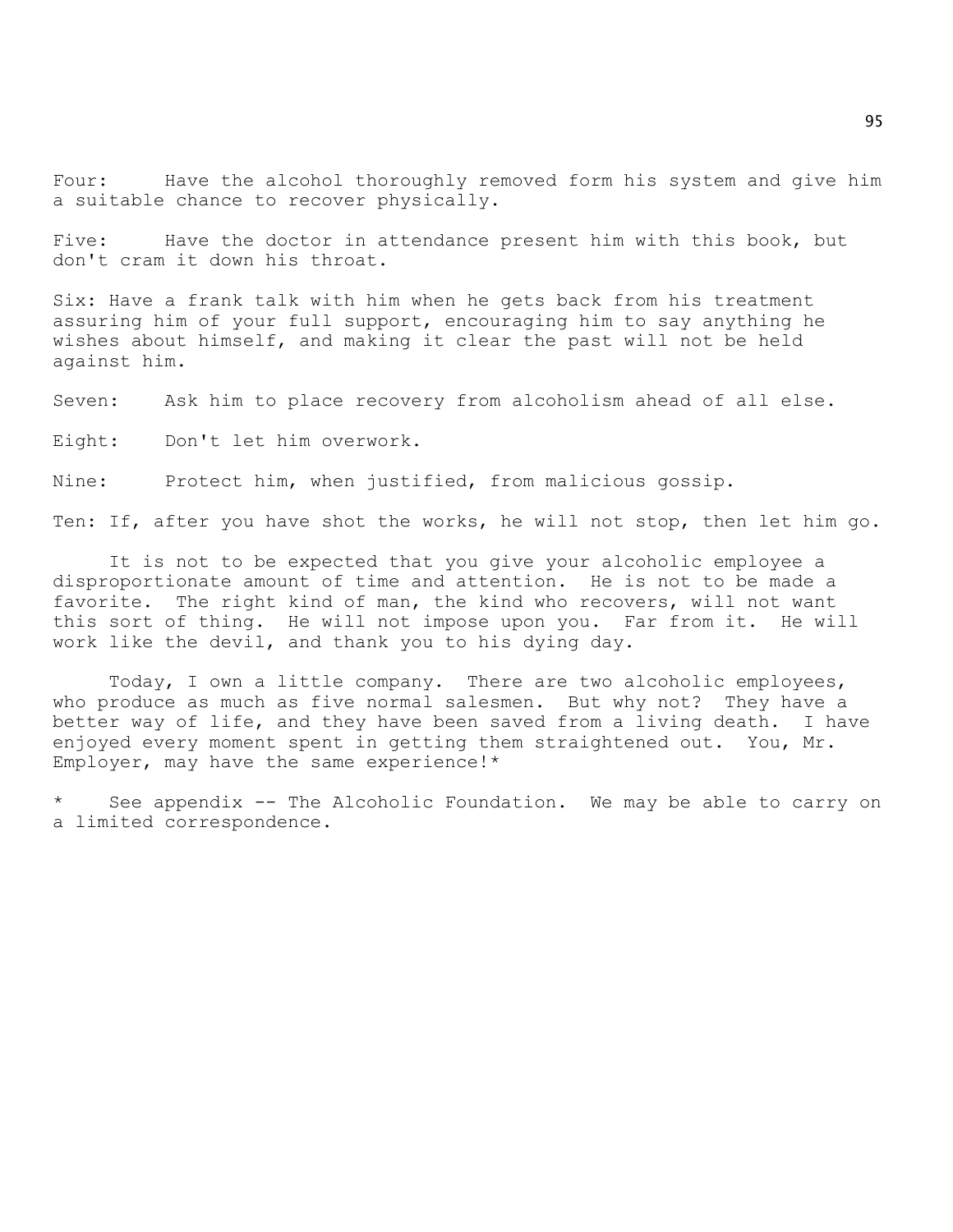Four: Have the alcohol thoroughly removed form his system and give him a suitable chance to recover physically.

Five: Have the doctor in attendance present him with this book, but don't cram it down his throat.

Six: Have a frank talk with him when he gets back from his treatment assuring him of your full support, encouraging him to say anything he wishes about himself, and making it clear the past will not be held against him.

Seven: Ask him to place recovery from alcoholism ahead of all else.

Eight: Don't let him overwork.

Nine: Protect him, when justified, from malicious gossip.

Ten: If, after you have shot the works, he will not stop, then let him go.

It is not to be expected that you give your alcoholic employee a disproportionate amount of time and attention. He is not to be made a favorite. The right kind of man, the kind who recovers, will not want this sort of thing. He will not impose upon you. Far from it. He will work like the devil, and thank you to his dying day.

Today, I own a little company. There are two alcoholic employees, who produce as much as five normal salesmen. But why not? They have a better way of life, and they have been saved from a living death. I have enjoyed every moment spent in getting them straightened out. You, Mr. Employer, may have the same experience!*

\* See appendix -- The Alcoholic Foundation. We may be able to carry on a limited correspondence.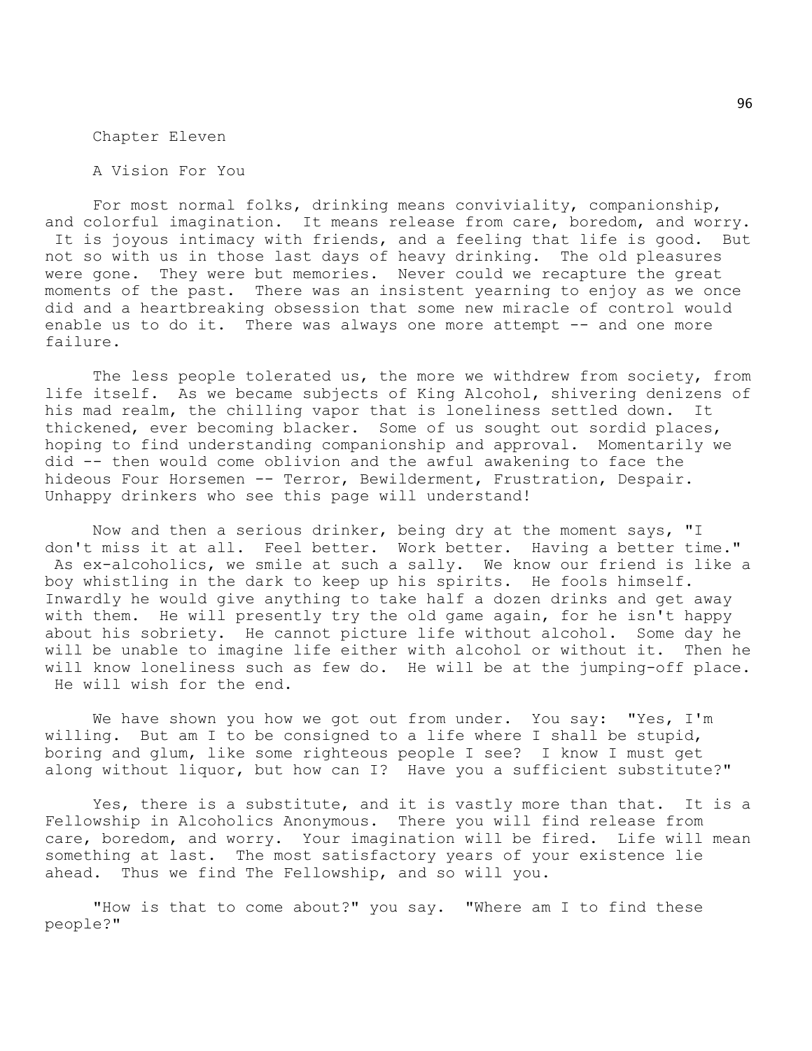# Chapter Eleven

## A Vision For You

For most normal folks, drinking means conviviality, companionship, and colorful imagination. It means release from care, boredom, and worry. It is joyous intimacy with friends, and a feeling that life is good. But not so with us in those last days of heavy drinking. The old pleasures were gone. They were but memories. Never could we recapture the great moments of the past. There was an insistent yearning to enjoy as we once did and a heartbreaking obsession that some new miracle of control would enable us to do it. There was always one more attempt -- and one more failure.

The less people tolerated us, the more we withdrew from society, from life itself. As we became subjects of King Alcohol, shivering denizens of his mad realm, the chilling vapor that is loneliness settled down. It thickened, ever becoming blacker. Some of us sought out sordid places, hoping to find understanding companionship and approval. Momentarily we did -- then would come oblivion and the awful awakening to face the hideous Four Horsemen -- Terror, Bewilderment, Frustration, Despair. Unhappy drinkers who see this page will understand!

Now and then a serious drinker, being dry at the moment says, "I don't miss it at all. Feel better. Work better. Having a better time." As ex-alcoholics, we smile at such a sally. We know our friend is like a boy whistling in the dark to keep up his spirits. He fools himself. Inwardly he would give anything to take half a dozen drinks and get away with them. He will presently try the old game again, for he isn't happy about his sobriety. He cannot picture life without alcohol. Some day he will be unable to imagine life either with alcohol or without it. Then he will know loneliness such as few do. He will be at the jumping-off place. He will wish for the end.

We have shown you how we got out from under. You say: "Yes, I'm willing. But am I to be consigned to a life where I shall be stupid, boring and glum, like some righteous people I see? I know I must get along without liquor, but how can I? Have you a sufficient substitute?"

Yes, there is a substitute, and it is vastly more than that. It is a Fellowship in Alcoholics Anonymous. There you will find release from care, boredom, and worry. Your imagination will be fired. Life will mean something at last. The most satisfactory years of your existence lie ahead. Thus we find The Fellowship, and so will you.

"How is that to come about?" you say. "Where am I to find these people?"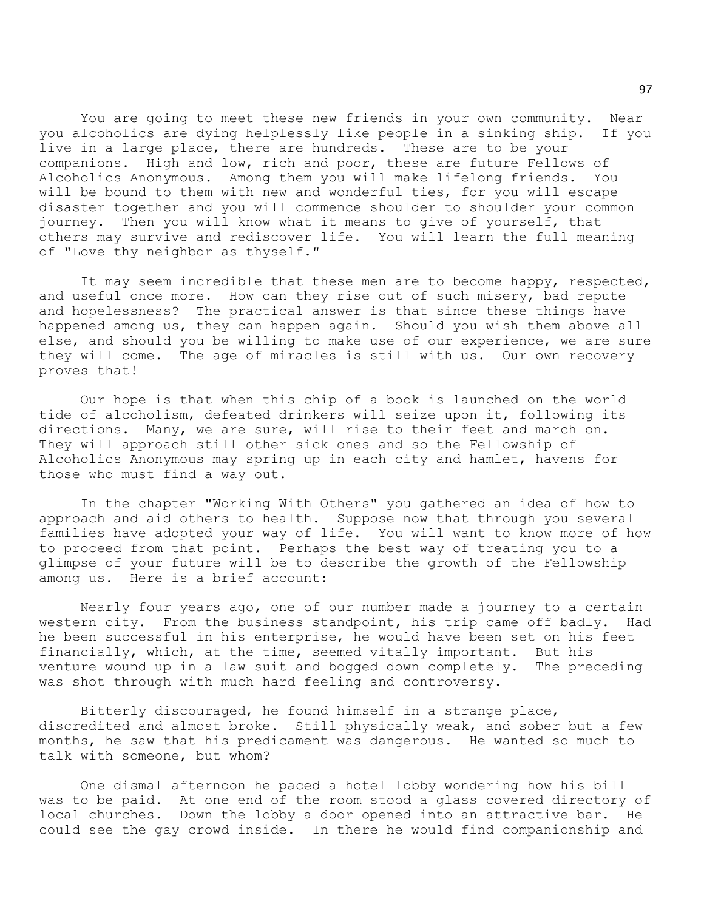You are going to meet these new friends in your own community. Near you alcoholics are dying helplessly like people in a sinking ship. If you live in a large place, there are hundreds. These are to be your companions. High and low, rich and poor, these are future Fellows of Alcoholics Anonymous. Among them you will make lifelong friends. You will be bound to them with new and wonderful ties, for you will escape disaster together and you will commence shoulder to shoulder your common journey. Then you will know what it means to give of yourself, that others may survive and rediscover life. You will learn the full meaning of "Love thy neighbor as thyself."

It may seem incredible that these men are to become happy, respected, and useful once more. How can they rise out of such misery, bad repute and hopelessness? The practical answer is that since these things have happened among us, they can happen again. Should you wish them above all else, and should you be willing to make use of our experience, we are sure they will come. The age of miracles is still with us. Our own recovery proves that!

Our hope is that when this chip of a book is launched on the world tide of alcoholism, defeated drinkers will seize upon it, following its directions. Many, we are sure, will rise to their feet and march on. They will approach still other sick ones and so the Fellowship of Alcoholics Anonymous may spring up in each city and hamlet, havens for those who must find a way out.

In the chapter "Working With Others" you gathered an idea of how to approach and aid others to health. Suppose now that through you several families have adopted your way of life. You will want to know more of how to proceed from that point. Perhaps the best way of treating you to a glimpse of your future will be to describe the growth of the Fellowship among us. Here is a brief account:

Nearly four years ago, one of our number made a journey to a certain western city. From the business standpoint, his trip came off badly. Had he been successful in his enterprise, he would have been set on his feet financially, which, at the time, seemed vitally important. But his venture wound up in a law suit and bogged down completely. The preceding was shot through with much hard feeling and controversy.

Bitterly discouraged, he found himself in a strange place, discredited and almost broke. Still physically weak, and sober but a few months, he saw that his predicament was dangerous. He wanted so much to talk with someone, but whom?

One dismal afternoon he paced a hotel lobby wondering how his bill was to be paid. At one end of the room stood a glass covered directory of local churches. Down the lobby a door opened into an attractive bar. He could see the gay crowd inside. In there he would find companionship and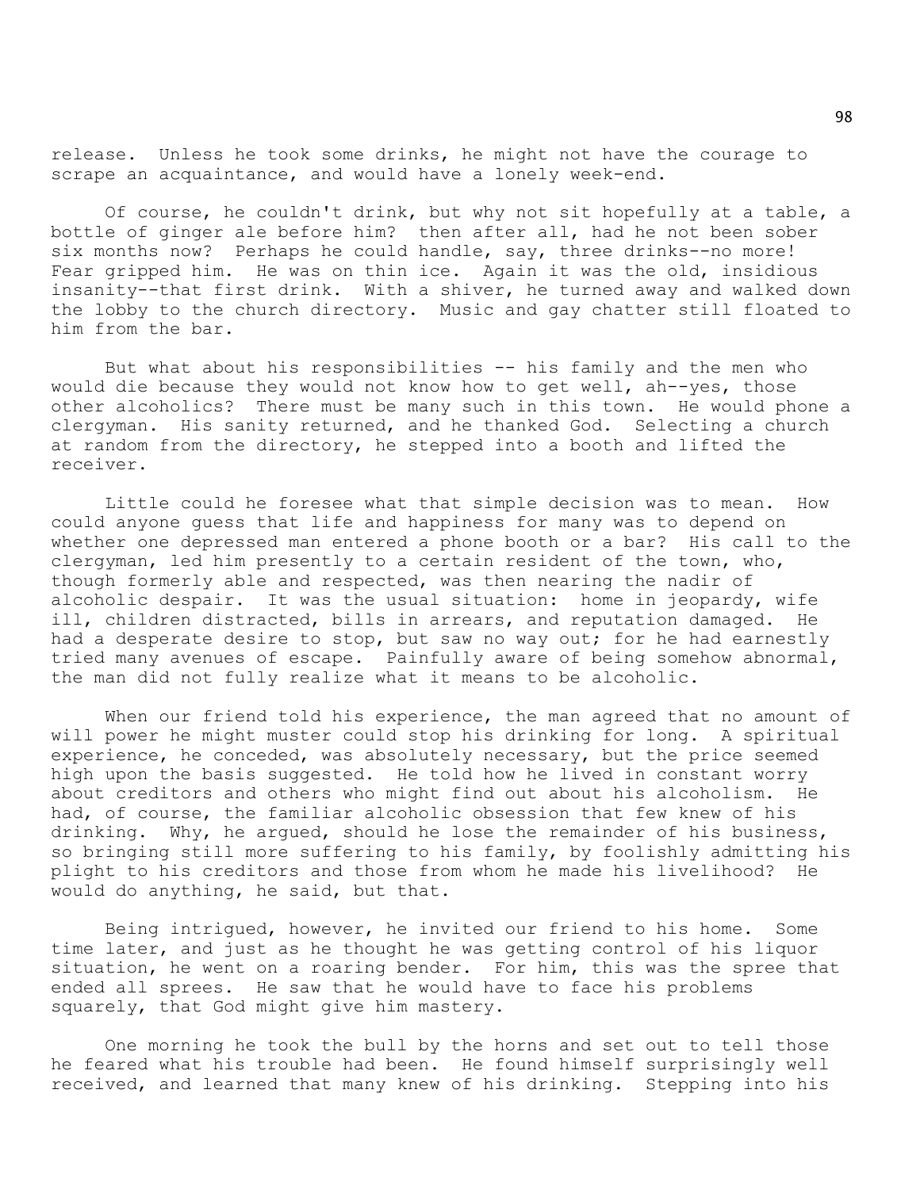release. Unless he took some drinks, he might not have the courage to scrape an acquaintance, and would have a lonely week-end.

Of course, he couldn't drink, but why not sit hopefully at a table, a bottle of ginger ale before him? then after all, had he not been sober six months now? Perhaps he could handle, say, three drinks--no more! Fear gripped him. He was on thin ice. Again it was the old, insidious insanity--that first drink. With a shiver, he turned away and walked down the lobby to the church directory. Music and gay chatter still floated to him from the bar.

But what about his responsibilities -- his family and the men who would die because they would not know how to get well, ah--yes, those other alcoholics? There must be many such in this town. He would phone a clergyman. His sanity returned, and he thanked God. Selecting a church at random from the directory, he stepped into a booth and lifted the receiver.

Little could he foresee what that simple decision was to mean. How could anyone guess that life and happiness for many was to depend on whether one depressed man entered a phone booth or a bar? His call to the clergyman, led him presently to a certain resident of the town, who, though formerly able and respected, was then nearing the nadir of alcoholic despair. It was the usual situation: home in jeopardy, wife ill, children distracted, bills in arrears, and reputation damaged. He had a desperate desire to stop, but saw no way out; for he had earnestly tried many avenues of escape. Painfully aware of being somehow abnormal, the man did not fully realize what it means to be alcoholic.

When our friend told his experience, the man agreed that no amount of will power he might muster could stop his drinking for long. A spiritual experience, he conceded, was absolutely necessary, but the price seemed high upon the basis suggested. He told how he lived in constant worry about creditors and others who might find out about his alcoholism. He had, of course, the familiar alcoholic obsession that few knew of his drinking. Why, he argued, should he lose the remainder of his business, so bringing still more suffering to his family, by foolishly admitting his plight to his creditors and those from whom he made his livelihood? He would do anything, he said, but that.

Being intrigued, however, he invited our friend to his home. Some time later, and just as he thought he was getting control of his liquor situation, he went on a roaring bender. For him, this was the spree that ended all sprees. He saw that he would have to face his problems squarely, that God might give him mastery.

One morning he took the bull by the horns and set out to tell those he feared what his trouble had been. He found himself surprisingly well received, and learned that many knew of his drinking. Stepping into his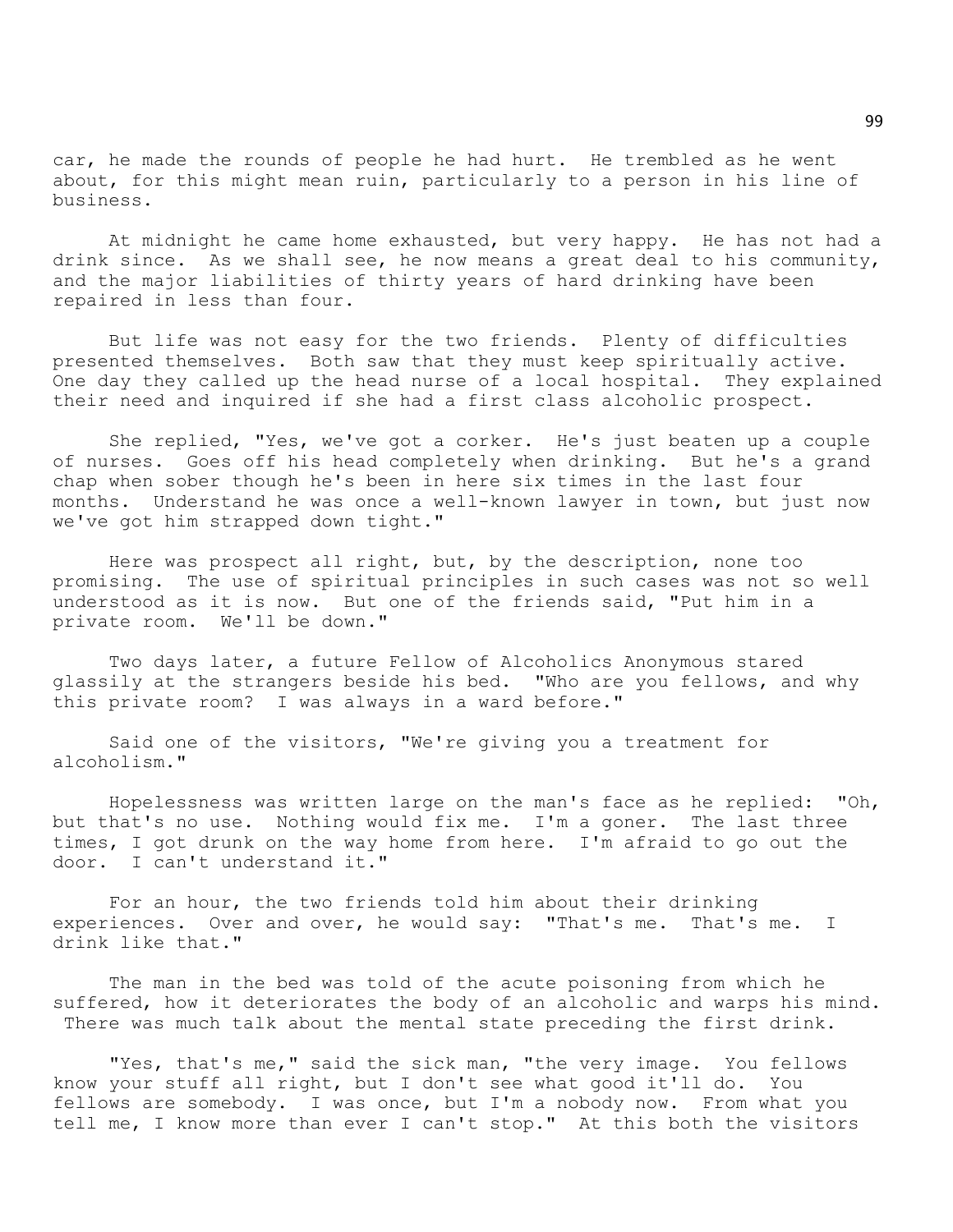car, he made the rounds of people he had hurt. He trembled as he went about, for this might mean ruin, particularly to a person in his line of business.

At midnight he came home exhausted, but very happy. He has not had a drink since. As we shall see, he now means a great deal to his community, and the major liabilities of thirty years of hard drinking have been repaired in less than four.

But life was not easy for the two friends. Plenty of difficulties presented themselves. Both saw that they must keep spiritually active. One day they called up the head nurse of a local hospital. They explained their need and inquired if she had a first class alcoholic prospect.

She replied, "Yes, we've got a corker. He's just beaten up a couple of nurses. Goes off his head completely when drinking. But he's a grand chap when sober though he's been in here six times in the last four months. Understand he was once a well-known lawyer in town, but just now we've got him strapped down tight."

Here was prospect all right, but, by the description, none too promising. The use of spiritual principles in such cases was not so well understood as it is now. But one of the friends said, "Put him in a private room. We'll be down."

Two days later, a future Fellow of Alcoholics Anonymous stared glassily at the strangers beside his bed. "Who are you fellows, and why this private room? I was always in a ward before."

Said one of the visitors, "We're giving you a treatment for alcoholism."

Hopelessness was written large on the man's face as he replied: "Oh, but that's no use. Nothing would fix me. I'm a goner. The last three times, I got drunk on the way home from here. I'm afraid to go out the door. I can't understand it."

For an hour, the two friends told him about their drinking experiences. Over and over, he would say: "That's me. That's me. I drink like that."

The man in the bed was told of the acute poisoning from which he suffered, how it deteriorates the body of an alcoholic and warps his mind. There was much talk about the mental state preceding the first drink.

"Yes, that's me," said the sick man, "the very image. You fellows know your stuff all right, but I don't see what good it'll do. You fellows are somebody. I was once, but I'm a nobody now. From what you tell me, I know more than ever I can't stop." At this both the visitors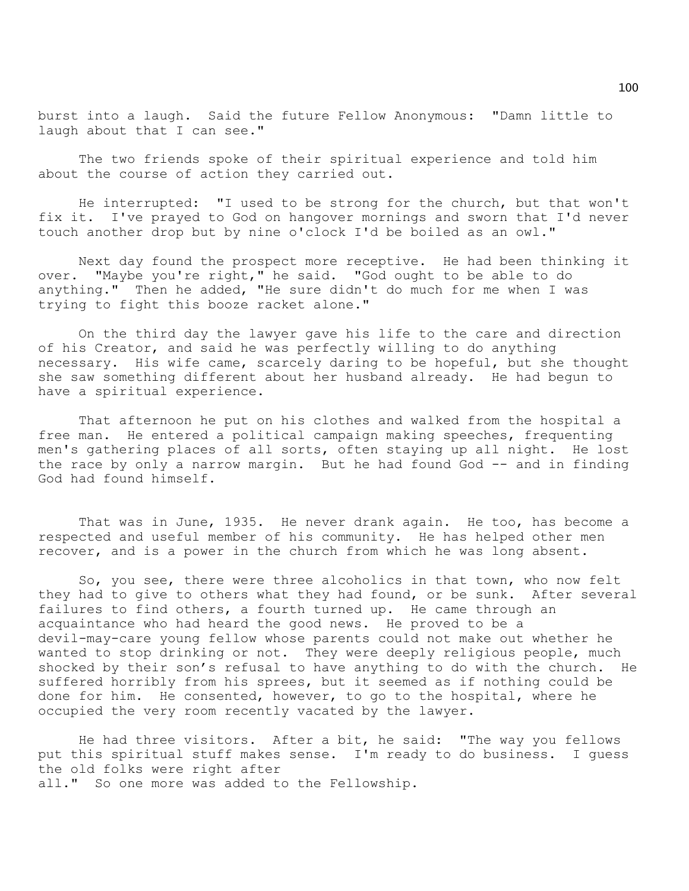burst into a laugh. Said the future Fellow Anonymous: "Damn little to laugh about that I can see."

The two friends spoke of their spiritual experience and told him about the course of action they carried out.

He interrupted: "I used to be strong for the church, but that won't fix it. I've prayed to God on hangover mornings and sworn that I'd never touch another drop but by nine o'clock I'd be boiled as an owl."

Next day found the prospect more receptive. He had been thinking it over. "Maybe you're right," he said. "God ought to be able to do anything." Then he added, "He sure didn't do much for me when I was trying to fight this booze racket alone."

On the third day the lawyer gave his life to the care and direction of his Creator, and said he was perfectly willing to do anything necessary. His wife came, scarcely daring to be hopeful, but she thought she saw something different about her husband already. He had begun to have a spiritual experience.

That afternoon he put on his clothes and walked from the hospital a free man. He entered a political campaign making speeches, frequenting men's gathering places of all sorts, often staying up all night. He lost the race by only a narrow margin. But he had found God -- and in finding God had found himself.

That was in June, 1935. He never drank again. He too, has become a respected and useful member of his community. He has helped other men recover, and is a power in the church from which he was long absent.

So, you see, there were three alcoholics in that town, who now felt they had to give to others what they had found, or be sunk. After several failures to find others, a fourth turned up. He came through an acquaintance who had heard the good news. He proved to be a devil-may-care young fellow whose parents could not make out whether he wanted to stop drinking or not. They were deeply religious people, much shocked by their son's refusal to have anything to do with the church. He suffered horribly from his sprees, but it seemed as if nothing could be done for him. He consented, however, to go to the hospital, where he occupied the very room recently vacated by the lawyer.

He had three visitors. After a bit, he said: "The way you fellows put this spiritual stuff makes sense. I'm ready to do business. I guess the old folks were right after all." So one more was added to the Fellowship.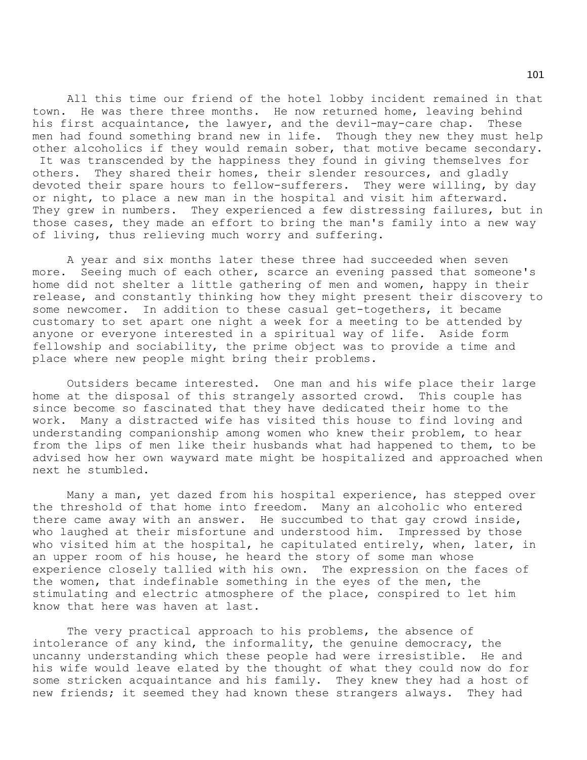All this time our friend of the hotel lobby incident remained in that town. He was there three months. He now returned home, leaving behind his first acquaintance, the lawyer, and the devil-may-care chap. These men had found something brand new in life. Though they new they must help other alcoholics if they would remain sober, that motive became secondary. It was transcended by the happiness they found in giving themselves for others. They shared their homes, their slender resources, and gladly devoted their spare hours to fellow-sufferers. They were willing, by day or night, to place a new man in the hospital and visit him afterward. They grew in numbers. They experienced a few distressing failures, but in those cases, they made an effort to bring the man's family into a new way of living, thus relieving much worry and suffering.

A year and six months later these three had succeeded when seven more. Seeing much of each other, scarce an evening passed that someone's home did not shelter a little gathering of men and women, happy in their release, and constantly thinking how they might present their discovery to some newcomer. In addition to these casual get-togethers, it became customary to set apart one night a week for a meeting to be attended by anyone or everyone interested in a spiritual way of life. Aside form fellowship and sociability, the prime object was to provide a time and place where new people might bring their problems.

Outsiders became interested. One man and his wife place their large home at the disposal of this strangely assorted crowd. This couple has since become so fascinated that they have dedicated their home to the work. Many a distracted wife has visited this house to find loving and understanding companionship among women who knew their problem, to hear from the lips of men like their husbands what had happened to them, to be advised how her own wayward mate might be hospitalized and approached when next he stumbled.

Many a man, yet dazed from his hospital experience, has stepped over the threshold of that home into freedom. Many an alcoholic who entered there came away with an answer. He succumbed to that gay crowd inside, who laughed at their misfortune and understood him. Impressed by those who visited him at the hospital, he capitulated entirely, when, later, in an upper room of his house, he heard the story of some man whose experience closely tallied with his own. The expression on the faces of the women, that indefinable something in the eyes of the men, the stimulating and electric atmosphere of the place, conspired to let him know that here was haven at last.

The very practical approach to his problems, the absence of intolerance of any kind, the informality, the genuine democracy, the uncanny understanding which these people had were irresistible. He and his wife would leave elated by the thought of what they could now do for some stricken acquaintance and his family. They knew they had a host of new friends; it seemed they had known these strangers always. They had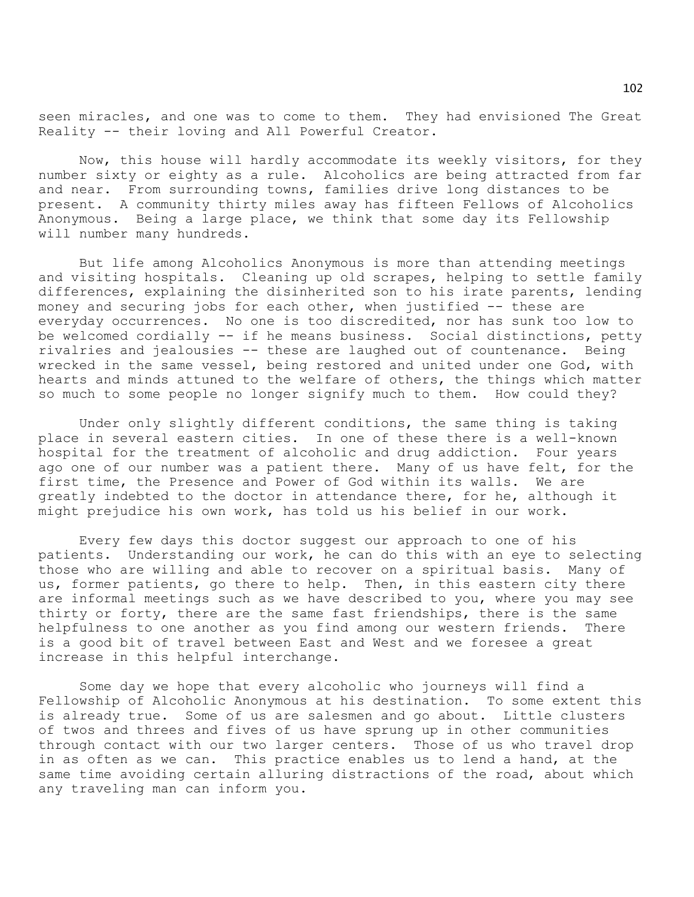seen miracles, and one was to come to them. They had envisioned The Great Reality -- their loving and All Powerful Creator.

Now, this house will hardly accommodate its weekly visitors, for they number sixty or eighty as a rule. Alcoholics are being attracted from far and near. From surrounding towns, families drive long distances to be present. A community thirty miles away has fifteen Fellows of Alcoholics Anonymous. Being a large place, we think that some day its Fellowship will number many hundreds.

But life among Alcoholics Anonymous is more than attending meetings and visiting hospitals. Cleaning up old scrapes, helping to settle family differences, explaining the disinherited son to his irate parents, lending money and securing jobs for each other, when justified -- these are everyday occurrences. No one is too discredited, nor has sunk too low to be welcomed cordially -- if he means business. Social distinctions, petty rivalries and jealousies -- these are laughed out of countenance. Being wrecked in the same vessel, being restored and united under one God, with hearts and minds attuned to the welfare of others, the things which matter so much to some people no longer signify much to them. How could they?

Under only slightly different conditions, the same thing is taking place in several eastern cities. In one of these there is a well-known hospital for the treatment of alcoholic and drug addiction. Four years ago one of our number was a patient there. Many of us have felt, for the first time, the Presence and Power of God within its walls. We are greatly indebted to the doctor in attendance there, for he, although it might prejudice his own work, has told us his belief in our work.

Every few days this doctor suggest our approach to one of his patients. Understanding our work, he can do this with an eye to selecting those who are willing and able to recover on a spiritual basis. Many of us, former patients, go there to help. Then, in this eastern city there are informal meetings such as we have described to you, where you may see thirty or forty, there are the same fast friendships, there is the same helpfulness to one another as you find among our western friends. There is a good bit of travel between East and West and we foresee a great increase in this helpful interchange.

Some day we hope that every alcoholic who journeys will find a Fellowship of Alcoholic Anonymous at his destination. To some extent this is already true. Some of us are salesmen and go about. Little clusters of twos and threes and fives of us have sprung up in other communities through contact with our two larger centers. Those of us who travel drop in as often as we can. This practice enables us to lend a hand, at the same time avoiding certain alluring distractions of the road, about which any traveling man can inform you.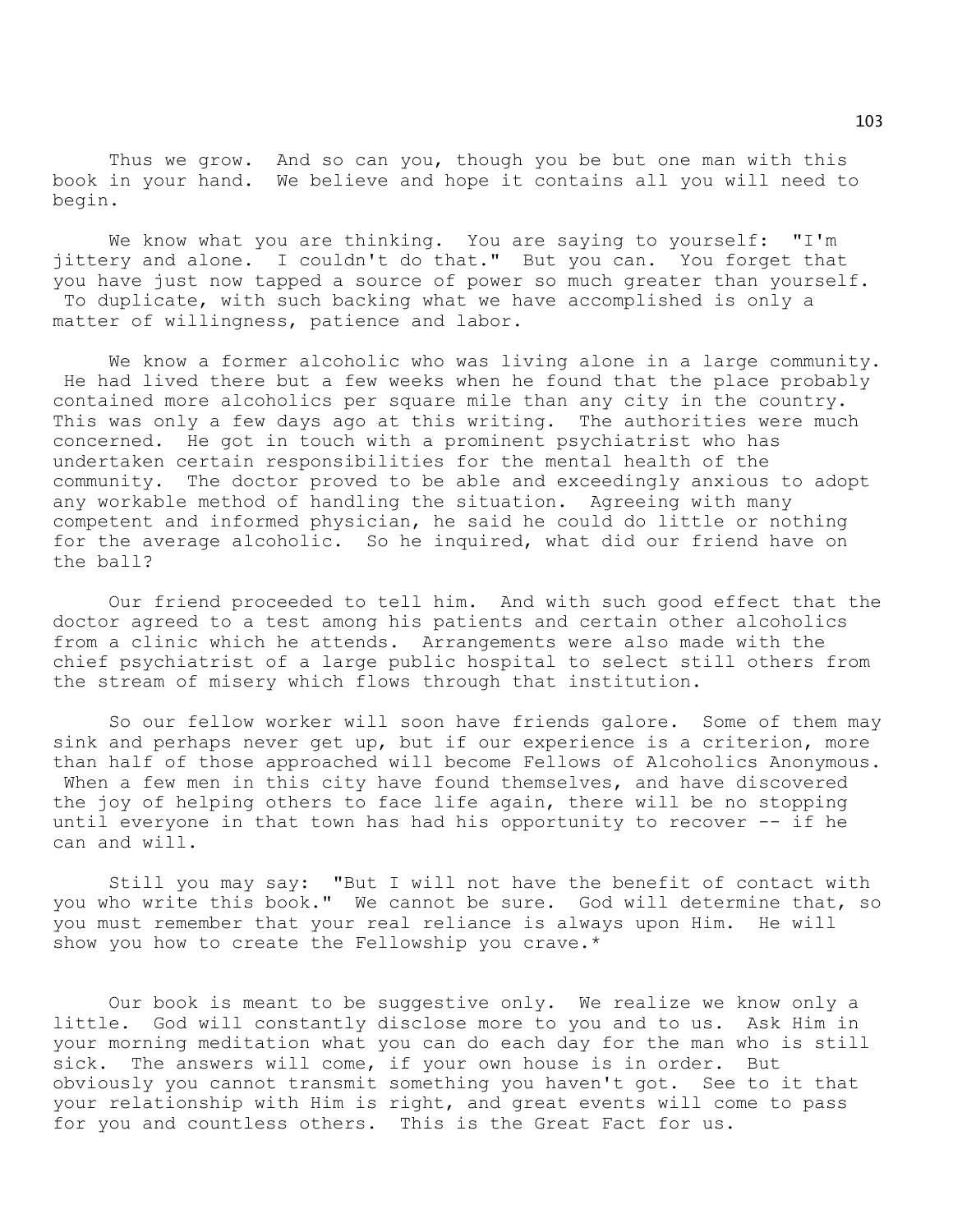Thus we grow. And so can you, though you be but one man with this book in your hand. We believe and hope it contains all you will need to begin.

We know what you are thinking. You are saying to yourself: "I'm jittery and alone. I couldn't do that." But you can. You forget that you have just now tapped a source of power so much greater than yourself. To duplicate, with such backing what we have accomplished is only a matter of willingness, patience and labor.

We know a former alcoholic who was living alone in a large community. He had lived there but a few weeks when he found that the place probably contained more alcoholics per square mile than any city in the country. This was only a few days ago at this writing. The authorities were much concerned. He got in touch with a prominent psychiatrist who has undertaken certain responsibilities for the mental health of the community. The doctor proved to be able and exceedingly anxious to adopt any workable method of handling the situation. Agreeing with many competent and informed physician, he said he could do little or nothing for the average alcoholic. So he inquired, what did our friend have on the ball?

Our friend proceeded to tell him. And with such good effect that the doctor agreed to a test among his patients and certain other alcoholics from a clinic which he attends. Arrangements were also made with the chief psychiatrist of a large public hospital to select still others from the stream of misery which flows through that institution.

So our fellow worker will soon have friends galore. Some of them may sink and perhaps never get up, but if our experience is a criterion, more than half of those approached will become Fellows of Alcoholics Anonymous. When a few men in this city have found themselves, and have discovered the joy of helping others to face life again, there will be no stopping until everyone in that town has had his opportunity to recover -- if he can and will.

Still you may say: "But I will not have the benefit of contact with you who write this book." We cannot be sure. God will determine that, so you must remember that your real reliance is always upon Him. He will show you how to create the Fellowship you crave.*

Our book is meant to be suggestive only. We realize we know only a little. God will constantly disclose more to you and to us. Ask Him in your morning meditation what you can do each day for the man who is still sick. The answers will come, if your own house is in order. But obviously you cannot transmit something you haven't got. See to it that your relationship with Him is right, and great events will come to pass for you and countless others. This is the Great Fact for us.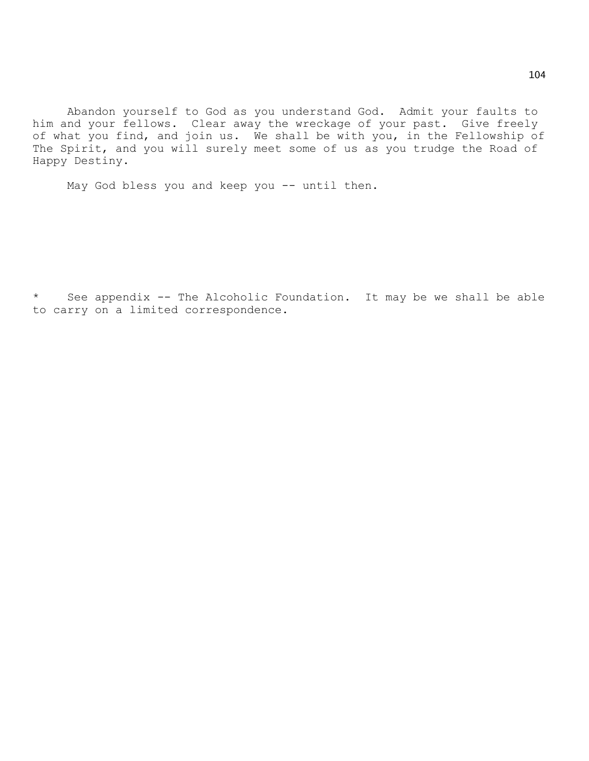Abandon yourself to God as you understand God. Admit your faults to him and your fellows. Clear away the wreckage of your past. Give freely of what you find, and join us. We shall be with you, in the Fellowship of The Spirit, and you will surely meet some of us as you trudge the Road of Happy Destiny.

May God bless you and keep you -- until then.

* See appendix -- The Alcoholic Foundation. It may be we shall be able to carry on a limited correspondence.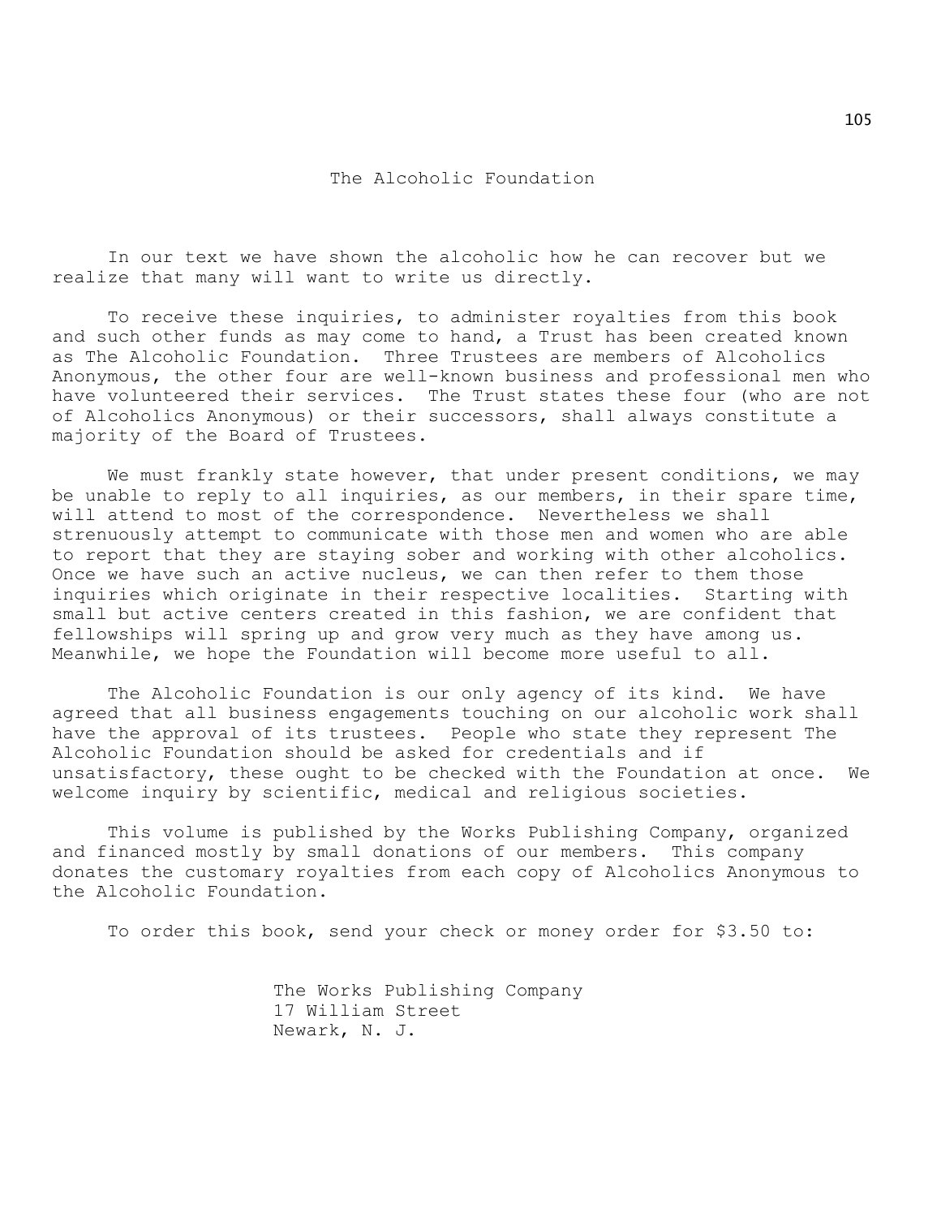# The Alcoholic Foundation

In our text we have shown the alcoholic how he can recover but we realize that many will want to write us directly.

To receive these inquiries, to administer royalties from this book and such other funds as may come to hand, a Trust has been created known as The Alcoholic Foundation. Three Trustees are members of Alcoholics Anonymous, the other four are well-known business and professional men who have volunteered their services. The Trust states these four (who are not of Alcoholics Anonymous) or their successors, shall always constitute a majority of the Board of Trustees.

We must frankly state however, that under present conditions, we may be unable to reply to all inquiries, as our members, in their spare time, will attend to most of the correspondence. Nevertheless we shall strenuously attempt to communicate with those men and women who are able to report that they are staying sober and working with other alcoholics. Once we have such an active nucleus, we can then refer to them those inquiries which originate in their respective localities. Starting with small but active centers created in this fashion, we are confident that fellowships will spring up and grow very much as they have among us. Meanwhile, we hope the Foundation will become more useful to all.

The Alcoholic Foundation is our only agency of its kind. We have agreed that all business engagements touching on our alcoholic work shall have the approval of its trustees. People who state they represent The Alcoholic Foundation should be asked for credentials and if unsatisfactory, these ought to be checked with the Foundation at once. We welcome inquiry by scientific, medical and religious societies.

This volume is published by the Works Publishing Company, organized and financed mostly by small donations of our members. This company donates the customary royalties from each copy of Alcoholics Anonymous to the Alcoholic Foundation.

To order this book, send your check or money order for $3.50 to:

The Works Publishing Company
17 William Street
Newark, N. J.